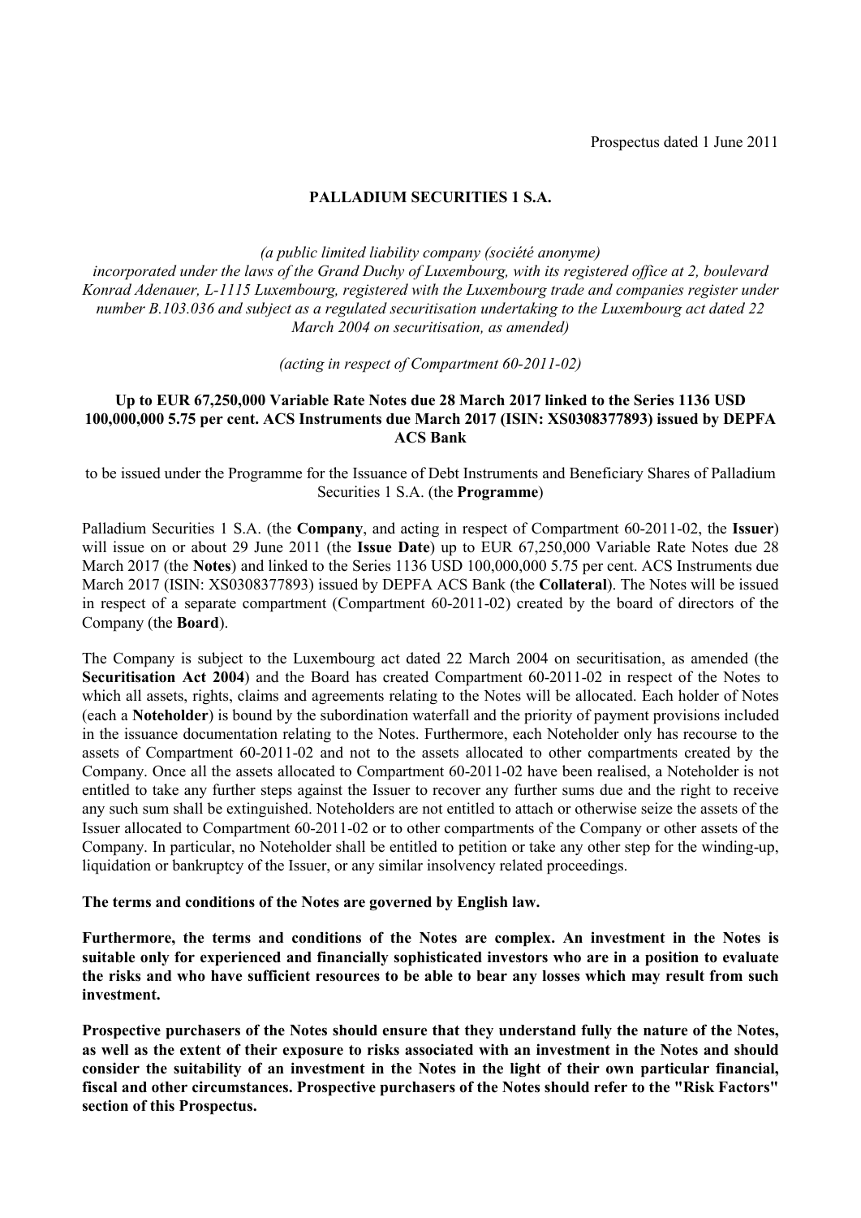Prospectus dated 1 June 2011

# PALLADIUM SECURITIES 1 S.A.

*(a public limited liability company (société anonyme) incorporated under the laws of the Grand Duchy of Luxembourg, with its registered office at 2, boulevard Konrad Adenauer, L-1115 Luxembourg, registered with the Luxembourg trade and companies register under number B.103.036 and subject as a regulated securitisation undertaking to the Luxembourg act dated 22 March 2004 on securitisation, as amended)*

*(acting in respect of Compartment 60-2011-02)*

**Up to EUR 67,250,000 Variable Rate Notes due 28 March 2017 linked to the Series 1136 USD 100,000,000 5.75 per cent. ACS Instruments due March 2017 (ISIN: XS0308377893) issued by DEPFA ACS Bank**

to be issued under the Programme for the Issuance of Debt Instruments and Beneficiary Shares of Palladium Securities 1 S.A. (the **Programme**)

Palladium Securities 1 S.A. (the **Company**, and acting in respect of Compartment 60-2011-02, the **Issuer**) will issue on or about 29 June 2011 (the **Issue Date**) up to EUR 67,250,000 Variable Rate Notes due 28 March 2017 (the **Notes**) and linked to the Series 1136 USD 100,000,000 5.75 per cent. ACS Instruments due March 2017 (ISIN: XS0308377893) issued by DEPFA ACS Bank (the **Collateral**). The Notes will be issued in respect of a separate compartment (Compartment 60-2011-02) created by the board of directors of the Company (the **Board**).

The Company is subject to the Luxembourg act dated 22 March 2004 on securitisation, as amended (the **Securitisation Act 2004**) and the Board has created Compartment 60-2011-02 in respect of the Notes to which all assets, rights, claims and agreements relating to the Notes will be allocated. Each holder of Notes (each a **Noteholder**) is bound by the subordination waterfall and the priority of payment provisions included in the issuance documentation relating to the Notes. Furthermore, each Noteholder only has recourse to the assets of Compartment 60-2011-02 and not to the assets allocated to other compartments created by the Company. Once all the assets allocated to Compartment 60-2011-02 have been realised, a Noteholder is not entitled to take any further steps against the Issuer to recover any further sums due and the right to receive any such sum shall be extinguished. Noteholders are not entitled to attach or otherwise seize the assets of the Issuer allocated to Compartment 60-2011-02 or to other compartments of the Company or other assets of the Company. In particular, no Noteholder shall be entitled to petition or take any other step for the winding-up, liquidation or bankruptcy of the Issuer, or any similar insolvency related proceedings.

**The terms and conditions of the Notes are governed by English law.**

**Furthermore, the terms and conditions of the Notes are complex. An investment in the Notes is suitable only for experienced and financially sophisticated investors who are in a position to evaluate the risks and who have sufficient resources to be able to bear any losses which may result from such investment.**

**Prospective purchasers of the Notes should ensure that they understand fully the nature of the Notes, as well as the extent of their exposure to risks associated with an investment in the Notes and should consider the suitability of an investment in the Notes in the light of their own particular financial, fiscal and other circumstances. Prospective purchasers of the Notes should refer to the "Risk Factors" section of this Prospectus.**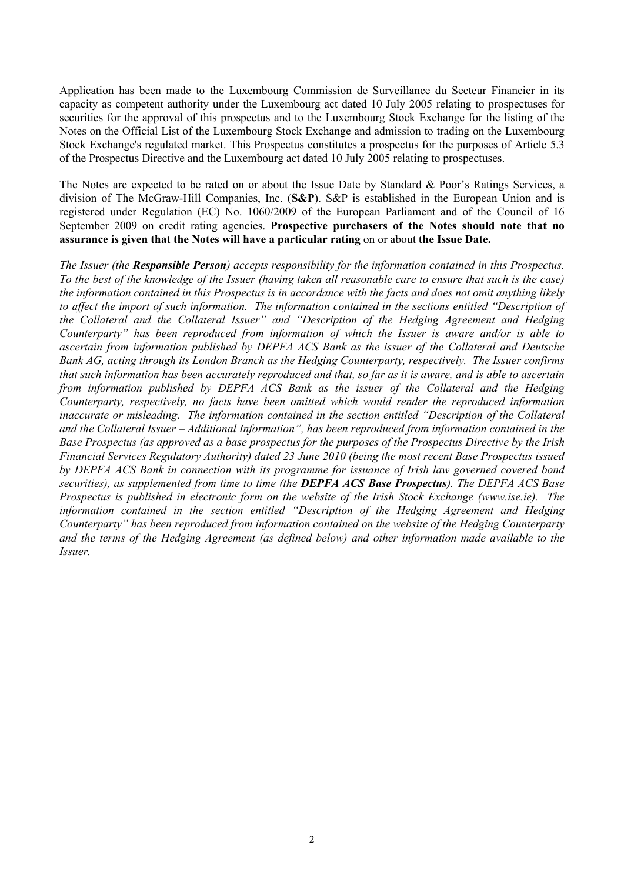Application has been made to the Luxembourg Commission de Surveillance du Secteur Financier in its capacity as competent authority under the Luxembourg act dated 10 July 2005 relating to prospectuses for securities for the approval of this prospectus and to the Luxembourg Stock Exchange for the listing of the Notes on the Official List of the Luxembourg Stock Exchange and admission to trading on the Luxembourg Stock Exchange's regulated market. This Prospectus constitutes a prospectus for the purposes of Article 5.3 of the Prospectus Directive and the Luxembourg act dated 10 July 2005 relating to prospectuses.

The Notes are expected to be rated on or about the Issue Date by Standard & Poor's Ratings Services, a division of The McGraw-Hill Companies, Inc. (**S&P**). S&P is established in the European Union and is registered under Regulation (EC) No. 1060/2009 of the European Parliament and of the Council of 16 September 2009 on credit rating agencies. **Prospective purchasers of the Notes should note that no assurance is given that the Notes will have a particular rating** on or about **the Issue Date.**

*The Issuer (the **Responsible Person**) accepts responsibility for the information contained in this Prospectus. To the best of the knowledge of the Issuer (having taken all reasonable care to ensure that such is the case) the information contained in this Prospectus is in accordance with the facts and does not omit anything likely to affect the import of such information. The information contained in the sections entitled "Description of the Collateral and the Collateral Issuer" and "Description of the Hedging Agreement and Hedging Counterparty" has been reproduced from information of which the Issuer is aware and/or is able to ascertain from information published by DEPFA ACS Bank as the issuer of the Collateral and Deutsche Bank AG, acting through its London Branch as the Hedging Counterparty, respectively. The Issuer confirms that such information has been accurately reproduced and that, so far as it is aware, and is able to ascertain from information published by DEPFA ACS Bank as the issuer of the Collateral and the Hedging Counterparty, respectively, no facts have been omitted which would render the reproduced information inaccurate or misleading. The information contained in the section entitled "Description of the Collateral and the Collateral Issuer – Additional Information", has been reproduced from information contained in the Base Prospectus (as approved as a base prospectus for the purposes of the Prospectus Directive by the Irish Financial Services Regulatory Authority) dated 23 June 2010 (being the most recent Base Prospectus issued by DEPFA ACS Bank in connection with its programme for issuance of Irish law governed covered bond securities), as supplemented from time to time (the **DEPFA ACS Base Prospectus**). The DEPFA ACS Base Prospectus is published in electronic form on the website of the Irish Stock Exchange (www.ise.ie). The information contained in the section entitled "Description of the Hedging Agreement and Hedging Counterparty" has been reproduced from information contained on the website of the Hedging Counterparty and the terms of the Hedging Agreement (as defined below) and other information made available to the Issuer.*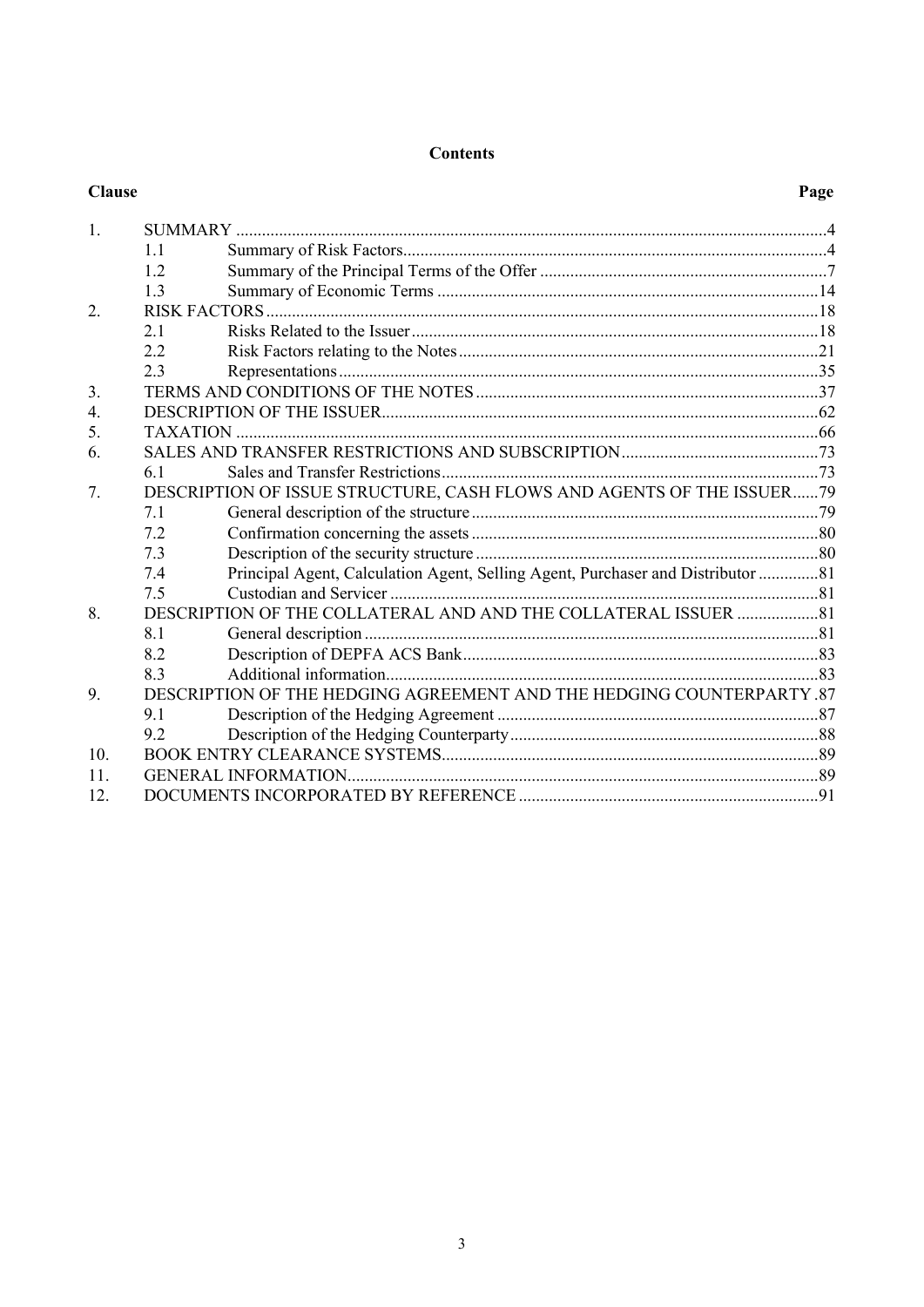# Contents

| Clause | | | Page |
|---|---|---|---|
| 1. | SUMMARY | | 4 |
| | 1.1 | Summary of Risk Factors | 4 |
| | 1.2 | Summary of the Principal Terms of the Offer | 7 |
| | 1.3 | Summary of Economic Terms | 14 |
| 2. | RISK FACTORS | | 18 |
| | 2.1 | Risks Related to the Issuer | 18 |
| | 2.2 | Risk Factors relating to the Notes | 21 |
| | 2.3 | Representations | 35 |
| 3. | TERMS AND CONDITIONS OF THE NOTES | | 37 |
| 4. | DESCRIPTION OF THE ISSUER | | 62 |
| 5. | TAXATION | | 66 |
| 6. | SALES AND TRANSFER RESTRICTIONS AND SUBSCRIPTION | | 73 |
| | 6.1 | Sales and Transfer Restrictions | 73 |
| 7. | DESCRIPTION OF ISSUE STRUCTURE, CASH FLOWS AND AGENTS OF THE ISSUER | | 79 |
| | 7.1 | General description of the structure | 79 |
| | 7.2 | Confirmation concerning the assets | 80 |
| | 7.3 | Description of the security structure | 80 |
| | 7.4 | Principal Agent, Calculation Agent, Selling Agent, Purchaser and Distributor | 81 |
| | 7.5 | Custodian and Servicer | 81 |
| 8. | DESCRIPTION OF THE COLLATERAL AND AND THE COLLATERAL ISSUER | | 81 |
| | 8.1 | General description | 81 |
| | 8.2 | Description of DEPFA ACS Bank | 83 |
| | 8.3 | Additional information | 83 |
| 9. | DESCRIPTION OF THE HEDGING AGREEMENT AND THE HEDGING COUNTERPARTY | | 87 |
| | 9.1 | Description of the Hedging Agreement | 87 |
| | 9.2 | Description of the Hedging Counterparty | 88 |
| 10. | BOOK ENTRY CLEARANCE SYSTEMS | | 89 |
| 11. | GENERAL INFORMATION | | 89 |
| 12. | DOCUMENTS INCORPORATED BY REFERENCE | | 91 |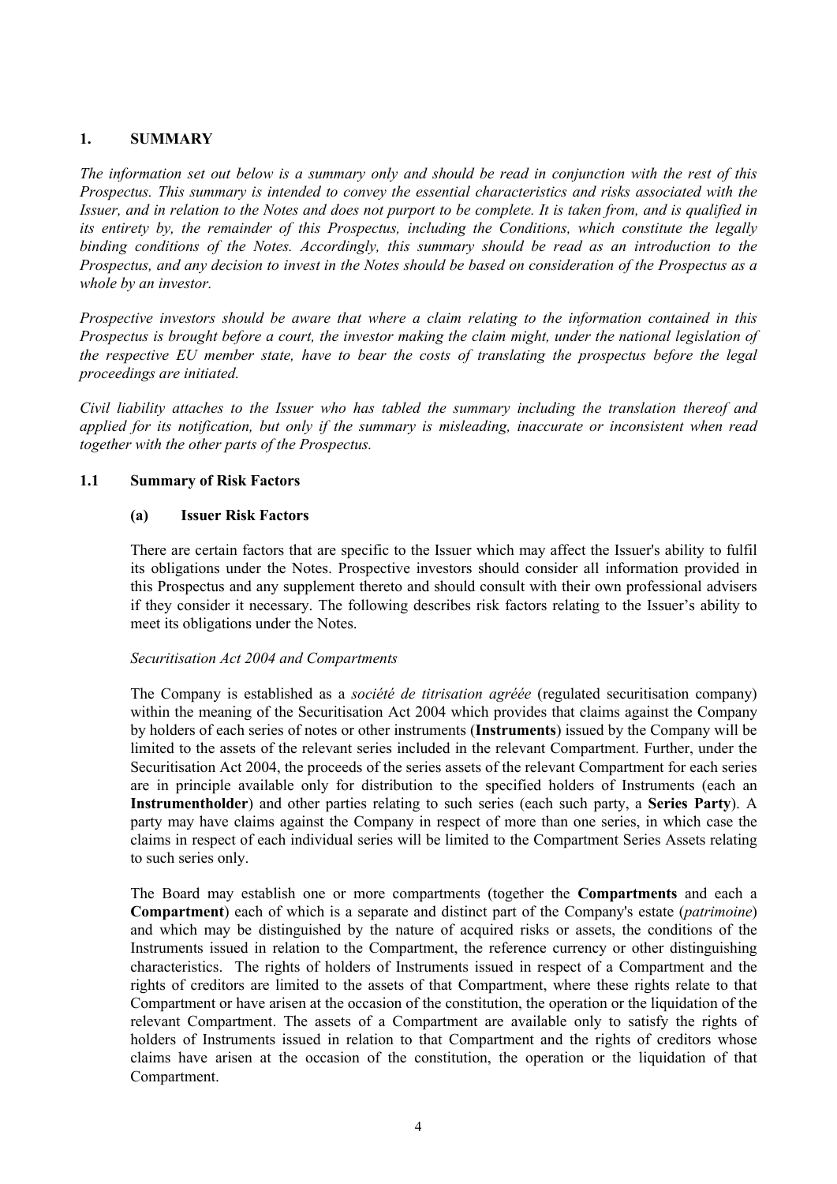## 1. SUMMARY

*The information set out below is a summary only and should be read in conjunction with the rest of this Prospectus. This summary is intended to convey the essential characteristics and risks associated with the Issuer, and in relation to the Notes and does not purport to be complete. It is taken from, and is qualified in its entirety by, the remainder of this Prospectus, including the Conditions, which constitute the legally binding conditions of the Notes. Accordingly, this summary should be read as an introduction to the Prospectus, and any decision to invest in the Notes should be based on consideration of the Prospectus as a whole by an investor.*

*Prospective investors should be aware that where a claim relating to the information contained in this Prospectus is brought before a court, the investor making the claim might, under the national legislation of the respective EU member state, have to bear the costs of translating the prospectus before the legal proceedings are initiated.*

*Civil liability attaches to the Issuer who has tabled the summary including the translation thereof and applied for its notification, but only if the summary is misleading, inaccurate or inconsistent when read together with the other parts of the Prospectus.*

### 1.1 Summary of Risk Factors

#### (a) Issuer Risk Factors

There are certain factors that are specific to the Issuer which may affect the Issuer's ability to fulfil its obligations under the Notes. Prospective investors should consider all information provided in this Prospectus and any supplement thereto and should consult with their own professional advisers if they consider it necessary. The following describes risk factors relating to the Issuer's ability to meet its obligations under the Notes.

*Securitisation Act 2004 and Compartments*

The Company is established as a *société de titrisation agréée* (regulated securitisation company) within the meaning of the Securitisation Act 2004 which provides that claims against the Company by holders of each series of notes or other instruments (**Instruments**) issued by the Company will be limited to the assets of the relevant series included in the relevant Compartment. Further, under the Securitisation Act 2004, the proceeds of the series assets of the relevant Compartment for each series are in principle available only for distribution to the specified holders of Instruments (each an **Instrumentholder**) and other parties relating to such series (each such party, a **Series Party**). A party may have claims against the Company in respect of more than one series, in which case the claims in respect of each individual series will be limited to the Compartment Series Assets relating to such series only.

The Board may establish one or more compartments (together the **Compartments** and each a **Compartment**) each of which is a separate and distinct part of the Company's estate (*patrimoine*) and which may be distinguished by the nature of acquired risks or assets, the conditions of the Instruments issued in relation to the Compartment, the reference currency or other distinguishing characteristics. The rights of holders of Instruments issued in respect of a Compartment and the rights of creditors are limited to the assets of that Compartment, where these rights relate to that Compartment or have arisen at the occasion of the constitution, the operation or the liquidation of the relevant Compartment. The assets of a Compartment are available only to satisfy the rights of holders of Instruments issued in relation to that Compartment and the rights of creditors whose claims have arisen at the occasion of the constitution, the operation or the liquidation of that Compartment.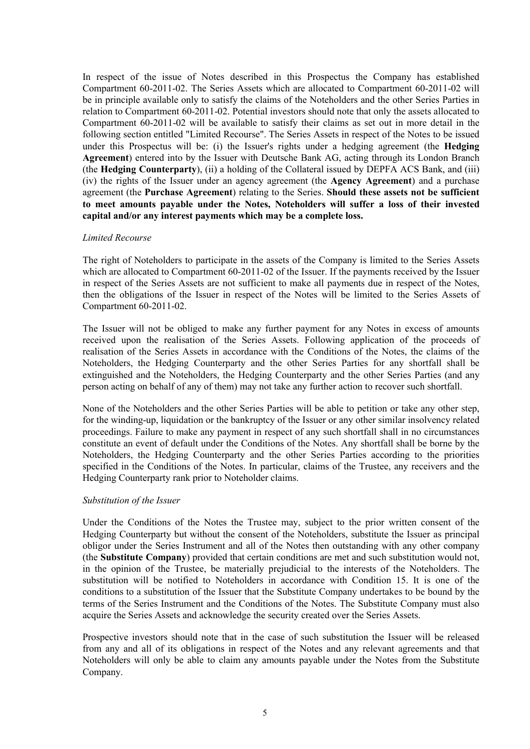In respect of the issue of Notes described in this Prospectus the Company has established Compartment 60-2011-02. The Series Assets which are allocated to Compartment 60-2011-02 will be in principle available only to satisfy the claims of the Noteholders and the other Series Parties in relation to Compartment 60-2011-02. Potential investors should note that only the assets allocated to Compartment 60-2011-02 will be available to satisfy their claims as set out in more detail in the following section entitled "Limited Recourse". The Series Assets in respect of the Notes to be issued under this Prospectus will be: (i) the Issuer's rights under a hedging agreement (the **Hedging Agreement**) entered into by the Issuer with Deutsche Bank AG, acting through its London Branch (the **Hedging Counterparty**), (ii) a holding of the Collateral issued by DEPFA ACS Bank, and (iii) (iv) the rights of the Issuer under an agency agreement (the **Agency Agreement**) and a purchase agreement (the **Purchase Agreement**) relating to the Series. **Should these assets not be sufficient to meet amounts payable under the Notes, Noteholders will suffer a loss of their invested capital and/or any interest payments which may be a complete loss.**

*Limited Recourse*

The right of Noteholders to participate in the assets of the Company is limited to the Series Assets which are allocated to Compartment 60-2011-02 of the Issuer. If the payments received by the Issuer in respect of the Series Assets are not sufficient to make all payments due in respect of the Notes, then the obligations of the Issuer in respect of the Notes will be limited to the Series Assets of Compartment 60-2011-02.

The Issuer will not be obliged to make any further payment for any Notes in excess of amounts received upon the realisation of the Series Assets. Following application of the proceeds of realisation of the Series Assets in accordance with the Conditions of the Notes, the claims of the Noteholders, the Hedging Counterparty and the other Series Parties for any shortfall shall be extinguished and the Noteholders, the Hedging Counterparty and the other Series Parties (and any person acting on behalf of any of them) may not take any further action to recover such shortfall.

None of the Noteholders and the other Series Parties will be able to petition or take any other step, for the winding-up, liquidation or the bankruptcy of the Issuer or any other similar insolvency related proceedings. Failure to make any payment in respect of any such shortfall shall in no circumstances constitute an event of default under the Conditions of the Notes. Any shortfall shall be borne by the Noteholders, the Hedging Counterparty and the other Series Parties according to the priorities specified in the Conditions of the Notes. In particular, claims of the Trustee, any receivers and the Hedging Counterparty rank prior to Noteholder claims.

*Substitution of the Issuer*

Under the Conditions of the Notes the Trustee may, subject to the prior written consent of the Hedging Counterparty but without the consent of the Noteholders, substitute the Issuer as principal obligor under the Series Instrument and all of the Notes then outstanding with any other company (the **Substitute Company**) provided that certain conditions are met and such substitution would not, in the opinion of the Trustee, be materially prejudicial to the interests of the Noteholders. The substitution will be notified to Noteholders in accordance with Condition 15. It is one of the conditions to a substitution of the Issuer that the Substitute Company undertakes to be bound by the terms of the Series Instrument and the Conditions of the Notes. The Substitute Company must also acquire the Series Assets and acknowledge the security created over the Series Assets.

Prospective investors should note that in the case of such substitution the Issuer will be released from any and all of its obligations in respect of the Notes and any relevant agreements and that Noteholders will only be able to claim any amounts payable under the Notes from the Substitute Company.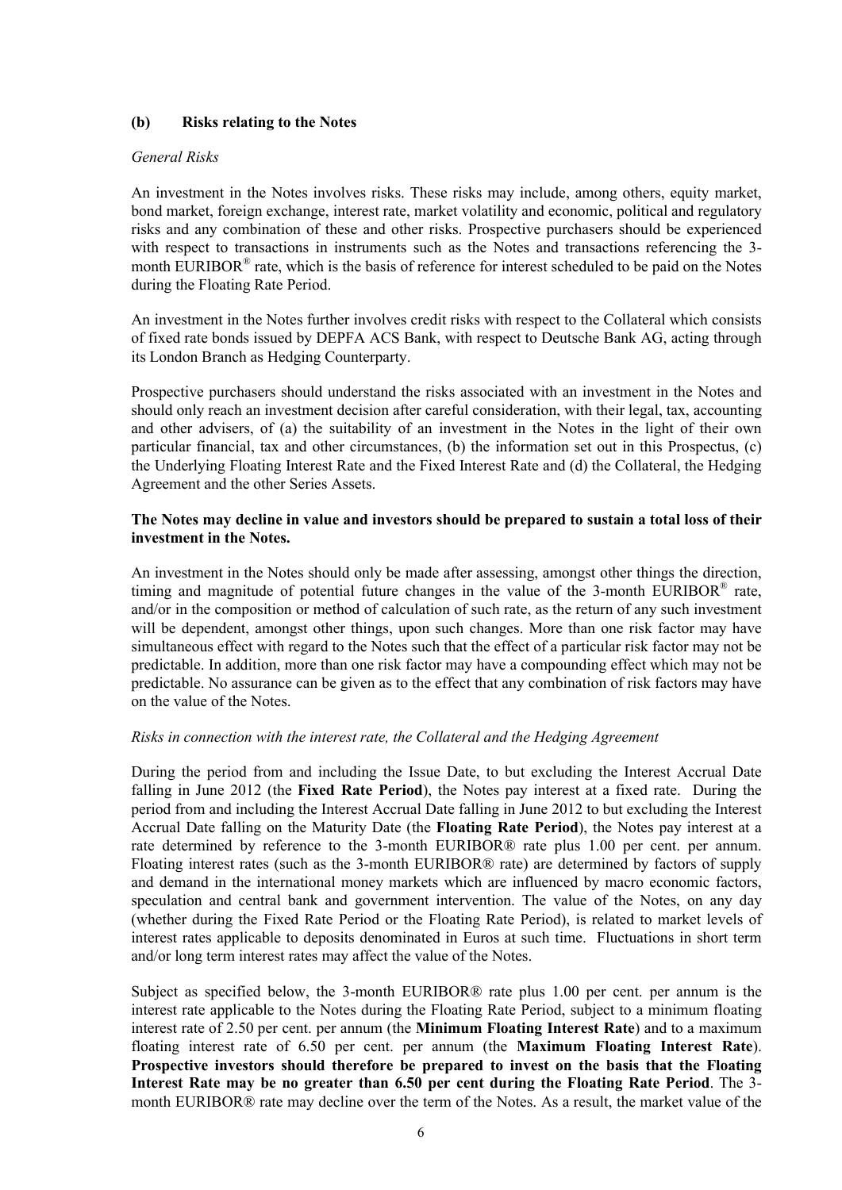### (b) Risks relating to the Notes

*General Risks*

An investment in the Notes involves risks. These risks may include, among others, equity market, bond market, foreign exchange, interest rate, market volatility and economic, political and regulatory risks and any combination of these and other risks. Prospective purchasers should be experienced with respect to transactions in instruments such as the Notes and transactions referencing the 3-month EURIBOR® rate, which is the basis of reference for interest scheduled to be paid on the Notes during the Floating Rate Period.

An investment in the Notes further involves credit risks with respect to the Collateral which consists of fixed rate bonds issued by DEPFA ACS Bank, with respect to Deutsche Bank AG, acting through its London Branch as Hedging Counterparty.

Prospective purchasers should understand the risks associated with an investment in the Notes and should only reach an investment decision after careful consideration, with their legal, tax, accounting and other advisers, of (a) the suitability of an investment in the Notes in the light of their own particular financial, tax and other circumstances, (b) the information set out in this Prospectus, (c) the Underlying Floating Interest Rate and the Fixed Interest Rate and (d) the Collateral, the Hedging Agreement and the other Series Assets.

**The Notes may decline in value and investors should be prepared to sustain a total loss of their investment in the Notes.**

An investment in the Notes should only be made after assessing, amongst other things the direction, timing and magnitude of potential future changes in the value of the 3-month EURIBOR® rate, and/or in the composition or method of calculation of such rate, as the return of any such investment will be dependent, amongst other things, upon such changes. More than one risk factor may have simultaneous effect with regard to the Notes such that the effect of a particular risk factor may not be predictable. In addition, more than one risk factor may have a compounding effect which may not be predictable. No assurance can be given as to the effect that any combination of risk factors may have on the value of the Notes.

*Risks in connection with the interest rate, the Collateral and the Hedging Agreement*

During the period from and including the Issue Date, to but excluding the Interest Accrual Date falling in June 2012 (the **Fixed Rate Period**), the Notes pay interest at a fixed rate. During the period from and including the Interest Accrual Date falling in June 2012 to but excluding the Interest Accrual Date falling on the Maturity Date (the **Floating Rate Period**), the Notes pay interest at a rate determined by reference to the 3-month EURIBOR® rate plus 1.00 per cent. per annum. Floating interest rates (such as the 3-month EURIBOR® rate) are determined by factors of supply and demand in the international money markets which are influenced by macro economic factors, speculation and central bank and government intervention. The value of the Notes, on any day (whether during the Fixed Rate Period or the Floating Rate Period), is related to market levels of interest rates applicable to deposits denominated in Euros at such time. Fluctuations in short term and/or long term interest rates may affect the value of the Notes.

Subject as specified below, the 3-month EURIBOR® rate plus 1.00 per cent. per annum is the interest rate applicable to the Notes during the Floating Rate Period, subject to a minimum floating interest rate of 2.50 per cent. per annum (the **Minimum Floating Interest Rate**) and to a maximum floating interest rate of 6.50 per cent. per annum (the **Maximum Floating Interest Rate**). **Prospective investors should therefore be prepared to invest on the basis that the Floating Interest Rate may be no greater than 6.50 per cent during the Floating Rate Period**. The 3-month EURIBOR® rate may decline over the term of the Notes. As a result, the market value of the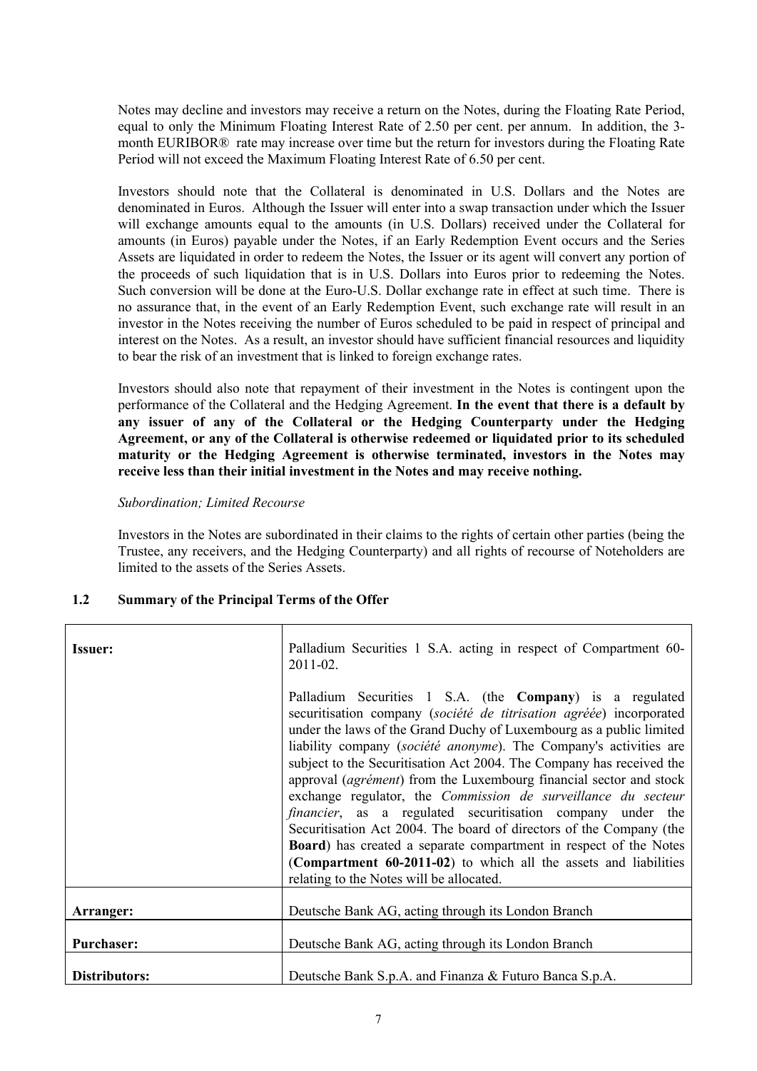Notes may decline and investors may receive a return on the Notes, during the Floating Rate Period, equal to only the Minimum Floating Interest Rate of 2.50 per cent. per annum. In addition, the 3-month EURIBOR® rate may increase over time but the return for investors during the Floating Rate Period will not exceed the Maximum Floating Interest Rate of 6.50 per cent.

Investors should note that the Collateral is denominated in U.S. Dollars and the Notes are denominated in Euros. Although the Issuer will enter into a swap transaction under which the Issuer will exchange amounts equal to the amounts (in U.S. Dollars) received under the Collateral for amounts (in Euros) payable under the Notes, if an Early Redemption Event occurs and the Series Assets are liquidated in order to redeem the Notes, the Issuer or its agent will convert any portion of the proceeds of such liquidation that is in U.S. Dollars into Euros prior to redeeming the Notes. Such conversion will be done at the Euro-U.S. Dollar exchange rate in effect at such time. There is no assurance that, in the event of an Early Redemption Event, such exchange rate will result in an investor in the Notes receiving the number of Euros scheduled to be paid in respect of principal and interest on the Notes. As a result, an investor should have sufficient financial resources and liquidity to bear the risk of an investment that is linked to foreign exchange rates.

Investors should also note that repayment of their investment in the Notes is contingent upon the performance of the Collateral and the Hedging Agreement. **In the event that there is a default by any issuer of any of the Collateral or the Hedging Counterparty under the Hedging Agreement, or any of the Collateral is otherwise redeemed or liquidated prior to its scheduled maturity or the Hedging Agreement is otherwise terminated, investors in the Notes may receive less than their initial investment in the Notes and may receive nothing.**

*Subordination; Limited Recourse*

Investors in the Notes are subordinated in their claims to the rights of certain other parties (being the Trustee, any receivers, and the Hedging Counterparty) and all rights of recourse of Noteholders are limited to the assets of the Series Assets.

## 1.2 Summary of the Principal Terms of the Offer

| | |
|---|---|
| **Issuer:** | Palladium Securities 1 S.A. acting in respect of Compartment 60-2011-02.<br><br>Palladium Securities 1 S.A. (the **Company**) is a regulated securitisation company (*société de titrisation agréée*) incorporated under the laws of the Grand Duchy of Luxembourg as a public limited liability company (*société anonyme*). The Company's activities are subject to the Securitisation Act 2004. The Company has received the approval (*agrément*) from the Luxembourg financial sector and stock exchange regulator, the *Commission de surveillance du secteur financier*, as a regulated securitisation company under the Securitisation Act 2004. The board of directors of the Company (the **Board**) has created a separate compartment in respect of the Notes (**Compartment 60-2011-02**) to which all the assets and liabilities relating to the Notes will be allocated. |
| **Arranger:** | Deutsche Bank AG, acting through its London Branch |
| **Purchaser:** | Deutsche Bank AG, acting through its London Branch |
| **Distributors:** | Deutsche Bank S.p.A. and Finanza & Futuro Banca S.p.A. |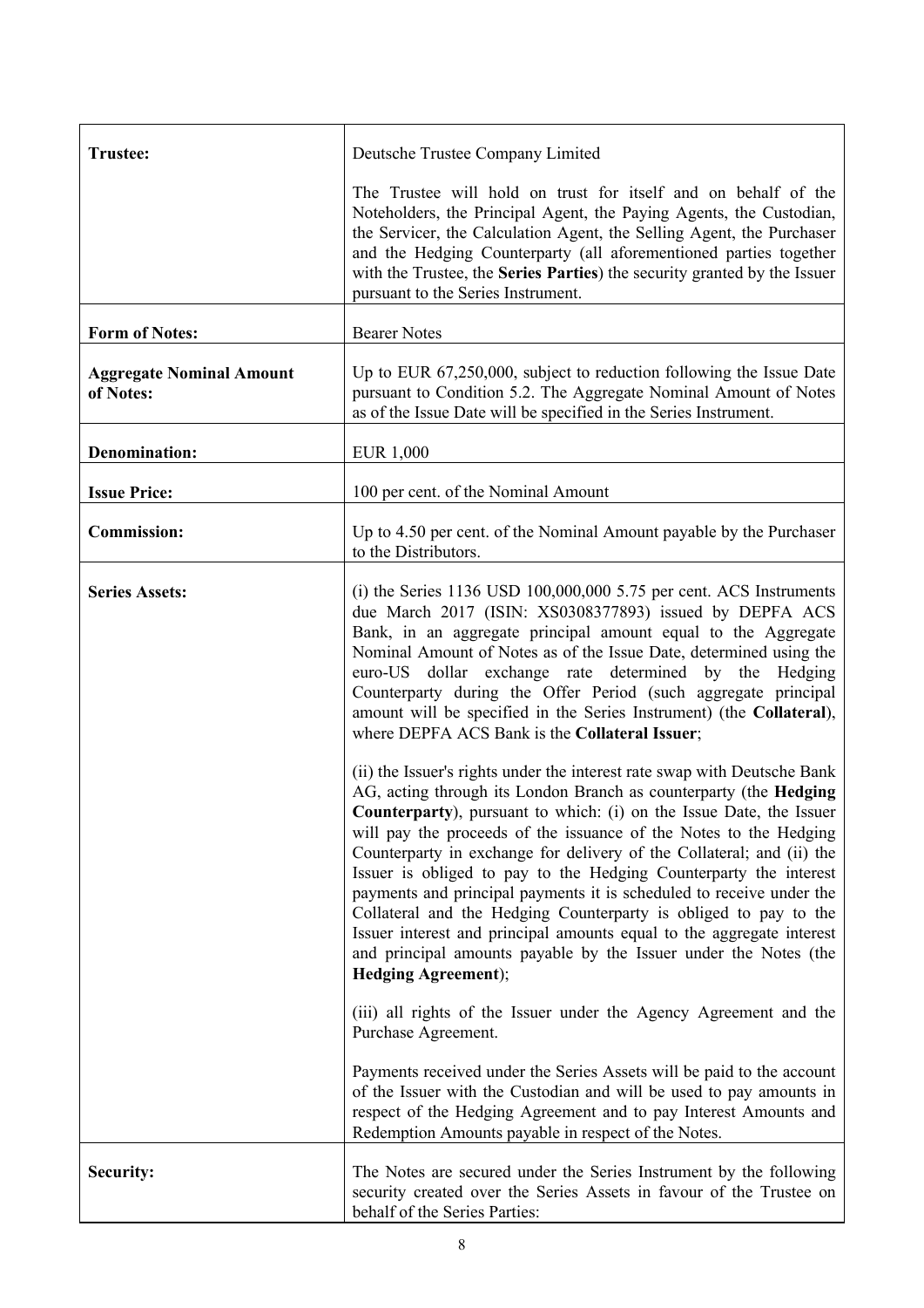| | |
|---|---|
| **Trustee:** | Deutsche Trustee Company Limited<br><br>The Trustee will hold on trust for itself and on behalf of the Noteholders, the Principal Agent, the Paying Agents, the Custodian, the Servicer, the Calculation Agent, the Selling Agent, the Purchaser and the Hedging Counterparty (all aforementioned parties together with the Trustee, the **Series Parties**) the security granted by the Issuer pursuant to the Series Instrument. |
| **Form of Notes:** | Bearer Notes |
| **Aggregate Nominal Amount of Notes:** | Up to EUR 67,250,000, subject to reduction following the Issue Date pursuant to Condition 5.2. The Aggregate Nominal Amount of Notes as of the Issue Date will be specified in the Series Instrument. |
| **Denomination:** | EUR 1,000 |
| **Issue Price:** | 100 per cent. of the Nominal Amount |
| **Commission:** | Up to 4.50 per cent. of the Nominal Amount payable by the Purchaser to the Distributors. |
| **Series Assets:** | (i) the Series 1136 USD 100,000,000 5.75 per cent. ACS Instruments due March 2017 (ISIN: XS0308377893) issued by DEPFA ACS Bank, in an aggregate principal amount equal to the Aggregate Nominal Amount of Notes as of the Issue Date, determined using the euro-US dollar exchange rate determined by the Hedging Counterparty during the Offer Period (such aggregate principal amount will be specified in the Series Instrument) (the **Collateral**), where DEPFA ACS Bank is the **Collateral Issuer**;<br><br>(ii) the Issuer's rights under the interest rate swap with Deutsche Bank AG, acting through its London Branch as counterparty (the **Hedging Counterparty**), pursuant to which: (i) on the Issue Date, the Issuer will pay the proceeds of the issuance of the Notes to the Hedging Counterparty in exchange for delivery of the Collateral; and (ii) the Issuer is obliged to pay to the Hedging Counterparty the interest payments and principal payments it is scheduled to receive under the Collateral and the Hedging Counterparty is obliged to pay to the Issuer interest and principal amounts equal to the aggregate interest and principal amounts payable by the Issuer under the Notes (the **Hedging Agreement**);<br><br>(iii) all rights of the Issuer under the Agency Agreement and the Purchase Agreement.<br><br>Payments received under the Series Assets will be paid to the account of the Issuer with the Custodian and will be used to pay amounts in respect of the Hedging Agreement and to pay Interest Amounts and Redemption Amounts payable in respect of the Notes. |
| **Security:** | The Notes are secured under the Series Instrument by the following security created over the Series Assets in favour of the Trustee on behalf of the Series Parties: |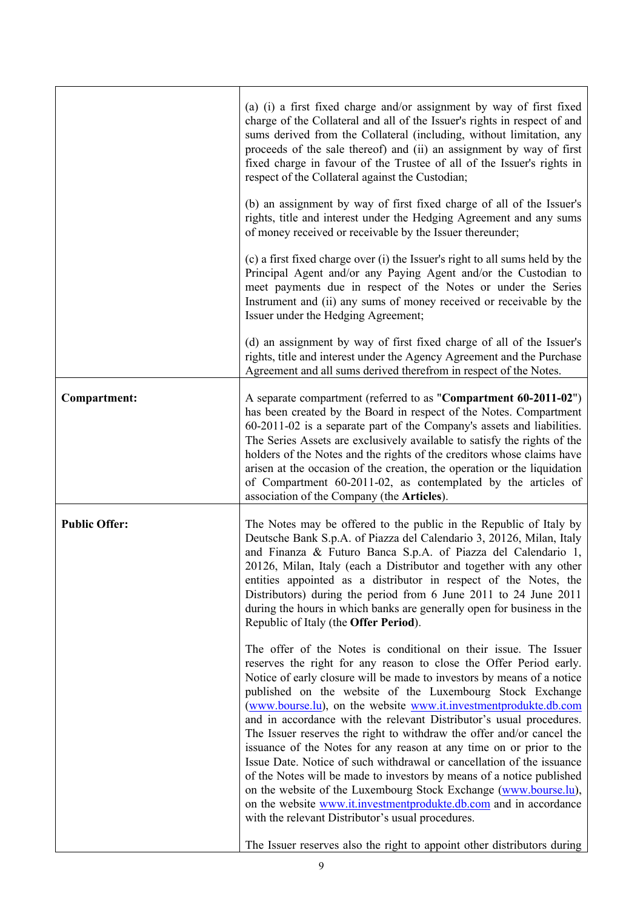| | |
|---|---|
| | (a) (i) a first fixed charge and/or assignment by way of first fixed charge of the Collateral and all of the Issuer's rights in respect of and sums derived from the Collateral (including, without limitation, any proceeds of the sale thereof) and (ii) an assignment by way of first fixed charge in favour of the Trustee of all of the Issuer's rights in respect of the Collateral against the Custodian;<br><br>(b) an assignment by way of first fixed charge of all of the Issuer's rights, title and interest under the Hedging Agreement and any sums of money received or receivable by the Issuer thereunder;<br><br>(c) a first fixed charge over (i) the Issuer's right to all sums held by the Principal Agent and/or any Paying Agent and/or the Custodian to meet payments due in respect of the Notes or under the Series Instrument and (ii) any sums of money received or receivable by the Issuer under the Hedging Agreement;<br><br>(d) an assignment by way of first fixed charge of all of the Issuer's rights, title and interest under the Agency Agreement and the Purchase Agreement and all sums derived therefrom in respect of the Notes. |
| **Compartment:** | A separate compartment (referred to as "**Compartment 60-2011-02**") has been created by the Board in respect of the Notes. Compartment 60-2011-02 is a separate part of the Company's assets and liabilities. The Series Assets are exclusively available to satisfy the rights of the holders of the Notes and the rights of the creditors whose claims have arisen at the occasion of the creation, the operation or the liquidation of Compartment 60-2011-02, as contemplated by the articles of association of the Company (the **Articles**). |
| **Public Offer:** | The Notes may be offered to the public in the Republic of Italy by Deutsche Bank S.p.A. of Piazza del Calendario 3, 20126, Milan, Italy and Finanza & Futuro Banca S.p.A. of Piazza del Calendario 1, 20126, Milan, Italy (each a Distributor and together with any other entities appointed as a distributor in respect of the Notes, the Distributors) during the period from 6 June 2011 to 24 June 2011 during the hours in which banks are generally open for business in the Republic of Italy (the **Offer Period**).<br><br>The offer of the Notes is conditional on their issue. The Issuer reserves the right for any reason to close the Offer Period early. Notice of early closure will be made to investors by means of a notice published on the website of the Luxembourg Stock Exchange (www.bourse.lu), on the website www.it.investmentprodukte.db.com and in accordance with the relevant Distributor's usual procedures. The Issuer reserves the right to withdraw the offer and/or cancel the issuance of the Notes for any reason at any time on or prior to the Issue Date. Notice of such withdrawal or cancellation of the issuance of the Notes will be made to investors by means of a notice published on the website of the Luxembourg Stock Exchange (www.bourse.lu), on the website www.it.investmentprodukte.db.com and in accordance with the relevant Distributor's usual procedures.<br><br>The Issuer reserves also the right to appoint other distributors during |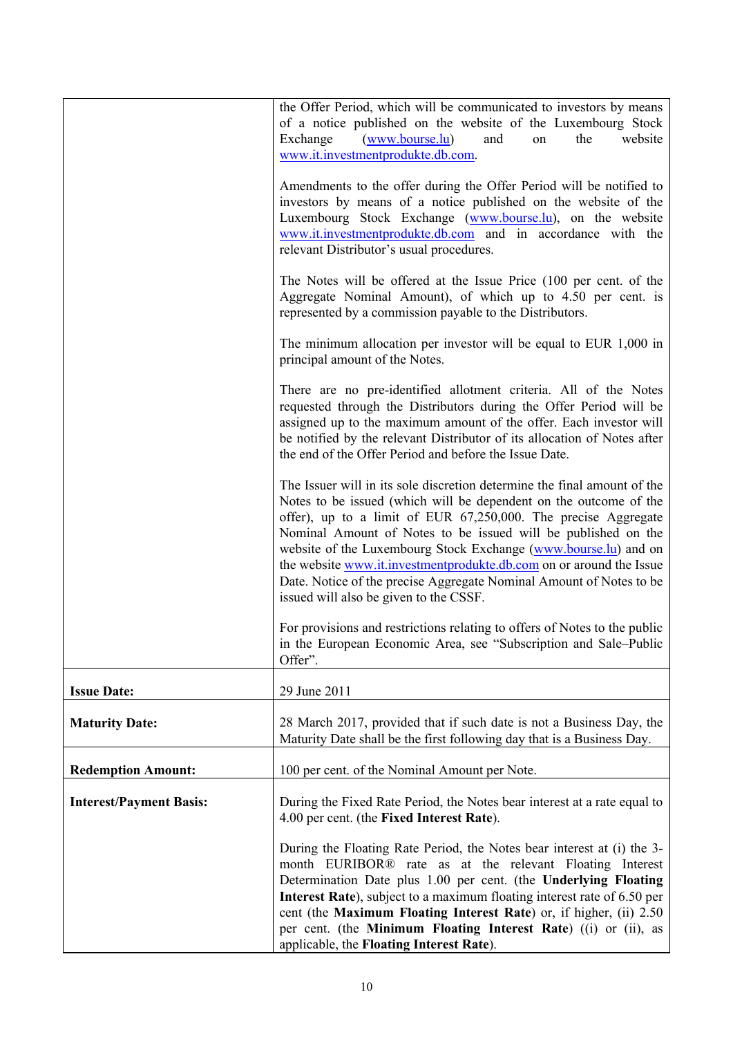| | |
|---|---|
| | the Offer Period, which will be communicated to investors by means of a notice published on the website of the Luxembourg Stock Exchange (www.bourse.lu) and on the website www.it.investmentprodukte.db.com.<br><br>Amendments to the offer during the Offer Period will be notified to investors by means of a notice published on the website of the Luxembourg Stock Exchange (www.bourse.lu), on the website www.it.investmentprodukte.db.com and in accordance with the relevant Distributor's usual procedures.<br><br>The Notes will be offered at the Issue Price (100 per cent. of the Aggregate Nominal Amount), of which up to 4.50 per cent. is represented by a commission payable to the Distributors.<br><br>The minimum allocation per investor will be equal to EUR 1,000 in principal amount of the Notes.<br><br>There are no pre-identified allotment criteria. All of the Notes requested through the Distributors during the Offer Period will be assigned up to the maximum amount of the offer. Each investor will be notified by the relevant Distributor of its allocation of Notes after the end of the Offer Period and before the Issue Date.<br><br>The Issuer will in its sole discretion determine the final amount of the Notes to be issued (which will be dependent on the outcome of the offer), up to a limit of EUR 67,250,000. The precise Aggregate Nominal Amount of Notes to be issued will be published on the website of the Luxembourg Stock Exchange (www.bourse.lu) and on the website www.it.investmentprodukte.db.com on or around the Issue Date. Notice of the precise Aggregate Nominal Amount of Notes to be issued will also be given to the CSSF.<br><br>For provisions and restrictions relating to offers of Notes to the public in the European Economic Area, see "Subscription and Sale–Public Offer". |
| **Issue Date:** | 29 June 2011 |
| **Maturity Date:** | 28 March 2017, provided that if such date is not a Business Day, the Maturity Date shall be the first following day that is a Business Day. |
| **Redemption Amount:** | 100 per cent. of the Nominal Amount per Note. |
| **Interest/Payment Basis:** | During the Fixed Rate Period, the Notes bear interest at a rate equal to 4.00 per cent. (the **Fixed Interest Rate**).<br><br>During the Floating Rate Period, the Notes bear interest at (i) the 3-month EURIBOR® rate as at the relevant Floating Interest Determination Date plus 1.00 per cent. (the **Underlying Floating Interest Rate**), subject to a maximum floating interest rate of 6.50 per cent (the **Maximum Floating Interest Rate**) or, if higher, (ii) 2.50 per cent. (the **Minimum Floating Interest Rate**) ((i) or (ii), as applicable, the **Floating Interest Rate**). |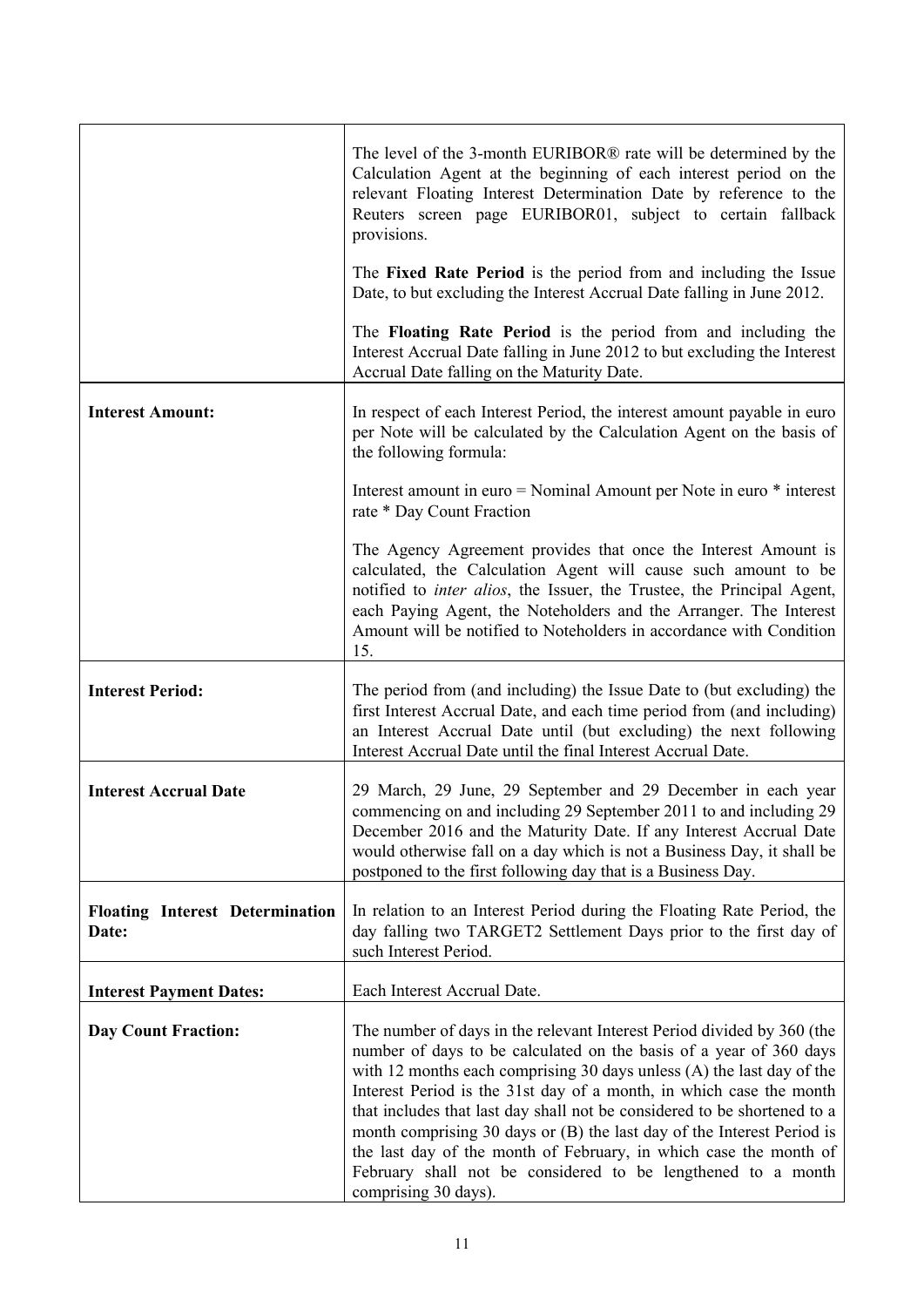| | |
|---|---|
| | The level of the 3-month EURIBOR® rate will be determined by the Calculation Agent at the beginning of each interest period on the relevant Floating Interest Determination Date by reference to the Reuters screen page EURIBOR01, subject to certain fallback provisions.<br><br>The **Fixed Rate Period** is the period from and including the Issue Date, to but excluding the Interest Accrual Date falling in June 2012.<br><br>The **Floating Rate Period** is the period from and including the Interest Accrual Date falling in June 2012 to but excluding the Interest Accrual Date falling on the Maturity Date. |
| **Interest Amount:** | In respect of each Interest Period, the interest amount payable in euro per Note will be calculated by the Calculation Agent on the basis of the following formula:<br><br>Interest amount in euro = Nominal Amount per Note in euro * interest rate * Day Count Fraction<br><br>The Agency Agreement provides that once the Interest Amount is calculated, the Calculation Agent will cause such amount to be notified to *inter alios*, the Issuer, the Trustee, the Principal Agent, each Paying Agent, the Noteholders and the Arranger. The Interest Amount will be notified to Noteholders in accordance with Condition 15. |
| **Interest Period:** | The period from (and including) the Issue Date to (but excluding) the first Interest Accrual Date, and each time period from (and including) an Interest Accrual Date until (but excluding) the next following Interest Accrual Date until the final Interest Accrual Date. |
| **Interest Accrual Date** | 29 March, 29 June, 29 September and 29 December in each year commencing on and including 29 September 2011 to and including 29 December 2016 and the Maturity Date. If any Interest Accrual Date would otherwise fall on a day which is not a Business Day, it shall be postponed to the first following day that is a Business Day. |
| **Floating Interest Determination Date:** | In relation to an Interest Period during the Floating Rate Period, the day falling two TARGET2 Settlement Days prior to the first day of such Interest Period. |
| **Interest Payment Dates:** | Each Interest Accrual Date. |
| **Day Count Fraction:** | The number of days in the relevant Interest Period divided by 360 (the number of days to be calculated on the basis of a year of 360 days with 12 months each comprising 30 days unless (A) the last day of the Interest Period is the 31st day of a month, in which case the month that includes that last day shall not be considered to be shortened to a month comprising 30 days or (B) the last day of the Interest Period is the last day of the month of February, in which case the month of February shall not be considered to be lengthened to a month comprising 30 days). |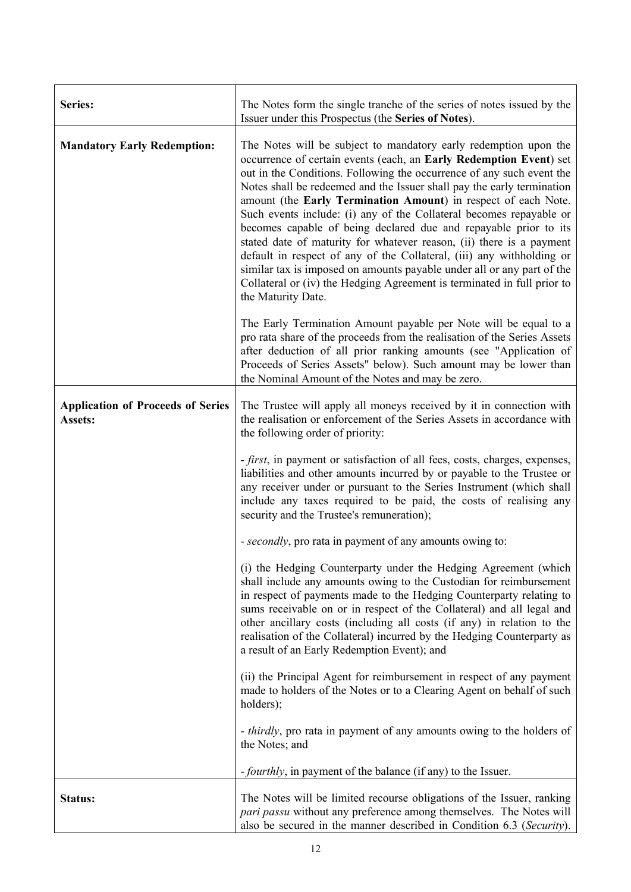| | |
|---|---|
| **Series:** | The Notes form the single tranche of the series of notes issued by the Issuer under this Prospectus (the **Series of Notes**). |
| **Mandatory Early Redemption:** | The Notes will be subject to mandatory early redemption upon the occurrence of certain events (each, an **Early Redemption Event**) set out in the Conditions. Following the occurrence of any such event the Notes shall be redeemed and the Issuer shall pay the early termination amount (the **Early Termination Amount**) in respect of each Note. Such events include: (i) any of the Collateral becomes repayable or becomes capable of being declared due and repayable prior to its stated date of maturity for whatever reason, (ii) there is a payment default in respect of any of the Collateral, (iii) any withholding or similar tax is imposed on amounts payable under all or any part of the Collateral or (iv) the Hedging Agreement is terminated in full prior to the Maturity Date.<br><br>The Early Termination Amount payable per Note will be equal to a pro rata share of the proceeds from the realisation of the Series Assets after deduction of all prior ranking amounts (see "Application of Proceeds of Series Assets" below). Such amount may be lower than the Nominal Amount of the Notes and may be zero. |
| **Application of Proceeds of Series Assets:** | The Trustee will apply all moneys received by it in connection with the realisation or enforcement of the Series Assets in accordance with the following order of priority:<br><br>- *first*, in payment or satisfaction of all fees, costs, charges, expenses, liabilities and other amounts incurred by or payable to the Trustee or any receiver under or pursuant to the Series Instrument (which shall include any taxes required to be paid, the costs of realising any security and the Trustee's remuneration);<br><br>- *secondly*, pro rata in payment of any amounts owing to:<br><br>(i) the Hedging Counterparty under the Hedging Agreement (which shall include any amounts owing to the Custodian for reimbursement in respect of payments made to the Hedging Counterparty relating to sums receivable on or in respect of the Collateral) and all legal and other ancillary costs (including all costs (if any) in relation to the realisation of the Collateral) incurred by the Hedging Counterparty as a result of an Early Redemption Event); and<br><br>(ii) the Principal Agent for reimbursement in respect of any payment made to holders of the Notes or to a Clearing Agent on behalf of such holders);<br><br>- *thirdly*, pro rata in payment of any amounts owing to the holders of the Notes; and<br><br>- *fourthly*, in payment of the balance (if any) to the Issuer. |
| **Status:** | The Notes will be limited recourse obligations of the Issuer, ranking *pari passu* without any preference among themselves. The Notes will also be secured in the manner described in Condition 6.3 (*Security*). |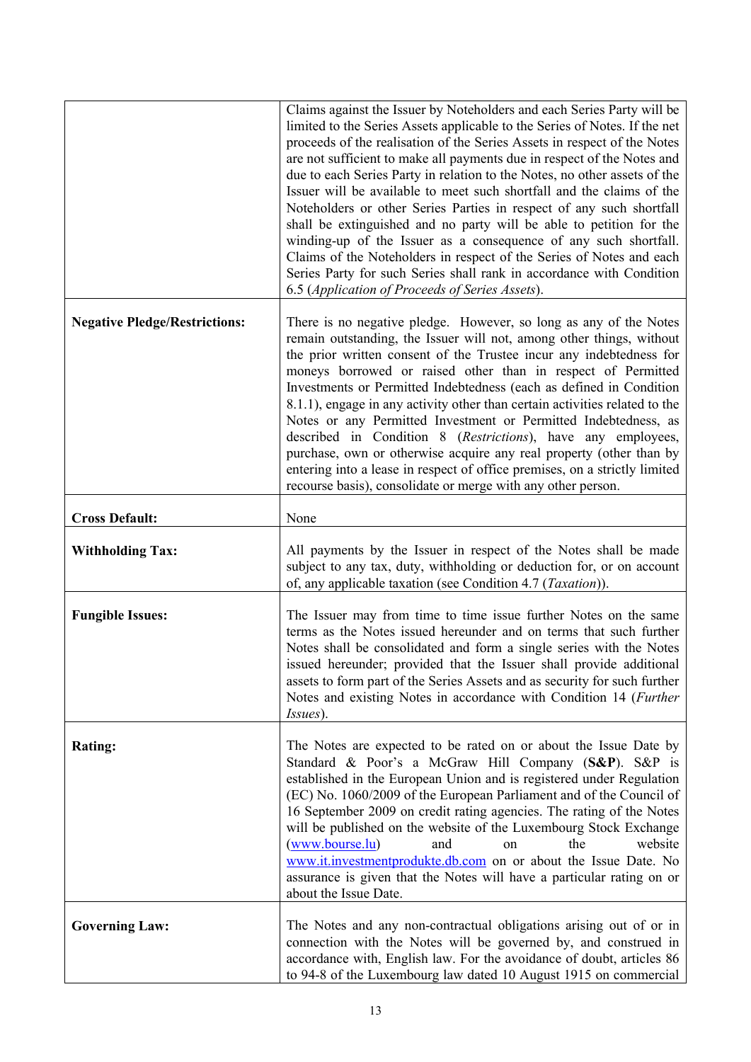| | |
|---|---|
| | Claims against the Issuer by Noteholders and each Series Party will be limited to the Series Assets applicable to the Series of Notes. If the net proceeds of the realisation of the Series Assets in respect of the Series Assets are not sufficient to make all payments due in respect of the Notes and due to each Series Party in relation to the Notes, no other assets of the Issuer will be available to meet such shortfall and the claims of the Noteholders or other Series Parties in respect of any such shortfall shall be extinguished and no party will be able to petition for the winding-up of the Issuer as a consequence of any such shortfall. Claims of the Noteholders in respect of the Series of Notes and each Series Party for such Series shall rank in accordance with Condition 6.5 (*Application of Proceeds of Series Assets*). |
| **Negative Pledge/Restrictions:** | There is no negative pledge. However, so long as any of the Notes remain outstanding, the Issuer will not, among other things, without the prior written consent of the Trustee incur any indebtedness for moneys borrowed or raised other than in respect of Permitted Investments or Permitted Indebtedness (each as defined in Condition 8.1.1), engage in any activity other than certain activities related to the Notes or any Permitted Investment or Permitted Indebtedness, as described in Condition 8 (*Restrictions*), have any employees, purchase, own or otherwise acquire any real property (other than by entering into a lease in respect of office premises, on a strictly limited recourse basis), consolidate or merge with any other person. |
| **Cross Default:** | None |
| **Withholding Tax:** | All payments by the Issuer in respect of the Notes shall be made subject to any tax, duty, withholding or deduction for, or on account of, any applicable taxation (see Condition 4.7 (*Taxation*)). |
| **Fungible Issues:** | The Issuer may from time to time issue further Notes on the same terms as the Notes issued hereunder and on terms that such further Notes shall be consolidated and form a single series with the Notes issued hereunder; provided that the Issuer shall provide additional assets to form part of the Series Assets and as security for such further Notes and existing Notes in accordance with Condition 14 (*Further Issues*). |
| **Rating:** | The Notes are expected to be rated on or about the Issue Date by Standard & Poor's a McGraw Hill Company (**S&P**). S&P is established in the European Union and is registered under Regulation (EC) No. 1060/2009 of the European Parliament and of the Council of 16 September 2009 on credit rating agencies. The rating of the Notes will be published on the website of the Luxembourg Stock Exchange (www.bourse.lu) and on the website www.it.investmentprodukte.db.com on or about the Issue Date. No assurance is given that the Notes will have a particular rating on or about the Issue Date. |
| **Governing Law:** | The Notes and any non-contractual obligations arising out of or in connection with the Notes will be governed by, and construed in accordance with, English law. For the avoidance of doubt, articles 86 to 94-8 of the Luxembourg law dated 10 August 1915 on commercial |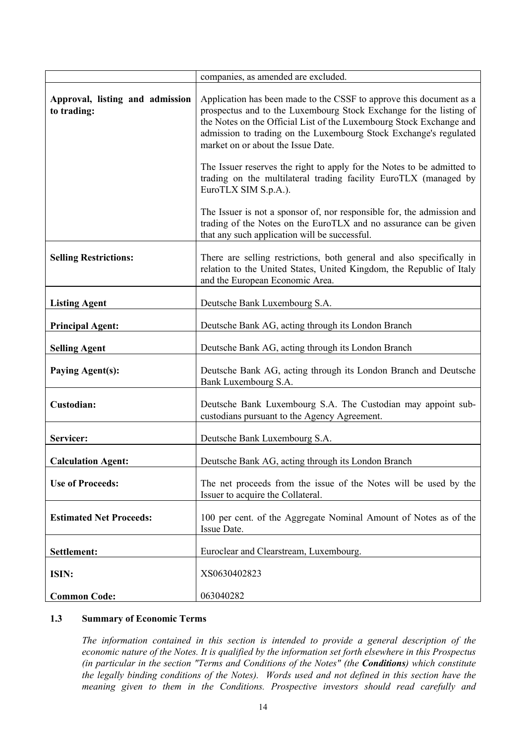| | |
|---|---|
| | companies, as amended are excluded. |
| **Approval, listing and admission to trading:** | Application has been made to the CSSF to approve this document as a prospectus and to the Luxembourg Stock Exchange for the listing of the Notes on the Official List of the Luxembourg Stock Exchange and admission to trading on the Luxembourg Stock Exchange's regulated market on or about the Issue Date.<br><br>The Issuer reserves the right to apply for the Notes to be admitted to trading on the multilateral trading facility EuroTLX (managed by EuroTLX SIM S.p.A.).<br><br>The Issuer is not a sponsor of, nor responsible for, the admission and trading of the Notes on the EuroTLX and no assurance can be given that any such application will be successful. |
| **Selling Restrictions:** | There are selling restrictions, both general and also specifically in relation to the United States, United Kingdom, the Republic of Italy and the European Economic Area. |
| **Listing Agent** | Deutsche Bank Luxembourg S.A. |
| **Principal Agent:** | Deutsche Bank AG, acting through its London Branch |
| **Selling Agent** | Deutsche Bank AG, acting through its London Branch |
| **Paying Agent(s):** | Deutsche Bank AG, acting through its London Branch and Deutsche Bank Luxembourg S.A. |
| **Custodian:** | Deutsche Bank Luxembourg S.A. The Custodian may appoint sub-custodians pursuant to the Agency Agreement. |
| **Servicer:** | Deutsche Bank Luxembourg S.A. |
| **Calculation Agent:** | Deutsche Bank AG, acting through its London Branch |
| **Use of Proceeds:** | The net proceeds from the issue of the Notes will be used by the Issuer to acquire the Collateral. |
| **Estimated Net Proceeds:** | 100 per cent. of the Aggregate Nominal Amount of Notes as of the Issue Date. |
| **Settlement:** | Euroclear and Clearstream, Luxembourg. |
| **ISIN:** | XS0630402823 |
| **Common Code:** | 063040282 |

## 1.3 Summary of Economic Terms

*The information contained in this section is intended to provide a general description of the economic nature of the Notes. It is qualified by the information set forth elsewhere in this Prospectus (in particular in the section "Terms and Conditions of the Notes" (the **Conditions**) which constitute the legally binding conditions of the Notes). Words used and not defined in this section have the meaning given to them in the Conditions. Prospective investors should read carefully and*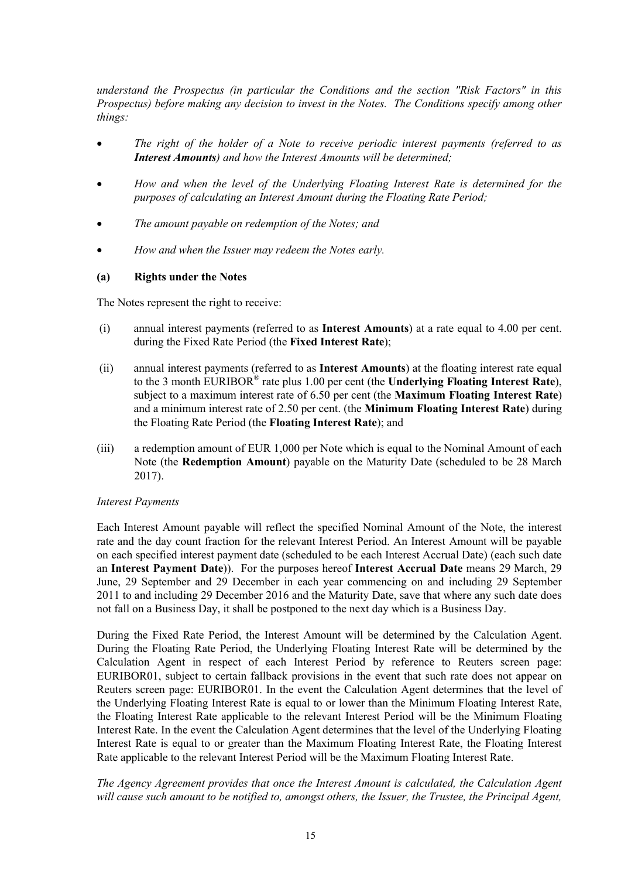*understand the Prospectus (in particular the Conditions and the section "Risk Factors" in this Prospectus) before making any decision to invest in the Notes. The Conditions specify among other things:*

- *The right of the holder of a Note to receive periodic interest payments (referred to as **Interest Amounts**) and how the Interest Amounts will be determined;*
- *How and when the level of the Underlying Floating Interest Rate is determined for the purposes of calculating an Interest Amount during the Floating Rate Period;*
- *The amount payable on redemption of the Notes; and*
- *How and when the Issuer may redeem the Notes early.*

**(a) Rights under the Notes**

The Notes represent the right to receive:

(i) annual interest payments (referred to as **Interest Amounts**) at a rate equal to 4.00 per cent. during the Fixed Rate Period (the **Fixed Interest Rate**);

(ii) annual interest payments (referred to as **Interest Amounts**) at the floating interest rate equal to the 3 month EURIBOR® rate plus 1.00 per cent (the **Underlying Floating Interest Rate**), subject to a maximum interest rate of 6.50 per cent (the **Maximum Floating Interest Rate**) and a minimum interest rate of 2.50 per cent. (the **Minimum Floating Interest Rate**) during the Floating Rate Period (the **Floating Interest Rate**); and

(iii) a redemption amount of EUR 1,000 per Note which is equal to the Nominal Amount of each Note (the **Redemption Amount**) payable on the Maturity Date (scheduled to be 28 March 2017).

*Interest Payments*

Each Interest Amount payable will reflect the specified Nominal Amount of the Note, the interest rate and the day count fraction for the relevant Interest Period. An Interest Amount will be payable on each specified interest payment date (scheduled to be each Interest Accrual Date) (each such date an **Interest Payment Date**)). For the purposes hereof **Interest Accrual Date** means 29 March, 29 June, 29 September and 29 December in each year commencing on and including 29 September 2011 to and including 29 December 2016 and the Maturity Date, save that where any such date does not fall on a Business Day, it shall be postponed to the next day which is a Business Day.

During the Fixed Rate Period, the Interest Amount will be determined by the Calculation Agent. During the Floating Rate Period, the Underlying Floating Interest Rate will be determined by the Calculation Agent in respect of each Interest Period by reference to Reuters screen page: EURIBOR01, subject to certain fallback provisions in the event that such rate does not appear on Reuters screen page: EURIBOR01. In the event the Calculation Agent determines that the level of the Underlying Floating Interest Rate is equal to or lower than the Minimum Floating Interest Rate, the Floating Interest Rate applicable to the relevant Interest Period will be the Minimum Floating Interest Rate. In the event the Calculation Agent determines that the level of the Underlying Floating Interest Rate is equal to or greater than the Maximum Floating Interest Rate, the Floating Interest Rate applicable to the relevant Interest Period will be the Maximum Floating Interest Rate.

*The Agency Agreement provides that once the Interest Amount is calculated, the Calculation Agent will cause such amount to be notified to, amongst others, the Issuer, the Trustee, the Principal Agent,*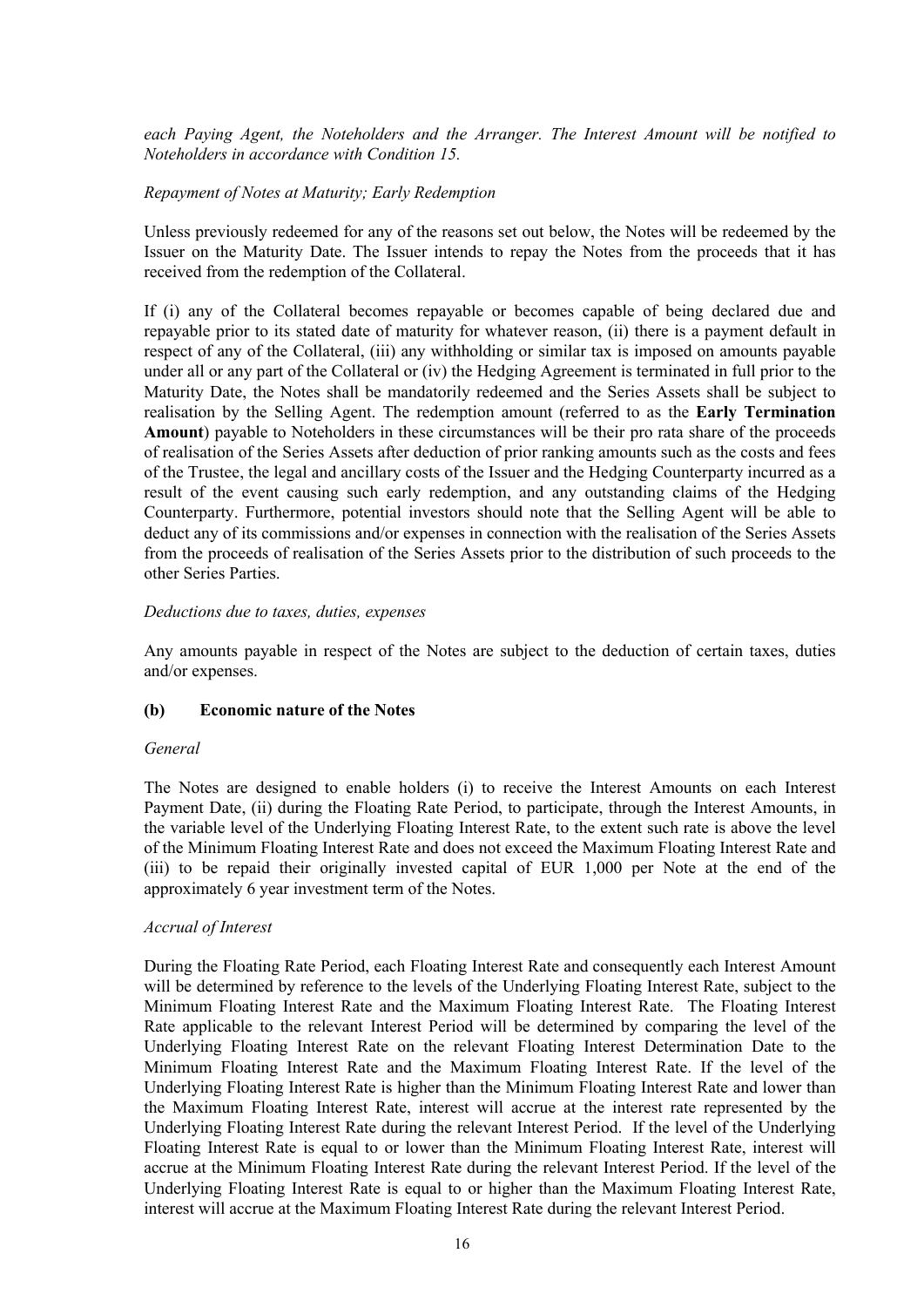*each Paying Agent, the Noteholders and the Arranger. The Interest Amount will be notified to Noteholders in accordance with Condition 15.*

*Repayment of Notes at Maturity; Early Redemption*

Unless previously redeemed for any of the reasons set out below, the Notes will be redeemed by the Issuer on the Maturity Date. The Issuer intends to repay the Notes from the proceeds that it has received from the redemption of the Collateral.

If (i) any of the Collateral becomes repayable or becomes capable of being declared due and repayable prior to its stated date of maturity for whatever reason, (ii) there is a payment default in respect of any of the Collateral, (iii) any withholding or similar tax is imposed on amounts payable under all or any part of the Collateral or (iv) the Hedging Agreement is terminated in full prior to the Maturity Date, the Notes shall be mandatorily redeemed and the Series Assets shall be subject to realisation by the Selling Agent. The redemption amount (referred to as the **Early Termination Amount**) payable to Noteholders in these circumstances will be their pro rata share of the proceeds of realisation of the Series Assets after deduction of prior ranking amounts such as the costs and fees of the Trustee, the legal and ancillary costs of the Issuer and the Hedging Counterparty incurred as a result of the event causing such early redemption, and any outstanding claims of the Hedging Counterparty. Furthermore, potential investors should note that the Selling Agent will be able to deduct any of its commissions and/or expenses in connection with the realisation of the Series Assets from the proceeds of realisation of the Series Assets prior to the distribution of such proceeds to the other Series Parties.

*Deductions due to taxes, duties, expenses*

Any amounts payable in respect of the Notes are subject to the deduction of certain taxes, duties and/or expenses.

**(b) Economic nature of the Notes**

*General*

The Notes are designed to enable holders (i) to receive the Interest Amounts on each Interest Payment Date, (ii) during the Floating Rate Period, to participate, through the Interest Amounts, in the variable level of the Underlying Floating Interest Rate, to the extent such rate is above the level of the Minimum Floating Interest Rate and does not exceed the Maximum Floating Interest Rate and (iii) to be repaid their originally invested capital of EUR 1,000 per Note at the end of the approximately 6 year investment term of the Notes.

*Accrual of Interest*

During the Floating Rate Period, each Floating Interest Rate and consequently each Interest Amount will be determined by reference to the levels of the Underlying Floating Interest Rate, subject to the Minimum Floating Interest Rate and the Maximum Floating Interest Rate. The Floating Interest Rate applicable to the relevant Interest Period will be determined by comparing the level of the Underlying Floating Interest Rate on the relevant Floating Interest Determination Date to the Minimum Floating Interest Rate and the Maximum Floating Interest Rate. If the level of the Underlying Floating Interest Rate is higher than the Minimum Floating Interest Rate and lower than the Maximum Floating Interest Rate, interest will accrue at the interest rate represented by the Underlying Floating Interest Rate during the relevant Interest Period. If the level of the Underlying Floating Interest Rate is equal to or lower than the Minimum Floating Interest Rate, interest will accrue at the Minimum Floating Interest Rate during the relevant Interest Period. If the level of the Underlying Floating Interest Rate is equal to or higher than the Maximum Floating Interest Rate, interest will accrue at the Maximum Floating Interest Rate during the relevant Interest Period.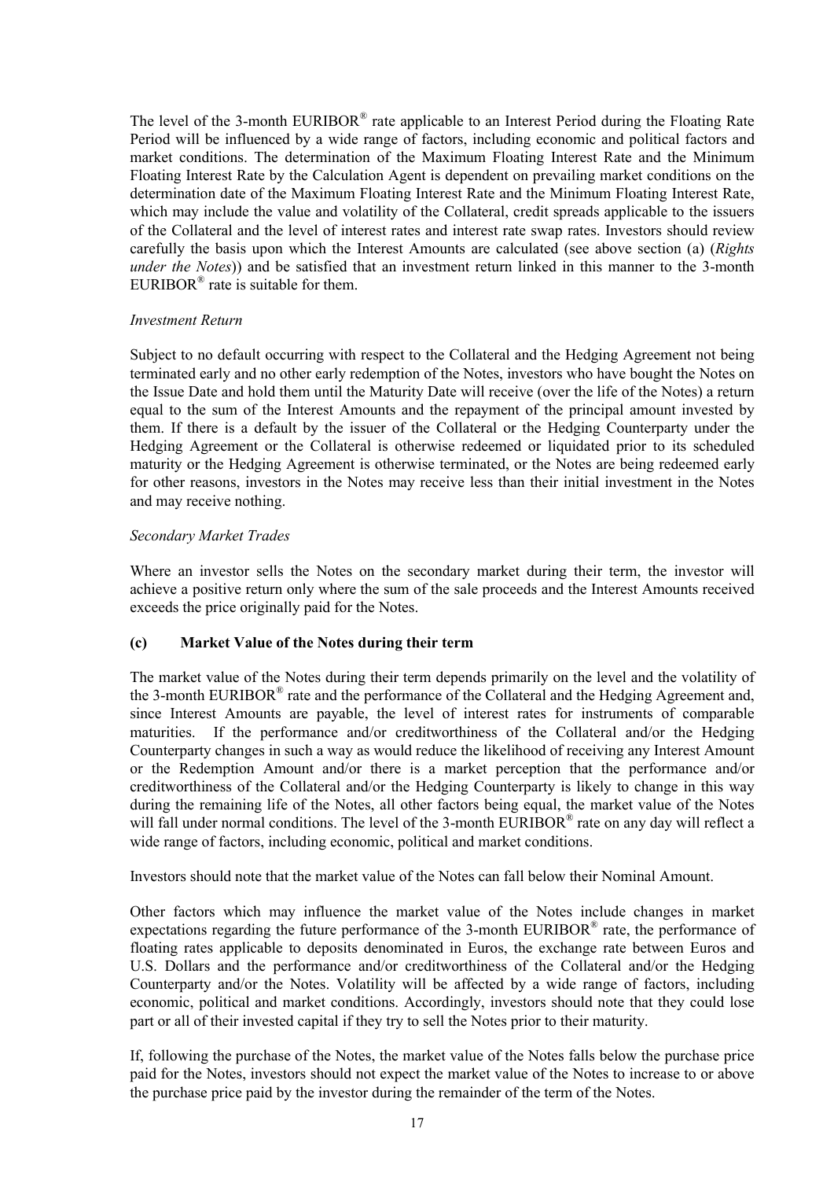The level of the 3-month EURIBOR® rate applicable to an Interest Period during the Floating Rate Period will be influenced by a wide range of factors, including economic and political factors and market conditions. The determination of the Maximum Floating Interest Rate and the Minimum Floating Interest Rate by the Calculation Agent is dependent on prevailing market conditions on the determination date of the Maximum Floating Interest Rate and the Minimum Floating Interest Rate, which may include the value and volatility of the Collateral, credit spreads applicable to the issuers of the Collateral and the level of interest rates and interest rate swap rates. Investors should review carefully the basis upon which the Interest Amounts are calculated (see above section (a) (*Rights under the Notes*)) and be satisfied that an investment return linked in this manner to the 3-month EURIBOR® rate is suitable for them.

*Investment Return*

Subject to no default occurring with respect to the Collateral and the Hedging Agreement not being terminated early and no other early redemption of the Notes, investors who have bought the Notes on the Issue Date and hold them until the Maturity Date will receive (over the life of the Notes) a return equal to the sum of the Interest Amounts and the repayment of the principal amount invested by them. If there is a default by the issuer of the Collateral or the Hedging Counterparty under the Hedging Agreement or the Collateral is otherwise redeemed or liquidated prior to its scheduled maturity or the Hedging Agreement is otherwise terminated, or the Notes are being redeemed early for other reasons, investors in the Notes may receive less than their initial investment in the Notes and may receive nothing.

*Secondary Market Trades*

Where an investor sells the Notes on the secondary market during their term, the investor will achieve a positive return only where the sum of the sale proceeds and the Interest Amounts received exceeds the price originally paid for the Notes.

**(c) Market Value of the Notes during their term**

The market value of the Notes during their term depends primarily on the level and the volatility of the 3-month EURIBOR® rate and the performance of the Collateral and the Hedging Agreement and, since Interest Amounts are payable, the level of interest rates for instruments of comparable maturities. If the performance and/or creditworthiness of the Collateral and/or the Hedging Counterparty changes in such a way as would reduce the likelihood of receiving any Interest Amount or the Redemption Amount and/or there is a market perception that the performance and/or creditworthiness of the Collateral and/or the Hedging Counterparty is likely to change in this way during the remaining life of the Notes, all other factors being equal, the market value of the Notes will fall under normal conditions. The level of the 3-month EURIBOR® rate on any day will reflect a wide range of factors, including economic, political and market conditions.

Investors should note that the market value of the Notes can fall below their Nominal Amount.

Other factors which may influence the market value of the Notes include changes in market expectations regarding the future performance of the 3-month EURIBOR® rate, the performance of floating rates applicable to deposits denominated in Euros, the exchange rate between Euros and U.S. Dollars and the performance and/or creditworthiness of the Collateral and/or the Hedging Counterparty and/or the Notes. Volatility will be affected by a wide range of factors, including economic, political and market conditions. Accordingly, investors should note that they could lose part or all of their invested capital if they try to sell the Notes prior to their maturity.

If, following the purchase of the Notes, the market value of the Notes falls below the purchase price paid for the Notes, investors should not expect the market value of the Notes to increase to or above the purchase price paid by the investor during the remainder of the term of the Notes.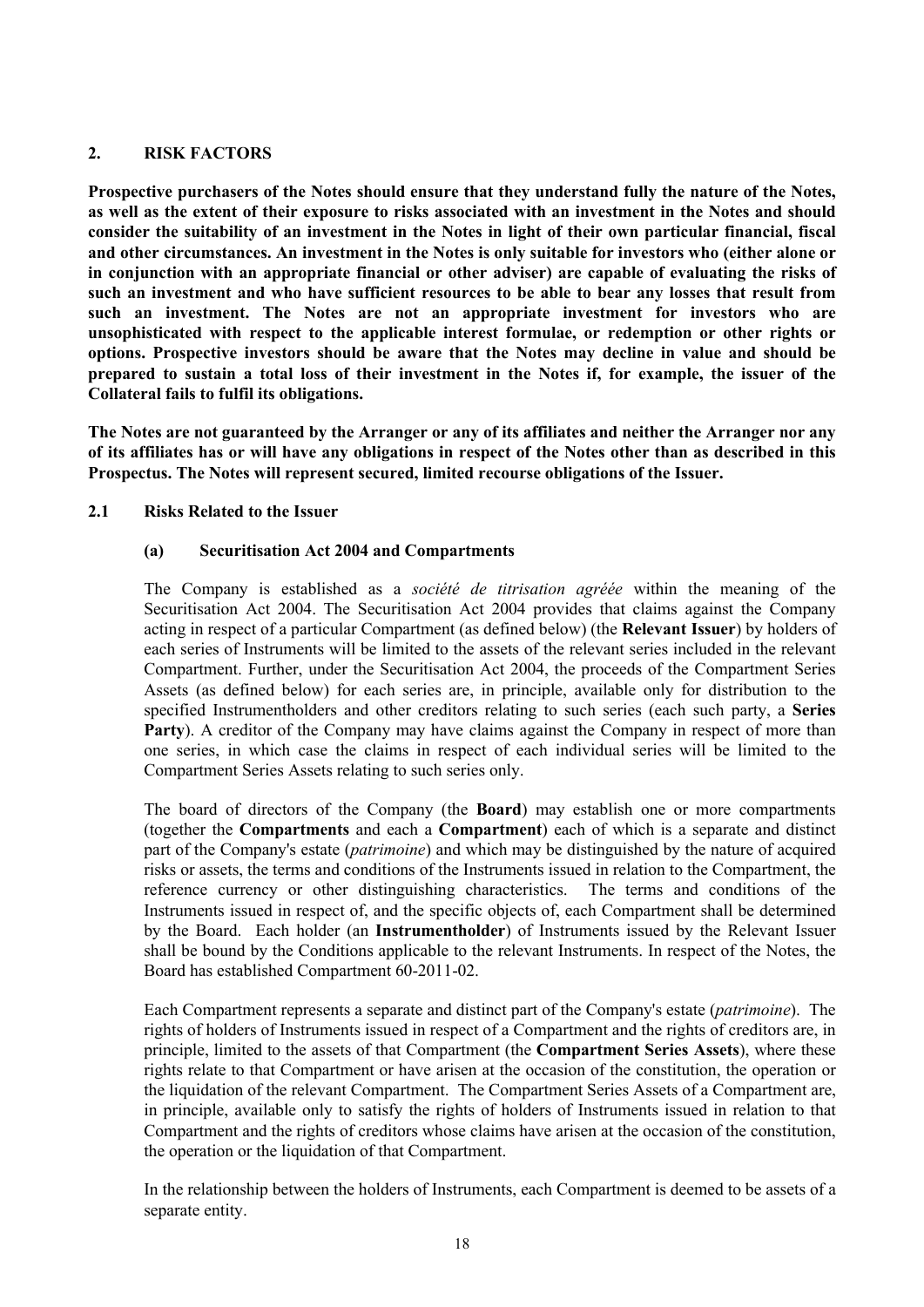## 2. RISK FACTORS

**Prospective purchasers of the Notes should ensure that they understand fully the nature of the Notes, as well as the extent of their exposure to risks associated with an investment in the Notes and should consider the suitability of an investment in the Notes in light of their own particular financial, fiscal and other circumstances. An investment in the Notes is only suitable for investors who (either alone or in conjunction with an appropriate financial or other adviser) are capable of evaluating the risks of such an investment and who have sufficient resources to be able to bear any losses that result from such an investment. The Notes are not an appropriate investment for investors who are unsophisticated with respect to the applicable interest formulae, or redemption or other rights or options. Prospective investors should be aware that the Notes may decline in value and should be prepared to sustain a total loss of their investment in the Notes if, for example, the issuer of the Collateral fails to fulfil its obligations.**

**The Notes are not guaranteed by the Arranger or any of its affiliates and neither the Arranger nor any of its affiliates has or will have any obligations in respect of the Notes other than as described in this Prospectus. The Notes will represent secured, limited recourse obligations of the Issuer.**

### 2.1 Risks Related to the Issuer

#### (a) Securitisation Act 2004 and Compartments

The Company is established as a *société de titrisation agréée* within the meaning of the Securitisation Act 2004. The Securitisation Act 2004 provides that claims against the Company acting in respect of a particular Compartment (as defined below) (the **Relevant Issuer**) by holders of each series of Instruments will be limited to the assets of the relevant series included in the relevant Compartment. Further, under the Securitisation Act 2004, the proceeds of the Compartment Series Assets (as defined below) for each series are, in principle, available only for distribution to the specified Instrumentholders and other creditors relating to such series (each such party, a **Series Party**). A creditor of the Company may have claims against the Company in respect of more than one series, in which case the claims in respect of each individual series will be limited to the Compartment Series Assets relating to such series only.

The board of directors of the Company (the **Board**) may establish one or more compartments (together the **Compartments** and each a **Compartment**) each of which is a separate and distinct part of the Company's estate (*patrimoine*) and which may be distinguished by the nature of acquired risks or assets, the terms and conditions of the Instruments issued in relation to the Compartment, the reference currency or other distinguishing characteristics. The terms and conditions of the Instruments issued in respect of, and the specific objects of, each Compartment shall be determined by the Board. Each holder (an **Instrumentholder**) of Instruments issued by the Relevant Issuer shall be bound by the Conditions applicable to the relevant Instruments. In respect of the Notes, the Board has established Compartment 60-2011-02.

Each Compartment represents a separate and distinct part of the Company's estate (*patrimoine*). The rights of holders of Instruments issued in respect of a Compartment and the rights of creditors are, in principle, limited to the assets of that Compartment (the **Compartment Series Assets**), where these rights relate to that Compartment or have arisen at the occasion of the constitution, the operation or the liquidation of the relevant Compartment. The Compartment Series Assets of a Compartment are, in principle, available only to satisfy the rights of holders of Instruments issued in relation to that Compartment and the rights of creditors whose claims have arisen at the occasion of the constitution, the operation or the liquidation of that Compartment.

In the relationship between the holders of Instruments, each Compartment is deemed to be assets of a separate entity.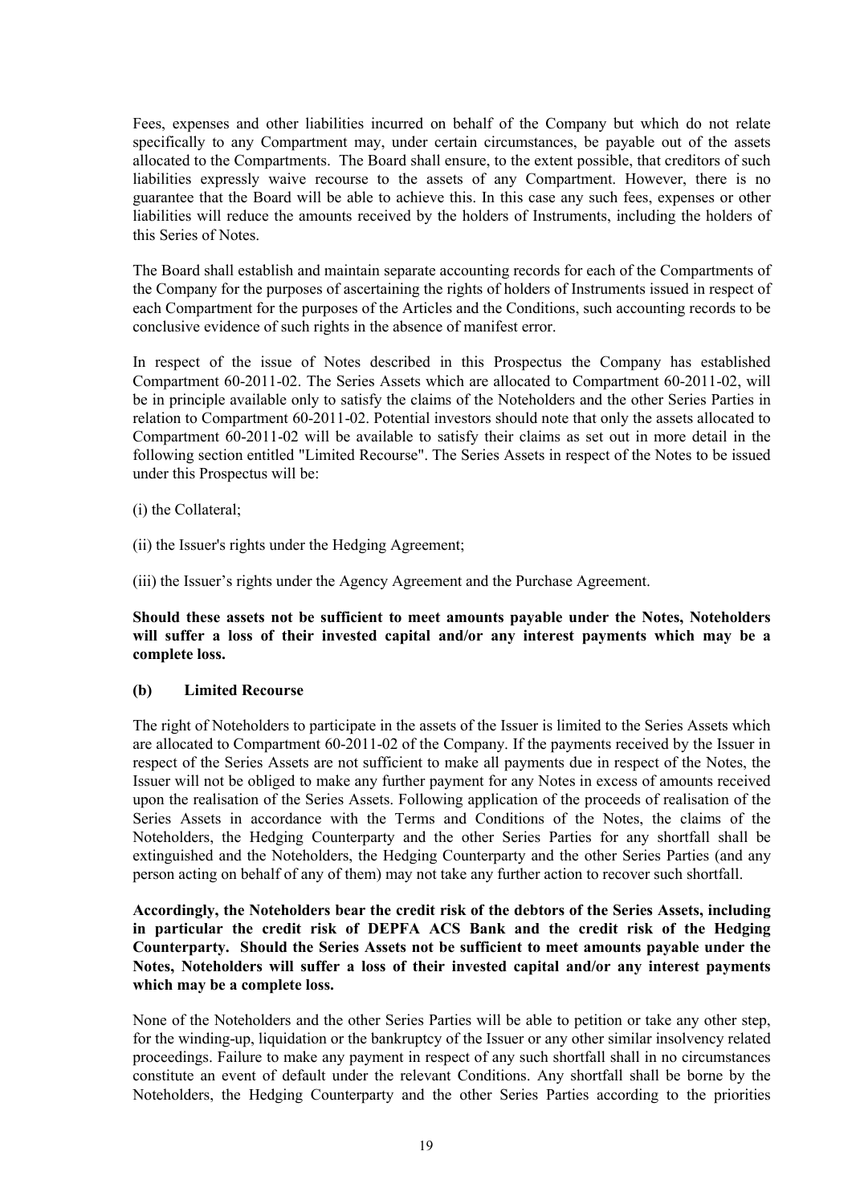Fees, expenses and other liabilities incurred on behalf of the Company but which do not relate specifically to any Compartment may, under certain circumstances, be payable out of the assets allocated to the Compartments. The Board shall ensure, to the extent possible, that creditors of such liabilities expressly waive recourse to the assets of any Compartment. However, there is no guarantee that the Board will be able to achieve this. In this case any such fees, expenses or other liabilities will reduce the amounts received by the holders of Instruments, including the holders of this Series of Notes.

The Board shall establish and maintain separate accounting records for each of the Compartments of the Company for the purposes of ascertaining the rights of holders of Instruments issued in respect of each Compartment for the purposes of the Articles and the Conditions, such accounting records to be conclusive evidence of such rights in the absence of manifest error.

In respect of the issue of Notes described in this Prospectus the Company has established Compartment 60-2011-02. The Series Assets which are allocated to Compartment 60-2011-02, will be in principle available only to satisfy the claims of the Noteholders and the other Series Parties in relation to Compartment 60-2011-02. Potential investors should note that only the assets allocated to Compartment 60-2011-02 will be available to satisfy their claims as set out in more detail in the following section entitled "Limited Recourse". The Series Assets in respect of the Notes to be issued under this Prospectus will be:

(i) the Collateral;

(ii) the Issuer's rights under the Hedging Agreement;

(iii) the Issuer's rights under the Agency Agreement and the Purchase Agreement.

**Should these assets not be sufficient to meet amounts payable under the Notes, Noteholders will suffer a loss of their invested capital and/or any interest payments which may be a complete loss.**

**(b) Limited Recourse**

The right of Noteholders to participate in the assets of the Issuer is limited to the Series Assets which are allocated to Compartment 60-2011-02 of the Company. If the payments received by the Issuer in respect of the Series Assets are not sufficient to make all payments due in respect of the Notes, the Issuer will not be obliged to make any further payment for any Notes in excess of amounts received upon the realisation of the Series Assets. Following application of the proceeds of realisation of the Series Assets in accordance with the Terms and Conditions of the Notes, the claims of the Noteholders, the Hedging Counterparty and the other Series Parties for any shortfall shall be extinguished and the Noteholders, the Hedging Counterparty and the other Series Parties (and any person acting on behalf of any of them) may not take any further action to recover such shortfall.

**Accordingly, the Noteholders bear the credit risk of the debtors of the Series Assets, including in particular the credit risk of DEPFA ACS Bank and the credit risk of the Hedging Counterparty. Should the Series Assets not be sufficient to meet amounts payable under the Notes, Noteholders will suffer a loss of their invested capital and/or any interest payments which may be a complete loss.**

None of the Noteholders and the other Series Parties will be able to petition or take any other step, for the winding-up, liquidation or the bankruptcy of the Issuer or any other similar insolvency related proceedings. Failure to make any payment in respect of any such shortfall shall in no circumstances constitute an event of default under the relevant Conditions. Any shortfall shall be borne by the Noteholders, the Hedging Counterparty and the other Series Parties according to the priorities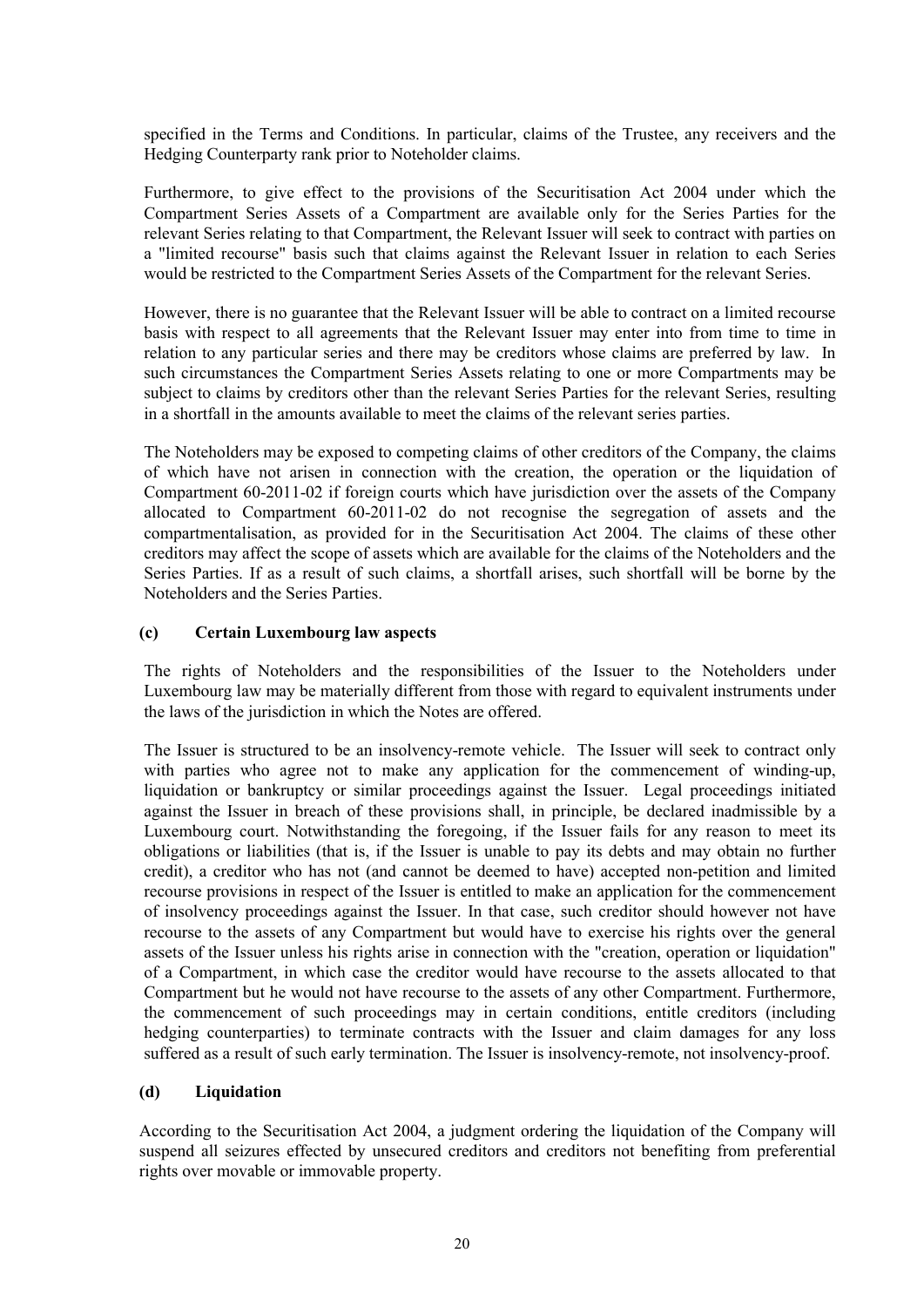specified in the Terms and Conditions. In particular, claims of the Trustee, any receivers and the Hedging Counterparty rank prior to Noteholder claims.

Furthermore, to give effect to the provisions of the Securitisation Act 2004 under which the Compartment Series Assets of a Compartment are available only for the Series Parties for the relevant Series relating to that Compartment, the Relevant Issuer will seek to contract with parties on a "limited recourse" basis such that claims against the Relevant Issuer in relation to each Series would be restricted to the Compartment Series Assets of the Compartment for the relevant Series.

However, there is no guarantee that the Relevant Issuer will be able to contract on a limited recourse basis with respect to all agreements that the Relevant Issuer may enter into from time to time in relation to any particular series and there may be creditors whose claims are preferred by law. In such circumstances the Compartment Series Assets relating to one or more Compartments may be subject to claims by creditors other than the relevant Series Parties for the relevant Series, resulting in a shortfall in the amounts available to meet the claims of the relevant series parties.

The Noteholders may be exposed to competing claims of other creditors of the Company, the claims of which have not arisen in connection with the creation, the operation or the liquidation of Compartment 60-2011-02 if foreign courts which have jurisdiction over the assets of the Company allocated to Compartment 60-2011-02 do not recognise the segregation of assets and the compartmentalisation, as provided for in the Securitisation Act 2004. The claims of these other creditors may affect the scope of assets which are available for the claims of the Noteholders and the Series Parties. If as a result of such claims, a shortfall arises, such shortfall will be borne by the Noteholders and the Series Parties.

**(c) Certain Luxembourg law aspects**

The rights of Noteholders and the responsibilities of the Issuer to the Noteholders under Luxembourg law may be materially different from those with regard to equivalent instruments under the laws of the jurisdiction in which the Notes are offered.

The Issuer is structured to be an insolvency-remote vehicle. The Issuer will seek to contract only with parties who agree not to make any application for the commencement of winding-up, liquidation or bankruptcy or similar proceedings against the Issuer. Legal proceedings initiated against the Issuer in breach of these provisions shall, in principle, be declared inadmissible by a Luxembourg court. Notwithstanding the foregoing, if the Issuer fails for any reason to meet its obligations or liabilities (that is, if the Issuer is unable to pay its debts and may obtain no further credit), a creditor who has not (and cannot be deemed to have) accepted non-petition and limited recourse provisions in respect of the Issuer is entitled to make an application for the commencement of insolvency proceedings against the Issuer. In that case, such creditor should however not have recourse to the assets of any Compartment but would have to exercise his rights over the general assets of the Issuer unless his rights arise in connection with the "creation, operation or liquidation" of a Compartment, in which case the creditor would have recourse to the assets allocated to that Compartment but he would not have recourse to the assets of any other Compartment. Furthermore, the commencement of such proceedings may in certain conditions, entitle creditors (including hedging counterparties) to terminate contracts with the Issuer and claim damages for any loss suffered as a result of such early termination. The Issuer is insolvency-remote, not insolvency-proof.

**(d) Liquidation**

According to the Securitisation Act 2004, a judgment ordering the liquidation of the Company will suspend all seizures effected by unsecured creditors and creditors not benefiting from preferential rights over movable or immovable property.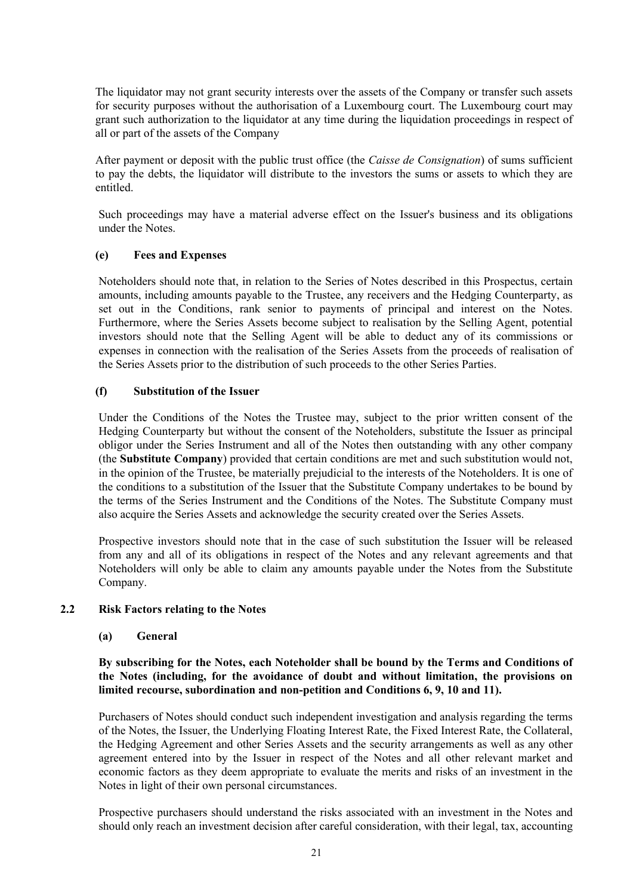The liquidator may not grant security interests over the assets of the Company or transfer such assets for security purposes without the authorisation of a Luxembourg court. The Luxembourg court may grant such authorization to the liquidator at any time during the liquidation proceedings in respect of all or part of the assets of the Company

After payment or deposit with the public trust office (the *Caisse de Consignation*) of sums sufficient to pay the debts, the liquidator will distribute to the investors the sums or assets to which they are entitled.

Such proceedings may have a material adverse effect on the Issuer's business and its obligations under the Notes.

#### (e) Fees and Expenses

Noteholders should note that, in relation to the Series of Notes described in this Prospectus, certain amounts, including amounts payable to the Trustee, any receivers and the Hedging Counterparty, as set out in the Conditions, rank senior to payments of principal and interest on the Notes. Furthermore, where the Series Assets become subject to realisation by the Selling Agent, potential investors should note that the Selling Agent will be able to deduct any of its commissions or expenses in connection with the realisation of the Series Assets from the proceeds of realisation of the Series Assets prior to the distribution of such proceeds to the other Series Parties.

#### (f) Substitution of the Issuer

Under the Conditions of the Notes the Trustee may, subject to the prior written consent of the Hedging Counterparty but without the consent of the Noteholders, substitute the Issuer as principal obligor under the Series Instrument and all of the Notes then outstanding with any other company (the **Substitute Company**) provided that certain conditions are met and such substitution would not, in the opinion of the Trustee, be materially prejudicial to the interests of the Noteholders. It is one of the conditions to a substitution of the Issuer that the Substitute Company undertakes to be bound by the terms of the Series Instrument and the Conditions of the Notes. The Substitute Company must also acquire the Series Assets and acknowledge the security created over the Series Assets.

Prospective investors should note that in the case of such substitution the Issuer will be released from any and all of its obligations in respect of the Notes and any relevant agreements and that Noteholders will only be able to claim any amounts payable under the Notes from the Substitute Company.

### 2.2 Risk Factors relating to the Notes

#### (a) General

**By subscribing for the Notes, each Noteholder shall be bound by the Terms and Conditions of the Notes (including, for the avoidance of doubt and without limitation, the provisions on limited recourse, subordination and non-petition and Conditions 6, 9, 10 and 11).**

Purchasers of Notes should conduct such independent investigation and analysis regarding the terms of the Notes, the Issuer, the Underlying Floating Interest Rate, the Fixed Interest Rate, the Collateral, the Hedging Agreement and other Series Assets and the security arrangements as well as any other agreement entered into by the Issuer in respect of the Notes and all other relevant market and economic factors as they deem appropriate to evaluate the merits and risks of an investment in the Notes in light of their own personal circumstances.

Prospective purchasers should understand the risks associated with an investment in the Notes and should only reach an investment decision after careful consideration, with their legal, tax, accounting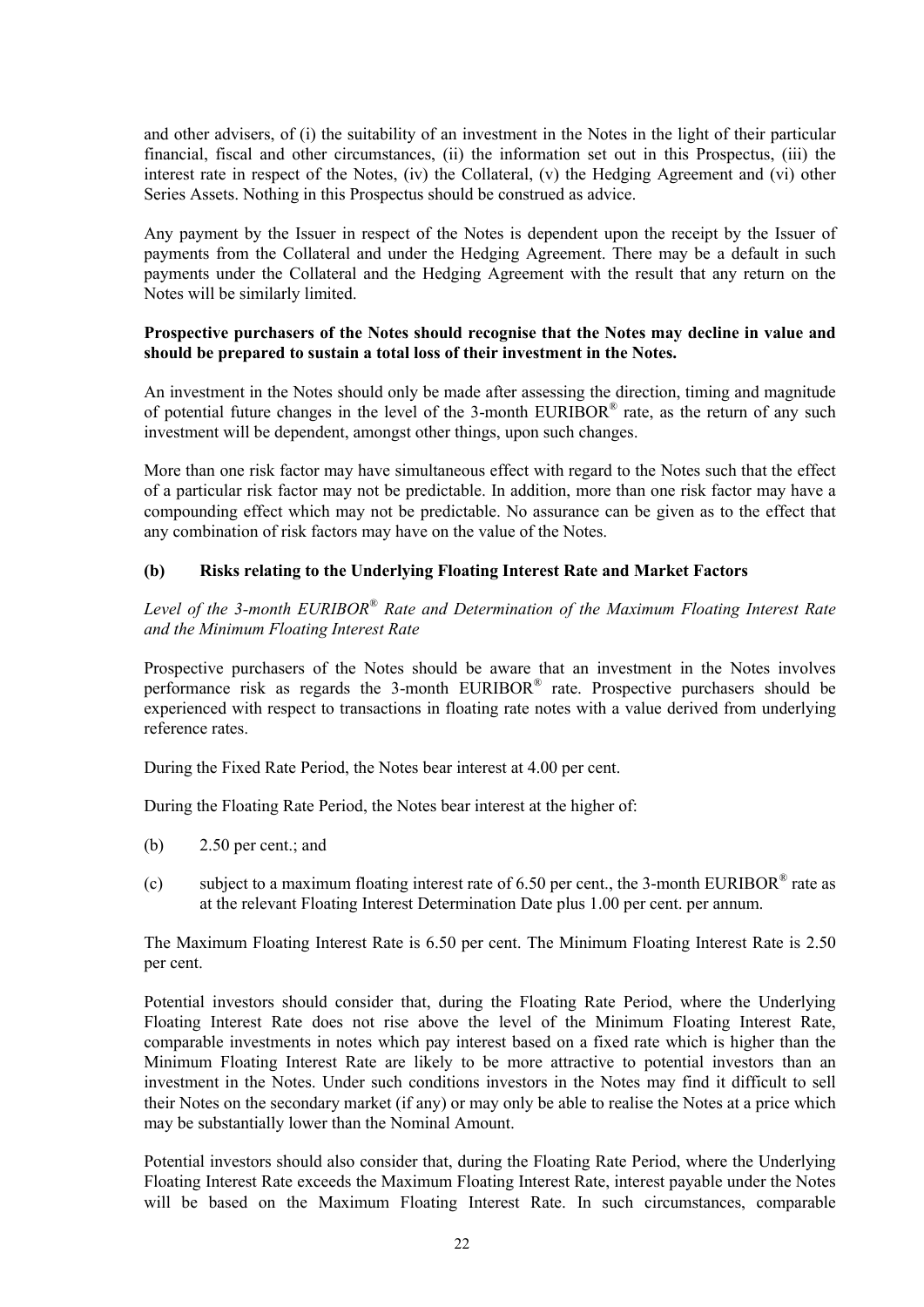and other advisers, of (i) the suitability of an investment in the Notes in the light of their particular financial, fiscal and other circumstances, (ii) the information set out in this Prospectus, (iii) the interest rate in respect of the Notes, (iv) the Collateral, (v) the Hedging Agreement and (vi) other Series Assets. Nothing in this Prospectus should be construed as advice.

Any payment by the Issuer in respect of the Notes is dependent upon the receipt by the Issuer of payments from the Collateral and under the Hedging Agreement. There may be a default in such payments under the Collateral and the Hedging Agreement with the result that any return on the Notes will be similarly limited.

**Prospective purchasers of the Notes should recognise that the Notes may decline in value and should be prepared to sustain a total loss of their investment in the Notes.**

An investment in the Notes should only be made after assessing the direction, timing and magnitude of potential future changes in the level of the 3-month EURIBOR® rate, as the return of any such investment will be dependent, amongst other things, upon such changes.

More than one risk factor may have simultaneous effect with regard to the Notes such that the effect of a particular risk factor may not be predictable. In addition, more than one risk factor may have a compounding effect which may not be predictable. No assurance can be given as to the effect that any combination of risk factors may have on the value of the Notes.

**(b) Risks relating to the Underlying Floating Interest Rate and Market Factors**

*Level of the 3-month EURIBOR® Rate and Determination of the Maximum Floating Interest Rate and the Minimum Floating Interest Rate*

Prospective purchasers of the Notes should be aware that an investment in the Notes involves performance risk as regards the 3-month EURIBOR® rate. Prospective purchasers should be experienced with respect to transactions in floating rate notes with a value derived from underlying reference rates.

During the Fixed Rate Period, the Notes bear interest at 4.00 per cent.

During the Floating Rate Period, the Notes bear interest at the higher of:

(b) 2.50 per cent.; and

(c) subject to a maximum floating interest rate of 6.50 per cent., the 3-month EURIBOR® rate as at the relevant Floating Interest Determination Date plus 1.00 per cent. per annum.

The Maximum Floating Interest Rate is 6.50 per cent. The Minimum Floating Interest Rate is 2.50 per cent.

Potential investors should consider that, during the Floating Rate Period, where the Underlying Floating Interest Rate does not rise above the level of the Minimum Floating Interest Rate, comparable investments in notes which pay interest based on a fixed rate which is higher than the Minimum Floating Interest Rate are likely to be more attractive to potential investors than an investment in the Notes. Under such conditions investors in the Notes may find it difficult to sell their Notes on the secondary market (if any) or may only be able to realise the Notes at a price which may be substantially lower than the Nominal Amount.

Potential investors should also consider that, during the Floating Rate Period, where the Underlying Floating Interest Rate exceeds the Maximum Floating Interest Rate, interest payable under the Notes will be based on the Maximum Floating Interest Rate. In such circumstances, comparable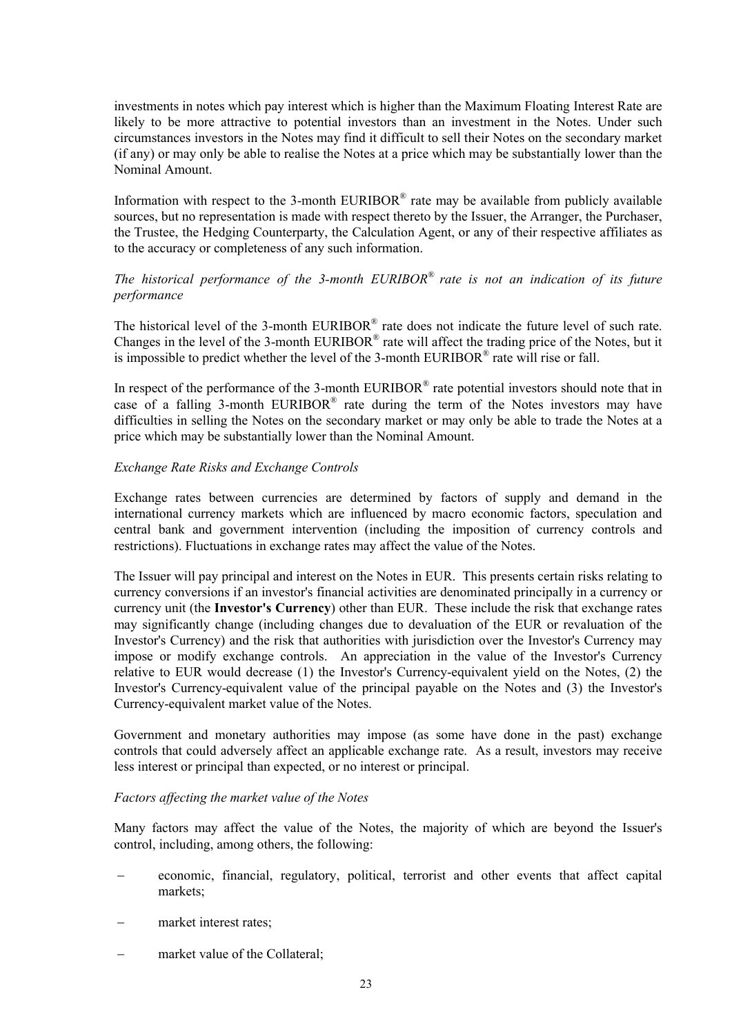investments in notes which pay interest which is higher than the Maximum Floating Interest Rate are likely to be more attractive to potential investors than an investment in the Notes. Under such circumstances investors in the Notes may find it difficult to sell their Notes on the secondary market (if any) or may only be able to realise the Notes at a price which may be substantially lower than the Nominal Amount.

Information with respect to the 3-month EURIBOR® rate may be available from publicly available sources, but no representation is made with respect thereto by the Issuer, the Arranger, the Purchaser, the Trustee, the Hedging Counterparty, the Calculation Agent, or any of their respective affiliates as to the accuracy or completeness of any such information.

*The historical performance of the 3-month EURIBOR® rate is not an indication of its future performance*

The historical level of the 3-month EURIBOR® rate does not indicate the future level of such rate. Changes in the level of the 3-month EURIBOR® rate will affect the trading price of the Notes, but it is impossible to predict whether the level of the 3-month EURIBOR® rate will rise or fall.

In respect of the performance of the 3-month EURIBOR® rate potential investors should note that in case of a falling 3-month EURIBOR® rate during the term of the Notes investors may have difficulties in selling the Notes on the secondary market or may only be able to trade the Notes at a price which may be substantially lower than the Nominal Amount.

*Exchange Rate Risks and Exchange Controls*

Exchange rates between currencies are determined by factors of supply and demand in the international currency markets which are influenced by macro economic factors, speculation and central bank and government intervention (including the imposition of currency controls and restrictions). Fluctuations in exchange rates may affect the value of the Notes.

The Issuer will pay principal and interest on the Notes in EUR. This presents certain risks relating to currency conversions if an investor's financial activities are denominated principally in a currency or currency unit (the **Investor's Currency**) other than EUR. These include the risk that exchange rates may significantly change (including changes due to devaluation of the EUR or revaluation of the Investor's Currency) and the risk that authorities with jurisdiction over the Investor's Currency may impose or modify exchange controls. An appreciation in the value of the Investor's Currency relative to EUR would decrease (1) the Investor's Currency-equivalent yield on the Notes, (2) the Investor's Currency-equivalent value of the principal payable on the Notes and (3) the Investor's Currency-equivalent market value of the Notes.

Government and monetary authorities may impose (as some have done in the past) exchange controls that could adversely affect an applicable exchange rate. As a result, investors may receive less interest or principal than expected, or no interest or principal.

*Factors affecting the market value of the Notes*

Many factors may affect the value of the Notes, the majority of which are beyond the Issuer's control, including, among others, the following:

- economic, financial, regulatory, political, terrorist and other events that affect capital markets;
- market interest rates;
- market value of the Collateral;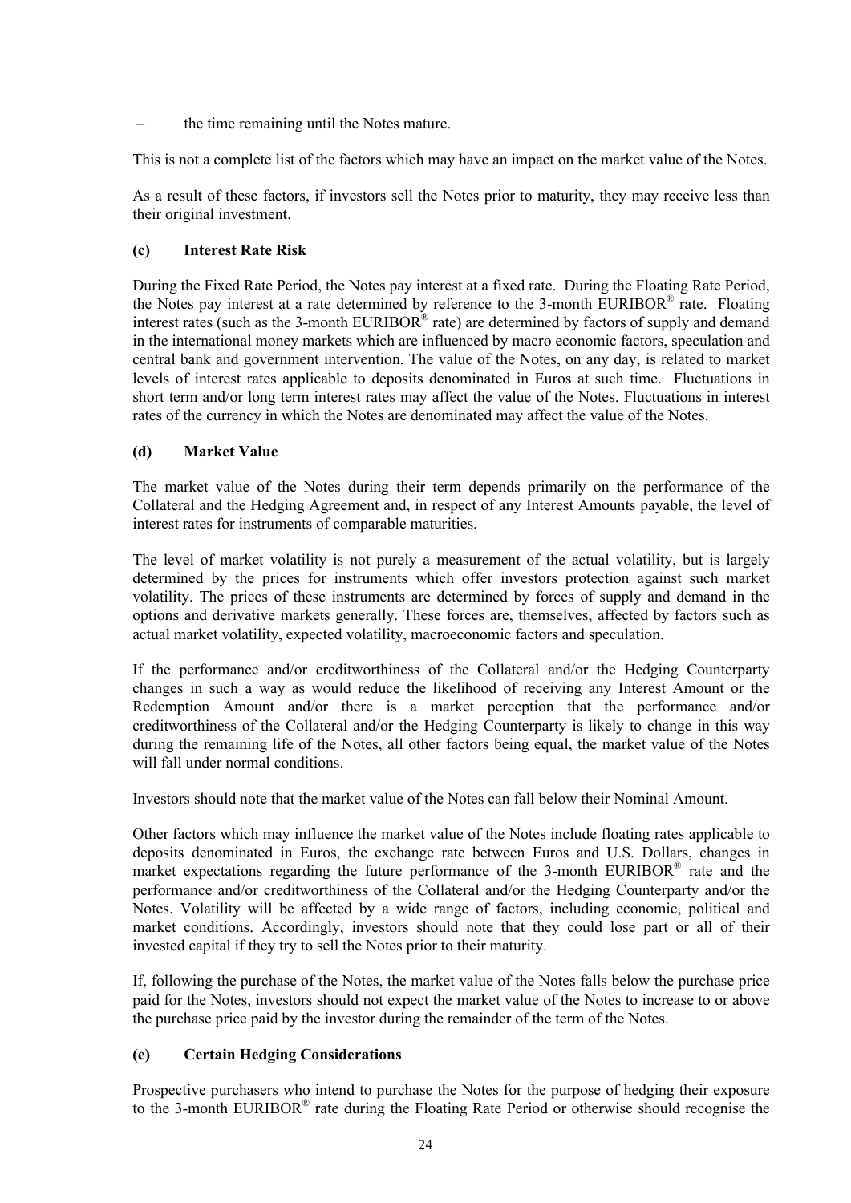– the time remaining until the Notes mature.

This is not a complete list of the factors which may have an impact on the market value of the Notes.

As a result of these factors, if investors sell the Notes prior to maturity, they may receive less than their original investment.

**(c) Interest Rate Risk**

During the Fixed Rate Period, the Notes pay interest at a fixed rate. During the Floating Rate Period, the Notes pay interest at a rate determined by reference to the 3-month EURIBOR® rate. Floating interest rates (such as the 3-month EURIBOR® rate) are determined by factors of supply and demand in the international money markets which are influenced by macro economic factors, speculation and central bank and government intervention. The value of the Notes, on any day, is related to market levels of interest rates applicable to deposits denominated in Euros at such time. Fluctuations in short term and/or long term interest rates may affect the value of the Notes. Fluctuations in interest rates of the currency in which the Notes are denominated may affect the value of the Notes.

**(d) Market Value**

The market value of the Notes during their term depends primarily on the performance of the Collateral and the Hedging Agreement and, in respect of any Interest Amounts payable, the level of interest rates for instruments of comparable maturities.

The level of market volatility is not purely a measurement of the actual volatility, but is largely determined by the prices for instruments which offer investors protection against such market volatility. The prices of these instruments are determined by forces of supply and demand in the options and derivative markets generally. These forces are, themselves, affected by factors such as actual market volatility, expected volatility, macroeconomic factors and speculation.

If the performance and/or creditworthiness of the Collateral and/or the Hedging Counterparty changes in such a way as would reduce the likelihood of receiving any Interest Amount or the Redemption Amount and/or there is a market perception that the performance and/or creditworthiness of the Collateral and/or the Hedging Counterparty is likely to change in this way during the remaining life of the Notes, all other factors being equal, the market value of the Notes will fall under normal conditions.

Investors should note that the market value of the Notes can fall below their Nominal Amount.

Other factors which may influence the market value of the Notes include floating rates applicable to deposits denominated in Euros, the exchange rate between Euros and U.S. Dollars, changes in market expectations regarding the future performance of the 3-month EURIBOR® rate and the performance and/or creditworthiness of the Collateral and/or the Hedging Counterparty and/or the Notes. Volatility will be affected by a wide range of factors, including economic, political and market conditions. Accordingly, investors should note that they could lose part or all of their invested capital if they try to sell the Notes prior to their maturity.

If, following the purchase of the Notes, the market value of the Notes falls below the purchase price paid for the Notes, investors should not expect the market value of the Notes to increase to or above the purchase price paid by the investor during the remainder of the term of the Notes.

**(e) Certain Hedging Considerations**

Prospective purchasers who intend to purchase the Notes for the purpose of hedging their exposure to the 3-month EURIBOR® rate during the Floating Rate Period or otherwise should recognise the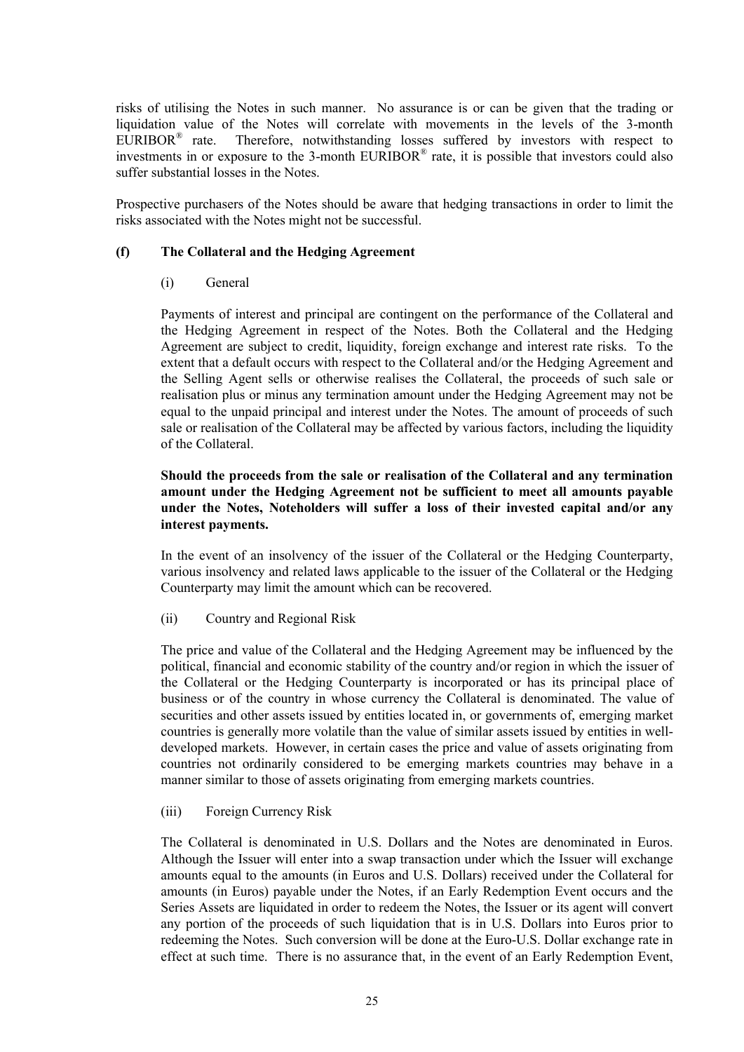risks of utilising the Notes in such manner. No assurance is or can be given that the trading or liquidation value of the Notes will correlate with movements in the levels of the 3-month EURIBOR® rate. Therefore, notwithstanding losses suffered by investors with respect to investments in or exposure to the 3-month EURIBOR® rate, it is possible that investors could also suffer substantial losses in the Notes.

Prospective purchasers of the Notes should be aware that hedging transactions in order to limit the risks associated with the Notes might not be successful.

**(f) The Collateral and the Hedging Agreement**

(i) General

Payments of interest and principal are contingent on the performance of the Collateral and the Hedging Agreement in respect of the Notes. Both the Collateral and the Hedging Agreement are subject to credit, liquidity, foreign exchange and interest rate risks. To the extent that a default occurs with respect to the Collateral and/or the Hedging Agreement and the Selling Agent sells or otherwise realises the Collateral, the proceeds of such sale or realisation plus or minus any termination amount under the Hedging Agreement may not be equal to the unpaid principal and interest under the Notes. The amount of proceeds of such sale or realisation of the Collateral may be affected by various factors, including the liquidity of the Collateral.

**Should the proceeds from the sale or realisation of the Collateral and any termination amount under the Hedging Agreement not be sufficient to meet all amounts payable under the Notes, Noteholders will suffer a loss of their invested capital and/or any interest payments.**

In the event of an insolvency of the issuer of the Collateral or the Hedging Counterparty, various insolvency and related laws applicable to the issuer of the Collateral or the Hedging Counterparty may limit the amount which can be recovered.

(ii) Country and Regional Risk

The price and value of the Collateral and the Hedging Agreement may be influenced by the political, financial and economic stability of the country and/or region in which the issuer of the Collateral or the Hedging Counterparty is incorporated or has its principal place of business or of the country in whose currency the Collateral is denominated. The value of securities and other assets issued by entities located in, or governments of, emerging market countries is generally more volatile than the value of similar assets issued by entities in well-developed markets. However, in certain cases the price and value of assets originating from countries not ordinarily considered to be emerging markets countries may behave in a manner similar to those of assets originating from emerging markets countries.

(iii) Foreign Currency Risk

The Collateral is denominated in U.S. Dollars and the Notes are denominated in Euros. Although the Issuer will enter into a swap transaction under which the Issuer will exchange amounts equal to the amounts (in Euros and U.S. Dollars) received under the Collateral for amounts (in Euros) payable under the Notes, if an Early Redemption Event occurs and the Series Assets are liquidated in order to redeem the Notes, the Issuer or its agent will convert any portion of the proceeds of such liquidation that is in U.S. Dollars into Euros prior to redeeming the Notes. Such conversion will be done at the Euro-U.S. Dollar exchange rate in effect at such time. There is no assurance that, in the event of an Early Redemption Event,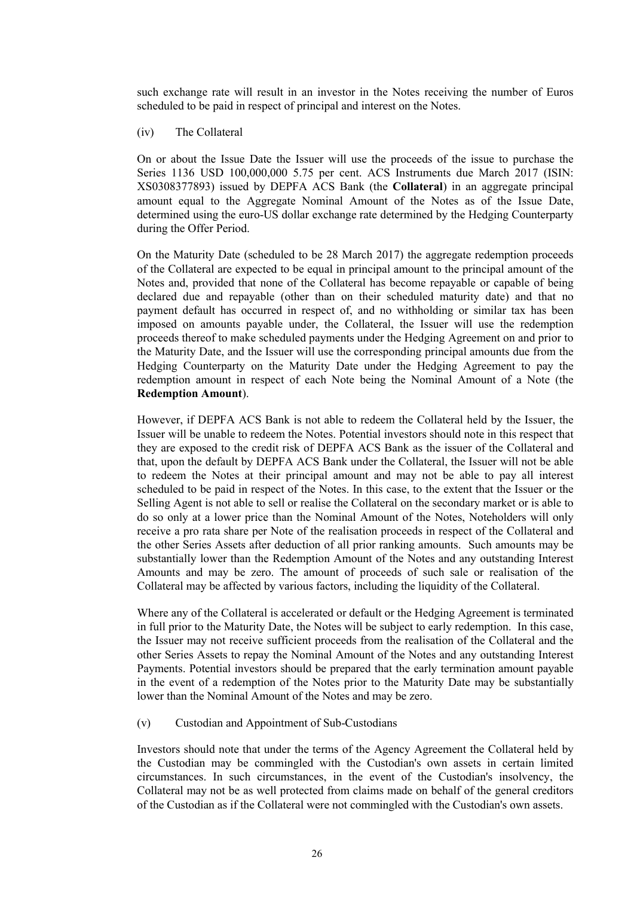such exchange rate will result in an investor in the Notes receiving the number of Euros scheduled to be paid in respect of principal and interest on the Notes.

(iv) The Collateral

On or about the Issue Date the Issuer will use the proceeds of the issue to purchase the Series 1136 USD 100,000,000 5.75 per cent. ACS Instruments due March 2017 (ISIN: XS0308377893) issued by DEPFA ACS Bank (the **Collateral**) in an aggregate principal amount equal to the Aggregate Nominal Amount of the Notes as of the Issue Date, determined using the euro-US dollar exchange rate determined by the Hedging Counterparty during the Offer Period.

On the Maturity Date (scheduled to be 28 March 2017) the aggregate redemption proceeds of the Collateral are expected to be equal in principal amount to the principal amount of the Notes and, provided that none of the Collateral has become repayable or capable of being declared due and repayable (other than on their scheduled maturity date) and that no payment default has occurred in respect of, and no withholding or similar tax has been imposed on amounts payable under, the Collateral, the Issuer will use the redemption proceeds thereof to make scheduled payments under the Hedging Agreement on and prior to the Maturity Date, and the Issuer will use the corresponding principal amounts due from the Hedging Counterparty on the Maturity Date under the Hedging Agreement to pay the redemption amount in respect of each Note being the Nominal Amount of a Note (the **Redemption Amount**).

However, if DEPFA ACS Bank is not able to redeem the Collateral held by the Issuer, the Issuer will be unable to redeem the Notes. Potential investors should note in this respect that they are exposed to the credit risk of DEPFA ACS Bank as the issuer of the Collateral and that, upon the default by DEPFA ACS Bank under the Collateral, the Issuer will not be able to redeem the Notes at their principal amount and may not be able to pay all interest scheduled to be paid in respect of the Notes. In this case, to the extent that the Issuer or the Selling Agent is not able to sell or realise the Collateral on the secondary market or is able to do so only at a lower price than the Nominal Amount of the Notes, Noteholders will only receive a pro rata share per Note of the realisation proceeds in respect of the Collateral and the other Series Assets after deduction of all prior ranking amounts. Such amounts may be substantially lower than the Redemption Amount of the Notes and any outstanding Interest Amounts and may be zero. The amount of proceeds of such sale or realisation of the Collateral may be affected by various factors, including the liquidity of the Collateral.

Where any of the Collateral is accelerated or default or the Hedging Agreement is terminated in full prior to the Maturity Date, the Notes will be subject to early redemption. In this case, the Issuer may not receive sufficient proceeds from the realisation of the Collateral and the other Series Assets to repay the Nominal Amount of the Notes and any outstanding Interest Payments. Potential investors should be prepared that the early termination amount payable in the event of a redemption of the Notes prior to the Maturity Date may be substantially lower than the Nominal Amount of the Notes and may be zero.

(v) Custodian and Appointment of Sub-Custodians

Investors should note that under the terms of the Agency Agreement the Collateral held by the Custodian may be commingled with the Custodian's own assets in certain limited circumstances. In such circumstances, in the event of the Custodian's insolvency, the Collateral may not be as well protected from claims made on behalf of the general creditors of the Custodian as if the Collateral were not commingled with the Custodian's own assets.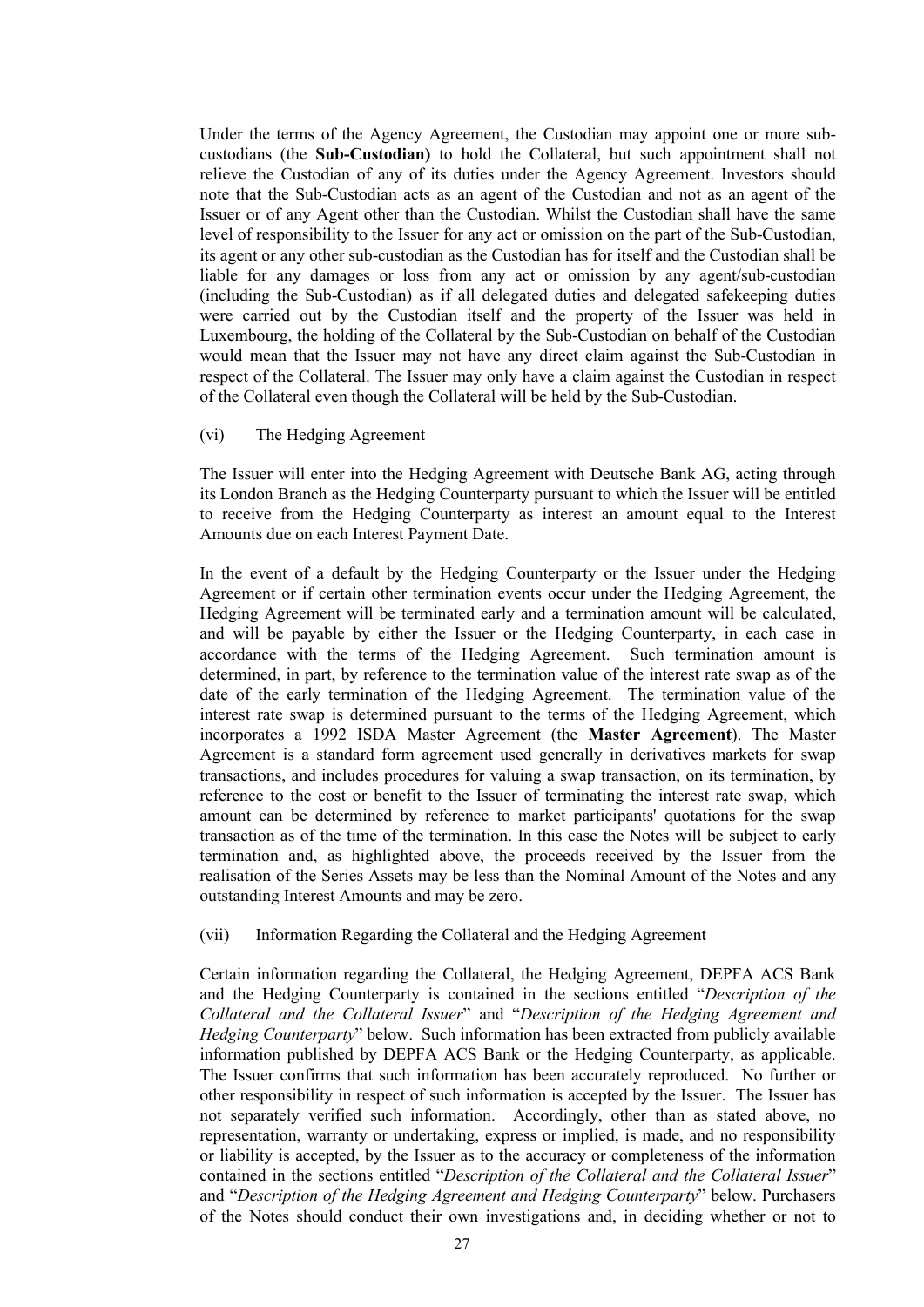Under the terms of the Agency Agreement, the Custodian may appoint one or more sub-custodians (the **Sub-Custodian)** to hold the Collateral, but such appointment shall not relieve the Custodian of any of its duties under the Agency Agreement. Investors should note that the Sub-Custodian acts as an agent of the Custodian and not as an agent of the Issuer or of any Agent other than the Custodian. Whilst the Custodian shall have the same level of responsibility to the Issuer for any act or omission on the part of the Sub-Custodian, its agent or any other sub-custodian as the Custodian has for itself and the Custodian shall be liable for any damages or loss from any act or omission by any agent/sub-custodian (including the Sub-Custodian) as if all delegated duties and delegated safekeeping duties were carried out by the Custodian itself and the property of the Issuer was held in Luxembourg, the holding of the Collateral by the Sub-Custodian on behalf of the Custodian would mean that the Issuer may not have any direct claim against the Sub-Custodian in respect of the Collateral. The Issuer may only have a claim against the Custodian in respect of the Collateral even though the Collateral will be held by the Sub-Custodian.

(vi) The Hedging Agreement

The Issuer will enter into the Hedging Agreement with Deutsche Bank AG, acting through its London Branch as the Hedging Counterparty pursuant to which the Issuer will be entitled to receive from the Hedging Counterparty as interest an amount equal to the Interest Amounts due on each Interest Payment Date.

In the event of a default by the Hedging Counterparty or the Issuer under the Hedging Agreement or if certain other termination events occur under the Hedging Agreement, the Hedging Agreement will be terminated early and a termination amount will be calculated, and will be payable by either the Issuer or the Hedging Counterparty, in each case in accordance with the terms of the Hedging Agreement. Such termination amount is determined, in part, by reference to the termination value of the interest rate swap as of the date of the early termination of the Hedging Agreement. The termination value of the interest rate swap is determined pursuant to the terms of the Hedging Agreement, which incorporates a 1992 ISDA Master Agreement (the **Master Agreement**). The Master Agreement is a standard form agreement used generally in derivatives markets for swap transactions, and includes procedures for valuing a swap transaction, on its termination, by reference to the cost or benefit to the Issuer of terminating the interest rate swap, which amount can be determined by reference to market participants' quotations for the swap transaction as of the time of the termination. In this case the Notes will be subject to early termination and, as highlighted above, the proceeds received by the Issuer from the realisation of the Series Assets may be less than the Nominal Amount of the Notes and any outstanding Interest Amounts and may be zero.

(vii) Information Regarding the Collateral and the Hedging Agreement

Certain information regarding the Collateral, the Hedging Agreement, DEPFA ACS Bank and the Hedging Counterparty is contained in the sections entitled "*Description of the Collateral and the Collateral Issuer*" and "*Description of the Hedging Agreement and Hedging Counterparty*" below. Such information has been extracted from publicly available information published by DEPFA ACS Bank or the Hedging Counterparty, as applicable. The Issuer confirms that such information has been accurately reproduced. No further or other responsibility in respect of such information is accepted by the Issuer. The Issuer has not separately verified such information. Accordingly, other than as stated above, no representation, warranty or undertaking, express or implied, is made, and no responsibility or liability is accepted, by the Issuer as to the accuracy or completeness of the information contained in the sections entitled "*Description of the Collateral and the Collateral Issuer*" and "*Description of the Hedging Agreement and Hedging Counterparty*" below. Purchasers of the Notes should conduct their own investigations and, in deciding whether or not to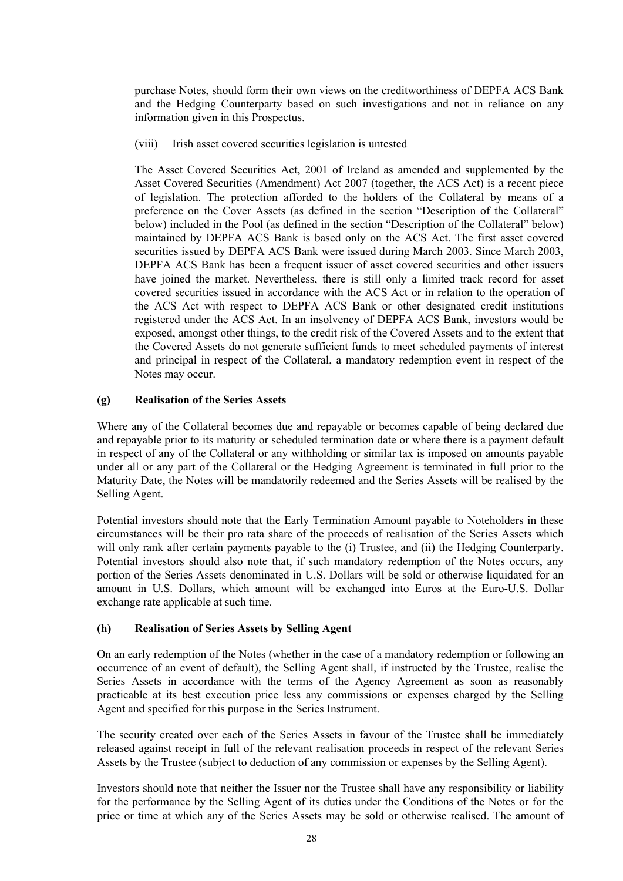purchase Notes, should form their own views on the creditworthiness of DEPFA ACS Bank and the Hedging Counterparty based on such investigations and not in reliance on any information given in this Prospectus.

(viii) Irish asset covered securities legislation is untested

The Asset Covered Securities Act, 2001 of Ireland as amended and supplemented by the Asset Covered Securities (Amendment) Act 2007 (together, the ACS Act) is a recent piece of legislation. The protection afforded to the holders of the Collateral by means of a preference on the Cover Assets (as defined in the section "Description of the Collateral" below) included in the Pool (as defined in the section "Description of the Collateral" below) maintained by DEPFA ACS Bank is based only on the ACS Act. The first asset covered securities issued by DEPFA ACS Bank were issued during March 2003. Since March 2003, DEPFA ACS Bank has been a frequent issuer of asset covered securities and other issuers have joined the market. Nevertheless, there is still only a limited track record for asset covered securities issued in accordance with the ACS Act or in relation to the operation of the ACS Act with respect to DEPFA ACS Bank or other designated credit institutions registered under the ACS Act. In an insolvency of DEPFA ACS Bank, investors would be exposed, amongst other things, to the credit risk of the Covered Assets and to the extent that the Covered Assets do not generate sufficient funds to meet scheduled payments of interest and principal in respect of the Collateral, a mandatory redemption event in respect of the Notes may occur.

**(g) Realisation of the Series Assets**

Where any of the Collateral becomes due and repayable or becomes capable of being declared due and repayable prior to its maturity or scheduled termination date or where there is a payment default in respect of any of the Collateral or any withholding or similar tax is imposed on amounts payable under all or any part of the Collateral or the Hedging Agreement is terminated in full prior to the Maturity Date, the Notes will be mandatorily redeemed and the Series Assets will be realised by the Selling Agent.

Potential investors should note that the Early Termination Amount payable to Noteholders in these circumstances will be their pro rata share of the proceeds of realisation of the Series Assets which will only rank after certain payments payable to the (i) Trustee, and (ii) the Hedging Counterparty. Potential investors should also note that, if such mandatory redemption of the Notes occurs, any portion of the Series Assets denominated in U.S. Dollars will be sold or otherwise liquidated for an amount in U.S. Dollars, which amount will be exchanged into Euros at the Euro-U.S. Dollar exchange rate applicable at such time.

**(h) Realisation of Series Assets by Selling Agent**

On an early redemption of the Notes (whether in the case of a mandatory redemption or following an occurrence of an event of default), the Selling Agent shall, if instructed by the Trustee, realise the Series Assets in accordance with the terms of the Agency Agreement as soon as reasonably practicable at its best execution price less any commissions or expenses charged by the Selling Agent and specified for this purpose in the Series Instrument.

The security created over each of the Series Assets in favour of the Trustee shall be immediately released against receipt in full of the relevant realisation proceeds in respect of the relevant Series Assets by the Trustee (subject to deduction of any commission or expenses by the Selling Agent).

Investors should note that neither the Issuer nor the Trustee shall have any responsibility or liability for the performance by the Selling Agent of its duties under the Conditions of the Notes or for the price or time at which any of the Series Assets may be sold or otherwise realised. The amount of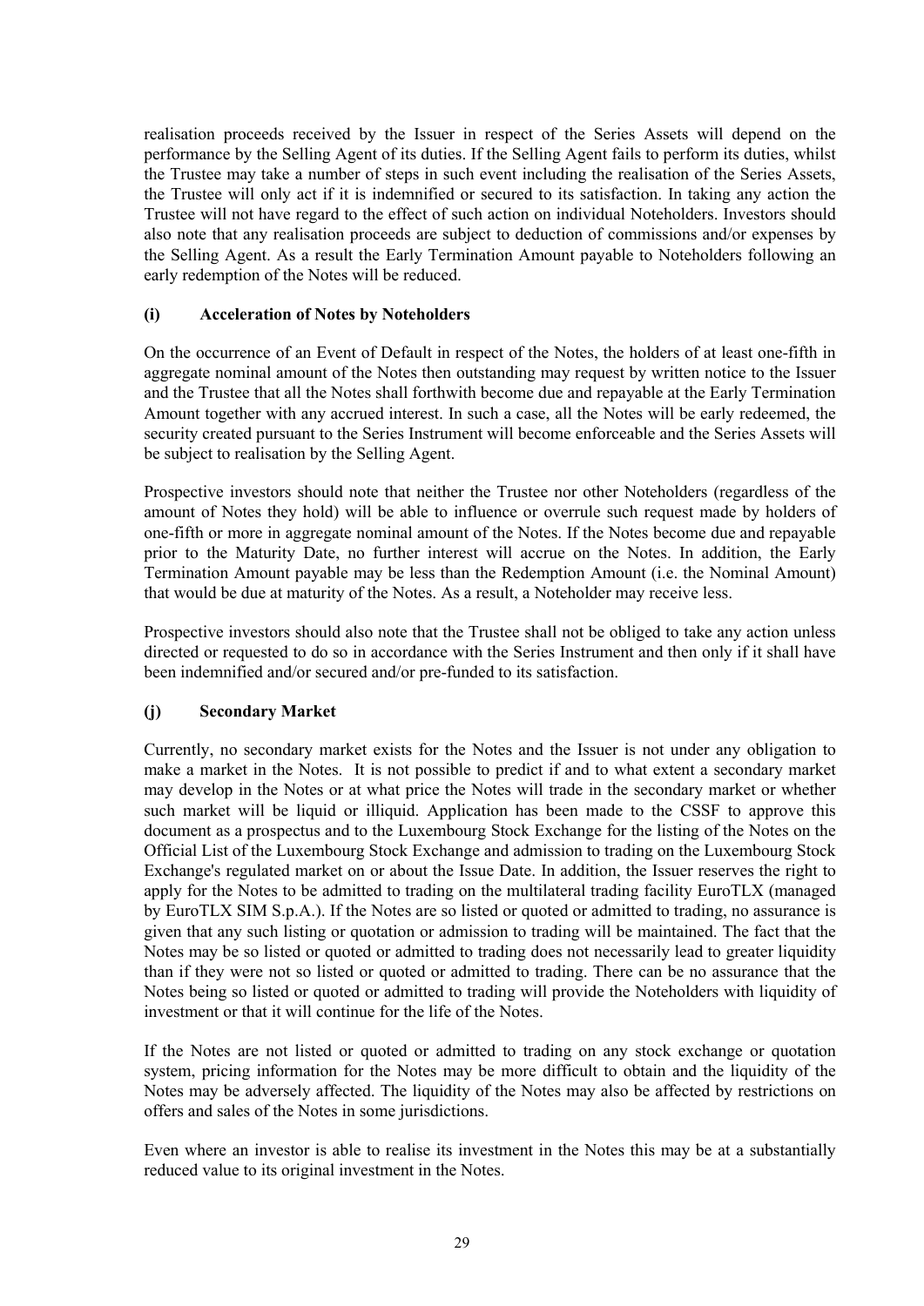realisation proceeds received by the Issuer in respect of the Series Assets will depend on the performance by the Selling Agent of its duties. If the Selling Agent fails to perform its duties, whilst the Trustee may take a number of steps in such event including the realisation of the Series Assets, the Trustee will only act if it is indemnified or secured to its satisfaction. In taking any action the Trustee will not have regard to the effect of such action on individual Noteholders. Investors should also note that any realisation proceeds are subject to deduction of commissions and/or expenses by the Selling Agent. As a result the Early Termination Amount payable to Noteholders following an early redemption of the Notes will be reduced.

### (i) Acceleration of Notes by Noteholders

On the occurrence of an Event of Default in respect of the Notes, the holders of at least one-fifth in aggregate nominal amount of the Notes then outstanding may request by written notice to the Issuer and the Trustee that all the Notes shall forthwith become due and repayable at the Early Termination Amount together with any accrued interest. In such a case, all the Notes will be early redeemed, the security created pursuant to the Series Instrument will become enforceable and the Series Assets will be subject to realisation by the Selling Agent.

Prospective investors should note that neither the Trustee nor other Noteholders (regardless of the amount of Notes they hold) will be able to influence or overrule such request made by holders of one-fifth or more in aggregate nominal amount of the Notes. If the Notes become due and repayable prior to the Maturity Date, no further interest will accrue on the Notes. In addition, the Early Termination Amount payable may be less than the Redemption Amount (i.e. the Nominal Amount) that would be due at maturity of the Notes. As a result, a Noteholder may receive less.

Prospective investors should also note that the Trustee shall not be obliged to take any action unless directed or requested to do so in accordance with the Series Instrument and then only if it shall have been indemnified and/or secured and/or pre-funded to its satisfaction.

### (j) Secondary Market

Currently, no secondary market exists for the Notes and the Issuer is not under any obligation to make a market in the Notes. It is not possible to predict if and to what extent a secondary market may develop in the Notes or at what price the Notes will trade in the secondary market or whether such market will be liquid or illiquid. Application has been made to the CSSF to approve this document as a prospectus and to the Luxembourg Stock Exchange for the listing of the Notes on the Official List of the Luxembourg Stock Exchange and admission to trading on the Luxembourg Stock Exchange's regulated market on or about the Issue Date. In addition, the Issuer reserves the right to apply for the Notes to be admitted to trading on the multilateral trading facility EuroTLX (managed by EuroTLX SIM S.p.A.). If the Notes are so listed or quoted or admitted to trading, no assurance is given that any such listing or quotation or admission to trading will be maintained. The fact that the Notes may be so listed or quoted or admitted to trading does not necessarily lead to greater liquidity than if they were not so listed or quoted or admitted to trading. There can be no assurance that the Notes being so listed or quoted or admitted to trading will provide the Noteholders with liquidity of investment or that it will continue for the life of the Notes.

If the Notes are not listed or quoted or admitted to trading on any stock exchange or quotation system, pricing information for the Notes may be more difficult to obtain and the liquidity of the Notes may be adversely affected. The liquidity of the Notes may also be affected by restrictions on offers and sales of the Notes in some jurisdictions.

Even where an investor is able to realise its investment in the Notes this may be at a substantially reduced value to its original investment in the Notes.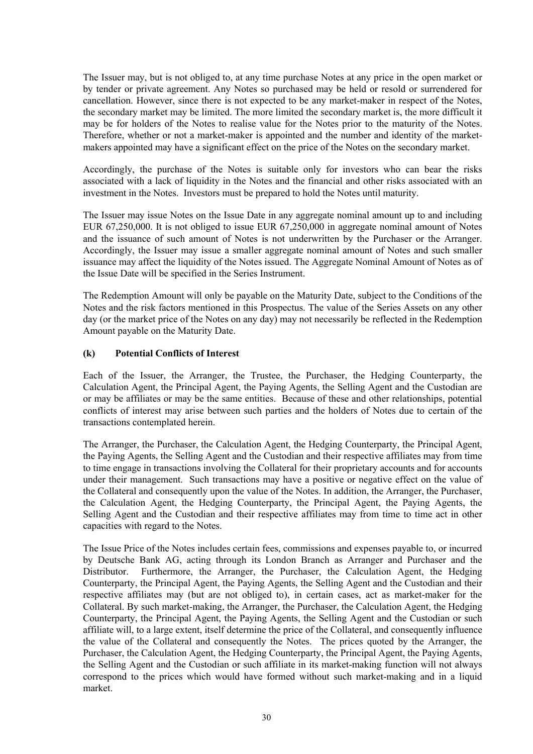The Issuer may, but is not obliged to, at any time purchase Notes at any price in the open market or by tender or private agreement. Any Notes so purchased may be held or resold or surrendered for cancellation. However, since there is not expected to be any market-maker in respect of the Notes, the secondary market may be limited. The more limited the secondary market is, the more difficult it may be for holders of the Notes to realise value for the Notes prior to the maturity of the Notes. Therefore, whether or not a market-maker is appointed and the number and identity of the market-makers appointed may have a significant effect on the price of the Notes on the secondary market.

Accordingly, the purchase of the Notes is suitable only for investors who can bear the risks associated with a lack of liquidity in the Notes and the financial and other risks associated with an investment in the Notes. Investors must be prepared to hold the Notes until maturity.

The Issuer may issue Notes on the Issue Date in any aggregate nominal amount up to and including EUR 67,250,000. It is not obliged to issue EUR 67,250,000 in aggregate nominal amount of Notes and the issuance of such amount of Notes is not underwritten by the Purchaser or the Arranger. Accordingly, the Issuer may issue a smaller aggregate nominal amount of Notes and such smaller issuance may affect the liquidity of the Notes issued. The Aggregate Nominal Amount of Notes as of the Issue Date will be specified in the Series Instrument.

The Redemption Amount will only be payable on the Maturity Date, subject to the Conditions of the Notes and the risk factors mentioned in this Prospectus. The value of the Series Assets on any other day (or the market price of the Notes on any day) may not necessarily be reflected in the Redemption Amount payable on the Maturity Date.

**(k) Potential Conflicts of Interest**

Each of the Issuer, the Arranger, the Trustee, the Purchaser, the Hedging Counterparty, the Calculation Agent, the Principal Agent, the Paying Agents, the Selling Agent and the Custodian are or may be affiliates or may be the same entities. Because of these and other relationships, potential conflicts of interest may arise between such parties and the holders of Notes due to certain of the transactions contemplated herein.

The Arranger, the Purchaser, the Calculation Agent, the Hedging Counterparty, the Principal Agent, the Paying Agents, the Selling Agent and the Custodian and their respective affiliates may from time to time engage in transactions involving the Collateral for their proprietary accounts and for accounts under their management. Such transactions may have a positive or negative effect on the value of the Collateral and consequently upon the value of the Notes. In addition, the Arranger, the Purchaser, the Calculation Agent, the Hedging Counterparty, the Principal Agent, the Paying Agents, the Selling Agent and the Custodian and their respective affiliates may from time to time act in other capacities with regard to the Notes.

The Issue Price of the Notes includes certain fees, commissions and expenses payable to, or incurred by Deutsche Bank AG, acting through its London Branch as Arranger and Purchaser and the Distributor. Furthermore, the Arranger, the Purchaser, the Calculation Agent, the Hedging Counterparty, the Principal Agent, the Paying Agents, the Selling Agent and the Custodian and their respective affiliates may (but are not obliged to), in certain cases, act as market-maker for the Collateral. By such market-making, the Arranger, the Purchaser, the Calculation Agent, the Hedging Counterparty, the Principal Agent, the Paying Agents, the Selling Agent and the Custodian or such affiliate will, to a large extent, itself determine the price of the Collateral, and consequently influence the value of the Collateral and consequently the Notes. The prices quoted by the Arranger, the Purchaser, the Calculation Agent, the Hedging Counterparty, the Principal Agent, the Paying Agents, the Selling Agent and the Custodian or such affiliate in its market-making function will not always correspond to the prices which would have formed without such market-making and in a liquid market.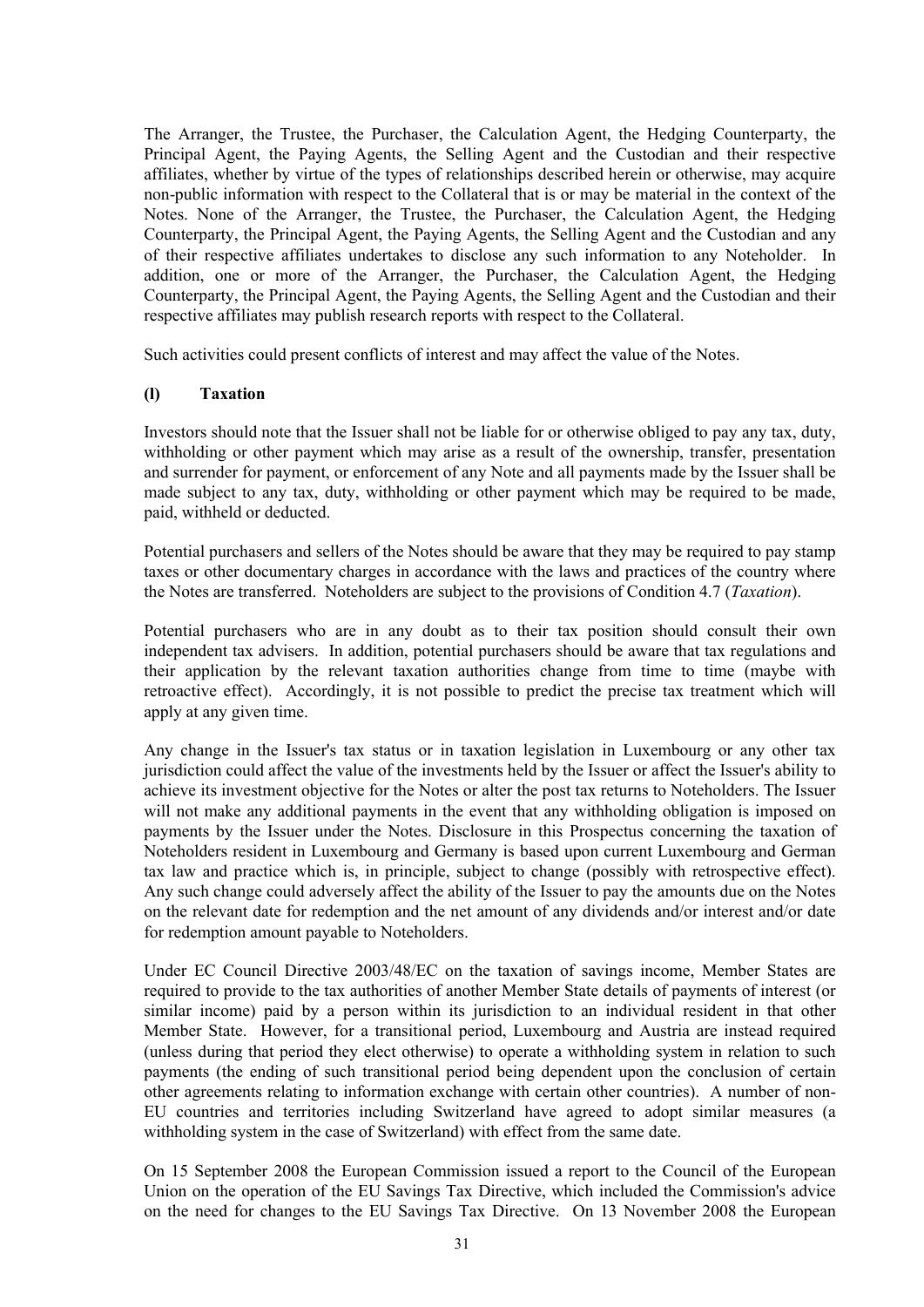The Arranger, the Trustee, the Purchaser, the Calculation Agent, the Hedging Counterparty, the Principal Agent, the Paying Agents, the Selling Agent and the Custodian and their respective affiliates, whether by virtue of the types of relationships described herein or otherwise, may acquire non-public information with respect to the Collateral that is or may be material in the context of the Notes. None of the Arranger, the Trustee, the Purchaser, the Calculation Agent, the Hedging Counterparty, the Principal Agent, the Paying Agents, the Selling Agent and the Custodian and any of their respective affiliates undertakes to disclose any such information to any Noteholder. In addition, one or more of the Arranger, the Purchaser, the Calculation Agent, the Hedging Counterparty, the Principal Agent, the Paying Agents, the Selling Agent and the Custodian and their respective affiliates may publish research reports with respect to the Collateral.

Such activities could present conflicts of interest and may affect the value of the Notes.

**(l) Taxation**

Investors should note that the Issuer shall not be liable for or otherwise obliged to pay any tax, duty, withholding or other payment which may arise as a result of the ownership, transfer, presentation and surrender for payment, or enforcement of any Note and all payments made by the Issuer shall be made subject to any tax, duty, withholding or other payment which may be required to be made, paid, withheld or deducted.

Potential purchasers and sellers of the Notes should be aware that they may be required to pay stamp taxes or other documentary charges in accordance with the laws and practices of the country where the Notes are transferred. Noteholders are subject to the provisions of Condition 4.7 (*Taxation*).

Potential purchasers who are in any doubt as to their tax position should consult their own independent tax advisers. In addition, potential purchasers should be aware that tax regulations and their application by the relevant taxation authorities change from time to time (maybe with retroactive effect). Accordingly, it is not possible to predict the precise tax treatment which will apply at any given time.

Any change in the Issuer's tax status or in taxation legislation in Luxembourg or any other tax jurisdiction could affect the value of the investments held by the Issuer or affect the Issuer's ability to achieve its investment objective for the Notes or alter the post tax returns to Noteholders. The Issuer will not make any additional payments in the event that any withholding obligation is imposed on payments by the Issuer under the Notes. Disclosure in this Prospectus concerning the taxation of Noteholders resident in Luxembourg and Germany is based upon current Luxembourg and German tax law and practice which is, in principle, subject to change (possibly with retrospective effect). Any such change could adversely affect the ability of the Issuer to pay the amounts due on the Notes on the relevant date for redemption and the net amount of any dividends and/or interest and/or date for redemption amount payable to Noteholders.

Under EC Council Directive 2003/48/EC on the taxation of savings income, Member States are required to provide to the tax authorities of another Member State details of payments of interest (or similar income) paid by a person within its jurisdiction to an individual resident in that other Member State. However, for a transitional period, Luxembourg and Austria are instead required (unless during that period they elect otherwise) to operate a withholding system in relation to such payments (the ending of such transitional period being dependent upon the conclusion of certain other agreements relating to information exchange with certain other countries). A number of non-EU countries and territories including Switzerland have agreed to adopt similar measures (a withholding system in the case of Switzerland) with effect from the same date.

On 15 September 2008 the European Commission issued a report to the Council of the European Union on the operation of the EU Savings Tax Directive, which included the Commission's advice on the need for changes to the EU Savings Tax Directive. On 13 November 2008 the European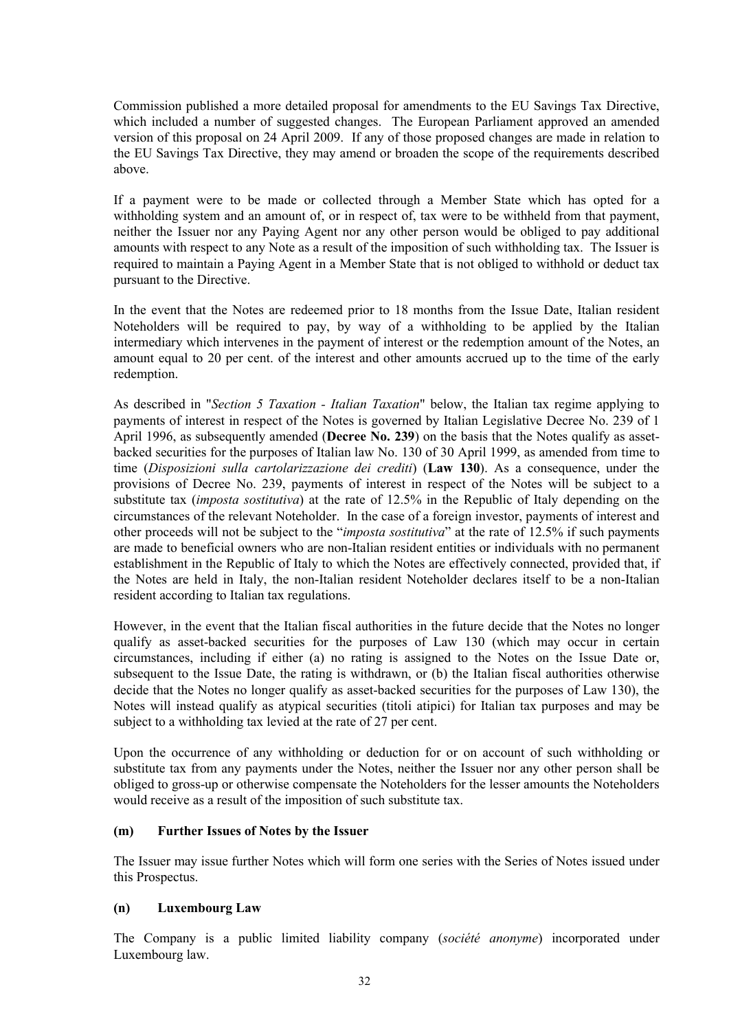Commission published a more detailed proposal for amendments to the EU Savings Tax Directive, which included a number of suggested changes. The European Parliament approved an amended version of this proposal on 24 April 2009. If any of those proposed changes are made in relation to the EU Savings Tax Directive, they may amend or broaden the scope of the requirements described above.

If a payment were to be made or collected through a Member State which has opted for a withholding system and an amount of, or in respect of, tax were to be withheld from that payment, neither the Issuer nor any Paying Agent nor any other person would be obliged to pay additional amounts with respect to any Note as a result of the imposition of such withholding tax. The Issuer is required to maintain a Paying Agent in a Member State that is not obliged to withhold or deduct tax pursuant to the Directive.

In the event that the Notes are redeemed prior to 18 months from the Issue Date, Italian resident Noteholders will be required to pay, by way of a withholding to be applied by the Italian intermediary which intervenes in the payment of interest or the redemption amount of the Notes, an amount equal to 20 per cent. of the interest and other amounts accrued up to the time of the early redemption.

As described in "*Section 5 Taxation - Italian Taxation*" below, the Italian tax regime applying to payments of interest in respect of the Notes is governed by Italian Legislative Decree No. 239 of 1 April 1996, as subsequently amended (**Decree No. 239**) on the basis that the Notes qualify as asset-backed securities for the purposes of Italian law No. 130 of 30 April 1999, as amended from time to time (*Disposizioni sulla cartolarizzazione dei crediti*) (**Law 130**). As a consequence, under the provisions of Decree No. 239, payments of interest in respect of the Notes will be subject to a substitute tax (*imposta sostitutiva*) at the rate of 12.5% in the Republic of Italy depending on the circumstances of the relevant Noteholder. In the case of a foreign investor, payments of interest and other proceeds will not be subject to the "*imposta sostitutiva*" at the rate of 12.5% if such payments are made to beneficial owners who are non-Italian resident entities or individuals with no permanent establishment in the Republic of Italy to which the Notes are effectively connected, provided that, if the Notes are held in Italy, the non-Italian resident Noteholder declares itself to be a non-Italian resident according to Italian tax regulations.

However, in the event that the Italian fiscal authorities in the future decide that the Notes no longer qualify as asset-backed securities for the purposes of Law 130 (which may occur in certain circumstances, including if either (a) no rating is assigned to the Notes on the Issue Date or, subsequent to the Issue Date, the rating is withdrawn, or (b) the Italian fiscal authorities otherwise decide that the Notes no longer qualify as asset-backed securities for the purposes of Law 130), the Notes will instead qualify as atypical securities (titoli atipici) for Italian tax purposes and may be subject to a withholding tax levied at the rate of 27 per cent.

Upon the occurrence of any withholding or deduction for or on account of such withholding or substitute tax from any payments under the Notes, neither the Issuer nor any other person shall be obliged to gross-up or otherwise compensate the Noteholders for the lesser amounts the Noteholders would receive as a result of the imposition of such substitute tax.

### (m) Further Issues of Notes by the Issuer

The Issuer may issue further Notes which will form one series with the Series of Notes issued under this Prospectus.

### (n) Luxembourg Law

The Company is a public limited liability company (*société anonyme*) incorporated under Luxembourg law.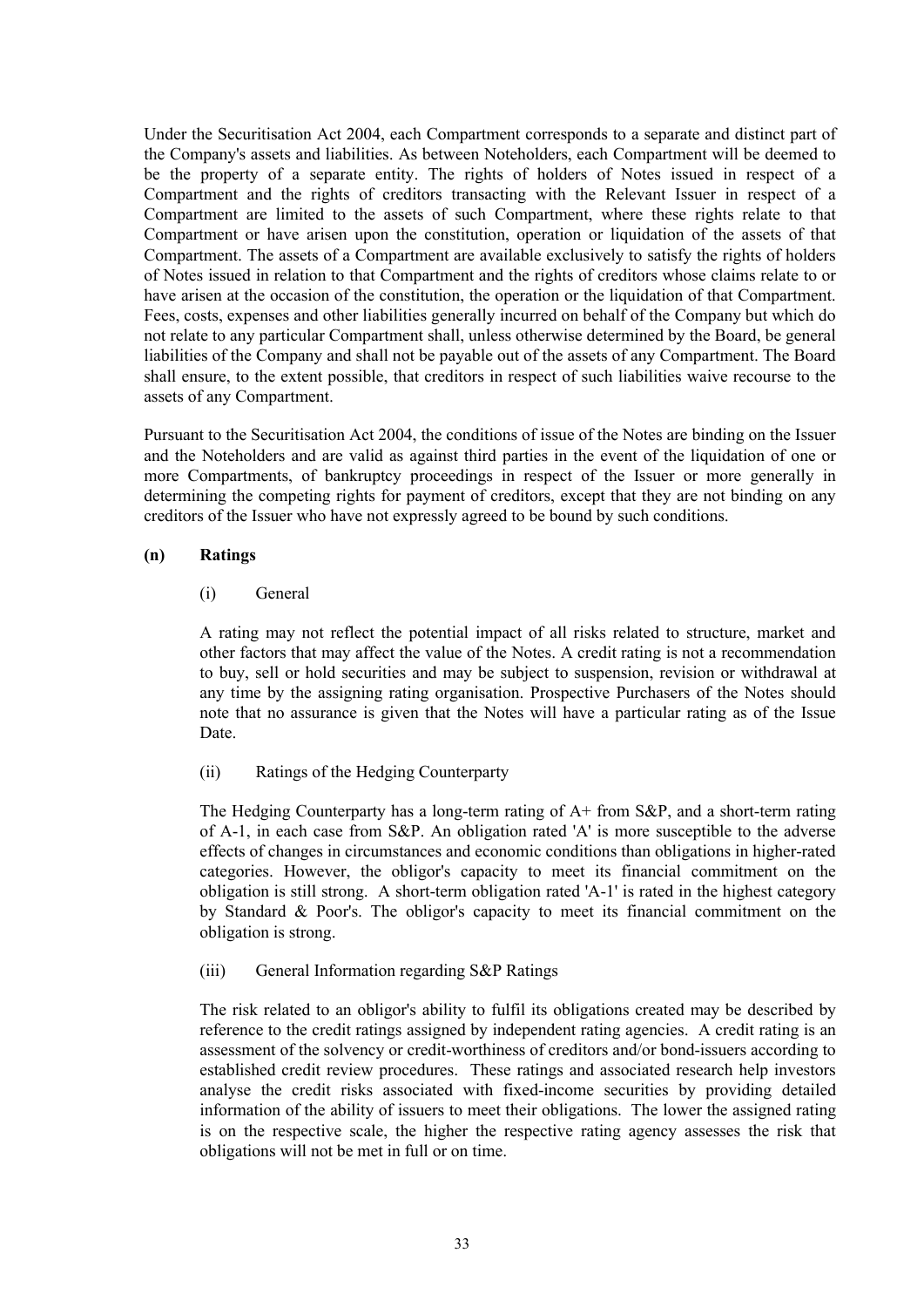Under the Securitisation Act 2004, each Compartment corresponds to a separate and distinct part of the Company's assets and liabilities. As between Noteholders, each Compartment will be deemed to be the property of a separate entity. The rights of holders of Notes issued in respect of a Compartment and the rights of creditors transacting with the Relevant Issuer in respect of a Compartment are limited to the assets of such Compartment, where these rights relate to that Compartment or have arisen upon the constitution, operation or liquidation of the assets of that Compartment. The assets of a Compartment are available exclusively to satisfy the rights of holders of Notes issued in relation to that Compartment and the rights of creditors whose claims relate to or have arisen at the occasion of the constitution, the operation or the liquidation of that Compartment. Fees, costs, expenses and other liabilities generally incurred on behalf of the Company but which do not relate to any particular Compartment shall, unless otherwise determined by the Board, be general liabilities of the Company and shall not be payable out of the assets of any Compartment. The Board shall ensure, to the extent possible, that creditors in respect of such liabilities waive recourse to the assets of any Compartment.

Pursuant to the Securitisation Act 2004, the conditions of issue of the Notes are binding on the Issuer and the Noteholders and are valid as against third parties in the event of the liquidation of one or more Compartments, of bankruptcy proceedings in respect of the Issuer or more generally in determining the competing rights for payment of creditors, except that they are not binding on any creditors of the Issuer who have not expressly agreed to be bound by such conditions.

**(n) Ratings**

(i) General

A rating may not reflect the potential impact of all risks related to structure, market and other factors that may affect the value of the Notes. A credit rating is not a recommendation to buy, sell or hold securities and may be subject to suspension, revision or withdrawal at any time by the assigning rating organisation. Prospective Purchasers of the Notes should note that no assurance is given that the Notes will have a particular rating as of the Issue Date.

(ii) Ratings of the Hedging Counterparty

The Hedging Counterparty has a long-term rating of A+ from S&P, and a short-term rating of A-1, in each case from S&P. An obligation rated 'A' is more susceptible to the adverse effects of changes in circumstances and economic conditions than obligations in higher-rated categories. However, the obligor's capacity to meet its financial commitment on the obligation is still strong. A short-term obligation rated 'A-1' is rated in the highest category by Standard & Poor's. The obligor's capacity to meet its financial commitment on the obligation is strong.

(iii) General Information regarding S&P Ratings

The risk related to an obligor's ability to fulfil its obligations created may be described by reference to the credit ratings assigned by independent rating agencies. A credit rating is an assessment of the solvency or credit-worthiness of creditors and/or bond-issuers according to established credit review procedures. These ratings and associated research help investors analyse the credit risks associated with fixed-income securities by providing detailed information of the ability of issuers to meet their obligations. The lower the assigned rating is on the respective scale, the higher the respective rating agency assesses the risk that obligations will not be met in full or on time.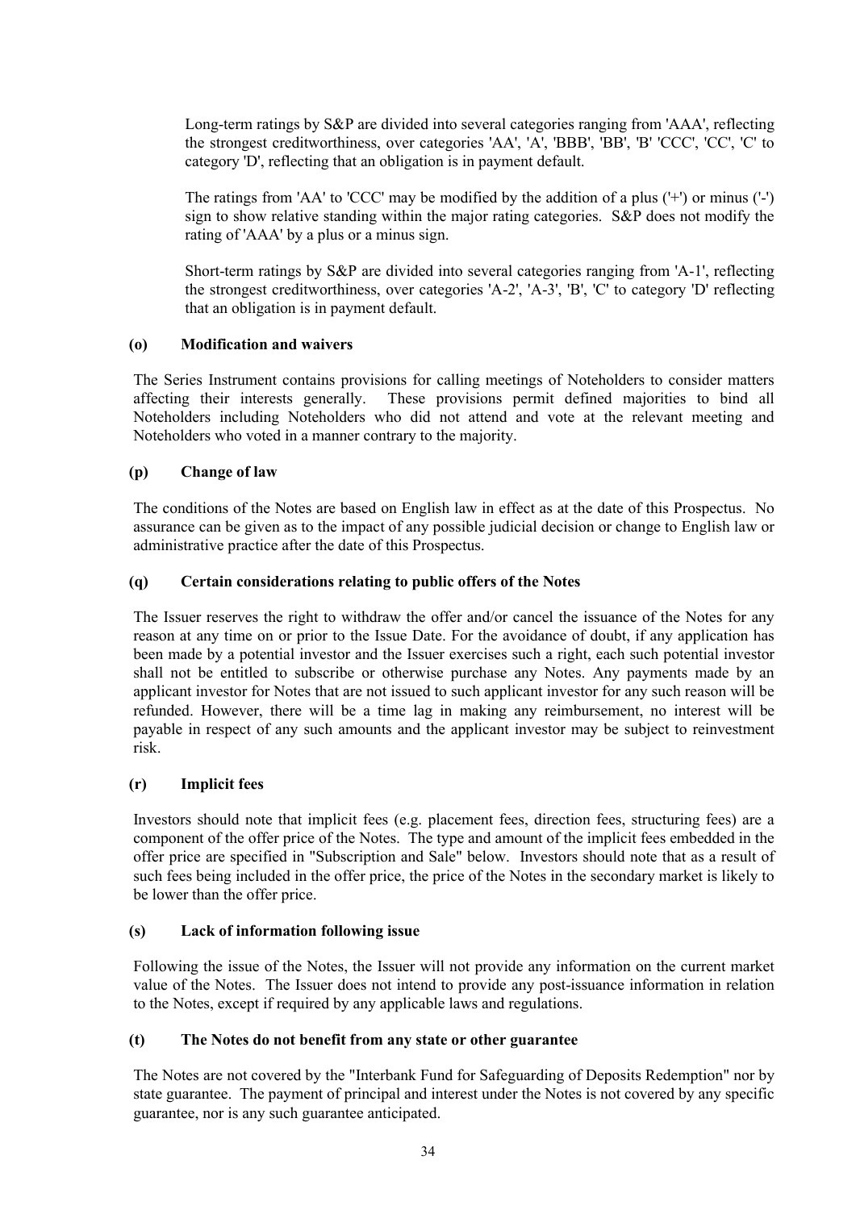Long-term ratings by S&P are divided into several categories ranging from 'AAA', reflecting the strongest creditworthiness, over categories 'AA', 'A', 'BBB', 'BB', 'B' 'CCC', 'CC', 'C' to category 'D', reflecting that an obligation is in payment default.

The ratings from 'AA' to 'CCC' may be modified by the addition of a plus ('+') or minus ('-') sign to show relative standing within the major rating categories. S&P does not modify the rating of 'AAA' by a plus or a minus sign.

Short-term ratings by S&P are divided into several categories ranging from 'A-1', reflecting the strongest creditworthiness, over categories 'A-2', 'A-3', 'B', 'C' to category 'D' reflecting that an obligation is in payment default.

**(o) Modification and waivers**

The Series Instrument contains provisions for calling meetings of Noteholders to consider matters affecting their interests generally. These provisions permit defined majorities to bind all Noteholders including Noteholders who did not attend and vote at the relevant meeting and Noteholders who voted in a manner contrary to the majority.

**(p) Change of law**

The conditions of the Notes are based on English law in effect as at the date of this Prospectus. No assurance can be given as to the impact of any possible judicial decision or change to English law or administrative practice after the date of this Prospectus.

**(q) Certain considerations relating to public offers of the Notes**

The Issuer reserves the right to withdraw the offer and/or cancel the issuance of the Notes for any reason at any time on or prior to the Issue Date. For the avoidance of doubt, if any application has been made by a potential investor and the Issuer exercises such a right, each such potential investor shall not be entitled to subscribe or otherwise purchase any Notes. Any payments made by an applicant investor for Notes that are not issued to such applicant investor for any such reason will be refunded. However, there will be a time lag in making any reimbursement, no interest will be payable in respect of any such amounts and the applicant investor may be subject to reinvestment risk.

**(r) Implicit fees**

Investors should note that implicit fees (e.g. placement fees, direction fees, structuring fees) are a component of the offer price of the Notes. The type and amount of the implicit fees embedded in the offer price are specified in "Subscription and Sale" below. Investors should note that as a result of such fees being included in the offer price, the price of the Notes in the secondary market is likely to be lower than the offer price.

**(s) Lack of information following issue**

Following the issue of the Notes, the Issuer will not provide any information on the current market value of the Notes. The Issuer does not intend to provide any post-issuance information in relation to the Notes, except if required by any applicable laws and regulations.

**(t) The Notes do not benefit from any state or other guarantee**

The Notes are not covered by the "Interbank Fund for Safeguarding of Deposits Redemption" nor by state guarantee. The payment of principal and interest under the Notes is not covered by any specific guarantee, nor is any such guarantee anticipated.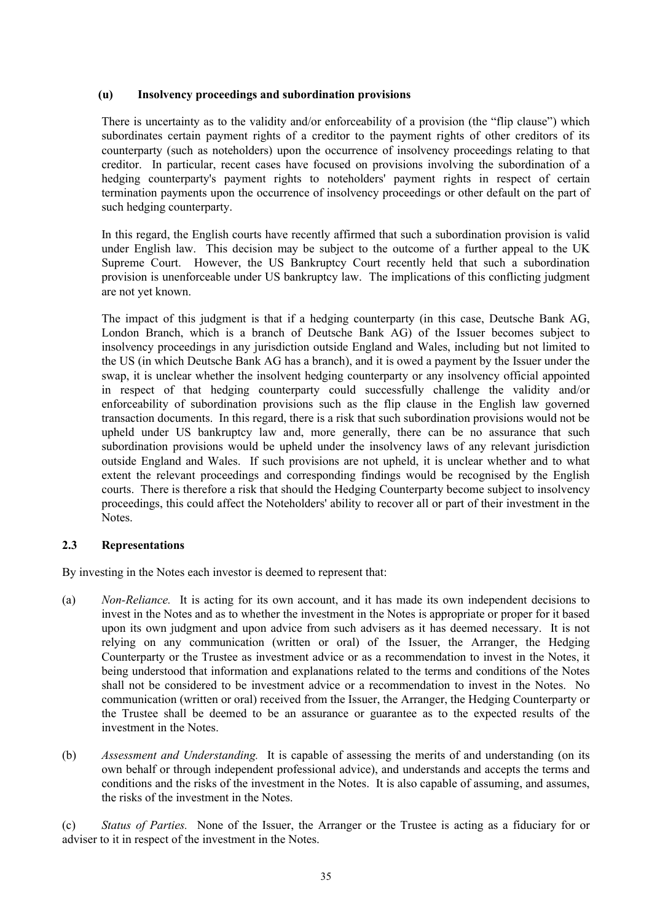### (u) Insolvency proceedings and subordination provisions

There is uncertainty as to the validity and/or enforceability of a provision (the "flip clause") which subordinates certain payment rights of a creditor to the payment rights of other creditors of its counterparty (such as noteholders) upon the occurrence of insolvency proceedings relating to that creditor. In particular, recent cases have focused on provisions involving the subordination of a hedging counterparty's payment rights to noteholders' payment rights in respect of certain termination payments upon the occurrence of insolvency proceedings or other default on the part of such hedging counterparty.

In this regard, the English courts have recently affirmed that such a subordination provision is valid under English law. This decision may be subject to the outcome of a further appeal to the UK Supreme Court. However, the US Bankruptcy Court recently held that such a subordination provision is unenforceable under US bankruptcy law. The implications of this conflicting judgment are not yet known.

The impact of this judgment is that if a hedging counterparty (in this case, Deutsche Bank AG, London Branch, which is a branch of Deutsche Bank AG) of the Issuer becomes subject to insolvency proceedings in any jurisdiction outside England and Wales, including but not limited to the US (in which Deutsche Bank AG has a branch), and it is owed a payment by the Issuer under the swap, it is unclear whether the insolvent hedging counterparty or any insolvency official appointed in respect of that hedging counterparty could successfully challenge the validity and/or enforceability of subordination provisions such as the flip clause in the English law governed transaction documents. In this regard, there is a risk that such subordination provisions would not be upheld under US bankruptcy law and, more generally, there can be no assurance that such subordination provisions would be upheld under the insolvency laws of any relevant jurisdiction outside England and Wales. If such provisions are not upheld, it is unclear whether and to what extent the relevant proceedings and corresponding findings would be recognised by the English courts. There is therefore a risk that should the Hedging Counterparty become subject to insolvency proceedings, this could affect the Noteholders' ability to recover all or part of their investment in the Notes.

## 2.3 Representations

By investing in the Notes each investor is deemed to represent that:

(a) *Non-Reliance.* It is acting for its own account, and it has made its own independent decisions to invest in the Notes and as to whether the investment in the Notes is appropriate or proper for it based upon its own judgment and upon advice from such advisers as it has deemed necessary. It is not relying on any communication (written or oral) of the Issuer, the Arranger, the Hedging Counterparty or the Trustee as investment advice or as a recommendation to invest in the Notes, it being understood that information and explanations related to the terms and conditions of the Notes shall not be considered to be investment advice or a recommendation to invest in the Notes. No communication (written or oral) received from the Issuer, the Arranger, the Hedging Counterparty or the Trustee shall be deemed to be an assurance or guarantee as to the expected results of the investment in the Notes.

(b) *Assessment and Understanding.* It is capable of assessing the merits of and understanding (on its own behalf or through independent professional advice), and understands and accepts the terms and conditions and the risks of the investment in the Notes. It is also capable of assuming, and assumes, the risks of the investment in the Notes.

(c) *Status of Parties.* None of the Issuer, the Arranger or the Trustee is acting as a fiduciary for or adviser to it in respect of the investment in the Notes.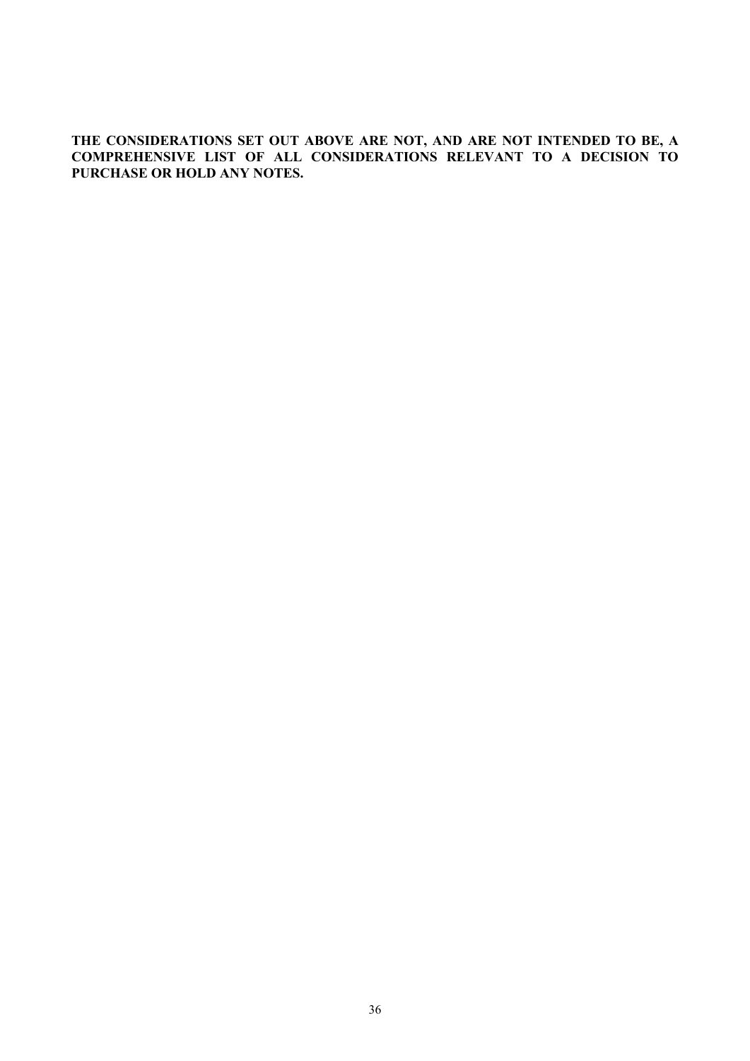**THE CONSIDERATIONS SET OUT ABOVE ARE NOT, AND ARE NOT INTENDED TO BE, A COMPREHENSIVE LIST OF ALL CONSIDERATIONS RELEVANT TO A DECISION TO PURCHASE OR HOLD ANY NOTES.**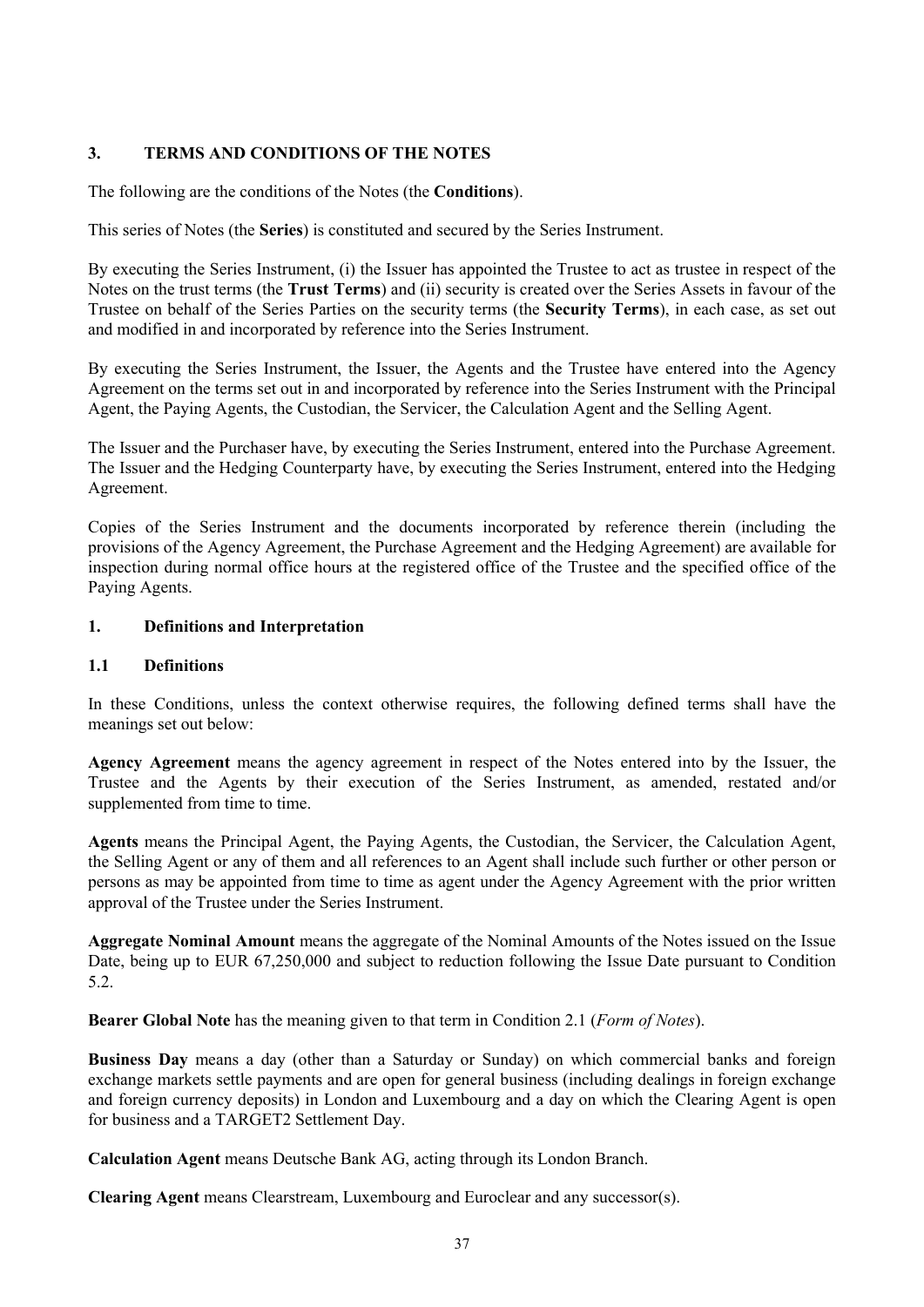## 3. TERMS AND CONDITIONS OF THE NOTES

The following are the conditions of the Notes (the **Conditions**).

This series of Notes (the **Series**) is constituted and secured by the Series Instrument.

By executing the Series Instrument, (i) the Issuer has appointed the Trustee to act as trustee in respect of the Notes on the trust terms (the **Trust Terms**) and (ii) security is created over the Series Assets in favour of the Trustee on behalf of the Series Parties on the security terms (the **Security Terms**), in each case, as set out and modified in and incorporated by reference into the Series Instrument.

By executing the Series Instrument, the Issuer, the Agents and the Trustee have entered into the Agency Agreement on the terms set out in and incorporated by reference into the Series Instrument with the Principal Agent, the Paying Agents, the Custodian, the Servicer, the Calculation Agent and the Selling Agent.

The Issuer and the Purchaser have, by executing the Series Instrument, entered into the Purchase Agreement. The Issuer and the Hedging Counterparty have, by executing the Series Instrument, entered into the Hedging Agreement.

Copies of the Series Instrument and the documents incorporated by reference therein (including the provisions of the Agency Agreement, the Purchase Agreement and the Hedging Agreement) are available for inspection during normal office hours at the registered office of the Trustee and the specified office of the Paying Agents.

### 1. Definitions and Interpretation

#### 1.1 Definitions

In these Conditions, unless the context otherwise requires, the following defined terms shall have the meanings set out below:

**Agency Agreement** means the agency agreement in respect of the Notes entered into by the Issuer, the Trustee and the Agents by their execution of the Series Instrument, as amended, restated and/or supplemented from time to time.

**Agents** means the Principal Agent, the Paying Agents, the Custodian, the Servicer, the Calculation Agent, the Selling Agent or any of them and all references to an Agent shall include such further or other person or persons as may be appointed from time to time as agent under the Agency Agreement with the prior written approval of the Trustee under the Series Instrument.

**Aggregate Nominal Amount** means the aggregate of the Nominal Amounts of the Notes issued on the Issue Date, being up to EUR 67,250,000 and subject to reduction following the Issue Date pursuant to Condition 5.2.

**Bearer Global Note** has the meaning given to that term in Condition 2.1 (*Form of Notes*).

**Business Day** means a day (other than a Saturday or Sunday) on which commercial banks and foreign exchange markets settle payments and are open for general business (including dealings in foreign exchange and foreign currency deposits) in London and Luxembourg and a day on which the Clearing Agent is open for business and a TARGET2 Settlement Day.

**Calculation Agent** means Deutsche Bank AG, acting through its London Branch.

**Clearing Agent** means Clearstream, Luxembourg and Euroclear and any successor(s).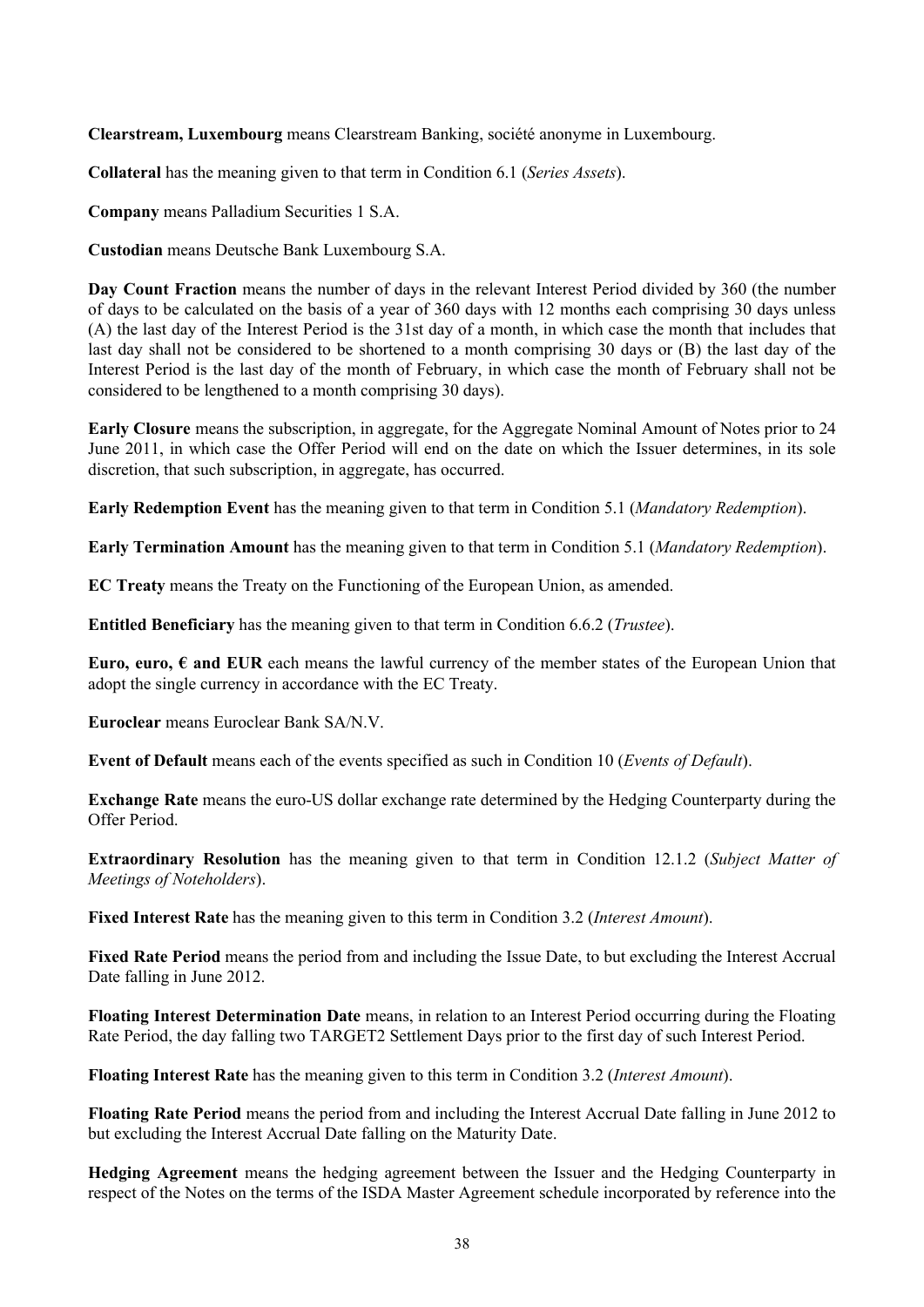**Clearstream, Luxembourg** means Clearstream Banking, société anonyme in Luxembourg.

**Collateral** has the meaning given to that term in Condition 6.1 (*Series Assets*).

**Company** means Palladium Securities 1 S.A.

**Custodian** means Deutsche Bank Luxembourg S.A.

**Day Count Fraction** means the number of days in the relevant Interest Period divided by 360 (the number of days to be calculated on the basis of a year of 360 days with 12 months each comprising 30 days unless (A) the last day of the Interest Period is the 31st day of a month, in which case the month that includes that last day shall not be considered to be shortened to a month comprising 30 days or (B) the last day of the Interest Period is the last day of the month of February, in which case the month of February shall not be considered to be lengthened to a month comprising 30 days).

**Early Closure** means the subscription, in aggregate, for the Aggregate Nominal Amount of Notes prior to 24 June 2011, in which case the Offer Period will end on the date on which the Issuer determines, in its sole discretion, that such subscription, in aggregate, has occurred.

**Early Redemption Event** has the meaning given to that term in Condition 5.1 (*Mandatory Redemption*).

**Early Termination Amount** has the meaning given to that term in Condition 5.1 (*Mandatory Redemption*).

**EC Treaty** means the Treaty on the Functioning of the European Union, as amended.

**Entitled Beneficiary** has the meaning given to that term in Condition 6.6.2 (*Trustee*).

**Euro, euro, € and EUR** each means the lawful currency of the member states of the European Union that adopt the single currency in accordance with the EC Treaty.

**Euroclear** means Euroclear Bank SA/N.V.

**Event of Default** means each of the events specified as such in Condition 10 (*Events of Default*).

**Exchange Rate** means the euro-US dollar exchange rate determined by the Hedging Counterparty during the Offer Period.

**Extraordinary Resolution** has the meaning given to that term in Condition 12.1.2 (*Subject Matter of Meetings of Noteholders*).

**Fixed Interest Rate** has the meaning given to this term in Condition 3.2 (*Interest Amount*).

**Fixed Rate Period** means the period from and including the Issue Date, to but excluding the Interest Accrual Date falling in June 2012.

**Floating Interest Determination Date** means, in relation to an Interest Period occurring during the Floating Rate Period, the day falling two TARGET2 Settlement Days prior to the first day of such Interest Period.

**Floating Interest Rate** has the meaning given to this term in Condition 3.2 (*Interest Amount*).

**Floating Rate Period** means the period from and including the Interest Accrual Date falling in June 2012 to but excluding the Interest Accrual Date falling on the Maturity Date.

**Hedging Agreement** means the hedging agreement between the Issuer and the Hedging Counterparty in respect of the Notes on the terms of the ISDA Master Agreement schedule incorporated by reference into the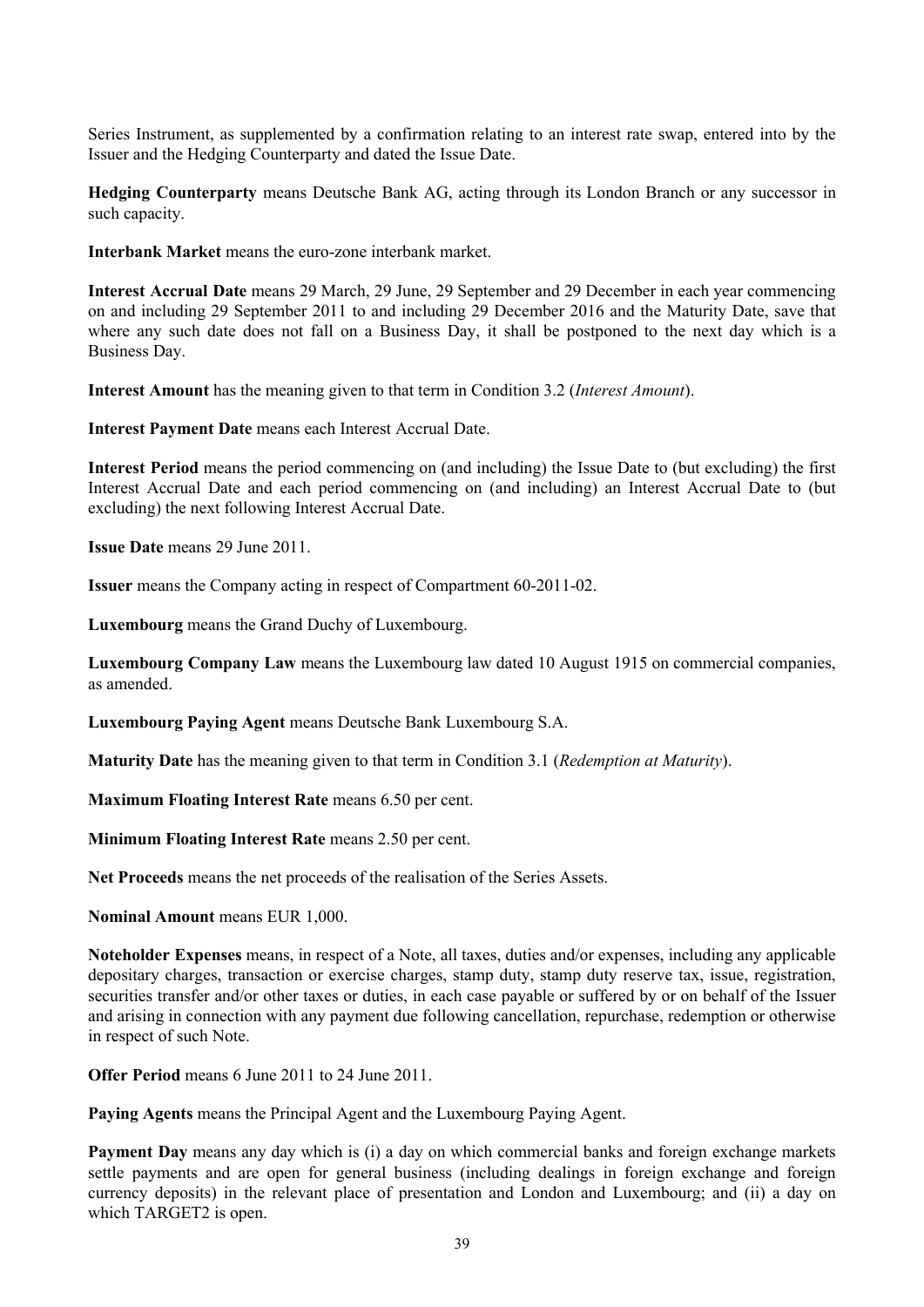Series Instrument, as supplemented by a confirmation relating to an interest rate swap, entered into by the Issuer and the Hedging Counterparty and dated the Issue Date.

**Hedging Counterparty** means Deutsche Bank AG, acting through its London Branch or any successor in such capacity.

**Interbank Market** means the euro-zone interbank market.

**Interest Accrual Date** means 29 March, 29 June, 29 September and 29 December in each year commencing on and including 29 September 2011 to and including 29 December 2016 and the Maturity Date, save that where any such date does not fall on a Business Day, it shall be postponed to the next day which is a Business Day.

**Interest Amount** has the meaning given to that term in Condition 3.2 (*Interest Amount*).

**Interest Payment Date** means each Interest Accrual Date.

**Interest Period** means the period commencing on (and including) the Issue Date to (but excluding) the first Interest Accrual Date and each period commencing on (and including) an Interest Accrual Date to (but excluding) the next following Interest Accrual Date.

**Issue Date** means 29 June 2011.

**Issuer** means the Company acting in respect of Compartment 60-2011-02.

**Luxembourg** means the Grand Duchy of Luxembourg.

**Luxembourg Company Law** means the Luxembourg law dated 10 August 1915 on commercial companies, as amended.

**Luxembourg Paying Agent** means Deutsche Bank Luxembourg S.A.

**Maturity Date** has the meaning given to that term in Condition 3.1 (*Redemption at Maturity*).

**Maximum Floating Interest Rate** means 6.50 per cent.

**Minimum Floating Interest Rate** means 2.50 per cent.

**Net Proceeds** means the net proceeds of the realisation of the Series Assets.

**Nominal Amount** means EUR 1,000.

**Noteholder Expenses** means, in respect of a Note, all taxes, duties and/or expenses, including any applicable depositary charges, transaction or exercise charges, stamp duty, stamp duty reserve tax, issue, registration, securities transfer and/or other taxes or duties, in each case payable or suffered by or on behalf of the Issuer and arising in connection with any payment due following cancellation, repurchase, redemption or otherwise in respect of such Note.

**Offer Period** means 6 June 2011 to 24 June 2011.

**Paying Agents** means the Principal Agent and the Luxembourg Paying Agent.

**Payment Day** means any day which is (i) a day on which commercial banks and foreign exchange markets settle payments and are open for general business (including dealings in foreign exchange and foreign currency deposits) in the relevant place of presentation and London and Luxembourg; and (ii) a day on which TARGET2 is open.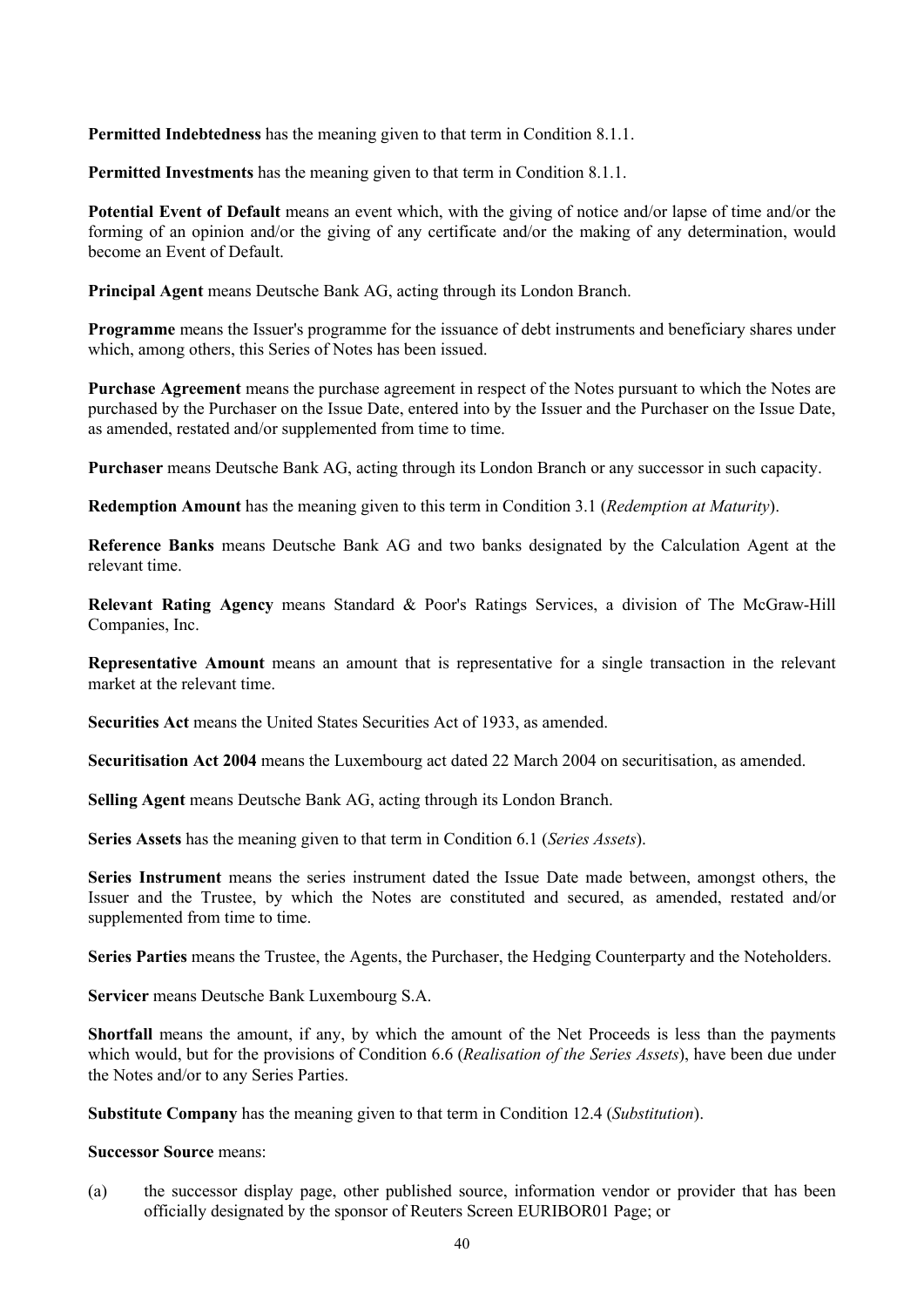**Permitted Indebtedness** has the meaning given to that term in Condition 8.1.1.

**Permitted Investments** has the meaning given to that term in Condition 8.1.1.

**Potential Event of Default** means an event which, with the giving of notice and/or lapse of time and/or the forming of an opinion and/or the giving of any certificate and/or the making of any determination, would become an Event of Default.

**Principal Agent** means Deutsche Bank AG, acting through its London Branch.

**Programme** means the Issuer's programme for the issuance of debt instruments and beneficiary shares under which, among others, this Series of Notes has been issued.

**Purchase Agreement** means the purchase agreement in respect of the Notes pursuant to which the Notes are purchased by the Purchaser on the Issue Date, entered into by the Issuer and the Purchaser on the Issue Date, as amended, restated and/or supplemented from time to time.

**Purchaser** means Deutsche Bank AG, acting through its London Branch or any successor in such capacity.

**Redemption Amount** has the meaning given to this term in Condition 3.1 (*Redemption at Maturity*).

**Reference Banks** means Deutsche Bank AG and two banks designated by the Calculation Agent at the relevant time.

**Relevant Rating Agency** means Standard & Poor's Ratings Services, a division of The McGraw-Hill Companies, Inc.

**Representative Amount** means an amount that is representative for a single transaction in the relevant market at the relevant time.

**Securities Act** means the United States Securities Act of 1933, as amended.

**Securitisation Act 2004** means the Luxembourg act dated 22 March 2004 on securitisation, as amended.

**Selling Agent** means Deutsche Bank AG, acting through its London Branch.

**Series Assets** has the meaning given to that term in Condition 6.1 (*Series Assets*).

**Series Instrument** means the series instrument dated the Issue Date made between, amongst others, the Issuer and the Trustee, by which the Notes are constituted and secured, as amended, restated and/or supplemented from time to time.

**Series Parties** means the Trustee, the Agents, the Purchaser, the Hedging Counterparty and the Noteholders.

**Servicer** means Deutsche Bank Luxembourg S.A.

**Shortfall** means the amount, if any, by which the amount of the Net Proceeds is less than the payments which would, but for the provisions of Condition 6.6 (*Realisation of the Series Assets*), have been due under the Notes and/or to any Series Parties.

**Substitute Company** has the meaning given to that term in Condition 12.4 (*Substitution*).

**Successor Source** means:

(a) the successor display page, other published source, information vendor or provider that has been officially designated by the sponsor of Reuters Screen EURIBOR01 Page; or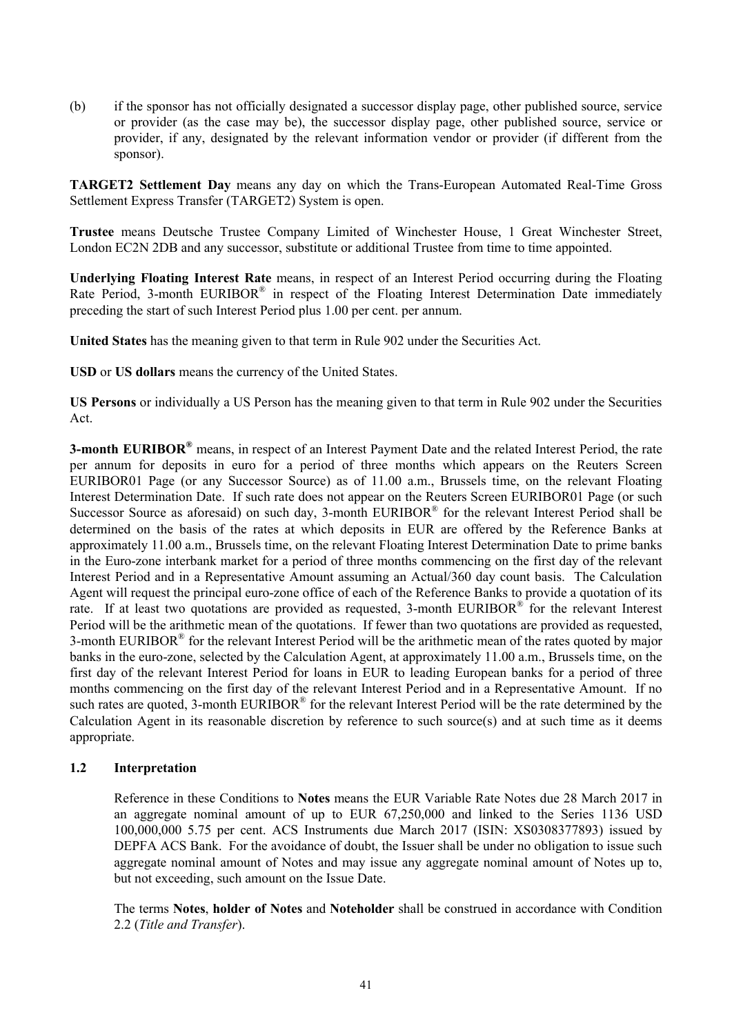(b) if the sponsor has not officially designated a successor display page, other published source, service or provider (as the case may be), the successor display page, other published source, service or provider, if any, designated by the relevant information vendor or provider (if different from the sponsor).

**TARGET2 Settlement Day** means any day on which the Trans-European Automated Real-Time Gross Settlement Express Transfer (TARGET2) System is open.

**Trustee** means Deutsche Trustee Company Limited of Winchester House, 1 Great Winchester Street, London EC2N 2DB and any successor, substitute or additional Trustee from time to time appointed.

**Underlying Floating Interest Rate** means, in respect of an Interest Period occurring during the Floating Rate Period, 3-month EURIBOR® in respect of the Floating Interest Determination Date immediately preceding the start of such Interest Period plus 1.00 per cent. per annum.

**United States** has the meaning given to that term in Rule 902 under the Securities Act.

**USD** or **US dollars** means the currency of the United States.

**US Persons** or individually a US Person has the meaning given to that term in Rule 902 under the Securities Act.

**3-month EURIBOR®** means, in respect of an Interest Payment Date and the related Interest Period, the rate per annum for deposits in euro for a period of three months which appears on the Reuters Screen EURIBOR01 Page (or any Successor Source) as of 11.00 a.m., Brussels time, on the relevant Floating Interest Determination Date. If such rate does not appear on the Reuters Screen EURIBOR01 Page (or such Successor Source as aforesaid) on such day, 3-month EURIBOR® for the relevant Interest Period shall be determined on the basis of the rates at which deposits in EUR are offered by the Reference Banks at approximately 11.00 a.m., Brussels time, on the relevant Floating Interest Determination Date to prime banks in the Euro-zone interbank market for a period of three months commencing on the first day of the relevant Interest Period and in a Representative Amount assuming an Actual/360 day count basis. The Calculation Agent will request the principal euro-zone office of each of the Reference Banks to provide a quotation of its rate. If at least two quotations are provided as requested, 3-month EURIBOR® for the relevant Interest Period will be the arithmetic mean of the quotations. If fewer than two quotations are provided as requested, 3-month EURIBOR® for the relevant Interest Period will be the arithmetic mean of the rates quoted by major banks in the euro-zone, selected by the Calculation Agent, at approximately 11.00 a.m., Brussels time, on the first day of the relevant Interest Period for loans in EUR to leading European banks for a period of three months commencing on the first day of the relevant Interest Period and in a Representative Amount. If no such rates are quoted, 3-month EURIBOR® for the relevant Interest Period will be the rate determined by the Calculation Agent in its reasonable discretion by reference to such source(s) and at such time as it deems appropriate.

### 1.2 Interpretation

Reference in these Conditions to **Notes** means the EUR Variable Rate Notes due 28 March 2017 in an aggregate nominal amount of up to EUR 67,250,000 and linked to the Series 1136 USD 100,000,000 5.75 per cent. ACS Instruments due March 2017 (ISIN: XS0308377893) issued by DEPFA ACS Bank. For the avoidance of doubt, the Issuer shall be under no obligation to issue such aggregate nominal amount of Notes and may issue any aggregate nominal amount of Notes up to, but not exceeding, such amount on the Issue Date.

The terms **Notes**, **holder of Notes** and **Noteholder** shall be construed in accordance with Condition 2.2 (*Title and Transfer*).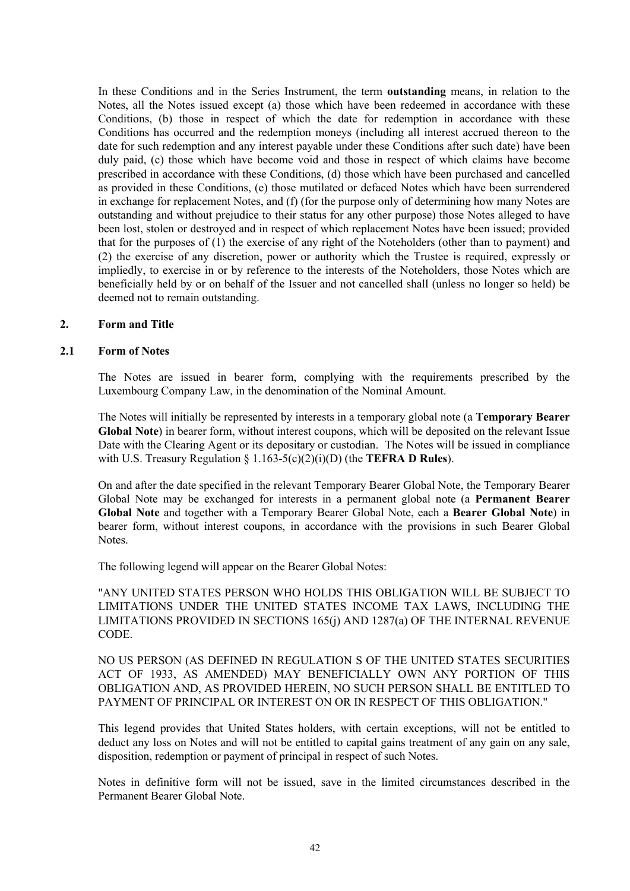In these Conditions and in the Series Instrument, the term **outstanding** means, in relation to the Notes, all the Notes issued except (a) those which have been redeemed in accordance with these Conditions, (b) those in respect of which the date for redemption in accordance with these Conditions has occurred and the redemption moneys (including all interest accrued thereon to the date for such redemption and any interest payable under these Conditions after such date) have been duly paid, (c) those which have become void and those in respect of which claims have become prescribed in accordance with these Conditions, (d) those which have been purchased and cancelled as provided in these Conditions, (e) those mutilated or defaced Notes which have been surrendered in exchange for replacement Notes, and (f) (for the purpose only of determining how many Notes are outstanding and without prejudice to their status for any other purpose) those Notes alleged to have been lost, stolen or destroyed and in respect of which replacement Notes have been issued; provided that for the purposes of (1) the exercise of any right of the Noteholders (other than to payment) and (2) the exercise of any discretion, power or authority which the Trustee is required, expressly or impliedly, to exercise in or by reference to the interests of the Noteholders, those Notes which are beneficially held by or on behalf of the Issuer and not cancelled shall (unless no longer so held) be deemed not to remain outstanding.

## 2. Form and Title

### 2.1 Form of Notes

The Notes are issued in bearer form, complying with the requirements prescribed by the Luxembourg Company Law, in the denomination of the Nominal Amount.

The Notes will initially be represented by interests in a temporary global note (a **Temporary Bearer Global Note**) in bearer form, without interest coupons, which will be deposited on the relevant Issue Date with the Clearing Agent or its depositary or custodian. The Notes will be issued in compliance with U.S. Treasury Regulation § 1.163-5(c)(2)(i)(D) (the **TEFRA D Rules**).

On and after the date specified in the relevant Temporary Bearer Global Note, the Temporary Bearer Global Note may be exchanged for interests in a permanent global note (a **Permanent Bearer Global Note** and together with a Temporary Bearer Global Note, each a **Bearer Global Note**) in bearer form, without interest coupons, in accordance with the provisions in such Bearer Global Notes.

The following legend will appear on the Bearer Global Notes:

"ANY UNITED STATES PERSON WHO HOLDS THIS OBLIGATION WILL BE SUBJECT TO LIMITATIONS UNDER THE UNITED STATES INCOME TAX LAWS, INCLUDING THE LIMITATIONS PROVIDED IN SECTIONS 165(j) AND 1287(a) OF THE INTERNAL REVENUE CODE.

NO US PERSON (AS DEFINED IN REGULATION S OF THE UNITED STATES SECURITIES ACT OF 1933, AS AMENDED) MAY BENEFICIALLY OWN ANY PORTION OF THIS OBLIGATION AND, AS PROVIDED HEREIN, NO SUCH PERSON SHALL BE ENTITLED TO PAYMENT OF PRINCIPAL OR INTEREST ON OR IN RESPECT OF THIS OBLIGATION."

This legend provides that United States holders, with certain exceptions, will not be entitled to deduct any loss on Notes and will not be entitled to capital gains treatment of any gain on any sale, disposition, redemption or payment of principal in respect of such Notes.

Notes in definitive form will not be issued, save in the limited circumstances described in the Permanent Bearer Global Note.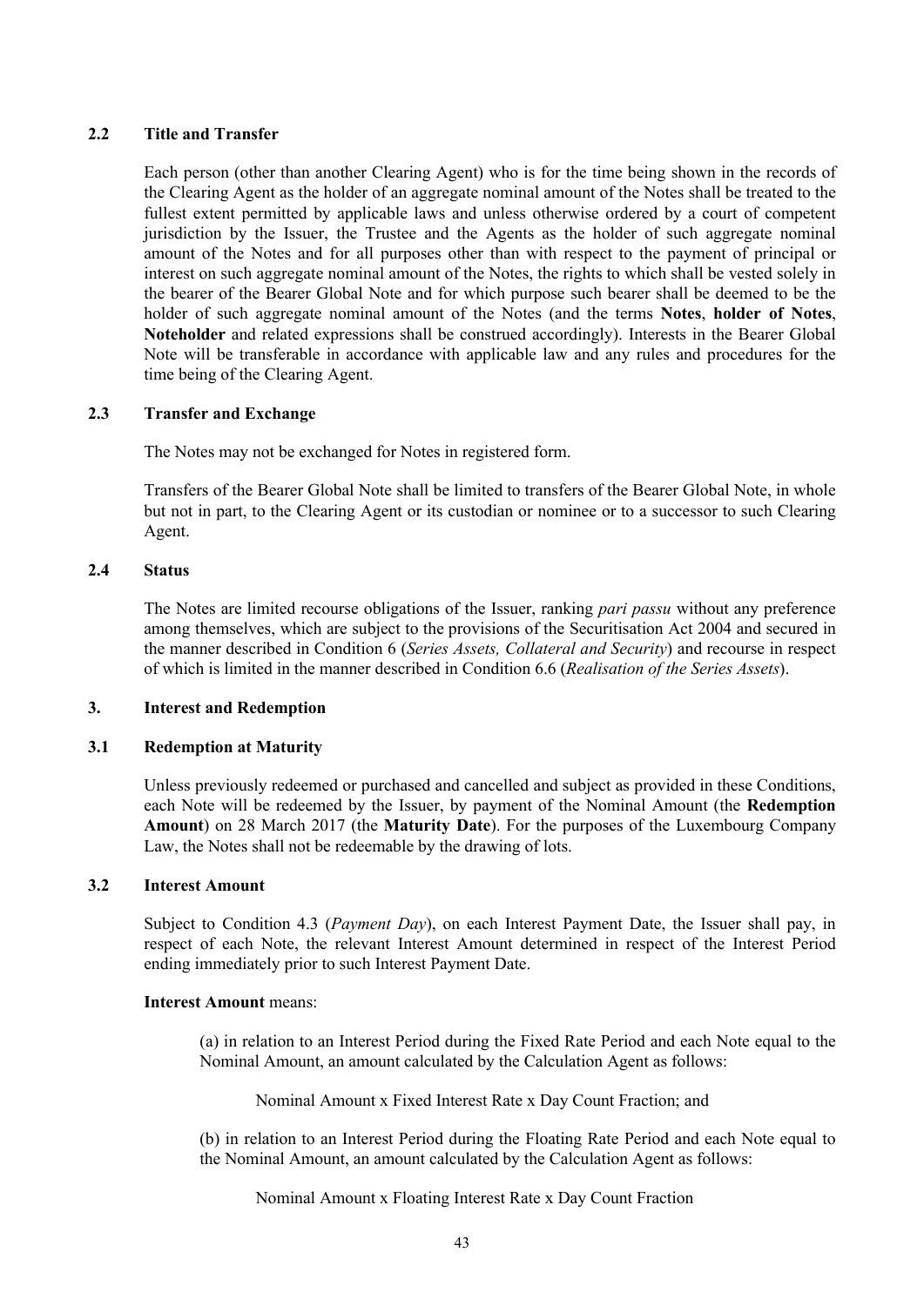### 2.2 Title and Transfer

Each person (other than another Clearing Agent) who is for the time being shown in the records of the Clearing Agent as the holder of an aggregate nominal amount of the Notes shall be treated to the fullest extent permitted by applicable laws and unless otherwise ordered by a court of competent jurisdiction by the Issuer, the Trustee and the Agents as the holder of such aggregate nominal amount of the Notes and for all purposes other than with respect to the payment of principal or interest on such aggregate nominal amount of the Notes, the rights to which shall be vested solely in the bearer of the Bearer Global Note and for which purpose such bearer shall be deemed to be the holder of such aggregate nominal amount of the Notes (and the terms **Notes**, **holder of Notes**, **Noteholder** and related expressions shall be construed accordingly). Interests in the Bearer Global Note will be transferable in accordance with applicable law and any rules and procedures for the time being of the Clearing Agent.

### 2.3 Transfer and Exchange

The Notes may not be exchanged for Notes in registered form.

Transfers of the Bearer Global Note shall be limited to transfers of the Bearer Global Note, in whole but not in part, to the Clearing Agent or its custodian or nominee or to a successor to such Clearing Agent.

### 2.4 Status

The Notes are limited recourse obligations of the Issuer, ranking *pari passu* without any preference among themselves, which are subject to the provisions of the Securitisation Act 2004 and secured in the manner described in Condition 6 (*Series Assets, Collateral and Security*) and recourse in respect of which is limited in the manner described in Condition 6.6 (*Realisation of the Series Assets*).

## 3. Interest and Redemption

### 3.1 Redemption at Maturity

Unless previously redeemed or purchased and cancelled and subject as provided in these Conditions, each Note will be redeemed by the Issuer, by payment of the Nominal Amount (the **Redemption Amount**) on 28 March 2017 (the **Maturity Date**). For the purposes of the Luxembourg Company Law, the Notes shall not be redeemable by the drawing of lots.

### 3.2 Interest Amount

Subject to Condition 4.3 (*Payment Day*), on each Interest Payment Date, the Issuer shall pay, in respect of each Note, the relevant Interest Amount determined in respect of the Interest Period ending immediately prior to such Interest Payment Date.

**Interest Amount** means:

(a) in relation to an Interest Period during the Fixed Rate Period and each Note equal to the Nominal Amount, an amount calculated by the Calculation Agent as follows:

Nominal Amount x Fixed Interest Rate x Day Count Fraction; and

(b) in relation to an Interest Period during the Floating Rate Period and each Note equal to the Nominal Amount, an amount calculated by the Calculation Agent as follows:

Nominal Amount x Floating Interest Rate x Day Count Fraction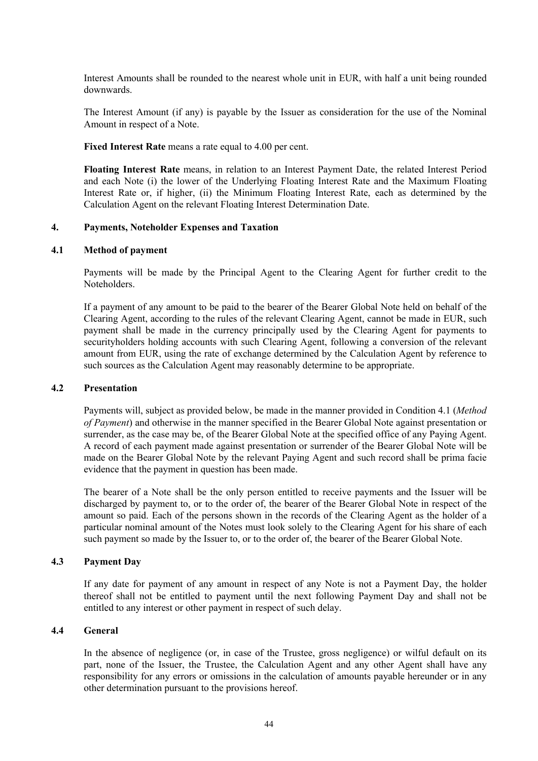Interest Amounts shall be rounded to the nearest whole unit in EUR, with half a unit being rounded downwards.

The Interest Amount (if any) is payable by the Issuer as consideration for the use of the Nominal Amount in respect of a Note.

**Fixed Interest Rate** means a rate equal to 4.00 per cent.

**Floating Interest Rate** means, in relation to an Interest Payment Date, the related Interest Period and each Note (i) the lower of the Underlying Floating Interest Rate and the Maximum Floating Interest Rate or, if higher, (ii) the Minimum Floating Interest Rate, each as determined by the Calculation Agent on the relevant Floating Interest Determination Date.

## 4. Payments, Noteholder Expenses and Taxation

### 4.1 Method of payment

Payments will be made by the Principal Agent to the Clearing Agent for further credit to the Noteholders.

If a payment of any amount to be paid to the bearer of the Bearer Global Note held on behalf of the Clearing Agent, according to the rules of the relevant Clearing Agent, cannot be made in EUR, such payment shall be made in the currency principally used by the Clearing Agent for payments to securityholders holding accounts with such Clearing Agent, following a conversion of the relevant amount from EUR, using the rate of exchange determined by the Calculation Agent by reference to such sources as the Calculation Agent may reasonably determine to be appropriate.

### 4.2 Presentation

Payments will, subject as provided below, be made in the manner provided in Condition 4.1 (*Method of Payment*) and otherwise in the manner specified in the Bearer Global Note against presentation or surrender, as the case may be, of the Bearer Global Note at the specified office of any Paying Agent. A record of each payment made against presentation or surrender of the Bearer Global Note will be made on the Bearer Global Note by the relevant Paying Agent and such record shall be prima facie evidence that the payment in question has been made.

The bearer of a Note shall be the only person entitled to receive payments and the Issuer will be discharged by payment to, or to the order of, the bearer of the Bearer Global Note in respect of the amount so paid. Each of the persons shown in the records of the Clearing Agent as the holder of a particular nominal amount of the Notes must look solely to the Clearing Agent for his share of each such payment so made by the Issuer to, or to the order of, the bearer of the Bearer Global Note.

### 4.3 Payment Day

If any date for payment of any amount in respect of any Note is not a Payment Day, the holder thereof shall not be entitled to payment until the next following Payment Day and shall not be entitled to any interest or other payment in respect of such delay.

### 4.4 General

In the absence of negligence (or, in case of the Trustee, gross negligence) or wilful default on its part, none of the Issuer, the Trustee, the Calculation Agent and any other Agent shall have any responsibility for any errors or omissions in the calculation of amounts payable hereunder or in any other determination pursuant to the provisions hereof.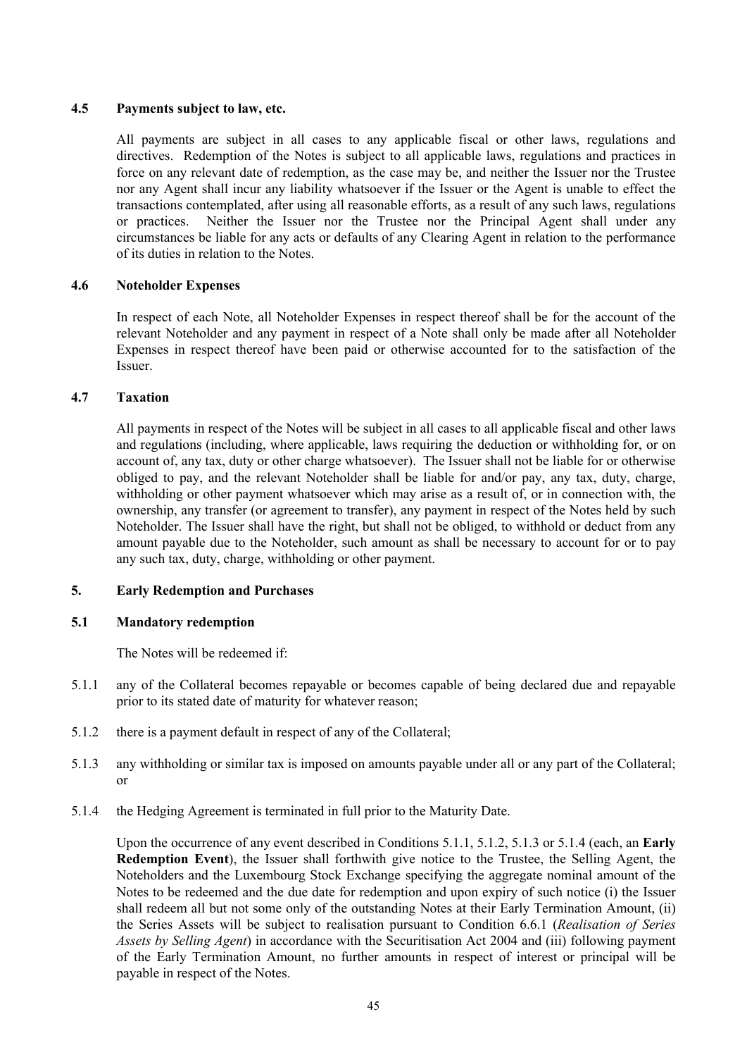### 4.5 Payments subject to law, etc.

All payments are subject in all cases to any applicable fiscal or other laws, regulations and directives. Redemption of the Notes is subject to all applicable laws, regulations and practices in force on any relevant date of redemption, as the case may be, and neither the Issuer nor the Trustee nor any Agent shall incur any liability whatsoever if the Issuer or the Agent is unable to effect the transactions contemplated, after using all reasonable efforts, as a result of any such laws, regulations or practices. Neither the Issuer nor the Trustee nor the Principal Agent shall under any circumstances be liable for any acts or defaults of any Clearing Agent in relation to the performance of its duties in relation to the Notes.

### 4.6 Noteholder Expenses

In respect of each Note, all Noteholder Expenses in respect thereof shall be for the account of the relevant Noteholder and any payment in respect of a Note shall only be made after all Noteholder Expenses in respect thereof have been paid or otherwise accounted for to the satisfaction of the Issuer.

### 4.7 Taxation

All payments in respect of the Notes will be subject in all cases to all applicable fiscal and other laws and regulations (including, where applicable, laws requiring the deduction or withholding for, or on account of, any tax, duty or other charge whatsoever). The Issuer shall not be liable for or otherwise obliged to pay, and the relevant Noteholder shall be liable for and/or pay, any tax, duty, charge, withholding or other payment whatsoever which may arise as a result of, or in connection with, the ownership, any transfer (or agreement to transfer), any payment in respect of the Notes held by such Noteholder. The Issuer shall have the right, but shall not be obliged, to withhold or deduct from any amount payable due to the Noteholder, such amount as shall be necessary to account for or to pay any such tax, duty, charge, withholding or other payment.

## 5. Early Redemption and Purchases

### 5.1 Mandatory redemption

The Notes will be redeemed if:

5.1.1 any of the Collateral becomes repayable or becomes capable of being declared due and repayable prior to its stated date of maturity for whatever reason;

5.1.2 there is a payment default in respect of any of the Collateral;

5.1.3 any withholding or similar tax is imposed on amounts payable under all or any part of the Collateral; or

5.1.4 the Hedging Agreement is terminated in full prior to the Maturity Date.

Upon the occurrence of any event described in Conditions 5.1.1, 5.1.2, 5.1.3 or 5.1.4 (each, an **Early Redemption Event**), the Issuer shall forthwith give notice to the Trustee, the Selling Agent, the Noteholders and the Luxembourg Stock Exchange specifying the aggregate nominal amount of the Notes to be redeemed and the due date for redemption and upon expiry of such notice (i) the Issuer shall redeem all but not some only of the outstanding Notes at their Early Termination Amount, (ii) the Series Assets will be subject to realisation pursuant to Condition 6.6.1 (*Realisation of Series Assets by Selling Agent*) in accordance with the Securitisation Act 2004 and (iii) following payment of the Early Termination Amount, no further amounts in respect of interest or principal will be payable in respect of the Notes.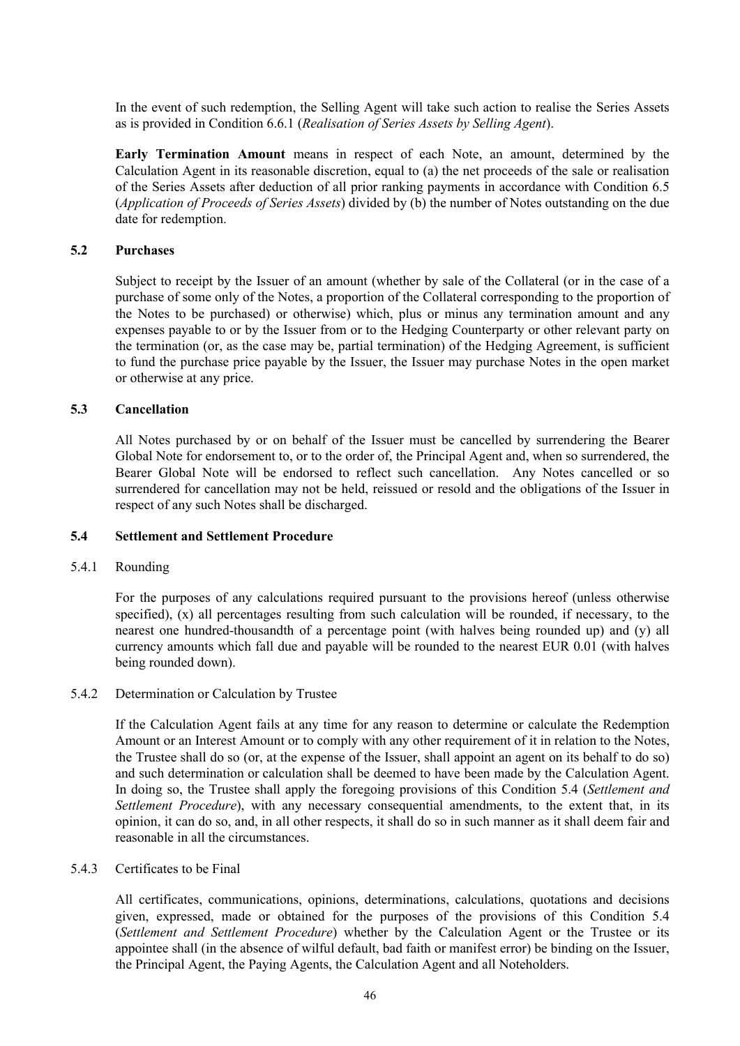In the event of such redemption, the Selling Agent will take such action to realise the Series Assets as is provided in Condition 6.6.1 (*Realisation of Series Assets by Selling Agent*).

**Early Termination Amount** means in respect of each Note, an amount, determined by the Calculation Agent in its reasonable discretion, equal to (a) the net proceeds of the sale or realisation of the Series Assets after deduction of all prior ranking payments in accordance with Condition 6.5 (*Application of Proceeds of Series Assets*) divided by (b) the number of Notes outstanding on the due date for redemption.

### 5.2 Purchases

Subject to receipt by the Issuer of an amount (whether by sale of the Collateral (or in the case of a purchase of some only of the Notes, a proportion of the Collateral corresponding to the proportion of the Notes to be purchased) or otherwise) which, plus or minus any termination amount and any expenses payable to or by the Issuer from or to the Hedging Counterparty or other relevant party on the termination (or, as the case may be, partial termination) of the Hedging Agreement, is sufficient to fund the purchase price payable by the Issuer, the Issuer may purchase Notes in the open market or otherwise at any price.

### 5.3 Cancellation

All Notes purchased by or on behalf of the Issuer must be cancelled by surrendering the Bearer Global Note for endorsement to, or to the order of, the Principal Agent and, when so surrendered, the Bearer Global Note will be endorsed to reflect such cancellation. Any Notes cancelled or so surrendered for cancellation may not be held, reissued or resold and the obligations of the Issuer in respect of any such Notes shall be discharged.

### 5.4 Settlement and Settlement Procedure

5.4.1 Rounding

For the purposes of any calculations required pursuant to the provisions hereof (unless otherwise specified), (x) all percentages resulting from such calculation will be rounded, if necessary, to the nearest one hundred-thousandth of a percentage point (with halves being rounded up) and (y) all currency amounts which fall due and payable will be rounded to the nearest EUR 0.01 (with halves being rounded down).

5.4.2 Determination or Calculation by Trustee

If the Calculation Agent fails at any time for any reason to determine or calculate the Redemption Amount or an Interest Amount or to comply with any other requirement of it in relation to the Notes, the Trustee shall do so (or, at the expense of the Issuer, shall appoint an agent on its behalf to do so) and such determination or calculation shall be deemed to have been made by the Calculation Agent. In doing so, the Trustee shall apply the foregoing provisions of this Condition 5.4 (*Settlement and Settlement Procedure*), with any necessary consequential amendments, to the extent that, in its opinion, it can do so, and, in all other respects, it shall do so in such manner as it shall deem fair and reasonable in all the circumstances.

5.4.3 Certificates to be Final

All certificates, communications, opinions, determinations, calculations, quotations and decisions given, expressed, made or obtained for the purposes of the provisions of this Condition 5.4 (*Settlement and Settlement Procedure*) whether by the Calculation Agent or the Trustee or its appointee shall (in the absence of wilful default, bad faith or manifest error) be binding on the Issuer, the Principal Agent, the Paying Agents, the Calculation Agent and all Noteholders.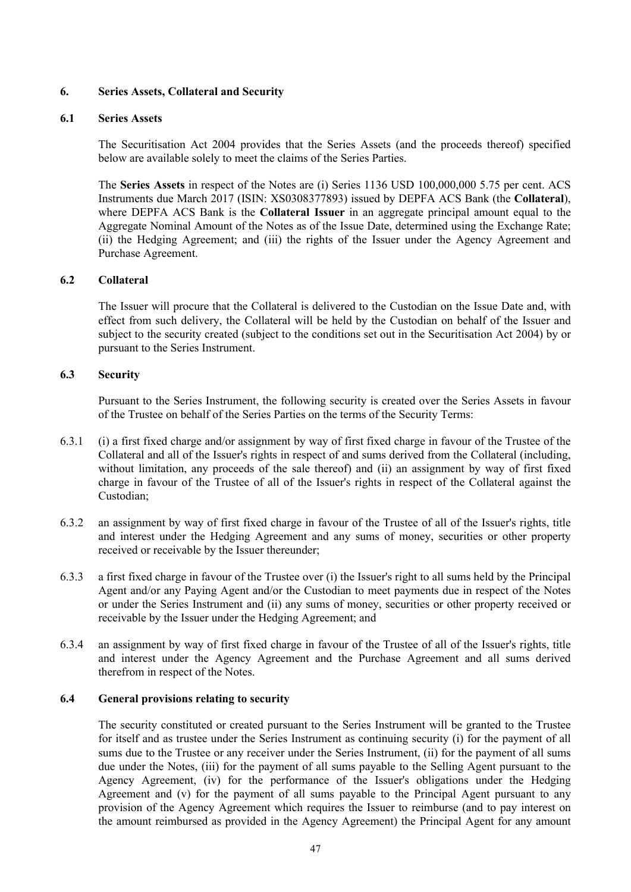## 6. Series Assets, Collateral and Security

### 6.1 Series Assets

The Securitisation Act 2004 provides that the Series Assets (and the proceeds thereof) specified below are available solely to meet the claims of the Series Parties.

The **Series Assets** in respect of the Notes are (i) Series 1136 USD 100,000,000 5.75 per cent. ACS Instruments due March 2017 (ISIN: XS0308377893) issued by DEPFA ACS Bank (the **Collateral**), where DEPFA ACS Bank is the **Collateral Issuer** in an aggregate principal amount equal to the Aggregate Nominal Amount of the Notes as of the Issue Date, determined using the Exchange Rate; (ii) the Hedging Agreement; and (iii) the rights of the Issuer under the Agency Agreement and Purchase Agreement.

### 6.2 Collateral

The Issuer will procure that the Collateral is delivered to the Custodian on the Issue Date and, with effect from such delivery, the Collateral will be held by the Custodian on behalf of the Issuer and subject to the security created (subject to the conditions set out in the Securitisation Act 2004) by or pursuant to the Series Instrument.

### 6.3 Security

Pursuant to the Series Instrument, the following security is created over the Series Assets in favour of the Trustee on behalf of the Series Parties on the terms of the Security Terms:

6.3.1 (i) a first fixed charge and/or assignment by way of first fixed charge in favour of the Trustee of the Collateral and all of the Issuer's rights in respect of and sums derived from the Collateral (including, without limitation, any proceeds of the sale thereof) and (ii) an assignment by way of first fixed charge in favour of the Trustee of all of the Issuer's rights in respect of the Collateral against the Custodian;

6.3.2 an assignment by way of first fixed charge in favour of the Trustee of all of the Issuer's rights, title and interest under the Hedging Agreement and any sums of money, securities or other property received or receivable by the Issuer thereunder;

6.3.3 a first fixed charge in favour of the Trustee over (i) the Issuer's right to all sums held by the Principal Agent and/or any Paying Agent and/or the Custodian to meet payments due in respect of the Notes or under the Series Instrument and (ii) any sums of money, securities or other property received or receivable by the Issuer under the Hedging Agreement; and

6.3.4 an assignment by way of first fixed charge in favour of the Trustee of all of the Issuer's rights, title and interest under the Agency Agreement and the Purchase Agreement and all sums derived therefrom in respect of the Notes.

### 6.4 General provisions relating to security

The security constituted or created pursuant to the Series Instrument will be granted to the Trustee for itself and as trustee under the Series Instrument as continuing security (i) for the payment of all sums due to the Trustee or any receiver under the Series Instrument, (ii) for the payment of all sums due under the Notes, (iii) for the payment of all sums payable to the Selling Agent pursuant to the Agency Agreement, (iv) for the performance of the Issuer's obligations under the Hedging Agreement and (v) for the payment of all sums payable to the Principal Agent pursuant to any provision of the Agency Agreement which requires the Issuer to reimburse (and to pay interest on the amount reimbursed as provided in the Agency Agreement) the Principal Agent for any amount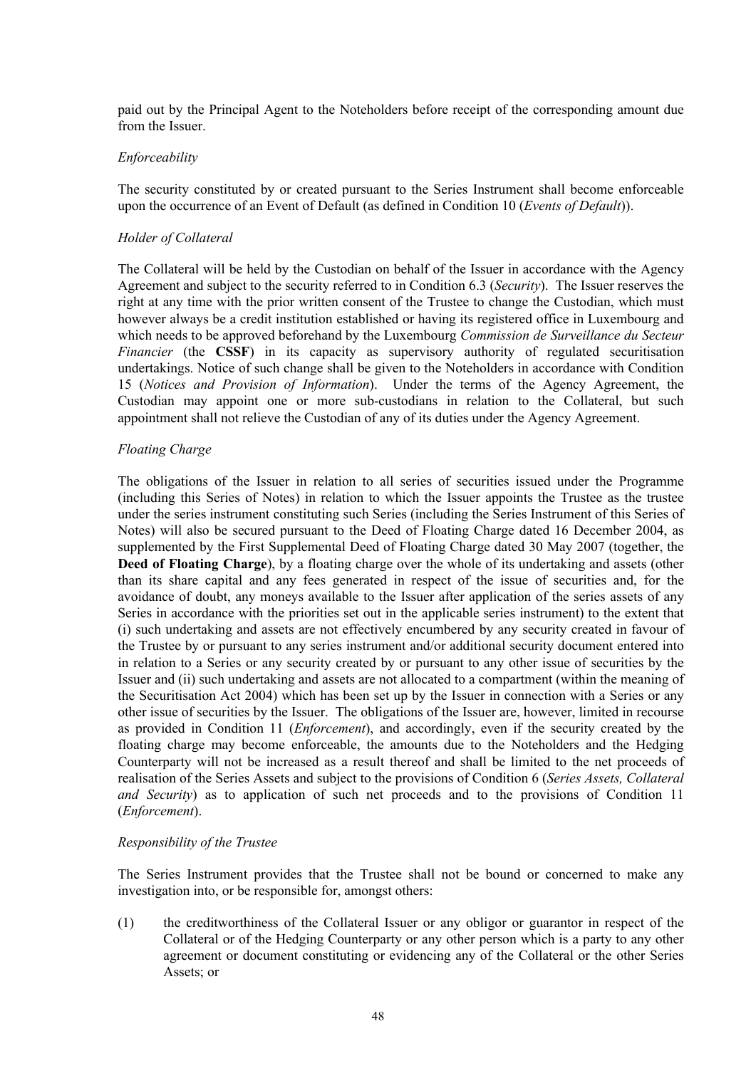paid out by the Principal Agent to the Noteholders before receipt of the corresponding amount due from the Issuer.

*Enforceability*

The security constituted by or created pursuant to the Series Instrument shall become enforceable upon the occurrence of an Event of Default (as defined in Condition 10 (*Events of Default*)).

*Holder of Collateral*

The Collateral will be held by the Custodian on behalf of the Issuer in accordance with the Agency Agreement and subject to the security referred to in Condition 6.3 (*Security*). The Issuer reserves the right at any time with the prior written consent of the Trustee to change the Custodian, which must however always be a credit institution established or having its registered office in Luxembourg and which needs to be approved beforehand by the Luxembourg *Commission de Surveillance du Secteur Financier* (the **CSSF**) in its capacity as supervisory authority of regulated securitisation undertakings. Notice of such change shall be given to the Noteholders in accordance with Condition 15 (*Notices and Provision of Information*). Under the terms of the Agency Agreement, the Custodian may appoint one or more sub-custodians in relation to the Collateral, but such appointment shall not relieve the Custodian of any of its duties under the Agency Agreement.

*Floating Charge*

The obligations of the Issuer in relation to all series of securities issued under the Programme (including this Series of Notes) in relation to which the Issuer appoints the Trustee as the trustee under the series instrument constituting such Series (including the Series Instrument of this Series of Notes) will also be secured pursuant to the Deed of Floating Charge dated 16 December 2004, as supplemented by the First Supplemental Deed of Floating Charge dated 30 May 2007 (together, the **Deed of Floating Charge**), by a floating charge over the whole of its undertaking and assets (other than its share capital and any fees generated in respect of the issue of securities and, for the avoidance of doubt, any moneys available to the Issuer after application of the series assets of any Series in accordance with the priorities set out in the applicable series instrument) to the extent that (i) such undertaking and assets are not effectively encumbered by any security created in favour of the Trustee by or pursuant to any series instrument and/or additional security document entered into in relation to a Series or any security created by or pursuant to any other issue of securities by the Issuer and (ii) such undertaking and assets are not allocated to a compartment (within the meaning of the Securitisation Act 2004) which has been set up by the Issuer in connection with a Series or any other issue of securities by the Issuer. The obligations of the Issuer are, however, limited in recourse as provided in Condition 11 (*Enforcement*), and accordingly, even if the security created by the floating charge may become enforceable, the amounts due to the Noteholders and the Hedging Counterparty will not be increased as a result thereof and shall be limited to the net proceeds of realisation of the Series Assets and subject to the provisions of Condition 6 (*Series Assets, Collateral and Security*) as to application of such net proceeds and to the provisions of Condition 11 (*Enforcement*).

*Responsibility of the Trustee*

The Series Instrument provides that the Trustee shall not be bound or concerned to make any investigation into, or be responsible for, amongst others:

(1) the creditworthiness of the Collateral Issuer or any obligor or guarantor in respect of the Collateral or of the Hedging Counterparty or any other person which is a party to any other agreement or document constituting or evidencing any of the Collateral or the other Series Assets; or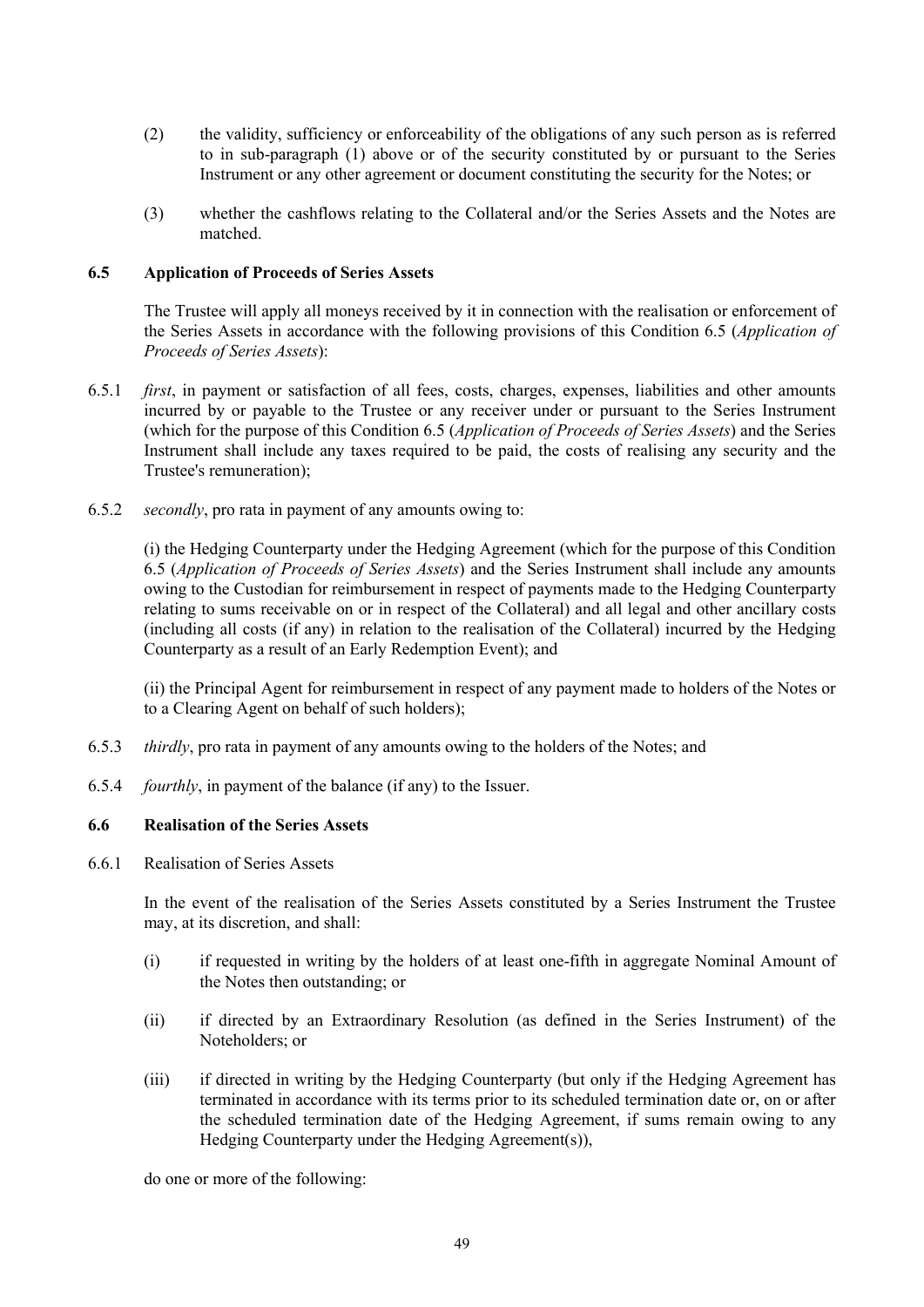(2) the validity, sufficiency or enforceability of the obligations of any such person as is referred to in sub-paragraph (1) above or of the security constituted by or pursuant to the Series Instrument or any other agreement or document constituting the security for the Notes; or

(3) whether the cashflows relating to the Collateral and/or the Series Assets and the Notes are matched.

### 6.5 Application of Proceeds of Series Assets

The Trustee will apply all moneys received by it in connection with the realisation or enforcement of the Series Assets in accordance with the following provisions of this Condition 6.5 (*Application of Proceeds of Series Assets*):

6.5.1 *first*, in payment or satisfaction of all fees, costs, charges, expenses, liabilities and other amounts incurred by or payable to the Trustee or any receiver under or pursuant to the Series Instrument (which for the purpose of this Condition 6.5 (*Application of Proceeds of Series Assets*) and the Series Instrument shall include any taxes required to be paid, the costs of realising any security and the Trustee's remuneration);

6.5.2 *secondly*, pro rata in payment of any amounts owing to:

(i) the Hedging Counterparty under the Hedging Agreement (which for the purpose of this Condition 6.5 (*Application of Proceeds of Series Assets*) and the Series Instrument shall include any amounts owing to the Custodian for reimbursement in respect of payments made to the Hedging Counterparty relating to sums receivable on or in respect of the Collateral) and all legal and other ancillary costs (including all costs (if any) in relation to the realisation of the Collateral) incurred by the Hedging Counterparty as a result of an Early Redemption Event); and

(ii) the Principal Agent for reimbursement in respect of any payment made to holders of the Notes or to a Clearing Agent on behalf of such holders);

6.5.3 *thirdly*, pro rata in payment of any amounts owing to the holders of the Notes; and

6.5.4 *fourthly*, in payment of the balance (if any) to the Issuer.

### 6.6 Realisation of the Series Assets

6.6.1 Realisation of Series Assets

In the event of the realisation of the Series Assets constituted by a Series Instrument the Trustee may, at its discretion, and shall:

(i) if requested in writing by the holders of at least one-fifth in aggregate Nominal Amount of the Notes then outstanding; or

(ii) if directed by an Extraordinary Resolution (as defined in the Series Instrument) of the Noteholders; or

(iii) if directed in writing by the Hedging Counterparty (but only if the Hedging Agreement has terminated in accordance with its terms prior to its scheduled termination date or, on or after the scheduled termination date of the Hedging Agreement, if sums remain owing to any Hedging Counterparty under the Hedging Agreement(s)),

do one or more of the following: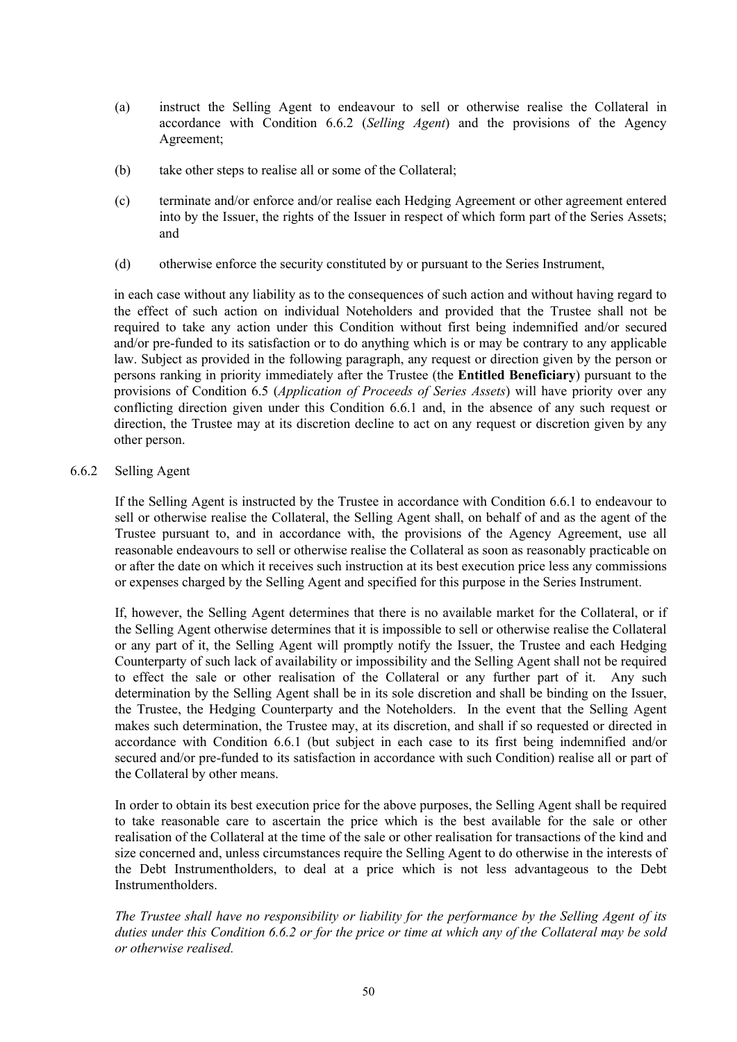(a) instruct the Selling Agent to endeavour to sell or otherwise realise the Collateral in accordance with Condition 6.6.2 (*Selling Agent*) and the provisions of the Agency Agreement;

(b) take other steps to realise all or some of the Collateral;

(c) terminate and/or enforce and/or realise each Hedging Agreement or other agreement entered into by the Issuer, the rights of the Issuer in respect of which form part of the Series Assets; and

(d) otherwise enforce the security constituted by or pursuant to the Series Instrument,

in each case without any liability as to the consequences of such action and without having regard to the effect of such action on individual Noteholders and provided that the Trustee shall not be required to take any action under this Condition without first being indemnified and/or secured and/or pre-funded to its satisfaction or to do anything which is or may be contrary to any applicable law. Subject as provided in the following paragraph, any request or direction given by the person or persons ranking in priority immediately after the Trustee (the **Entitled Beneficiary**) pursuant to the provisions of Condition 6.5 (*Application of Proceeds of Series Assets*) will have priority over any conflicting direction given under this Condition 6.6.1 and, in the absence of any such request or direction, the Trustee may at its discretion decline to act on any request or discretion given by any other person.

6.6.2 Selling Agent

If the Selling Agent is instructed by the Trustee in accordance with Condition 6.6.1 to endeavour to sell or otherwise realise the Collateral, the Selling Agent shall, on behalf of and as the agent of the Trustee pursuant to, and in accordance with, the provisions of the Agency Agreement, use all reasonable endeavours to sell or otherwise realise the Collateral as soon as reasonably practicable on or after the date on which it receives such instruction at its best execution price less any commissions or expenses charged by the Selling Agent and specified for this purpose in the Series Instrument.

If, however, the Selling Agent determines that there is no available market for the Collateral, or if the Selling Agent otherwise determines that it is impossible to sell or otherwise realise the Collateral or any part of it, the Selling Agent will promptly notify the Issuer, the Trustee and each Hedging Counterparty of such lack of availability or impossibility and the Selling Agent shall not be required to effect the sale or other realisation of the Collateral or any further part of it. Any such determination by the Selling Agent shall be in its sole discretion and shall be binding on the Issuer, the Trustee, the Hedging Counterparty and the Noteholders. In the event that the Selling Agent makes such determination, the Trustee may, at its discretion, and shall if so requested or directed in accordance with Condition 6.6.1 (but subject in each case to its first being indemnified and/or secured and/or pre-funded to its satisfaction in accordance with such Condition) realise all or part of the Collateral by other means.

In order to obtain its best execution price for the above purposes, the Selling Agent shall be required to take reasonable care to ascertain the price which is the best available for the sale or other realisation of the Collateral at the time of the sale or other realisation for transactions of the kind and size concerned and, unless circumstances require the Selling Agent to do otherwise in the interests of the Debt Instrumentholders, to deal at a price which is not less advantageous to the Debt Instrumentholders.

*The Trustee shall have no responsibility or liability for the performance by the Selling Agent of its duties under this Condition 6.6.2 or for the price or time at which any of the Collateral may be sold or otherwise realised.*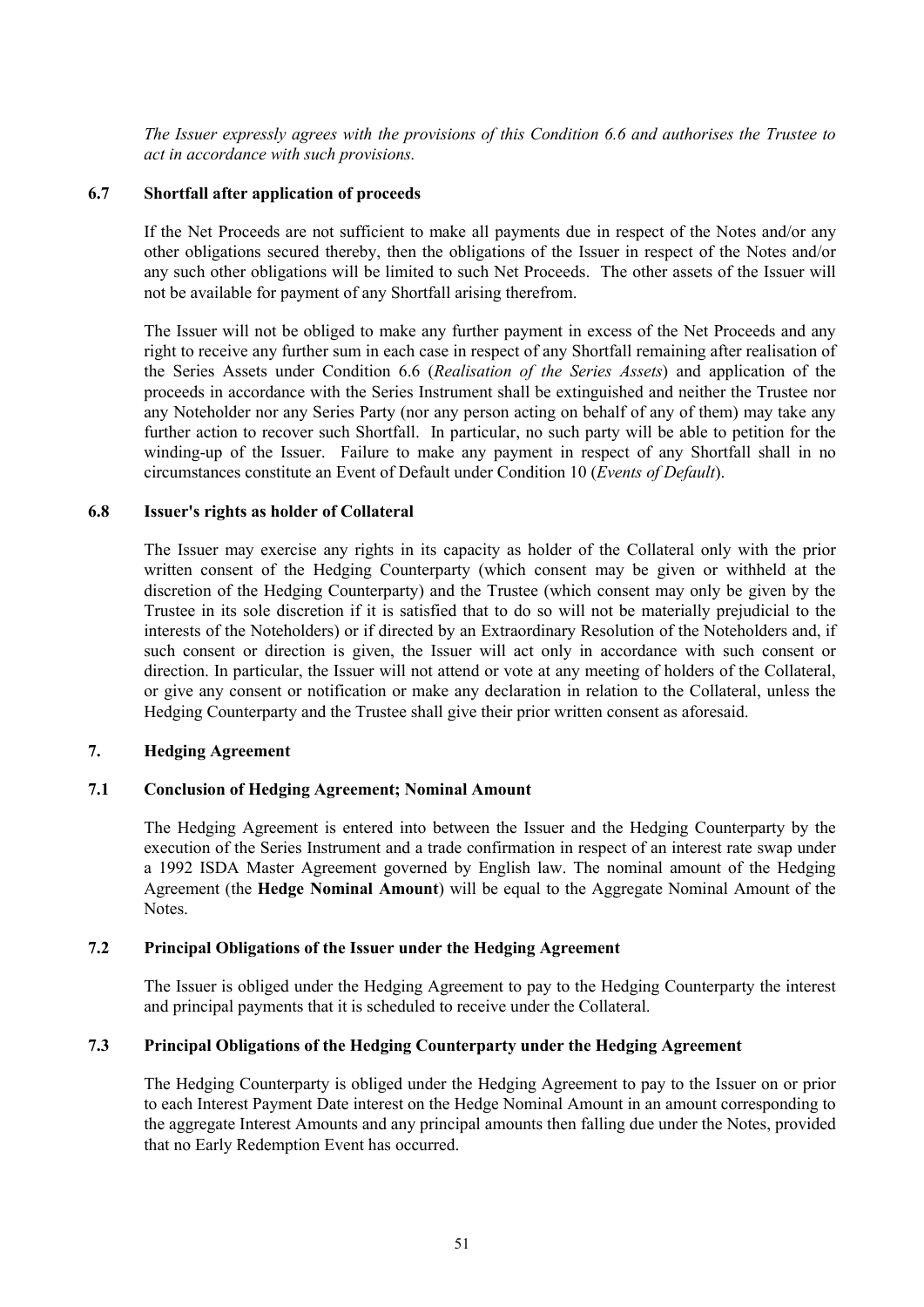*The Issuer expressly agrees with the provisions of this Condition 6.6 and authorises the Trustee to act in accordance with such provisions.*

### 6.7 Shortfall after application of proceeds

If the Net Proceeds are not sufficient to make all payments due in respect of the Notes and/or any other obligations secured thereby, then the obligations of the Issuer in respect of the Notes and/or any such other obligations will be limited to such Net Proceeds. The other assets of the Issuer will not be available for payment of any Shortfall arising therefrom.

The Issuer will not be obliged to make any further payment in excess of the Net Proceeds and any right to receive any further sum in each case in respect of any Shortfall remaining after realisation of the Series Assets under Condition 6.6 (*Realisation of the Series Assets*) and application of the proceeds in accordance with the Series Instrument shall be extinguished and neither the Trustee nor any Noteholder nor any Series Party (nor any person acting on behalf of any of them) may take any further action to recover such Shortfall. In particular, no such party will be able to petition for the winding-up of the Issuer. Failure to make any payment in respect of any Shortfall shall in no circumstances constitute an Event of Default under Condition 10 (*Events of Default*).

### 6.8 Issuer's rights as holder of Collateral

The Issuer may exercise any rights in its capacity as holder of the Collateral only with the prior written consent of the Hedging Counterparty (which consent may be given or withheld at the discretion of the Hedging Counterparty) and the Trustee (which consent may only be given by the Trustee in its sole discretion if it is satisfied that to do so will not be materially prejudicial to the interests of the Noteholders) or if directed by an Extraordinary Resolution of the Noteholders and, if such consent or direction is given, the Issuer will act only in accordance with such consent or direction. In particular, the Issuer will not attend or vote at any meeting of holders of the Collateral, or give any consent or notification or make any declaration in relation to the Collateral, unless the Hedging Counterparty and the Trustee shall give their prior written consent as aforesaid.

## 7. Hedging Agreement

### 7.1 Conclusion of Hedging Agreement; Nominal Amount

The Hedging Agreement is entered into between the Issuer and the Hedging Counterparty by the execution of the Series Instrument and a trade confirmation in respect of an interest rate swap under a 1992 ISDA Master Agreement governed by English law. The nominal amount of the Hedging Agreement (the **Hedge Nominal Amount**) will be equal to the Aggregate Nominal Amount of the Notes.

### 7.2 Principal Obligations of the Issuer under the Hedging Agreement

The Issuer is obliged under the Hedging Agreement to pay to the Hedging Counterparty the interest and principal payments that it is scheduled to receive under the Collateral.

### 7.3 Principal Obligations of the Hedging Counterparty under the Hedging Agreement

The Hedging Counterparty is obliged under the Hedging Agreement to pay to the Issuer on or prior to each Interest Payment Date interest on the Hedge Nominal Amount in an amount corresponding to the aggregate Interest Amounts and any principal amounts then falling due under the Notes, provided that no Early Redemption Event has occurred.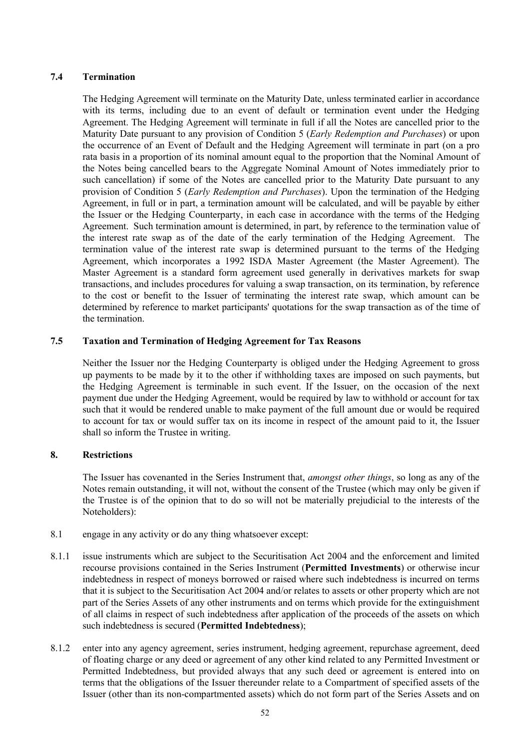### 7.4 Termination

The Hedging Agreement will terminate on the Maturity Date, unless terminated earlier in accordance with its terms, including due to an event of default or termination event under the Hedging Agreement. The Hedging Agreement will terminate in full if all the Notes are cancelled prior to the Maturity Date pursuant to any provision of Condition 5 (*Early Redemption and Purchases*) or upon the occurrence of an Event of Default and the Hedging Agreement will terminate in part (on a pro rata basis in a proportion of its nominal amount equal to the proportion that the Nominal Amount of the Notes being cancelled bears to the Aggregate Nominal Amount of Notes immediately prior to such cancellation) if some of the Notes are cancelled prior to the Maturity Date pursuant to any provision of Condition 5 (*Early Redemption and Purchases*). Upon the termination of the Hedging Agreement, in full or in part, a termination amount will be calculated, and will be payable by either the Issuer or the Hedging Counterparty, in each case in accordance with the terms of the Hedging Agreement. Such termination amount is determined, in part, by reference to the termination value of the interest rate swap as of the date of the early termination of the Hedging Agreement. The termination value of the interest rate swap is determined pursuant to the terms of the Hedging Agreement, which incorporates a 1992 ISDA Master Agreement (the Master Agreement). The Master Agreement is a standard form agreement used generally in derivatives markets for swap transactions, and includes procedures for valuing a swap transaction, on its termination, by reference to the cost or benefit to the Issuer of terminating the interest rate swap, which amount can be determined by reference to market participants' quotations for the swap transaction as of the time of the termination.

### 7.5 Taxation and Termination of Hedging Agreement for Tax Reasons

Neither the Issuer nor the Hedging Counterparty is obliged under the Hedging Agreement to gross up payments to be made by it to the other if withholding taxes are imposed on such payments, but the Hedging Agreement is terminable in such event. If the Issuer, on the occasion of the next payment due under the Hedging Agreement, would be required by law to withhold or account for tax such that it would be rendered unable to make payment of the full amount due or would be required to account for tax or would suffer tax on its income in respect of the amount paid to it, the Issuer shall so inform the Trustee in writing.

## 8. Restrictions

The Issuer has covenanted in the Series Instrument that, *amongst other things*, so long as any of the Notes remain outstanding, it will not, without the consent of the Trustee (which may only be given if the Trustee is of the opinion that to do so will not be materially prejudicial to the interests of the Noteholders):

8.1 engage in any activity or do any thing whatsoever except:

8.1.1 issue instruments which are subject to the Securitisation Act 2004 and the enforcement and limited recourse provisions contained in the Series Instrument (**Permitted Investments**) or otherwise incur indebtedness in respect of moneys borrowed or raised where such indebtedness is incurred on terms that it is subject to the Securitisation Act 2004 and/or relates to assets or other property which are not part of the Series Assets of any other instruments and on terms which provide for the extinguishment of all claims in respect of such indebtedness after application of the proceeds of the assets on which such indebtedness is secured (**Permitted Indebtedness**);

8.1.2 enter into any agency agreement, series instrument, hedging agreement, repurchase agreement, deed of floating charge or any deed or agreement of any other kind related to any Permitted Investment or Permitted Indebtedness, but provided always that any such deed or agreement is entered into on terms that the obligations of the Issuer thereunder relate to a Compartment of specified assets of the Issuer (other than its non-compartmented assets) which do not form part of the Series Assets and on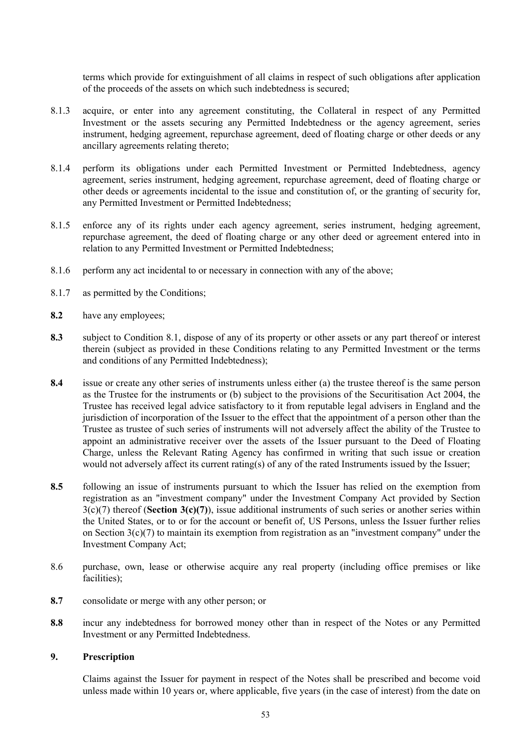terms which provide for extinguishment of all claims in respect of such obligations after application of the proceeds of the assets on which such indebtedness is secured;

8.1.3 acquire, or enter into any agreement constituting, the Collateral in respect of any Permitted Investment or the assets securing any Permitted Indebtedness or the agency agreement, series instrument, hedging agreement, repurchase agreement, deed of floating charge or other deeds or any ancillary agreements relating thereto;

8.1.4 perform its obligations under each Permitted Investment or Permitted Indebtedness, agency agreement, series instrument, hedging agreement, repurchase agreement, deed of floating charge or other deeds or agreements incidental to the issue and constitution of, or the granting of security for, any Permitted Investment or Permitted Indebtedness;

8.1.5 enforce any of its rights under each agency agreement, series instrument, hedging agreement, repurchase agreement, the deed of floating charge or any other deed or agreement entered into in relation to any Permitted Investment or Permitted Indebtedness;

8.1.6 perform any act incidental to or necessary in connection with any of the above;

8.1.7 as permitted by the Conditions;

**8.2** have any employees;

**8.3** subject to Condition 8.1, dispose of any of its property or other assets or any part thereof or interest therein (subject as provided in these Conditions relating to any Permitted Investment or the terms and conditions of any Permitted Indebtedness);

**8.4** issue or create any other series of instruments unless either (a) the trustee thereof is the same person as the Trustee for the instruments or (b) subject to the provisions of the Securitisation Act 2004, the Trustee has received legal advice satisfactory to it from reputable legal advisers in England and the jurisdiction of incorporation of the Issuer to the effect that the appointment of a person other than the Trustee as trustee of such series of instruments will not adversely affect the ability of the Trustee to appoint an administrative receiver over the assets of the Issuer pursuant to the Deed of Floating Charge, unless the Relevant Rating Agency has confirmed in writing that such issue or creation would not adversely affect its current rating(s) of any of the rated Instruments issued by the Issuer;

**8.5** following an issue of instruments pursuant to which the Issuer has relied on the exemption from registration as an "investment company" under the Investment Company Act provided by Section 3(c)(7) thereof (**Section 3(c)(7)**), issue additional instruments of such series or another series within the United States, or to or for the account or benefit of, US Persons, unless the Issuer further relies on Section 3(c)(7) to maintain its exemption from registration as an "investment company" under the Investment Company Act;

8.6 purchase, own, lease or otherwise acquire any real property (including office premises or like facilities);

**8.7** consolidate or merge with any other person; or

**8.8** incur any indebtedness for borrowed money other than in respect of the Notes or any Permitted Investment or any Permitted Indebtedness.

## 9. Prescription

Claims against the Issuer for payment in respect of the Notes shall be prescribed and become void unless made within 10 years or, where applicable, five years (in the case of interest) from the date on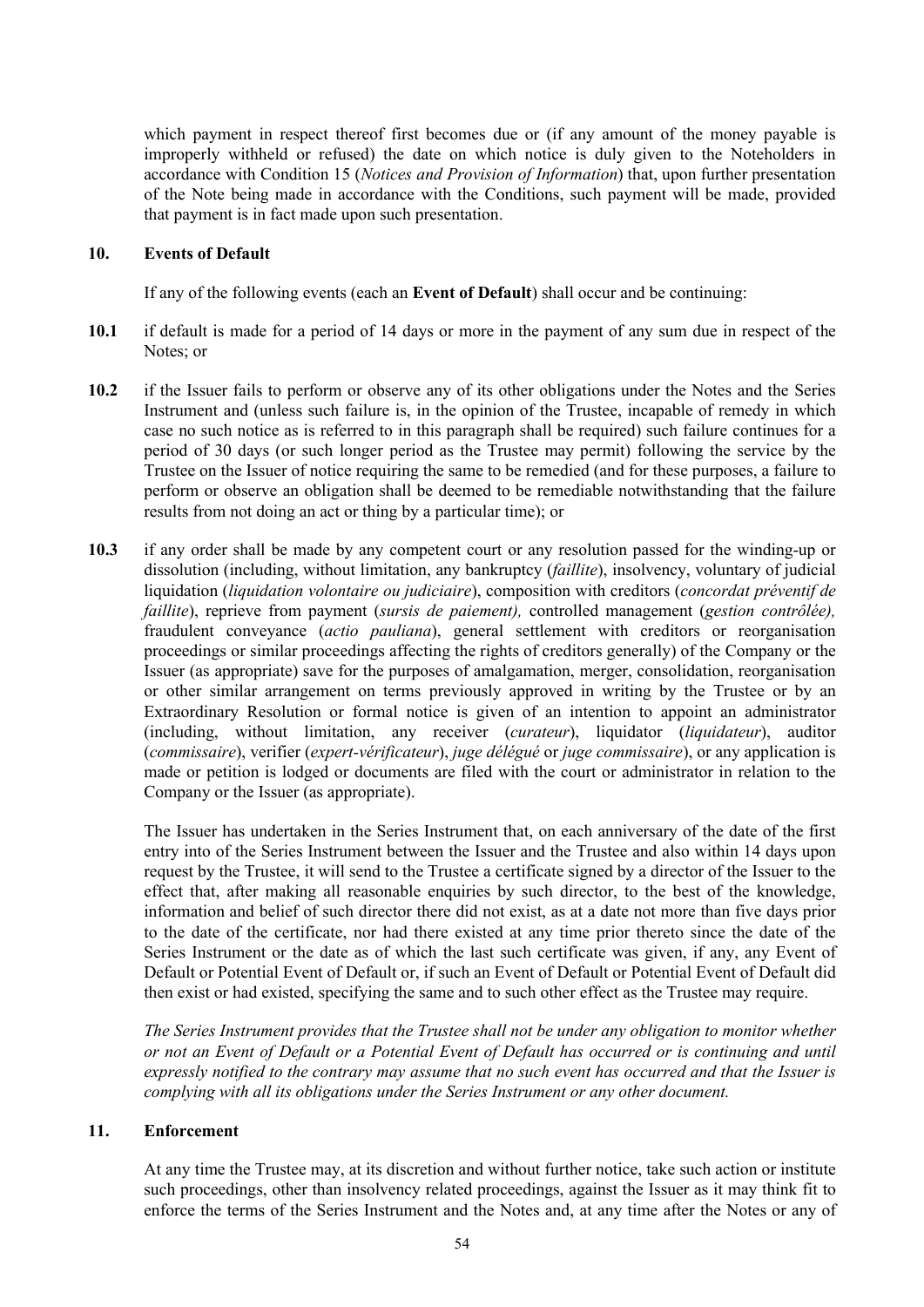which payment in respect thereof first becomes due or (if any amount of the money payable is improperly withheld or refused) the date on which notice is duly given to the Noteholders in accordance with Condition 15 (*Notices and Provision of Information*) that, upon further presentation of the Note being made in accordance with the Conditions, such payment will be made, provided that payment is in fact made upon such presentation.

## 10. Events of Default

If any of the following events (each an **Event of Default**) shall occur and be continuing:

**10.1** if default is made for a period of 14 days or more in the payment of any sum due in respect of the Notes; or

**10.2** if the Issuer fails to perform or observe any of its other obligations under the Notes and the Series Instrument and (unless such failure is, in the opinion of the Trustee, incapable of remedy in which case no such notice as is referred to in this paragraph shall be required) such failure continues for a period of 30 days (or such longer period as the Trustee may permit) following the service by the Trustee on the Issuer of notice requiring the same to be remedied (and for these purposes, a failure to perform or observe an obligation shall be deemed to be remediable notwithstanding that the failure results from not doing an act or thing by a particular time); or

**10.3** if any order shall be made by any competent court or any resolution passed for the winding-up or dissolution (including, without limitation, any bankruptcy (*faillite*), insolvency, voluntary of judicial liquidation (*liquidation volontaire ou judiciaire*), composition with creditors (*concordat préventif de faillite*), reprieve from payment (*sursis de paiement),* controlled management (*gestion contrôlée),* fraudulent conveyance (*actio pauliana*), general settlement with creditors or reorganisation proceedings or similar proceedings affecting the rights of creditors generally) of the Company or the Issuer (as appropriate) save for the purposes of amalgamation, merger, consolidation, reorganisation or other similar arrangement on terms previously approved in writing by the Trustee or by an Extraordinary Resolution or formal notice is given of an intention to appoint an administrator (including, without limitation, any receiver (*curateur*), liquidator (*liquidateur*), auditor (*commissaire*), verifier (*expert-vérificateur*), *juge délégué* or *juge commissaire*), or any application is made or petition is lodged or documents are filed with the court or administrator in relation to the Company or the Issuer (as appropriate).

The Issuer has undertaken in the Series Instrument that, on each anniversary of the date of the first entry into of the Series Instrument between the Issuer and the Trustee and also within 14 days upon request by the Trustee, it will send to the Trustee a certificate signed by a director of the Issuer to the effect that, after making all reasonable enquiries by such director, to the best of the knowledge, information and belief of such director there did not exist, as at a date not more than five days prior to the date of the certificate, nor had there existed at any time prior thereto since the date of the Series Instrument or the date as of which the last such certificate was given, if any, any Event of Default or Potential Event of Default or, if such an Event of Default or Potential Event of Default did then exist or had existed, specifying the same and to such other effect as the Trustee may require.

*The Series Instrument provides that the Trustee shall not be under any obligation to monitor whether or not an Event of Default or a Potential Event of Default has occurred or is continuing and until expressly notified to the contrary may assume that no such event has occurred and that the Issuer is complying with all its obligations under the Series Instrument or any other document.*

## 11. Enforcement

At any time the Trustee may, at its discretion and without further notice, take such action or institute such proceedings, other than insolvency related proceedings, against the Issuer as it may think fit to enforce the terms of the Series Instrument and the Notes and, at any time after the Notes or any of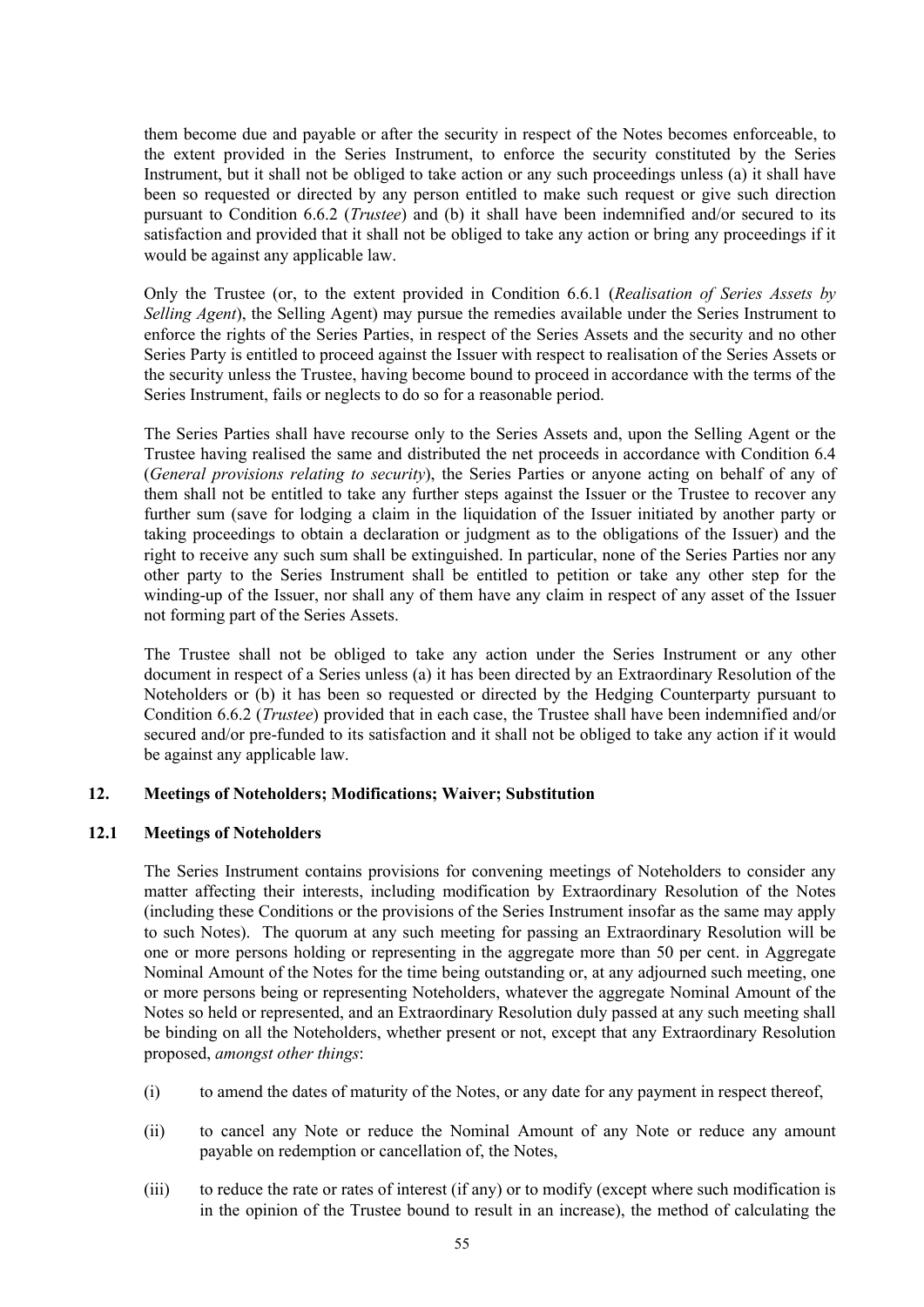them become due and payable or after the security in respect of the Notes becomes enforceable, to the extent provided in the Series Instrument, to enforce the security constituted by the Series Instrument, but it shall not be obliged to take action or any such proceedings unless (a) it shall have been so requested or directed by any person entitled to make such request or give such direction pursuant to Condition 6.6.2 (*Trustee*) and (b) it shall have been indemnified and/or secured to its satisfaction and provided that it shall not be obliged to take any action or bring any proceedings if it would be against any applicable law.

Only the Trustee (or, to the extent provided in Condition 6.6.1 (*Realisation of Series Assets by Selling Agent*), the Selling Agent) may pursue the remedies available under the Series Instrument to enforce the rights of the Series Parties, in respect of the Series Assets and the security and no other Series Party is entitled to proceed against the Issuer with respect to realisation of the Series Assets or the security unless the Trustee, having become bound to proceed in accordance with the terms of the Series Instrument, fails or neglects to do so for a reasonable period.

The Series Parties shall have recourse only to the Series Assets and, upon the Selling Agent or the Trustee having realised the same and distributed the net proceeds in accordance with Condition 6.4 (*General provisions relating to security*), the Series Parties or anyone acting on behalf of any of them shall not be entitled to take any further steps against the Issuer or the Trustee to recover any further sum (save for lodging a claim in the liquidation of the Issuer initiated by another party or taking proceedings to obtain a declaration or judgment as to the obligations of the Issuer) and the right to receive any such sum shall be extinguished. In particular, none of the Series Parties nor any other party to the Series Instrument shall be entitled to petition or take any other step for the winding-up of the Issuer, nor shall any of them have any claim in respect of any asset of the Issuer not forming part of the Series Assets.

The Trustee shall not be obliged to take any action under the Series Instrument or any other document in respect of a Series unless (a) it has been directed by an Extraordinary Resolution of the Noteholders or (b) it has been so requested or directed by the Hedging Counterparty pursuant to Condition 6.6.2 (*Trustee*) provided that in each case, the Trustee shall have been indemnified and/or secured and/or pre-funded to its satisfaction and it shall not be obliged to take any action if it would be against any applicable law.

## 12. Meetings of Noteholders; Modifications; Waiver; Substitution

### 12.1 Meetings of Noteholders

The Series Instrument contains provisions for convening meetings of Noteholders to consider any matter affecting their interests, including modification by Extraordinary Resolution of the Notes (including these Conditions or the provisions of the Series Instrument insofar as the same may apply to such Notes). The quorum at any such meeting for passing an Extraordinary Resolution will be one or more persons holding or representing in the aggregate more than 50 per cent. in Aggregate Nominal Amount of the Notes for the time being outstanding or, at any adjourned such meeting, one or more persons being or representing Noteholders, whatever the aggregate Nominal Amount of the Notes so held or represented, and an Extraordinary Resolution duly passed at any such meeting shall be binding on all the Noteholders, whether present or not, except that any Extraordinary Resolution proposed, *amongst other things*:

(i) to amend the dates of maturity of the Notes, or any date for any payment in respect thereof,

(ii) to cancel any Note or reduce the Nominal Amount of any Note or reduce any amount payable on redemption or cancellation of, the Notes,

(iii) to reduce the rate or rates of interest (if any) or to modify (except where such modification is in the opinion of the Trustee bound to result in an increase), the method of calculating the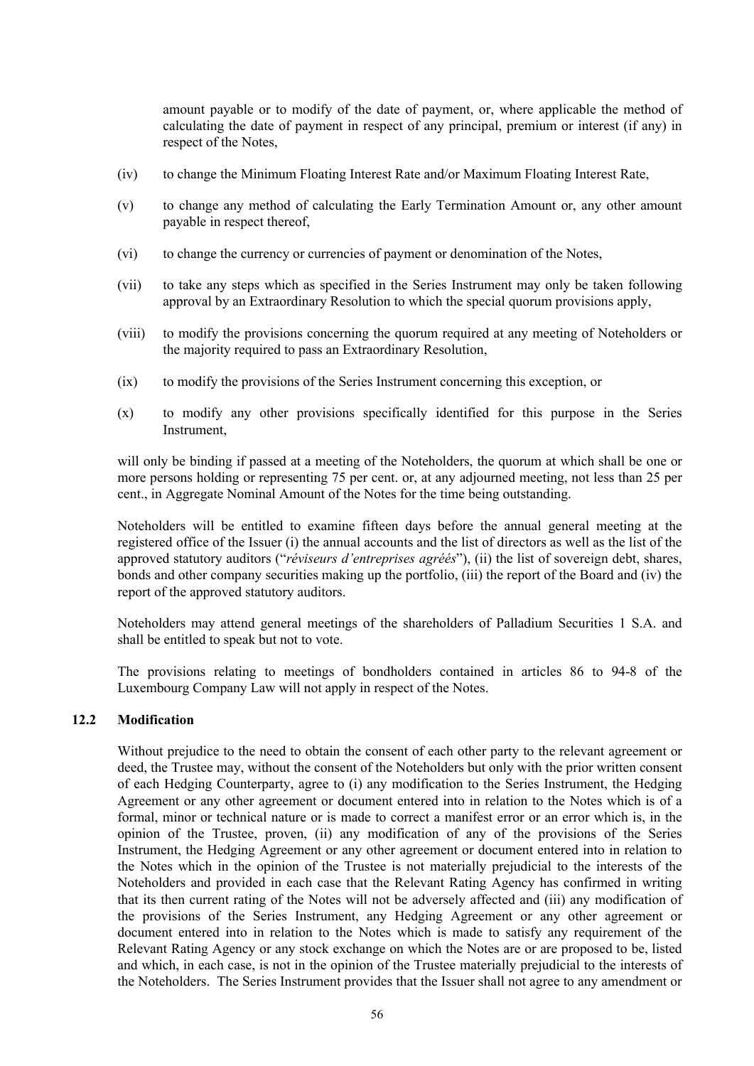amount payable or to modify of the date of payment, or, where applicable the method of calculating the date of payment in respect of any principal, premium or interest (if any) in respect of the Notes,

(iv) to change the Minimum Floating Interest Rate and/or Maximum Floating Interest Rate,

(v) to change any method of calculating the Early Termination Amount or, any other amount payable in respect thereof,

(vi) to change the currency or currencies of payment or denomination of the Notes,

(vii) to take any steps which as specified in the Series Instrument may only be taken following approval by an Extraordinary Resolution to which the special quorum provisions apply,

(viii) to modify the provisions concerning the quorum required at any meeting of Noteholders or the majority required to pass an Extraordinary Resolution,

(ix) to modify the provisions of the Series Instrument concerning this exception, or

(x) to modify any other provisions specifically identified for this purpose in the Series Instrument,

will only be binding if passed at a meeting of the Noteholders, the quorum at which shall be one or more persons holding or representing 75 per cent. or, at any adjourned meeting, not less than 25 per cent., in Aggregate Nominal Amount of the Notes for the time being outstanding.

Noteholders will be entitled to examine fifteen days before the annual general meeting at the registered office of the Issuer (i) the annual accounts and the list of directors as well as the list of the approved statutory auditors ("*réviseurs d'entreprises agréés*"), (ii) the list of sovereign debt, shares, bonds and other company securities making up the portfolio, (iii) the report of the Board and (iv) the report of the approved statutory auditors.

Noteholders may attend general meetings of the shareholders of Palladium Securities 1 S.A. and shall be entitled to speak but not to vote.

The provisions relating to meetings of bondholders contained in articles 86 to 94-8 of the Luxembourg Company Law will not apply in respect of the Notes.

### 12.2 Modification

Without prejudice to the need to obtain the consent of each other party to the relevant agreement or deed, the Trustee may, without the consent of the Noteholders but only with the prior written consent of each Hedging Counterparty, agree to (i) any modification to the Series Instrument, the Hedging Agreement or any other agreement or document entered into in relation to the Notes which is of a formal, minor or technical nature or is made to correct a manifest error or an error which is, in the opinion of the Trustee, proven, (ii) any modification of any of the provisions of the Series Instrument, the Hedging Agreement or any other agreement or document entered into in relation to the Notes which in the opinion of the Trustee is not materially prejudicial to the interests of the Noteholders and provided in each case that the Relevant Rating Agency has confirmed in writing that its then current rating of the Notes will not be adversely affected and (iii) any modification of the provisions of the Series Instrument, any Hedging Agreement or any other agreement or document entered into in relation to the Notes which is made to satisfy any requirement of the Relevant Rating Agency or any stock exchange on which the Notes are or are proposed to be, listed and which, in each case, is not in the opinion of the Trustee materially prejudicial to the interests of the Noteholders. The Series Instrument provides that the Issuer shall not agree to any amendment or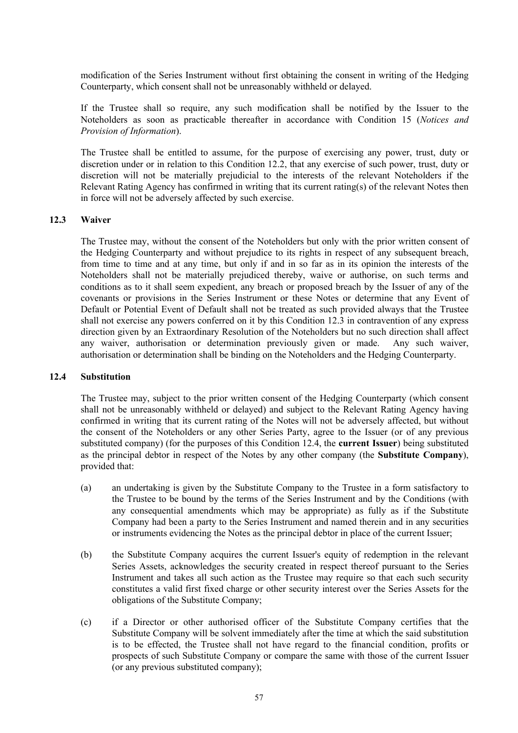modification of the Series Instrument without first obtaining the consent in writing of the Hedging Counterparty, which consent shall not be unreasonably withheld or delayed.

If the Trustee shall so require, any such modification shall be notified by the Issuer to the Noteholders as soon as practicable thereafter in accordance with Condition 15 (*Notices and Provision of Information*).

The Trustee shall be entitled to assume, for the purpose of exercising any power, trust, duty or discretion under or in relation to this Condition 12.2, that any exercise of such power, trust, duty or discretion will not be materially prejudicial to the interests of the relevant Noteholders if the Relevant Rating Agency has confirmed in writing that its current rating(s) of the relevant Notes then in force will not be adversely affected by such exercise.

### 12.3 Waiver

The Trustee may, without the consent of the Noteholders but only with the prior written consent of the Hedging Counterparty and without prejudice to its rights in respect of any subsequent breach, from time to time and at any time, but only if and in so far as in its opinion the interests of the Noteholders shall not be materially prejudiced thereby, waive or authorise, on such terms and conditions as to it shall seem expedient, any breach or proposed breach by the Issuer of any of the covenants or provisions in the Series Instrument or these Notes or determine that any Event of Default or Potential Event of Default shall not be treated as such provided always that the Trustee shall not exercise any powers conferred on it by this Condition 12.3 in contravention of any express direction given by an Extraordinary Resolution of the Noteholders but no such direction shall affect any waiver, authorisation or determination previously given or made. Any such waiver, authorisation or determination shall be binding on the Noteholders and the Hedging Counterparty.

### 12.4 Substitution

The Trustee may, subject to the prior written consent of the Hedging Counterparty (which consent shall not be unreasonably withheld or delayed) and subject to the Relevant Rating Agency having confirmed in writing that its current rating of the Notes will not be adversely affected, but without the consent of the Noteholders or any other Series Party, agree to the Issuer (or of any previous substituted company) (for the purposes of this Condition 12.4, the **current Issuer**) being substituted as the principal debtor in respect of the Notes by any other company (the **Substitute Company**), provided that:

(a) an undertaking is given by the Substitute Company to the Trustee in a form satisfactory to the Trustee to be bound by the terms of the Series Instrument and by the Conditions (with any consequential amendments which may be appropriate) as fully as if the Substitute Company had been a party to the Series Instrument and named therein and in any securities or instruments evidencing the Notes as the principal debtor in place of the current Issuer;

(b) the Substitute Company acquires the current Issuer's equity of redemption in the relevant Series Assets, acknowledges the security created in respect thereof pursuant to the Series Instrument and takes all such action as the Trustee may require so that each such security constitutes a valid first fixed charge or other security interest over the Series Assets for the obligations of the Substitute Company;

(c) if a Director or other authorised officer of the Substitute Company certifies that the Substitute Company will be solvent immediately after the time at which the said substitution is to be effected, the Trustee shall not have regard to the financial condition, profits or prospects of such Substitute Company or compare the same with those of the current Issuer (or any previous substituted company);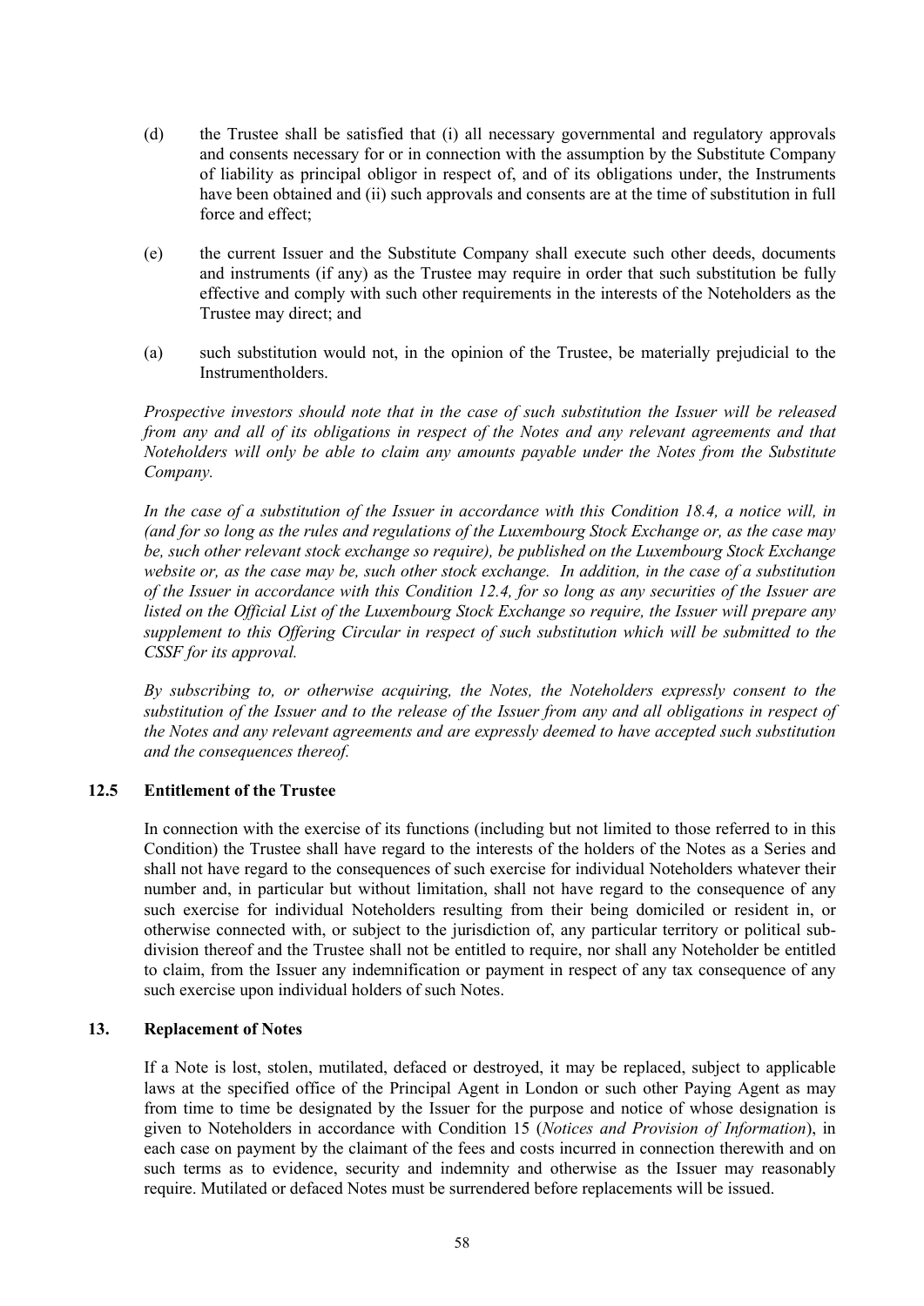(d) the Trustee shall be satisfied that (i) all necessary governmental and regulatory approvals and consents necessary for or in connection with the assumption by the Substitute Company of liability as principal obligor in respect of, and of its obligations under, the Instruments have been obtained and (ii) such approvals and consents are at the time of substitution in full force and effect;

(e) the current Issuer and the Substitute Company shall execute such other deeds, documents and instruments (if any) as the Trustee may require in order that such substitution be fully effective and comply with such other requirements in the interests of the Noteholders as the Trustee may direct; and

(a) such substitution would not, in the opinion of the Trustee, be materially prejudicial to the Instrumentholders.

*Prospective investors should note that in the case of such substitution the Issuer will be released from any and all of its obligations in respect of the Notes and any relevant agreements and that Noteholders will only be able to claim any amounts payable under the Notes from the Substitute Company.*

*In the case of a substitution of the Issuer in accordance with this Condition 18.4, a notice will, in (and for so long as the rules and regulations of the Luxembourg Stock Exchange or, as the case may be, such other relevant stock exchange so require), be published on the Luxembourg Stock Exchange website or, as the case may be, such other stock exchange. In addition, in the case of a substitution of the Issuer in accordance with this Condition 12.4, for so long as any securities of the Issuer are listed on the Official List of the Luxembourg Stock Exchange so require, the Issuer will prepare any supplement to this Offering Circular in respect of such substitution which will be submitted to the CSSF for its approval.*

*By subscribing to, or otherwise acquiring, the Notes, the Noteholders expressly consent to the substitution of the Issuer and to the release of the Issuer from any and all obligations in respect of the Notes and any relevant agreements and are expressly deemed to have accepted such substitution and the consequences thereof.*

### 12.5 Entitlement of the Trustee

In connection with the exercise of its functions (including but not limited to those referred to in this Condition) the Trustee shall have regard to the interests of the holders of the Notes as a Series and shall not have regard to the consequences of such exercise for individual Noteholders whatever their number and, in particular but without limitation, shall not have regard to the consequence of any such exercise for individual Noteholders resulting from their being domiciled or resident in, or otherwise connected with, or subject to the jurisdiction of, any particular territory or political sub-division thereof and the Trustee shall not be entitled to require, nor shall any Noteholder be entitled to claim, from the Issuer any indemnification or payment in respect of any tax consequence of any such exercise upon individual holders of such Notes.

## 13. Replacement of Notes

If a Note is lost, stolen, mutilated, defaced or destroyed, it may be replaced, subject to applicable laws at the specified office of the Principal Agent in London or such other Paying Agent as may from time to time be designated by the Issuer for the purpose and notice of whose designation is given to Noteholders in accordance with Condition 15 (*Notices and Provision of Information*), in each case on payment by the claimant of the fees and costs incurred in connection therewith and on such terms as to evidence, security and indemnity and otherwise as the Issuer may reasonably require. Mutilated or defaced Notes must be surrendered before replacements will be issued.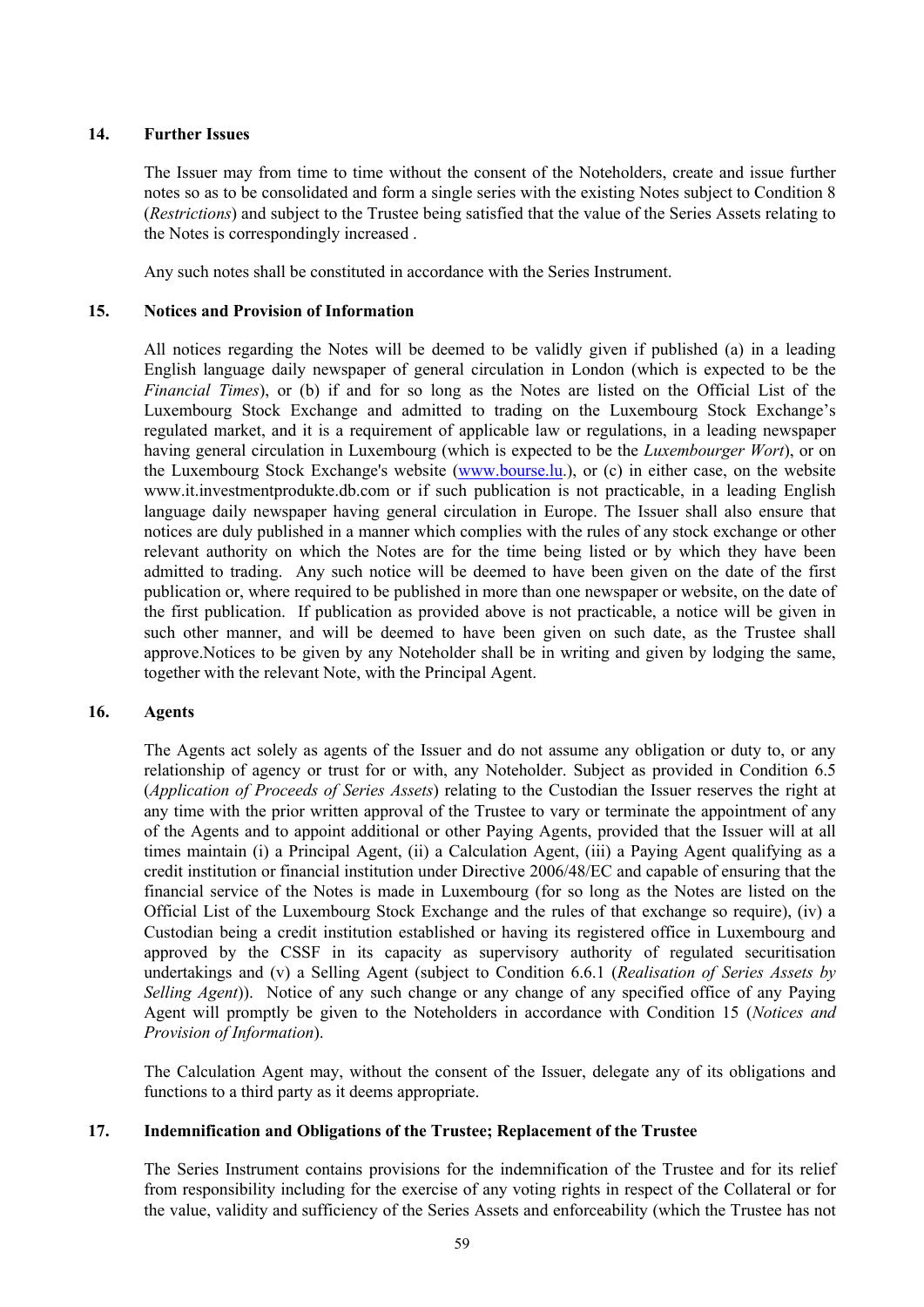## 14. Further Issues

The Issuer may from time to time without the consent of the Noteholders, create and issue further notes so as to be consolidated and form a single series with the existing Notes subject to Condition 8 (*Restrictions*) and subject to the Trustee being satisfied that the value of the Series Assets relating to the Notes is correspondingly increased .

Any such notes shall be constituted in accordance with the Series Instrument.

## 15. Notices and Provision of Information

All notices regarding the Notes will be deemed to be validly given if published (a) in a leading English language daily newspaper of general circulation in London (which is expected to be the *Financial Times*), or (b) if and for so long as the Notes are listed on the Official List of the Luxembourg Stock Exchange and admitted to trading on the Luxembourg Stock Exchange's regulated market, and it is a requirement of applicable law or regulations, in a leading newspaper having general circulation in Luxembourg (which is expected to be the *Luxembourger Wort*), or on the Luxembourg Stock Exchange's website (www.bourse.lu.), or (c) in either case, on the website www.it.investmentprodukte.db.com or if such publication is not practicable, in a leading English language daily newspaper having general circulation in Europe. The Issuer shall also ensure that notices are duly published in a manner which complies with the rules of any stock exchange or other relevant authority on which the Notes are for the time being listed or by which they have been admitted to trading. Any such notice will be deemed to have been given on the date of the first publication or, where required to be published in more than one newspaper or website, on the date of the first publication. If publication as provided above is not practicable, a notice will be given in such other manner, and will be deemed to have been given on such date, as the Trustee shall approve.Notices to be given by any Noteholder shall be in writing and given by lodging the same, together with the relevant Note, with the Principal Agent.

## 16. Agents

The Agents act solely as agents of the Issuer and do not assume any obligation or duty to, or any relationship of agency or trust for or with, any Noteholder. Subject as provided in Condition 6.5 (*Application of Proceeds of Series Assets*) relating to the Custodian the Issuer reserves the right at any time with the prior written approval of the Trustee to vary or terminate the appointment of any of the Agents and to appoint additional or other Paying Agents, provided that the Issuer will at all times maintain (i) a Principal Agent, (ii) a Calculation Agent, (iii) a Paying Agent qualifying as a credit institution or financial institution under Directive 2006/48/EC and capable of ensuring that the financial service of the Notes is made in Luxembourg (for so long as the Notes are listed on the Official List of the Luxembourg Stock Exchange and the rules of that exchange so require), (iv) a Custodian being a credit institution established or having its registered office in Luxembourg and approved by the CSSF in its capacity as supervisory authority of regulated securitisation undertakings and (v) a Selling Agent (subject to Condition 6.6.1 (*Realisation of Series Assets by Selling Agent*)). Notice of any such change or any change of any specified office of any Paying Agent will promptly be given to the Noteholders in accordance with Condition 15 (*Notices and Provision of Information*).

The Calculation Agent may, without the consent of the Issuer, delegate any of its obligations and functions to a third party as it deems appropriate.

## 17. Indemnification and Obligations of the Trustee; Replacement of the Trustee

The Series Instrument contains provisions for the indemnification of the Trustee and for its relief from responsibility including for the exercise of any voting rights in respect of the Collateral or for the value, validity and sufficiency of the Series Assets and enforceability (which the Trustee has not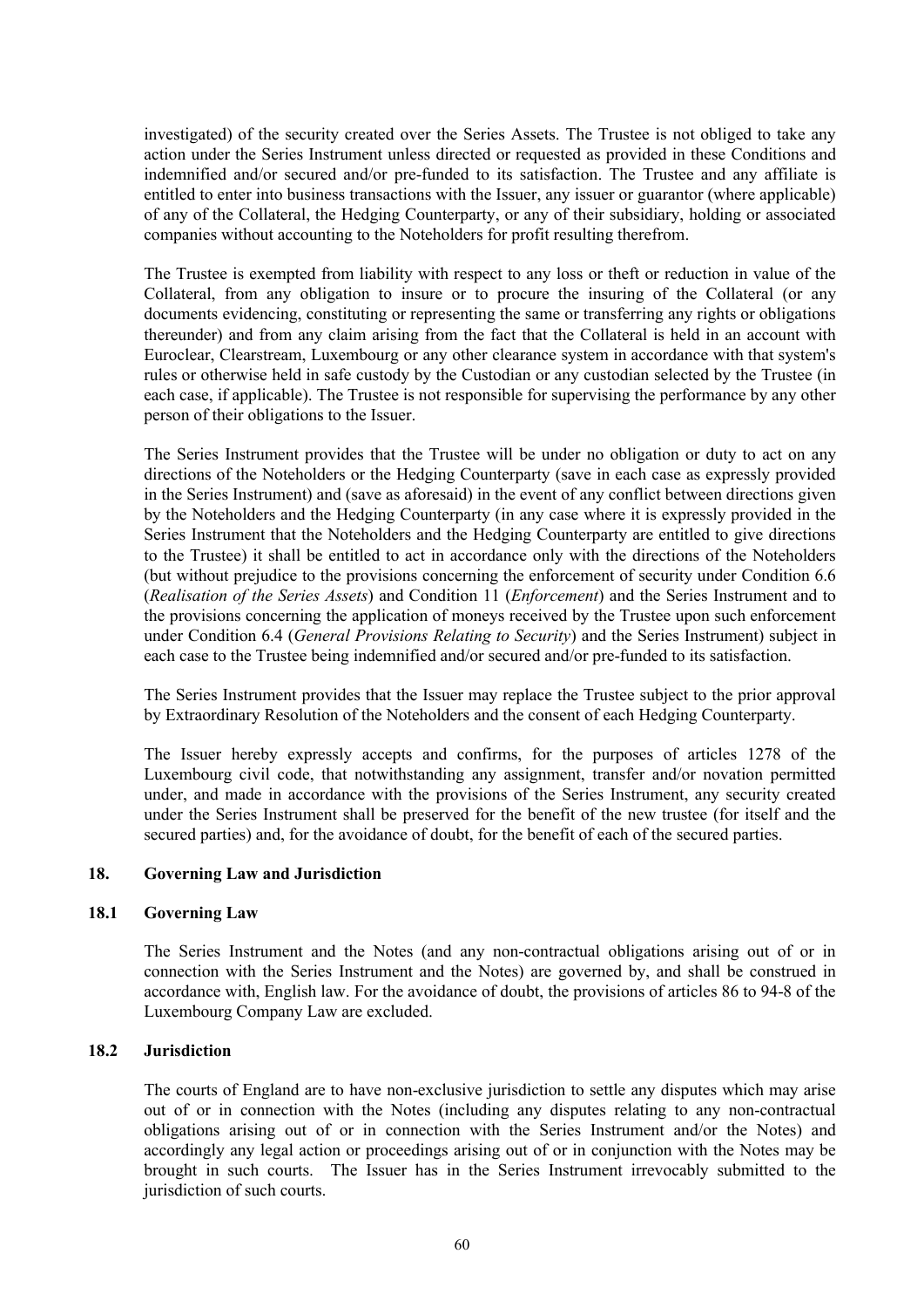investigated) of the security created over the Series Assets. The Trustee is not obliged to take any action under the Series Instrument unless directed or requested as provided in these Conditions and indemnified and/or secured and/or pre-funded to its satisfaction. The Trustee and any affiliate is entitled to enter into business transactions with the Issuer, any issuer or guarantor (where applicable) of any of the Collateral, the Hedging Counterparty, or any of their subsidiary, holding or associated companies without accounting to the Noteholders for profit resulting therefrom.

The Trustee is exempted from liability with respect to any loss or theft or reduction in value of the Collateral, from any obligation to insure or to procure the insuring of the Collateral (or any documents evidencing, constituting or representing the same or transferring any rights or obligations thereunder) and from any claim arising from the fact that the Collateral is held in an account with Euroclear, Clearstream, Luxembourg or any other clearance system in accordance with that system's rules or otherwise held in safe custody by the Custodian or any custodian selected by the Trustee (in each case, if applicable). The Trustee is not responsible for supervising the performance by any other person of their obligations to the Issuer.

The Series Instrument provides that the Trustee will be under no obligation or duty to act on any directions of the Noteholders or the Hedging Counterparty (save in each case as expressly provided in the Series Instrument) and (save as aforesaid) in the event of any conflict between directions given by the Noteholders and the Hedging Counterparty (in any case where it is expressly provided in the Series Instrument that the Noteholders and the Hedging Counterparty are entitled to give directions to the Trustee) it shall be entitled to act in accordance only with the directions of the Noteholders (but without prejudice to the provisions concerning the enforcement of security under Condition 6.6 (*Realisation of the Series Assets*) and Condition 11 (*Enforcement*) and the Series Instrument and to the provisions concerning the application of moneys received by the Trustee upon such enforcement under Condition 6.4 (*General Provisions Relating to Security*) and the Series Instrument) subject in each case to the Trustee being indemnified and/or secured and/or pre-funded to its satisfaction.

The Series Instrument provides that the Issuer may replace the Trustee subject to the prior approval by Extraordinary Resolution of the Noteholders and the consent of each Hedging Counterparty.

The Issuer hereby expressly accepts and confirms, for the purposes of articles 1278 of the Luxembourg civil code, that notwithstanding any assignment, transfer and/or novation permitted under, and made in accordance with the provisions of the Series Instrument, any security created under the Series Instrument shall be preserved for the benefit of the new trustee (for itself and the secured parties) and, for the avoidance of doubt, for the benefit of each of the secured parties.

## 18. Governing Law and Jurisdiction

### 18.1 Governing Law

The Series Instrument and the Notes (and any non-contractual obligations arising out of or in connection with the Series Instrument and the Notes) are governed by, and shall be construed in accordance with, English law. For the avoidance of doubt, the provisions of articles 86 to 94-8 of the Luxembourg Company Law are excluded.

### 18.2 Jurisdiction

The courts of England are to have non-exclusive jurisdiction to settle any disputes which may arise out of or in connection with the Notes (including any disputes relating to any non-contractual obligations arising out of or in connection with the Series Instrument and/or the Notes) and accordingly any legal action or proceedings arising out of or in conjunction with the Notes may be brought in such courts. The Issuer has in the Series Instrument irrevocably submitted to the jurisdiction of such courts.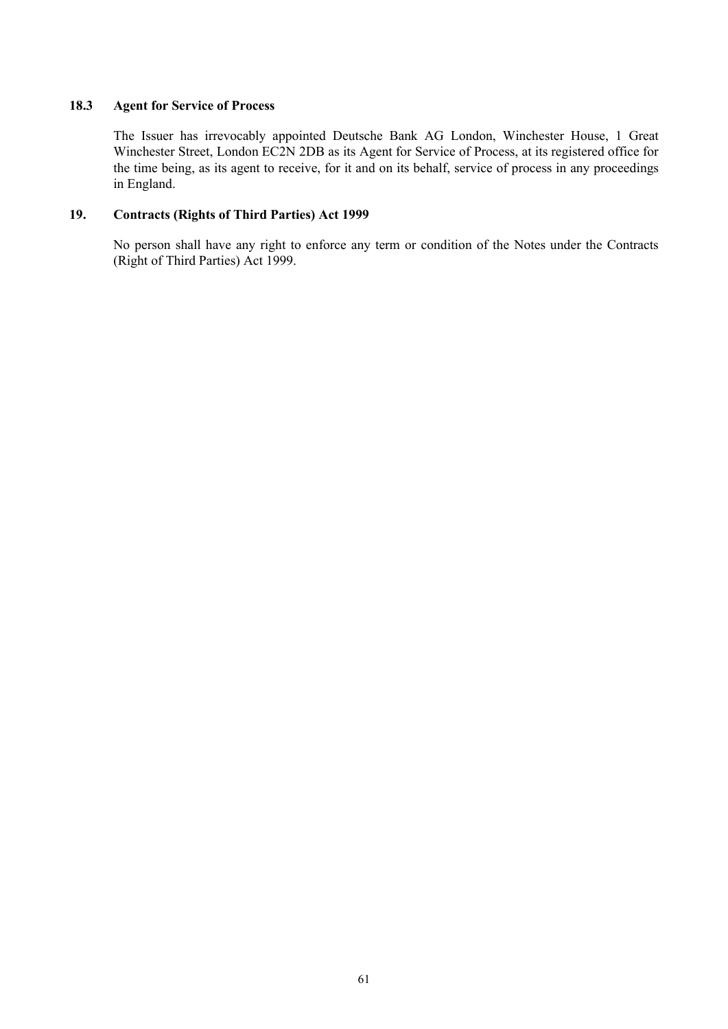### 18.3 Agent for Service of Process

The Issuer has irrevocably appointed Deutsche Bank AG London, Winchester House, 1 Great Winchester Street, London EC2N 2DB as its Agent for Service of Process, at its registered office for the time being, as its agent to receive, for it and on its behalf, service of process in any proceedings in England.

## 19. Contracts (Rights of Third Parties) Act 1999

No person shall have any right to enforce any term or condition of the Notes under the Contracts (Right of Third Parties) Act 1999.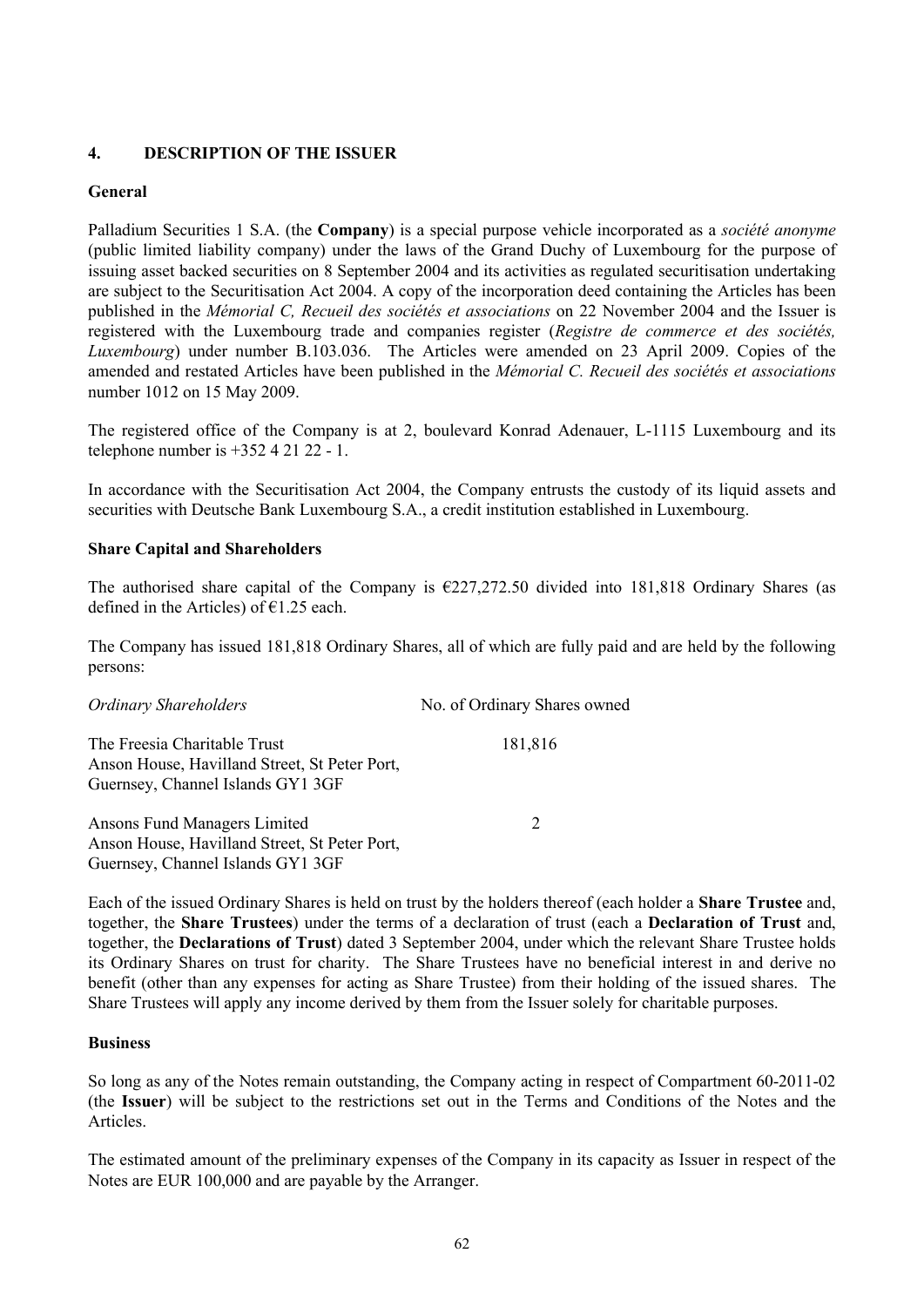## 4. DESCRIPTION OF THE ISSUER

### General

Palladium Securities 1 S.A. (the **Company**) is a special purpose vehicle incorporated as a *société anonyme* (public limited liability company) under the laws of the Grand Duchy of Luxembourg for the purpose of issuing asset backed securities on 8 September 2004 and its activities as regulated securitisation undertaking are subject to the Securitisation Act 2004. A copy of the incorporation deed containing the Articles has been published in the *Mémorial C, Recueil des sociétés et associations* on 22 November 2004 and the Issuer is registered with the Luxembourg trade and companies register (*Registre de commerce et des sociétés, Luxembourg*) under number B.103.036. The Articles were amended on 23 April 2009. Copies of the amended and restated Articles have been published in the *Mémorial C. Recueil des sociétés et associations* number 1012 on 15 May 2009.

The registered office of the Company is at 2, boulevard Konrad Adenauer, L-1115 Luxembourg and its telephone number is +352 4 21 22 - 1.

In accordance with the Securitisation Act 2004, the Company entrusts the custody of its liquid assets and securities with Deutsche Bank Luxembourg S.A., a credit institution established in Luxembourg.

### Share Capital and Shareholders

The authorised share capital of the Company is €227,272.50 divided into 181,818 Ordinary Shares (as defined in the Articles) of €1.25 each.

The Company has issued 181,818 Ordinary Shares, all of which are fully paid and are held by the following persons:

| *Ordinary Shareholders* | No. of Ordinary Shares owned |
|---|---|
| The Freesia Charitable Trust<br>Anson House, Havilland Street, St Peter Port,<br>Guernsey, Channel Islands GY1 3GF | 181,816 |
| Ansons Fund Managers Limited<br>Anson House, Havilland Street, St Peter Port,<br>Guernsey, Channel Islands GY1 3GF | 2 |

Each of the issued Ordinary Shares is held on trust by the holders thereof (each holder a **Share Trustee** and, together, the **Share Trustees**) under the terms of a declaration of trust (each a **Declaration of Trust** and, together, the **Declarations of Trust**) dated 3 September 2004, under which the relevant Share Trustee holds its Ordinary Shares on trust for charity. The Share Trustees have no beneficial interest in and derive no benefit (other than any expenses for acting as Share Trustee) from their holding of the issued shares. The Share Trustees will apply any income derived by them from the Issuer solely for charitable purposes.

### Business

So long as any of the Notes remain outstanding, the Company acting in respect of Compartment 60-2011-02 (the **Issuer**) will be subject to the restrictions set out in the Terms and Conditions of the Notes and the Articles.

The estimated amount of the preliminary expenses of the Company in its capacity as Issuer in respect of the Notes are EUR 100,000 and are payable by the Arranger.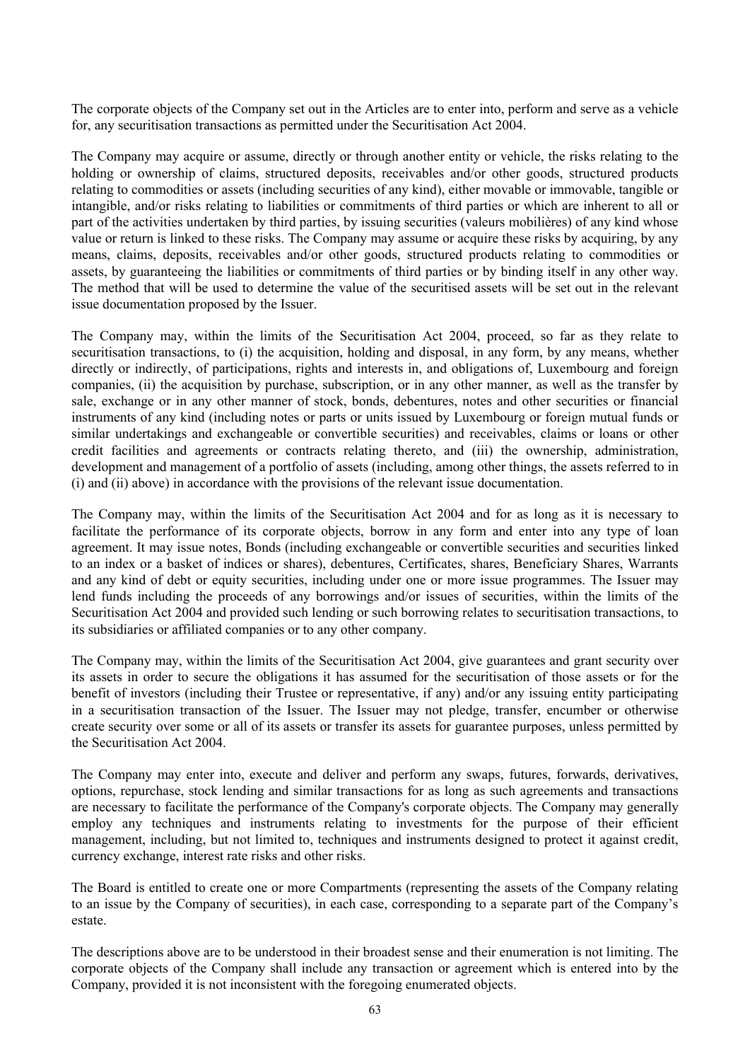The corporate objects of the Company set out in the Articles are to enter into, perform and serve as a vehicle for, any securitisation transactions as permitted under the Securitisation Act 2004.

The Company may acquire or assume, directly or through another entity or vehicle, the risks relating to the holding or ownership of claims, structured deposits, receivables and/or other goods, structured products relating to commodities or assets (including securities of any kind), either movable or immovable, tangible or intangible, and/or risks relating to liabilities or commitments of third parties or which are inherent to all or part of the activities undertaken by third parties, by issuing securities (valeurs mobilières) of any kind whose value or return is linked to these risks. The Company may assume or acquire these risks by acquiring, by any means, claims, deposits, receivables and/or other goods, structured products relating to commodities or assets, by guaranteeing the liabilities or commitments of third parties or by binding itself in any other way. The method that will be used to determine the value of the securitised assets will be set out in the relevant issue documentation proposed by the Issuer.

The Company may, within the limits of the Securitisation Act 2004, proceed, so far as they relate to securitisation transactions, to (i) the acquisition, holding and disposal, in any form, by any means, whether directly or indirectly, of participations, rights and interests in, and obligations of, Luxembourg and foreign companies, (ii) the acquisition by purchase, subscription, or in any other manner, as well as the transfer by sale, exchange or in any other manner of stock, bonds, debentures, notes and other securities or financial instruments of any kind (including notes or parts or units issued by Luxembourg or foreign mutual funds or similar undertakings and exchangeable or convertible securities) and receivables, claims or loans or other credit facilities and agreements or contracts relating thereto, and (iii) the ownership, administration, development and management of a portfolio of assets (including, among other things, the assets referred to in (i) and (ii) above) in accordance with the provisions of the relevant issue documentation.

The Company may, within the limits of the Securitisation Act 2004 and for as long as it is necessary to facilitate the performance of its corporate objects, borrow in any form and enter into any type of loan agreement. It may issue notes, Bonds (including exchangeable or convertible securities and securities linked to an index or a basket of indices or shares), debentures, Certificates, shares, Beneficiary Shares, Warrants and any kind of debt or equity securities, including under one or more issue programmes. The Issuer may lend funds including the proceeds of any borrowings and/or issues of securities, within the limits of the Securitisation Act 2004 and provided such lending or such borrowing relates to securitisation transactions, to its subsidiaries or affiliated companies or to any other company.

The Company may, within the limits of the Securitisation Act 2004, give guarantees and grant security over its assets in order to secure the obligations it has assumed for the securitisation of those assets or for the benefit of investors (including their Trustee or representative, if any) and/or any issuing entity participating in a securitisation transaction of the Issuer. The Issuer may not pledge, transfer, encumber or otherwise create security over some or all of its assets or transfer its assets for guarantee purposes, unless permitted by the Securitisation Act 2004.

The Company may enter into, execute and deliver and perform any swaps, futures, forwards, derivatives, options, repurchase, stock lending and similar transactions for as long as such agreements and transactions are necessary to facilitate the performance of the Company's corporate objects. The Company may generally employ any techniques and instruments relating to investments for the purpose of their efficient management, including, but not limited to, techniques and instruments designed to protect it against credit, currency exchange, interest rate risks and other risks.

The Board is entitled to create one or more Compartments (representing the assets of the Company relating to an issue by the Company of securities), in each case, corresponding to a separate part of the Company's estate.

The descriptions above are to be understood in their broadest sense and their enumeration is not limiting. The corporate objects of the Company shall include any transaction or agreement which is entered into by the Company, provided it is not inconsistent with the foregoing enumerated objects.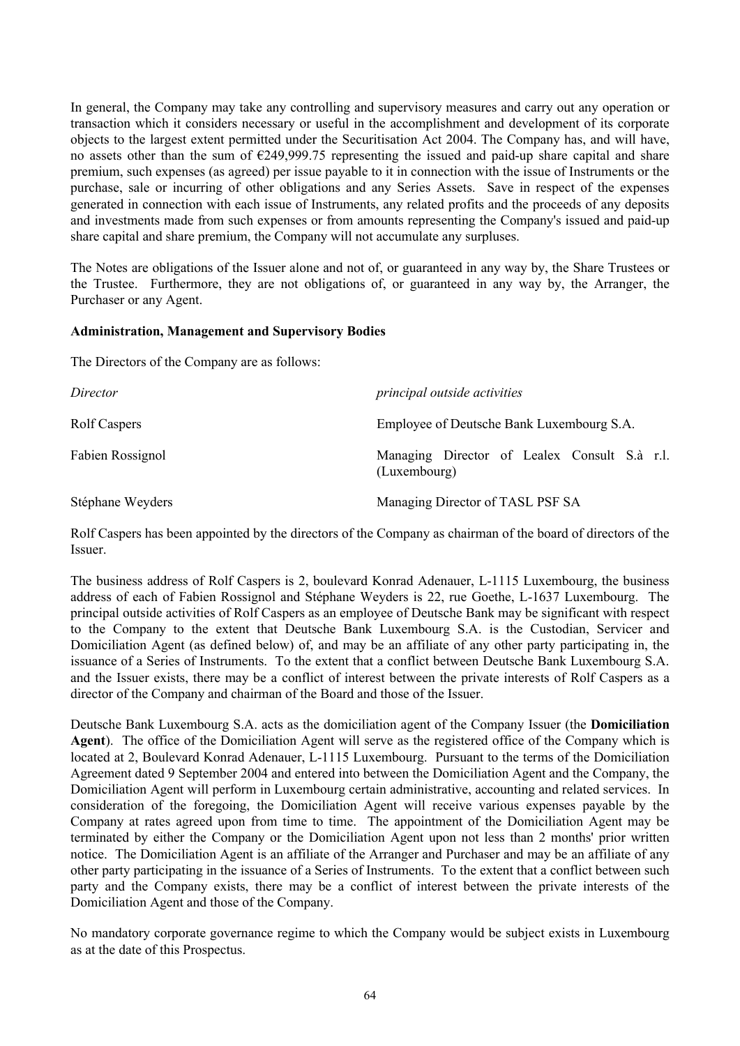In general, the Company may take any controlling and supervisory measures and carry out any operation or transaction which it considers necessary or useful in the accomplishment and development of its corporate objects to the largest extent permitted under the Securitisation Act 2004. The Company has, and will have, no assets other than the sum of €249,999.75 representing the issued and paid-up share capital and share premium, such expenses (as agreed) per issue payable to it in connection with the issue of Instruments or the purchase, sale or incurring of other obligations and any Series Assets. Save in respect of the expenses generated in connection with each issue of Instruments, any related profits and the proceeds of any deposits and investments made from such expenses or from amounts representing the Company's issued and paid-up share capital and share premium, the Company will not accumulate any surpluses.

The Notes are obligations of the Issuer alone and not of, or guaranteed in any way by, the Share Trustees or the Trustee. Furthermore, they are not obligations of, or guaranteed in any way by, the Arranger, the Purchaser or any Agent.

**Administration, Management and Supervisory Bodies**

The Directors of the Company are as follows:

| *Director* | *principal outside activities* |
|---|---|
| Rolf Caspers | Employee of Deutsche Bank Luxembourg S.A. |
| Fabien Rossignol | Managing Director of Lealex Consult S.à r.l. (Luxembourg) |
| Stéphane Weyders | Managing Director of TASL PSF SA |

Rolf Caspers has been appointed by the directors of the Company as chairman of the board of directors of the Issuer.

The business address of Rolf Caspers is 2, boulevard Konrad Adenauer, L-1115 Luxembourg, the business address of each of Fabien Rossignol and Stéphane Weyders is 22, rue Goethe, L-1637 Luxembourg. The principal outside activities of Rolf Caspers as an employee of Deutsche Bank may be significant with respect to the Company to the extent that Deutsche Bank Luxembourg S.A. is the Custodian, Servicer and Domiciliation Agent (as defined below) of, and may be an affiliate of any other party participating in, the issuance of a Series of Instruments. To the extent that a conflict between Deutsche Bank Luxembourg S.A. and the Issuer exists, there may be a conflict of interest between the private interests of Rolf Caspers as a director of the Company and chairman of the Board and those of the Issuer.

Deutsche Bank Luxembourg S.A. acts as the domiciliation agent of the Company Issuer (the **Domiciliation Agent**). The office of the Domiciliation Agent will serve as the registered office of the Company which is located at 2, Boulevard Konrad Adenauer, L-1115 Luxembourg. Pursuant to the terms of the Domiciliation Agreement dated 9 September 2004 and entered into between the Domiciliation Agent and the Company, the Domiciliation Agent will perform in Luxembourg certain administrative, accounting and related services. In consideration of the foregoing, the Domiciliation Agent will receive various expenses payable by the Company at rates agreed upon from time to time. The appointment of the Domiciliation Agent may be terminated by either the Company or the Domiciliation Agent upon not less than 2 months' prior written notice. The Domiciliation Agent is an affiliate of the Arranger and Purchaser and may be an affiliate of any other party participating in the issuance of a Series of Instruments. To the extent that a conflict between such party and the Company exists, there may be a conflict of interest between the private interests of the Domiciliation Agent and those of the Company.

No mandatory corporate governance regime to which the Company would be subject exists in Luxembourg as at the date of this Prospectus.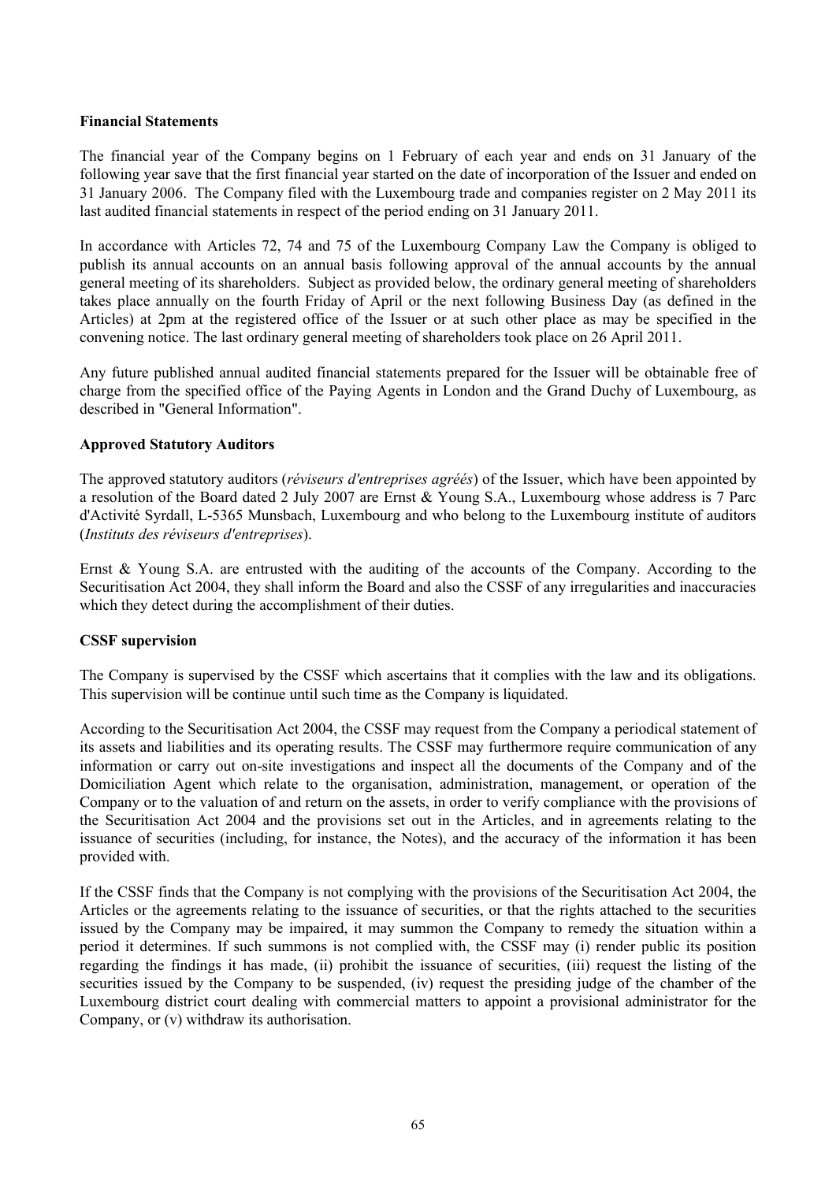**Financial Statements**

The financial year of the Company begins on 1 February of each year and ends on 31 January of the following year save that the first financial year started on the date of incorporation of the Issuer and ended on 31 January 2006. The Company filed with the Luxembourg trade and companies register on 2 May 2011 its last audited financial statements in respect of the period ending on 31 January 2011.

In accordance with Articles 72, 74 and 75 of the Luxembourg Company Law the Company is obliged to publish its annual accounts on an annual basis following approval of the annual accounts by the annual general meeting of its shareholders. Subject as provided below, the ordinary general meeting of shareholders takes place annually on the fourth Friday of April or the next following Business Day (as defined in the Articles) at 2pm at the registered office of the Issuer or at such other place as may be specified in the convening notice. The last ordinary general meeting of shareholders took place on 26 April 2011.

Any future published annual audited financial statements prepared for the Issuer will be obtainable free of charge from the specified office of the Paying Agents in London and the Grand Duchy of Luxembourg, as described in "General Information".

**Approved Statutory Auditors**

The approved statutory auditors (*réviseurs d'entreprises agréés*) of the Issuer, which have been appointed by a resolution of the Board dated 2 July 2007 are Ernst & Young S.A., Luxembourg whose address is 7 Parc d'Activité Syrdall, L-5365 Munsbach, Luxembourg and who belong to the Luxembourg institute of auditors (*Instituts des réviseurs d'entreprises*).

Ernst & Young S.A. are entrusted with the auditing of the accounts of the Company. According to the Securitisation Act 2004, they shall inform the Board and also the CSSF of any irregularities and inaccuracies which they detect during the accomplishment of their duties.

**CSSF supervision**

The Company is supervised by the CSSF which ascertains that it complies with the law and its obligations. This supervision will be continue until such time as the Company is liquidated.

According to the Securitisation Act 2004, the CSSF may request from the Company a periodical statement of its assets and liabilities and its operating results. The CSSF may furthermore require communication of any information or carry out on-site investigations and inspect all the documents of the Company and of the Domiciliation Agent which relate to the organisation, administration, management, or operation of the Company or to the valuation of and return on the assets, in order to verify compliance with the provisions of the Securitisation Act 2004 and the provisions set out in the Articles, and in agreements relating to the issuance of securities (including, for instance, the Notes), and the accuracy of the information it has been provided with.

If the CSSF finds that the Company is not complying with the provisions of the Securitisation Act 2004, the Articles or the agreements relating to the issuance of securities, or that the rights attached to the securities issued by the Company may be impaired, it may summon the Company to remedy the situation within a period it determines. If such summons is not complied with, the CSSF may (i) render public its position regarding the findings it has made, (ii) prohibit the issuance of securities, (iii) request the listing of the securities issued by the Company to be suspended, (iv) request the presiding judge of the chamber of the Luxembourg district court dealing with commercial matters to appoint a provisional administrator for the Company, or (v) withdraw its authorisation.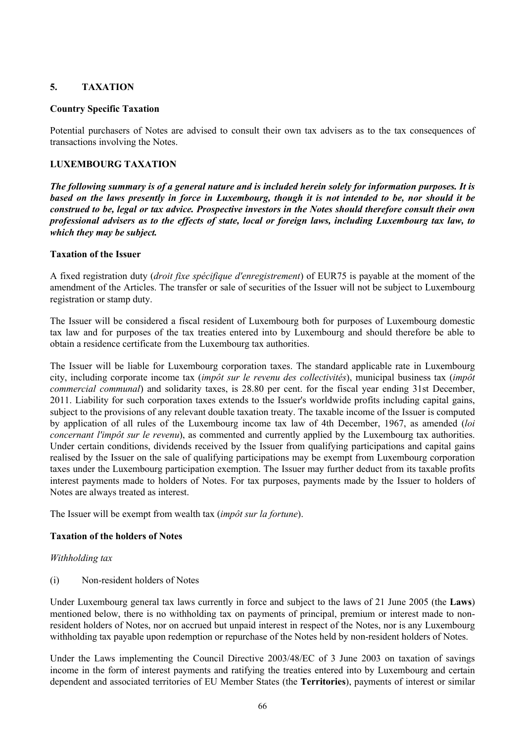## 5. TAXATION

**Country Specific Taxation**

Potential purchasers of Notes are advised to consult their own tax advisers as to the tax consequences of transactions involving the Notes.

**LUXEMBOURG TAXATION**

***The following summary is of a general nature and is included herein solely for information purposes. It is based on the laws presently in force in Luxembourg, though it is not intended to be, nor should it be construed to be, legal or tax advice. Prospective investors in the Notes should therefore consult their own professional advisers as to the effects of state, local or foreign laws, including Luxembourg tax law, to which they may be subject.***

**Taxation of the Issuer**

A fixed registration duty (*droit fixe spécifique d'enregistrement*) of EUR75 is payable at the moment of the amendment of the Articles. The transfer or sale of securities of the Issuer will not be subject to Luxembourg registration or stamp duty.

The Issuer will be considered a fiscal resident of Luxembourg both for purposes of Luxembourg domestic tax law and for purposes of the tax treaties entered into by Luxembourg and should therefore be able to obtain a residence certificate from the Luxembourg tax authorities.

The Issuer will be liable for Luxembourg corporation taxes. The standard applicable rate in Luxembourg city, including corporate income tax (*impôt sur le revenu des collectivités*), municipal business tax (*impôt commercial communal*) and solidarity taxes, is 28.80 per cent. for the fiscal year ending 31st December, 2011. Liability for such corporation taxes extends to the Issuer's worldwide profits including capital gains, subject to the provisions of any relevant double taxation treaty. The taxable income of the Issuer is computed by application of all rules of the Luxembourg income tax law of 4th December, 1967, as amended (*loi concernant l'impôt sur le revenu*), as commented and currently applied by the Luxembourg tax authorities. Under certain conditions, dividends received by the Issuer from qualifying participations and capital gains realised by the Issuer on the sale of qualifying participations may be exempt from Luxembourg corporation taxes under the Luxembourg participation exemption. The Issuer may further deduct from its taxable profits interest payments made to holders of Notes. For tax purposes, payments made by the Issuer to holders of Notes are always treated as interest.

The Issuer will be exempt from wealth tax (*impôt sur la fortune*).

**Taxation of the holders of Notes**

*Withholding tax*

(i) Non-resident holders of Notes

Under Luxembourg general tax laws currently in force and subject to the laws of 21 June 2005 (the **Laws**) mentioned below, there is no withholding tax on payments of principal, premium or interest made to non-resident holders of Notes, nor on accrued but unpaid interest in respect of the Notes, nor is any Luxembourg withholding tax payable upon redemption or repurchase of the Notes held by non-resident holders of Notes.

Under the Laws implementing the Council Directive 2003/48/EC of 3 June 2003 on taxation of savings income in the form of interest payments and ratifying the treaties entered into by Luxembourg and certain dependent and associated territories of EU Member States (the **Territories**), payments of interest or similar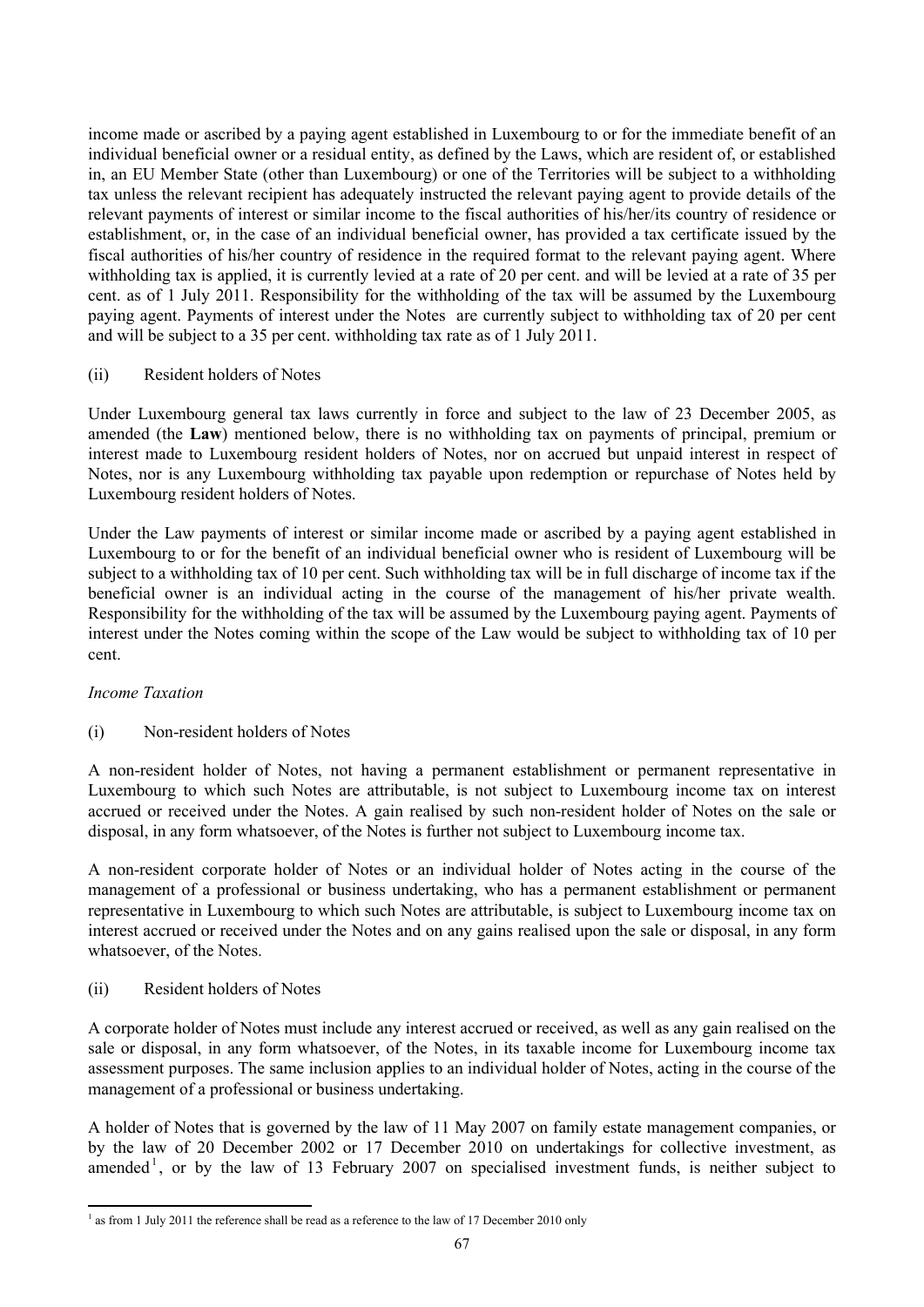income made or ascribed by a paying agent established in Luxembourg to or for the immediate benefit of an individual beneficial owner or a residual entity, as defined by the Laws, which are resident of, or established in, an EU Member State (other than Luxembourg) or one of the Territories will be subject to a withholding tax unless the relevant recipient has adequately instructed the relevant paying agent to provide details of the relevant payments of interest or similar income to the fiscal authorities of his/her/its country of residence or establishment, or, in the case of an individual beneficial owner, has provided a tax certificate issued by the fiscal authorities of his/her country of residence in the required format to the relevant paying agent. Where withholding tax is applied, it is currently levied at a rate of 20 per cent. and will be levied at a rate of 35 per cent. as of 1 July 2011. Responsibility for the withholding of the tax will be assumed by the Luxembourg paying agent. Payments of interest under the Notes are currently subject to withholding tax of 20 per cent and will be subject to a 35 per cent. withholding tax rate as of 1 July 2011.

(ii) Resident holders of Notes

Under Luxembourg general tax laws currently in force and subject to the law of 23 December 2005, as amended (the **Law**) mentioned below, there is no withholding tax on payments of principal, premium or interest made to Luxembourg resident holders of Notes, nor on accrued but unpaid interest in respect of Notes, nor is any Luxembourg withholding tax payable upon redemption or repurchase of Notes held by Luxembourg resident holders of Notes.

Under the Law payments of interest or similar income made or ascribed by a paying agent established in Luxembourg to or for the benefit of an individual beneficial owner who is resident of Luxembourg will be subject to a withholding tax of 10 per cent. Such withholding tax will be in full discharge of income tax if the beneficial owner is an individual acting in the course of the management of his/her private wealth. Responsibility for the withholding of the tax will be assumed by the Luxembourg paying agent. Payments of interest under the Notes coming within the scope of the Law would be subject to withholding tax of 10 per cent.

*Income Taxation*

(i) Non-resident holders of Notes

A non-resident holder of Notes, not having a permanent establishment or permanent representative in Luxembourg to which such Notes are attributable, is not subject to Luxembourg income tax on interest accrued or received under the Notes. A gain realised by such non-resident holder of Notes on the sale or disposal, in any form whatsoever, of the Notes is further not subject to Luxembourg income tax.

A non-resident corporate holder of Notes or an individual holder of Notes acting in the course of the management of a professional or business undertaking, who has a permanent establishment or permanent representative in Luxembourg to which such Notes are attributable, is subject to Luxembourg income tax on interest accrued or received under the Notes and on any gains realised upon the sale or disposal, in any form whatsoever, of the Notes.

(ii) Resident holders of Notes

A corporate holder of Notes must include any interest accrued or received, as well as any gain realised on the sale or disposal, in any form whatsoever, of the Notes, in its taxable income for Luxembourg income tax assessment purposes. The same inclusion applies to an individual holder of Notes, acting in the course of the management of a professional or business undertaking.

A holder of Notes that is governed by the law of 11 May 2007 on family estate management companies, or by the law of 20 December 2002 or 17 December 2010 on undertakings for collective investment, as amended[1], or by the law of 13 February 2007 on specialised investment funds, is neither subject to

[1] as from 1 July 2011 the reference shall be read as a reference to the law of 17 December 2010 only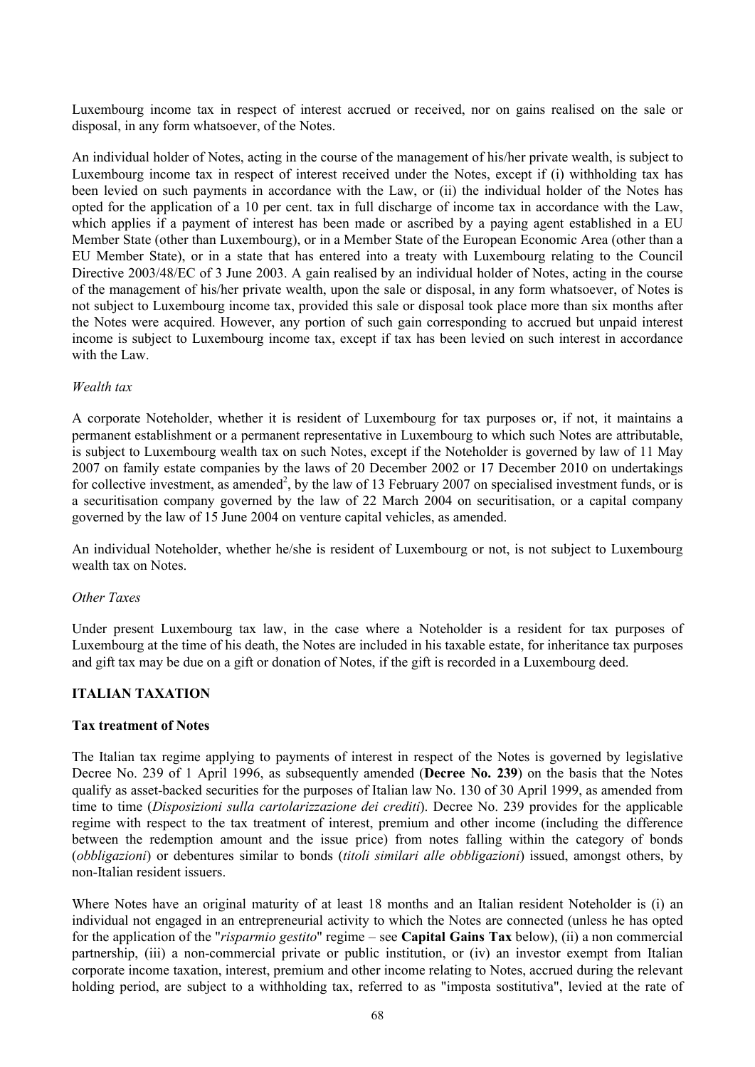Luxembourg income tax in respect of interest accrued or received, nor on gains realised on the sale or disposal, in any form whatsoever, of the Notes.

An individual holder of Notes, acting in the course of the management of his/her private wealth, is subject to Luxembourg income tax in respect of interest received under the Notes, except if (i) withholding tax has been levied on such payments in accordance with the Law, or (ii) the individual holder of the Notes has opted for the application of a 10 per cent. tax in full discharge of income tax in accordance with the Law, which applies if a payment of interest has been made or ascribed by a paying agent established in a EU Member State (other than Luxembourg), or in a Member State of the European Economic Area (other than a EU Member State), or in a state that has entered into a treaty with Luxembourg relating to the Council Directive 2003/48/EC of 3 June 2003. A gain realised by an individual holder of Notes, acting in the course of the management of his/her private wealth, upon the sale or disposal, in any form whatsoever, of Notes is not subject to Luxembourg income tax, provided this sale or disposal took place more than six months after the Notes were acquired. However, any portion of such gain corresponding to accrued but unpaid interest income is subject to Luxembourg income tax, except if tax has been levied on such interest in accordance with the Law.

*Wealth tax*

A corporate Noteholder, whether it is resident of Luxembourg for tax purposes or, if not, it maintains a permanent establishment or a permanent representative in Luxembourg to which such Notes are attributable, is subject to Luxembourg wealth tax on such Notes, except if the Noteholder is governed by law of 11 May 2007 on family estate companies by the laws of 20 December 2002 or 17 December 2010 on undertakings for collective investment, as amended[2], by the law of 13 February 2007 on specialised investment funds, or is a securitisation company governed by the law of 22 March 2004 on securitisation, or a capital company governed by the law of 15 June 2004 on venture capital vehicles, as amended.

An individual Noteholder, whether he/she is resident of Luxembourg or not, is not subject to Luxembourg wealth tax on Notes.

*Other Taxes*

Under present Luxembourg tax law, in the case where a Noteholder is a resident for tax purposes of Luxembourg at the time of his death, the Notes are included in his taxable estate, for inheritance tax purposes and gift tax may be due on a gift or donation of Notes, if the gift is recorded in a Luxembourg deed.

## ITALIAN TAXATION

### Tax treatment of Notes

The Italian tax regime applying to payments of interest in respect of the Notes is governed by legislative Decree No. 239 of 1 April 1996, as subsequently amended (**Decree No. 239**) on the basis that the Notes qualify as asset-backed securities for the purposes of Italian law No. 130 of 30 April 1999, as amended from time to time (*Disposizioni sulla cartolarizzazione dei crediti*). Decree No. 239 provides for the applicable regime with respect to the tax treatment of interest, premium and other income (including the difference between the redemption amount and the issue price) from notes falling within the category of bonds (*obbligazioni*) or debentures similar to bonds (*titoli similari alle obbligazioni*) issued, amongst others, by non-Italian resident issuers.

Where Notes have an original maturity of at least 18 months and an Italian resident Noteholder is (i) an individual not engaged in an entrepreneurial activity to which the Notes are connected (unless he has opted for the application of the "*risparmio gestito*" regime – see **Capital Gains Tax** below), (ii) a non commercial partnership, (iii) a non-commercial private or public institution, or (iv) an investor exempt from Italian corporate income taxation, interest, premium and other income relating to Notes, accrued during the relevant holding period, are subject to a withholding tax, referred to as "imposta sostitutiva", levied at the rate of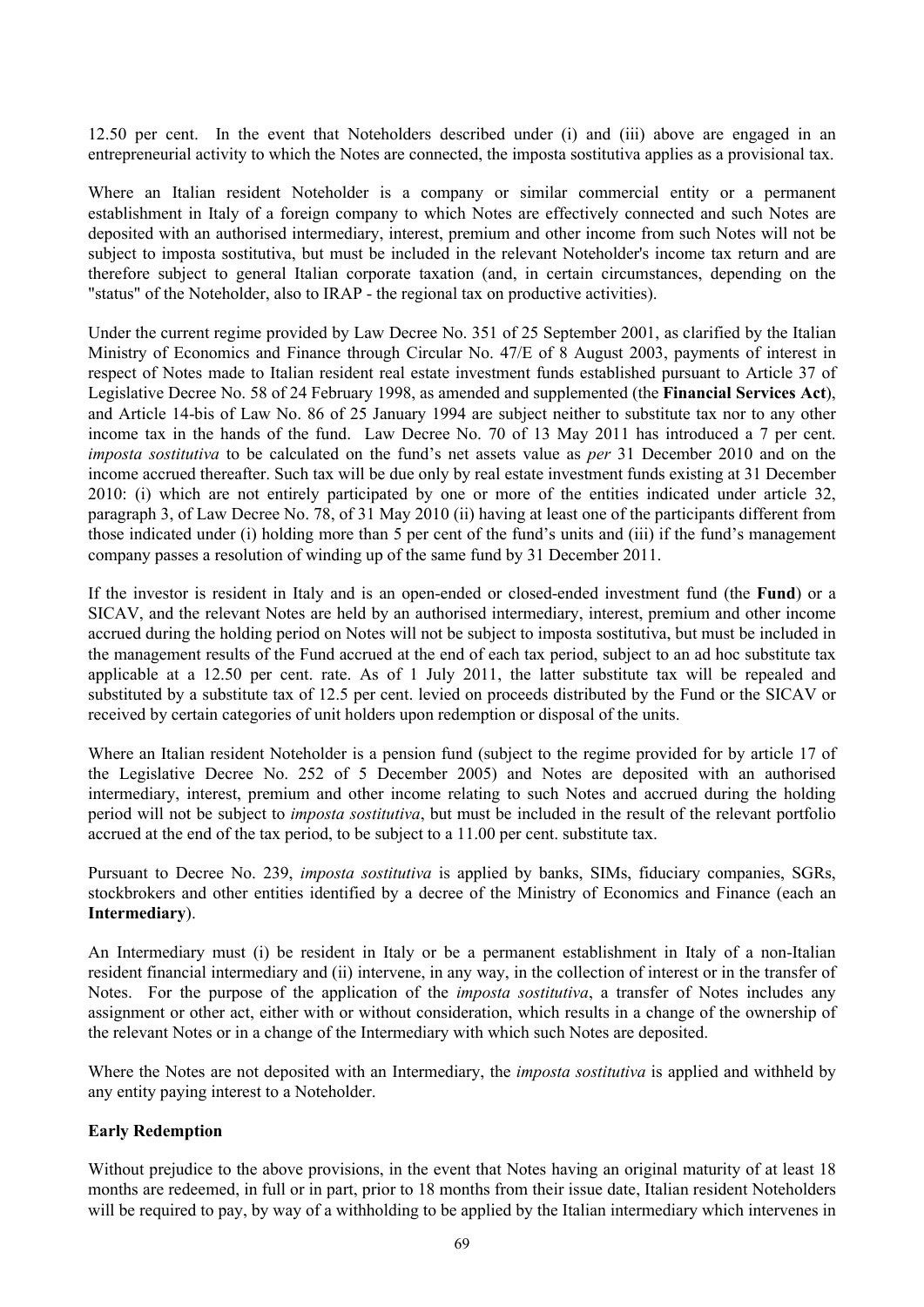12.50 per cent. In the event that Noteholders described under (i) and (iii) above are engaged in an entrepreneurial activity to which the Notes are connected, the imposta sostitutiva applies as a provisional tax.

Where an Italian resident Noteholder is a company or similar commercial entity or a permanent establishment in Italy of a foreign company to which Notes are effectively connected and such Notes are deposited with an authorised intermediary, interest, premium and other income from such Notes will not be subject to imposta sostitutiva, but must be included in the relevant Noteholder's income tax return and are therefore subject to general Italian corporate taxation (and, in certain circumstances, depending on the "status" of the Noteholder, also to IRAP - the regional tax on productive activities).

Under the current regime provided by Law Decree No. 351 of 25 September 2001, as clarified by the Italian Ministry of Economics and Finance through Circular No. 47/E of 8 August 2003, payments of interest in respect of Notes made to Italian resident real estate investment funds established pursuant to Article 37 of Legislative Decree No. 58 of 24 February 1998, as amended and supplemented (the **Financial Services Act**), and Article 14-bis of Law No. 86 of 25 January 1994 are subject neither to substitute tax nor to any other income tax in the hands of the fund. Law Decree No. 70 of 13 May 2011 has introduced a 7 per cent. *imposta sostitutiva* to be calculated on the fund's net assets value as *per* 31 December 2010 and on the income accrued thereafter. Such tax will be due only by real estate investment funds existing at 31 December 2010: (i) which are not entirely participated by one or more of the entities indicated under article 32, paragraph 3, of Law Decree No. 78, of 31 May 2010 (ii) having at least one of the participants different from those indicated under (i) holding more than 5 per cent of the fund's units and (iii) if the fund's management company passes a resolution of winding up of the same fund by 31 December 2011.

If the investor is resident in Italy and is an open-ended or closed-ended investment fund (the **Fund**) or a SICAV, and the relevant Notes are held by an authorised intermediary, interest, premium and other income accrued during the holding period on Notes will not be subject to imposta sostitutiva, but must be included in the management results of the Fund accrued at the end of each tax period, subject to an ad hoc substitute tax applicable at a 12.50 per cent. rate. As of 1 July 2011, the latter substitute tax will be repealed and substituted by a substitute tax of 12.5 per cent. levied on proceeds distributed by the Fund or the SICAV or received by certain categories of unit holders upon redemption or disposal of the units.

Where an Italian resident Noteholder is a pension fund (subject to the regime provided for by article 17 of the Legislative Decree No. 252 of 5 December 2005) and Notes are deposited with an authorised intermediary, interest, premium and other income relating to such Notes and accrued during the holding period will not be subject to *imposta sostitutiva*, but must be included in the result of the relevant portfolio accrued at the end of the tax period, to be subject to a 11.00 per cent. substitute tax.

Pursuant to Decree No. 239, *imposta sostitutiva* is applied by banks, SIMs, fiduciary companies, SGRs, stockbrokers and other entities identified by a decree of the Ministry of Economics and Finance (each an **Intermediary**).

An Intermediary must (i) be resident in Italy or be a permanent establishment in Italy of a non-Italian resident financial intermediary and (ii) intervene, in any way, in the collection of interest or in the transfer of Notes. For the purpose of the application of the *imposta sostitutiva*, a transfer of Notes includes any assignment or other act, either with or without consideration, which results in a change of the ownership of the relevant Notes or in a change of the Intermediary with which such Notes are deposited.

Where the Notes are not deposited with an Intermediary, the *imposta sostitutiva* is applied and withheld by any entity paying interest to a Noteholder.

**Early Redemption**

Without prejudice to the above provisions, in the event that Notes having an original maturity of at least 18 months are redeemed, in full or in part, prior to 18 months from their issue date, Italian resident Noteholders will be required to pay, by way of a withholding to be applied by the Italian intermediary which intervenes in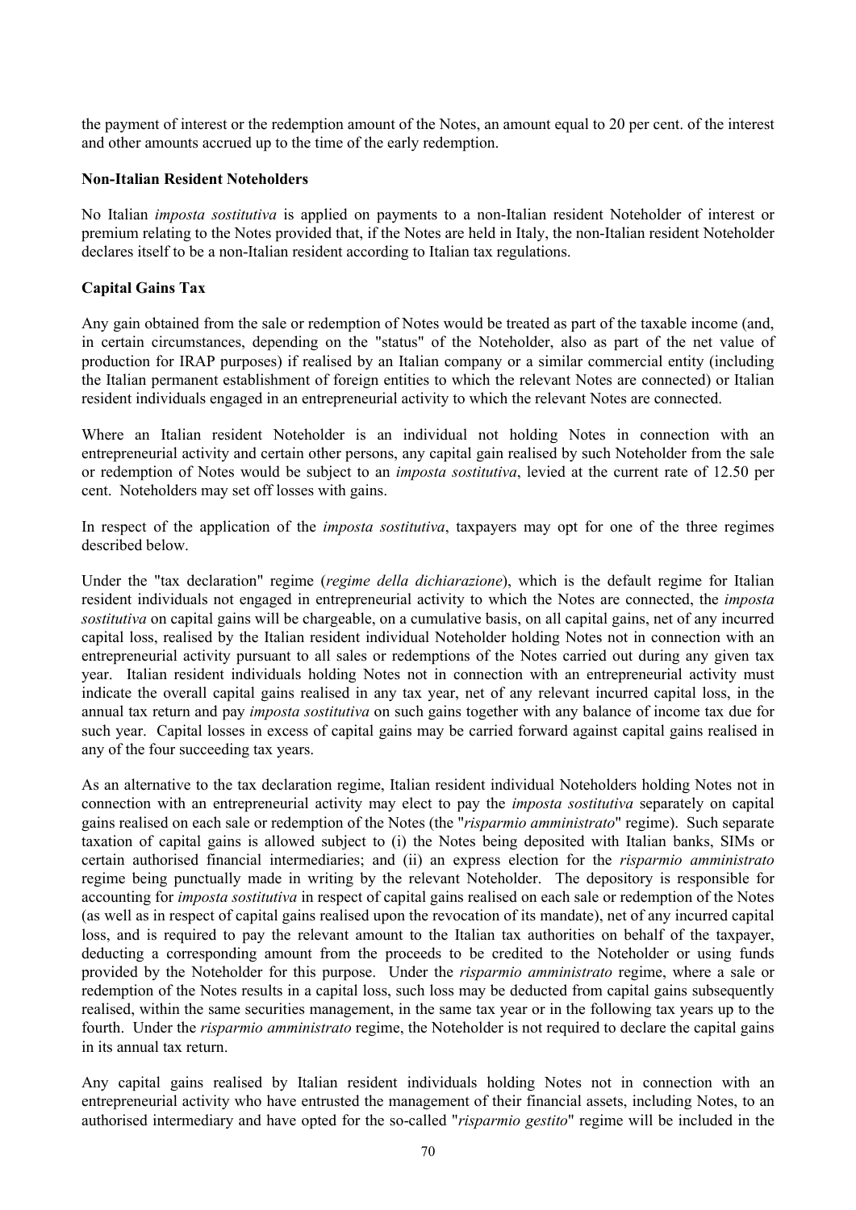the payment of interest or the redemption amount of the Notes, an amount equal to 20 per cent. of the interest and other amounts accrued up to the time of the early redemption.

**Non-Italian Resident Noteholders**

No Italian *imposta sostitutiva* is applied on payments to a non-Italian resident Noteholder of interest or premium relating to the Notes provided that, if the Notes are held in Italy, the non-Italian resident Noteholder declares itself to be a non-Italian resident according to Italian tax regulations.

**Capital Gains Tax**

Any gain obtained from the sale or redemption of Notes would be treated as part of the taxable income (and, in certain circumstances, depending on the "status" of the Noteholder, also as part of the net value of production for IRAP purposes) if realised by an Italian company or a similar commercial entity (including the Italian permanent establishment of foreign entities to which the relevant Notes are connected) or Italian resident individuals engaged in an entrepreneurial activity to which the relevant Notes are connected.

Where an Italian resident Noteholder is an individual not holding Notes in connection with an entrepreneurial activity and certain other persons, any capital gain realised by such Noteholder from the sale or redemption of Notes would be subject to an *imposta sostitutiva*, levied at the current rate of 12.50 per cent. Noteholders may set off losses with gains.

In respect of the application of the *imposta sostitutiva*, taxpayers may opt for one of the three regimes described below.

Under the "tax declaration" regime (*regime della dichiarazione*), which is the default regime for Italian resident individuals not engaged in entrepreneurial activity to which the Notes are connected, the *imposta sostitutiva* on capital gains will be chargeable, on a cumulative basis, on all capital gains, net of any incurred capital loss, realised by the Italian resident individual Noteholder holding Notes not in connection with an entrepreneurial activity pursuant to all sales or redemptions of the Notes carried out during any given tax year. Italian resident individuals holding Notes not in connection with an entrepreneurial activity must indicate the overall capital gains realised in any tax year, net of any relevant incurred capital loss, in the annual tax return and pay *imposta sostitutiva* on such gains together with any balance of income tax due for such year. Capital losses in excess of capital gains may be carried forward against capital gains realised in any of the four succeeding tax years.

As an alternative to the tax declaration regime, Italian resident individual Noteholders holding Notes not in connection with an entrepreneurial activity may elect to pay the *imposta sostitutiva* separately on capital gains realised on each sale or redemption of the Notes (the "*risparmio amministrato*" regime). Such separate taxation of capital gains is allowed subject to (i) the Notes being deposited with Italian banks, SIMs or certain authorised financial intermediaries; and (ii) an express election for the *risparmio amministrato* regime being punctually made in writing by the relevant Noteholder. The depository is responsible for accounting for *imposta sostitutiva* in respect of capital gains realised on each sale or redemption of the Notes (as well as in respect of capital gains realised upon the revocation of its mandate), net of any incurred capital loss, and is required to pay the relevant amount to the Italian tax authorities on behalf of the taxpayer, deducting a corresponding amount from the proceeds to be credited to the Noteholder or using funds provided by the Noteholder for this purpose. Under the *risparmio amministrato* regime, where a sale or redemption of the Notes results in a capital loss, such loss may be deducted from capital gains subsequently realised, within the same securities management, in the same tax year or in the following tax years up to the fourth. Under the *risparmio amministrato* regime, the Noteholder is not required to declare the capital gains in its annual tax return.

Any capital gains realised by Italian resident individuals holding Notes not in connection with an entrepreneurial activity who have entrusted the management of their financial assets, including Notes, to an authorised intermediary and have opted for the so-called "*risparmio gestito*" regime will be included in the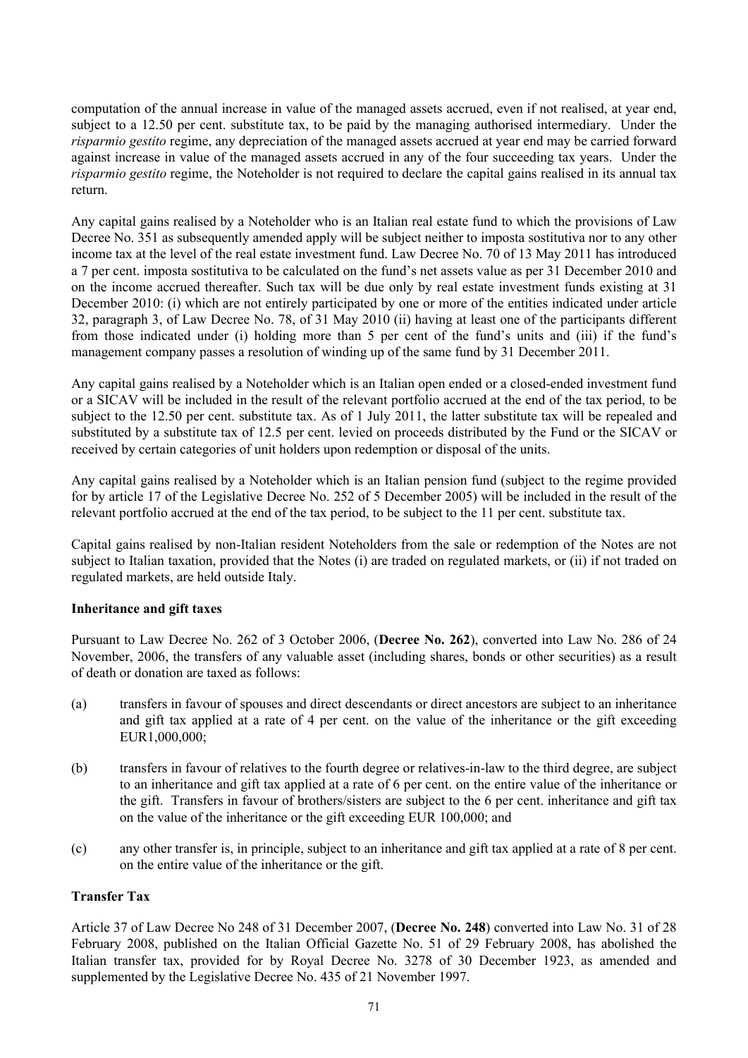computation of the annual increase in value of the managed assets accrued, even if not realised, at year end, subject to a 12.50 per cent. substitute tax, to be paid by the managing authorised intermediary. Under the *risparmio gestito* regime, any depreciation of the managed assets accrued at year end may be carried forward against increase in value of the managed assets accrued in any of the four succeeding tax years. Under the *risparmio gestito* regime, the Noteholder is not required to declare the capital gains realised in its annual tax return.

Any capital gains realised by a Noteholder who is an Italian real estate fund to which the provisions of Law Decree No. 351 as subsequently amended apply will be subject neither to imposta sostitutiva nor to any other income tax at the level of the real estate investment fund. Law Decree No. 70 of 13 May 2011 has introduced a 7 per cent. imposta sostitutiva to be calculated on the fund's net assets value as per 31 December 2010 and on the income accrued thereafter. Such tax will be due only by real estate investment funds existing at 31 December 2010: (i) which are not entirely participated by one or more of the entities indicated under article 32, paragraph 3, of Law Decree No. 78, of 31 May 2010 (ii) having at least one of the participants different from those indicated under (i) holding more than 5 per cent of the fund's units and (iii) if the fund's management company passes a resolution of winding up of the same fund by 31 December 2011.

Any capital gains realised by a Noteholder which is an Italian open ended or a closed-ended investment fund or a SICAV will be included in the result of the relevant portfolio accrued at the end of the tax period, to be subject to the 12.50 per cent. substitute tax. As of 1 July 2011, the latter substitute tax will be repealed and substituted by a substitute tax of 12.5 per cent. levied on proceeds distributed by the Fund or the SICAV or received by certain categories of unit holders upon redemption or disposal of the units.

Any capital gains realised by a Noteholder which is an Italian pension fund (subject to the regime provided for by article 17 of the Legislative Decree No. 252 of 5 December 2005) will be included in the result of the relevant portfolio accrued at the end of the tax period, to be subject to the 11 per cent. substitute tax.

Capital gains realised by non-Italian resident Noteholders from the sale or redemption of the Notes are not subject to Italian taxation, provided that the Notes (i) are traded on regulated markets, or (ii) if not traded on regulated markets, are held outside Italy.

**Inheritance and gift taxes**

Pursuant to Law Decree No. 262 of 3 October 2006, (**Decree No. 262**), converted into Law No. 286 of 24 November, 2006, the transfers of any valuable asset (including shares, bonds or other securities) as a result of death or donation are taxed as follows:

(a) transfers in favour of spouses and direct descendants or direct ancestors are subject to an inheritance and gift tax applied at a rate of 4 per cent. on the value of the inheritance or the gift exceeding EUR1,000,000;

(b) transfers in favour of relatives to the fourth degree or relatives-in-law to the third degree, are subject to an inheritance and gift tax applied at a rate of 6 per cent. on the entire value of the inheritance or the gift. Transfers in favour of brothers/sisters are subject to the 6 per cent. inheritance and gift tax on the value of the inheritance or the gift exceeding EUR 100,000; and

(c) any other transfer is, in principle, subject to an inheritance and gift tax applied at a rate of 8 per cent. on the entire value of the inheritance or the gift.

**Transfer Tax**

Article 37 of Law Decree No 248 of 31 December 2007, (**Decree No. 248**) converted into Law No. 31 of 28 February 2008, published on the Italian Official Gazette No. 51 of 29 February 2008, has abolished the Italian transfer tax, provided for by Royal Decree No. 3278 of 30 December 1923, as amended and supplemented by the Legislative Decree No. 435 of 21 November 1997.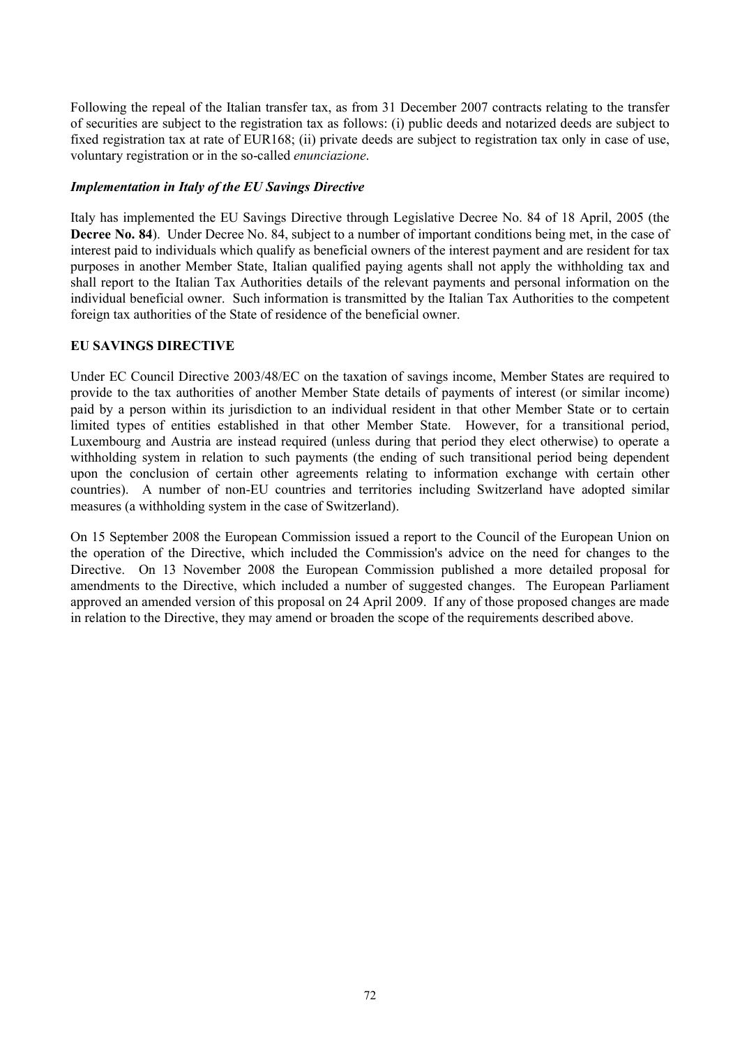Following the repeal of the Italian transfer tax, as from 31 December 2007 contracts relating to the transfer of securities are subject to the registration tax as follows: (i) public deeds and notarized deeds are subject to fixed registration tax at rate of EUR168; (ii) private deeds are subject to registration tax only in case of use, voluntary registration or in the so-called *enunciazione*.

### *Implementation in Italy of the EU Savings Directive*

Italy has implemented the EU Savings Directive through Legislative Decree No. 84 of 18 April, 2005 (the **Decree No. 84**). Under Decree No. 84, subject to a number of important conditions being met, in the case of interest paid to individuals which qualify as beneficial owners of the interest payment and are resident for tax purposes in another Member State, Italian qualified paying agents shall not apply the withholding tax and shall report to the Italian Tax Authorities details of the relevant payments and personal information on the individual beneficial owner. Such information is transmitted by the Italian Tax Authorities to the competent foreign tax authorities of the State of residence of the beneficial owner.

## EU SAVINGS DIRECTIVE

Under EC Council Directive 2003/48/EC on the taxation of savings income, Member States are required to provide to the tax authorities of another Member State details of payments of interest (or similar income) paid by a person within its jurisdiction to an individual resident in that other Member State or to certain limited types of entities established in that other Member State. However, for a transitional period, Luxembourg and Austria are instead required (unless during that period they elect otherwise) to operate a withholding system in relation to such payments (the ending of such transitional period being dependent upon the conclusion of certain other agreements relating to information exchange with certain other countries). A number of non-EU countries and territories including Switzerland have adopted similar measures (a withholding system in the case of Switzerland).

On 15 September 2008 the European Commission issued a report to the Council of the European Union on the operation of the Directive, which included the Commission's advice on the need for changes to the Directive. On 13 November 2008 the European Commission published a more detailed proposal for amendments to the Directive, which included a number of suggested changes. The European Parliament approved an amended version of this proposal on 24 April 2009. If any of those proposed changes are made in relation to the Directive, they may amend or broaden the scope of the requirements described above.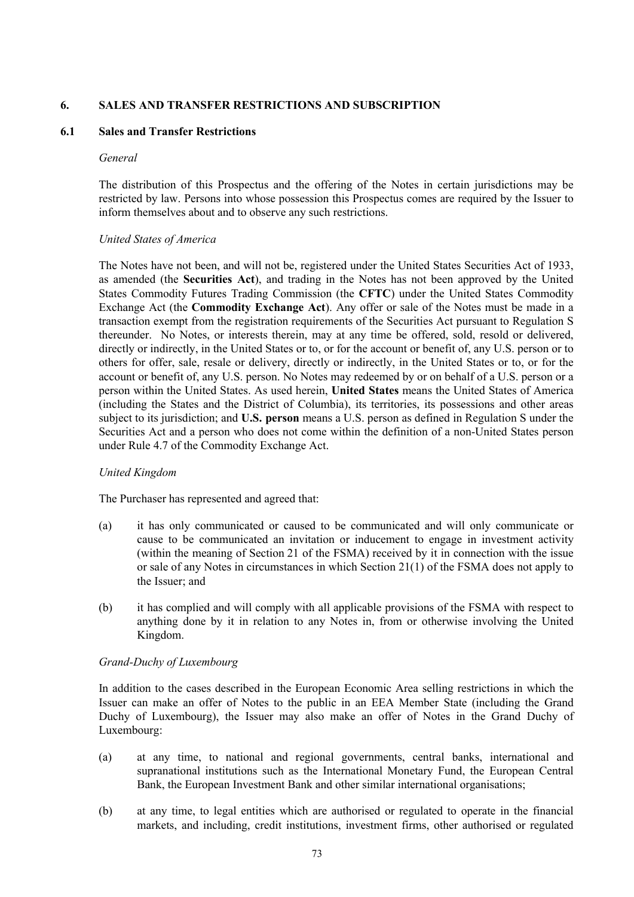## 6. SALES AND TRANSFER RESTRICTIONS AND SUBSCRIPTION

### 6.1 Sales and Transfer Restrictions

*General*

The distribution of this Prospectus and the offering of the Notes in certain jurisdictions may be restricted by law. Persons into whose possession this Prospectus comes are required by the Issuer to inform themselves about and to observe any such restrictions.

*United States of America*

The Notes have not been, and will not be, registered under the United States Securities Act of 1933, as amended (the **Securities Act**), and trading in the Notes has not been approved by the United States Commodity Futures Trading Commission (the **CFTC**) under the United States Commodity Exchange Act (the **Commodity Exchange Act**). Any offer or sale of the Notes must be made in a transaction exempt from the registration requirements of the Securities Act pursuant to Regulation S thereunder. No Notes, or interests therein, may at any time be offered, sold, resold or delivered, directly or indirectly, in the United States or to, or for the account or benefit of, any U.S. person or to others for offer, sale, resale or delivery, directly or indirectly, in the United States or to, or for the account or benefit of, any U.S. person. No Notes may redeemed by or on behalf of a U.S. person or a person within the United States. As used herein, **United States** means the United States of America (including the States and the District of Columbia), its territories, its possessions and other areas subject to its jurisdiction; and **U.S. person** means a U.S. person as defined in Regulation S under the Securities Act and a person who does not come within the definition of a non-United States person under Rule 4.7 of the Commodity Exchange Act.

*United Kingdom*

The Purchaser has represented and agreed that:

(a) it has only communicated or caused to be communicated and will only communicate or cause to be communicated an invitation or inducement to engage in investment activity (within the meaning of Section 21 of the FSMA) received by it in connection with the issue or sale of any Notes in circumstances in which Section 21(1) of the FSMA does not apply to the Issuer; and

(b) it has complied and will comply with all applicable provisions of the FSMA with respect to anything done by it in relation to any Notes in, from or otherwise involving the United Kingdom.

*Grand-Duchy of Luxembourg*

In addition to the cases described in the European Economic Area selling restrictions in which the Issuer can make an offer of Notes to the public in an EEA Member State (including the Grand Duchy of Luxembourg), the Issuer may also make an offer of Notes in the Grand Duchy of Luxembourg:

(a) at any time, to national and regional governments, central banks, international and supranational institutions such as the International Monetary Fund, the European Central Bank, the European Investment Bank and other similar international organisations;

(b) at any time, to legal entities which are authorised or regulated to operate in the financial markets, and including, credit institutions, investment firms, other authorised or regulated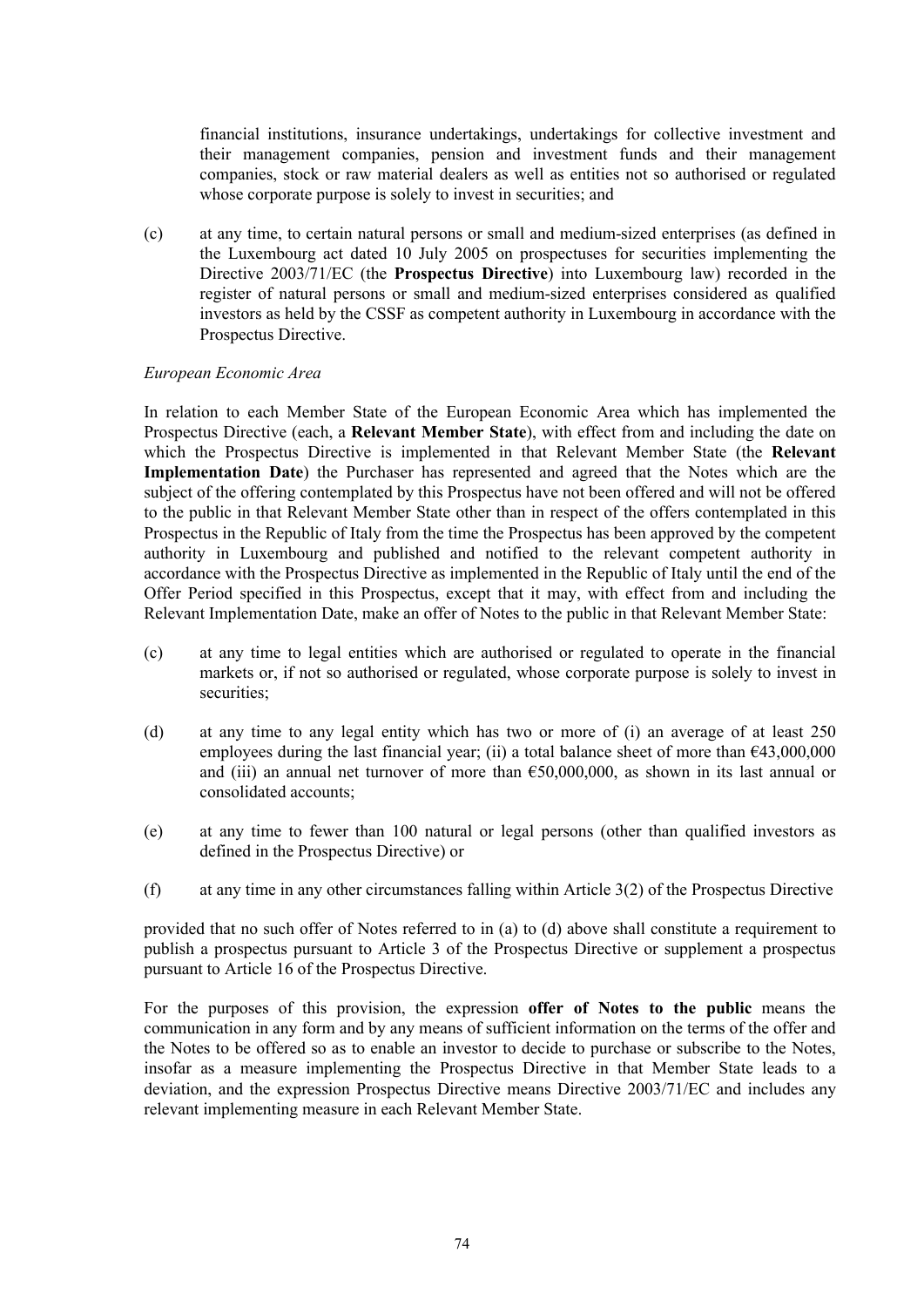financial institutions, insurance undertakings, undertakings for collective investment and their management companies, pension and investment funds and their management companies, stock or raw material dealers as well as entities not so authorised or regulated whose corporate purpose is solely to invest in securities; and

(c) at any time, to certain natural persons or small and medium-sized enterprises (as defined in the Luxembourg act dated 10 July 2005 on prospectuses for securities implementing the Directive 2003/71/EC (the **Prospectus Directive**) into Luxembourg law) recorded in the register of natural persons or small and medium-sized enterprises considered as qualified investors as held by the CSSF as competent authority in Luxembourg in accordance with the Prospectus Directive.

*European Economic Area*

In relation to each Member State of the European Economic Area which has implemented the Prospectus Directive (each, a **Relevant Member State**), with effect from and including the date on which the Prospectus Directive is implemented in that Relevant Member State (the **Relevant Implementation Date**) the Purchaser has represented and agreed that the Notes which are the subject of the offering contemplated by this Prospectus have not been offered and will not be offered to the public in that Relevant Member State other than in respect of the offers contemplated in this Prospectus in the Republic of Italy from the time the Prospectus has been approved by the competent authority in Luxembourg and published and notified to the relevant competent authority in accordance with the Prospectus Directive as implemented in the Republic of Italy until the end of the Offer Period specified in this Prospectus, except that it may, with effect from and including the Relevant Implementation Date, make an offer of Notes to the public in that Relevant Member State:

(c) at any time to legal entities which are authorised or regulated to operate in the financial markets or, if not so authorised or regulated, whose corporate purpose is solely to invest in securities;

(d) at any time to any legal entity which has two or more of (i) an average of at least 250 employees during the last financial year; (ii) a total balance sheet of more than €43,000,000 and (iii) an annual net turnover of more than €50,000,000, as shown in its last annual or consolidated accounts;

(e) at any time to fewer than 100 natural or legal persons (other than qualified investors as defined in the Prospectus Directive) or

(f) at any time in any other circumstances falling within Article 3(2) of the Prospectus Directive

provided that no such offer of Notes referred to in (a) to (d) above shall constitute a requirement to publish a prospectus pursuant to Article 3 of the Prospectus Directive or supplement a prospectus pursuant to Article 16 of the Prospectus Directive.

For the purposes of this provision, the expression **offer of Notes to the public** means the communication in any form and by any means of sufficient information on the terms of the offer and the Notes to be offered so as to enable an investor to decide to purchase or subscribe to the Notes, insofar as a measure implementing the Prospectus Directive in that Member State leads to a deviation, and the expression Prospectus Directive means Directive 2003/71/EC and includes any relevant implementing measure in each Relevant Member State.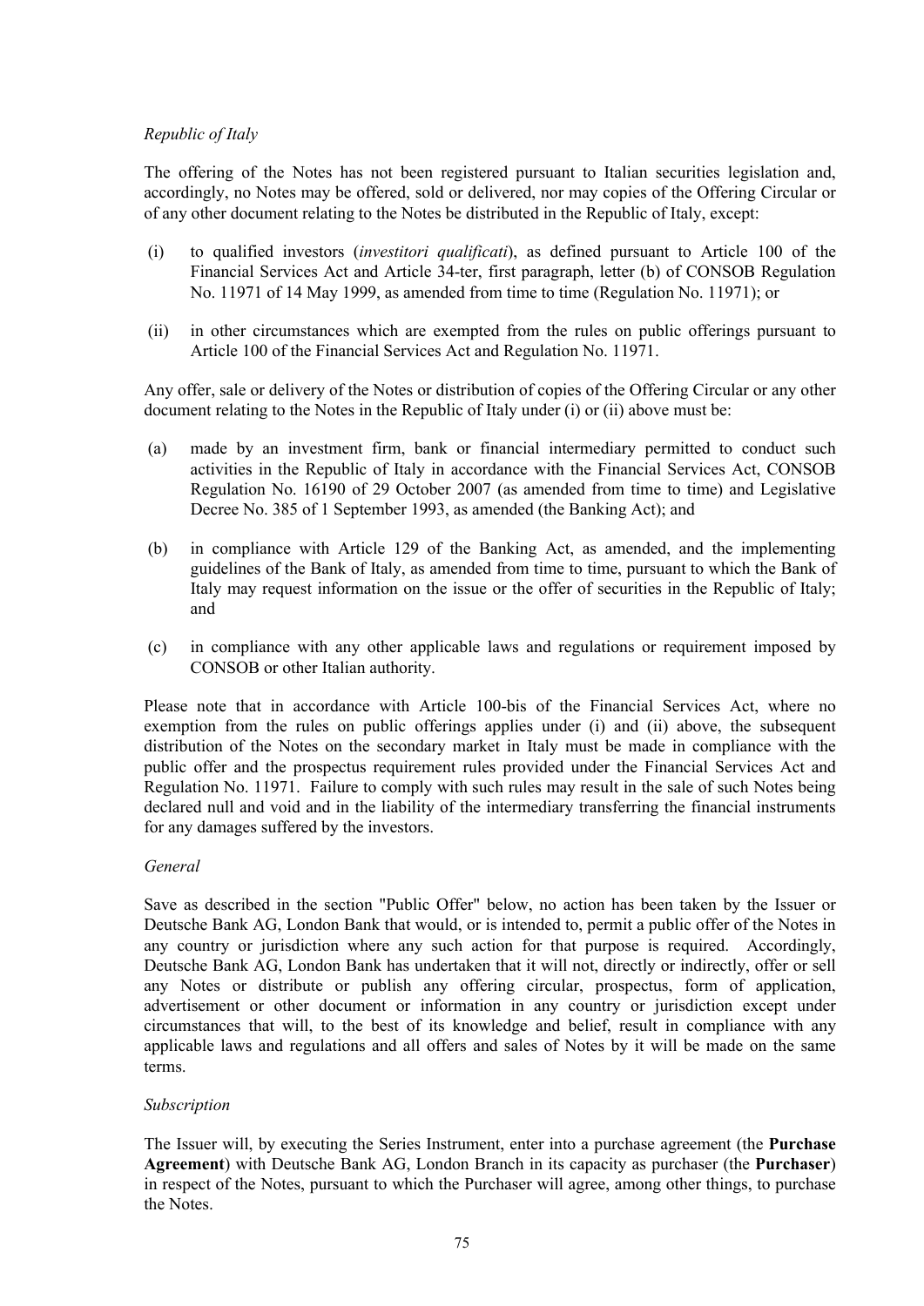*Republic of Italy*

The offering of the Notes has not been registered pursuant to Italian securities legislation and, accordingly, no Notes may be offered, sold or delivered, nor may copies of the Offering Circular or of any other document relating to the Notes be distributed in the Republic of Italy, except:

(i) to qualified investors (*investitori qualificati*), as defined pursuant to Article 100 of the Financial Services Act and Article 34-ter, first paragraph, letter (b) of CONSOB Regulation No. 11971 of 14 May 1999, as amended from time to time (Regulation No. 11971); or

(ii) in other circumstances which are exempted from the rules on public offerings pursuant to Article 100 of the Financial Services Act and Regulation No. 11971.

Any offer, sale or delivery of the Notes or distribution of copies of the Offering Circular or any other document relating to the Notes in the Republic of Italy under (i) or (ii) above must be:

(a) made by an investment firm, bank or financial intermediary permitted to conduct such activities in the Republic of Italy in accordance with the Financial Services Act, CONSOB Regulation No. 16190 of 29 October 2007 (as amended from time to time) and Legislative Decree No. 385 of 1 September 1993, as amended (the Banking Act); and

(b) in compliance with Article 129 of the Banking Act, as amended, and the implementing guidelines of the Bank of Italy, as amended from time to time, pursuant to which the Bank of Italy may request information on the issue or the offer of securities in the Republic of Italy; and

(c) in compliance with any other applicable laws and regulations or requirement imposed by CONSOB or other Italian authority.

Please note that in accordance with Article 100-bis of the Financial Services Act, where no exemption from the rules on public offerings applies under (i) and (ii) above, the subsequent distribution of the Notes on the secondary market in Italy must be made in compliance with the public offer and the prospectus requirement rules provided under the Financial Services Act and Regulation No. 11971. Failure to comply with such rules may result in the sale of such Notes being declared null and void and in the liability of the intermediary transferring the financial instruments for any damages suffered by the investors.

*General*

Save as described in the section "Public Offer" below, no action has been taken by the Issuer or Deutsche Bank AG, London Bank that would, or is intended to, permit a public offer of the Notes in any country or jurisdiction where any such action for that purpose is required. Accordingly, Deutsche Bank AG, London Bank has undertaken that it will not, directly or indirectly, offer or sell any Notes or distribute or publish any offering circular, prospectus, form of application, advertisement or other document or information in any country or jurisdiction except under circumstances that will, to the best of its knowledge and belief, result in compliance with any applicable laws and regulations and all offers and sales of Notes by it will be made on the same terms.

*Subscription*

The Issuer will, by executing the Series Instrument, enter into a purchase agreement (the **Purchase Agreement**) with Deutsche Bank AG, London Branch in its capacity as purchaser (the **Purchaser**) in respect of the Notes, pursuant to which the Purchaser will agree, among other things, to purchase the Notes.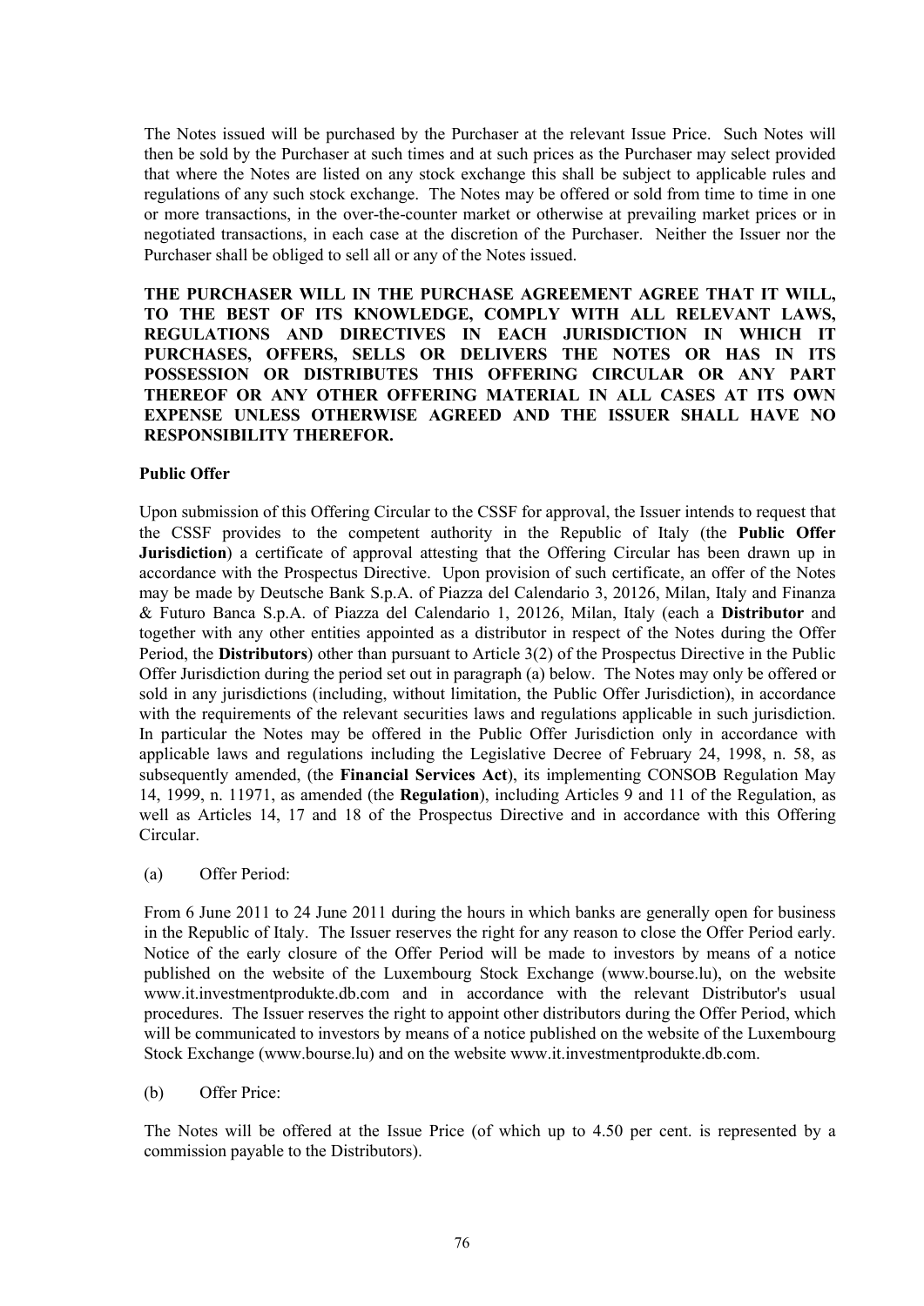The Notes issued will be purchased by the Purchaser at the relevant Issue Price. Such Notes will then be sold by the Purchaser at such times and at such prices as the Purchaser may select provided that where the Notes are listed on any stock exchange this shall be subject to applicable rules and regulations of any such stock exchange. The Notes may be offered or sold from time to time in one or more transactions, in the over-the-counter market or otherwise at prevailing market prices or in negotiated transactions, in each case at the discretion of the Purchaser. Neither the Issuer nor the Purchaser shall be obliged to sell all or any of the Notes issued.

**THE PURCHASER WILL IN THE PURCHASE AGREEMENT AGREE THAT IT WILL, TO THE BEST OF ITS KNOWLEDGE, COMPLY WITH ALL RELEVANT LAWS, REGULATIONS AND DIRECTIVES IN EACH JURISDICTION IN WHICH IT PURCHASES, OFFERS, SELLS OR DELIVERS THE NOTES OR HAS IN ITS POSSESSION OR DISTRIBUTES THIS OFFERING CIRCULAR OR ANY PART THEREOF OR ANY OTHER OFFERING MATERIAL IN ALL CASES AT ITS OWN EXPENSE UNLESS OTHERWISE AGREED AND THE ISSUER SHALL HAVE NO RESPONSIBILITY THEREFOR.**

**Public Offer**

Upon submission of this Offering Circular to the CSSF for approval, the Issuer intends to request that the CSSF provides to the competent authority in the Republic of Italy (the **Public Offer Jurisdiction**) a certificate of approval attesting that the Offering Circular has been drawn up in accordance with the Prospectus Directive. Upon provision of such certificate, an offer of the Notes may be made by Deutsche Bank S.p.A. of Piazza del Calendario 3, 20126, Milan, Italy and Finanza & Futuro Banca S.p.A. of Piazza del Calendario 1, 20126, Milan, Italy (each a **Distributor** and together with any other entities appointed as a distributor in respect of the Notes during the Offer Period, the **Distributors**) other than pursuant to Article 3(2) of the Prospectus Directive in the Public Offer Jurisdiction during the period set out in paragraph (a) below. The Notes may only be offered or sold in any jurisdictions (including, without limitation, the Public Offer Jurisdiction), in accordance with the requirements of the relevant securities laws and regulations applicable in such jurisdiction. In particular the Notes may be offered in the Public Offer Jurisdiction only in accordance with applicable laws and regulations including the Legislative Decree of February 24, 1998, n. 58, as subsequently amended, (the **Financial Services Act**), its implementing CONSOB Regulation May 14, 1999, n. 11971, as amended (the **Regulation**), including Articles 9 and 11 of the Regulation, as well as Articles 14, 17 and 18 of the Prospectus Directive and in accordance with this Offering Circular.

(a) Offer Period:

From 6 June 2011 to 24 June 2011 during the hours in which banks are generally open for business in the Republic of Italy. The Issuer reserves the right for any reason to close the Offer Period early. Notice of the early closure of the Offer Period will be made to investors by means of a notice published on the website of the Luxembourg Stock Exchange (www.bourse.lu), on the website www.it.investmentprodukte.db.com and in accordance with the relevant Distributor's usual procedures. The Issuer reserves the right to appoint other distributors during the Offer Period, which will be communicated to investors by means of a notice published on the website of the Luxembourg Stock Exchange (www.bourse.lu) and on the website www.it.investmentprodukte.db.com.

(b) Offer Price:

The Notes will be offered at the Issue Price (of which up to 4.50 per cent. is represented by a commission payable to the Distributors).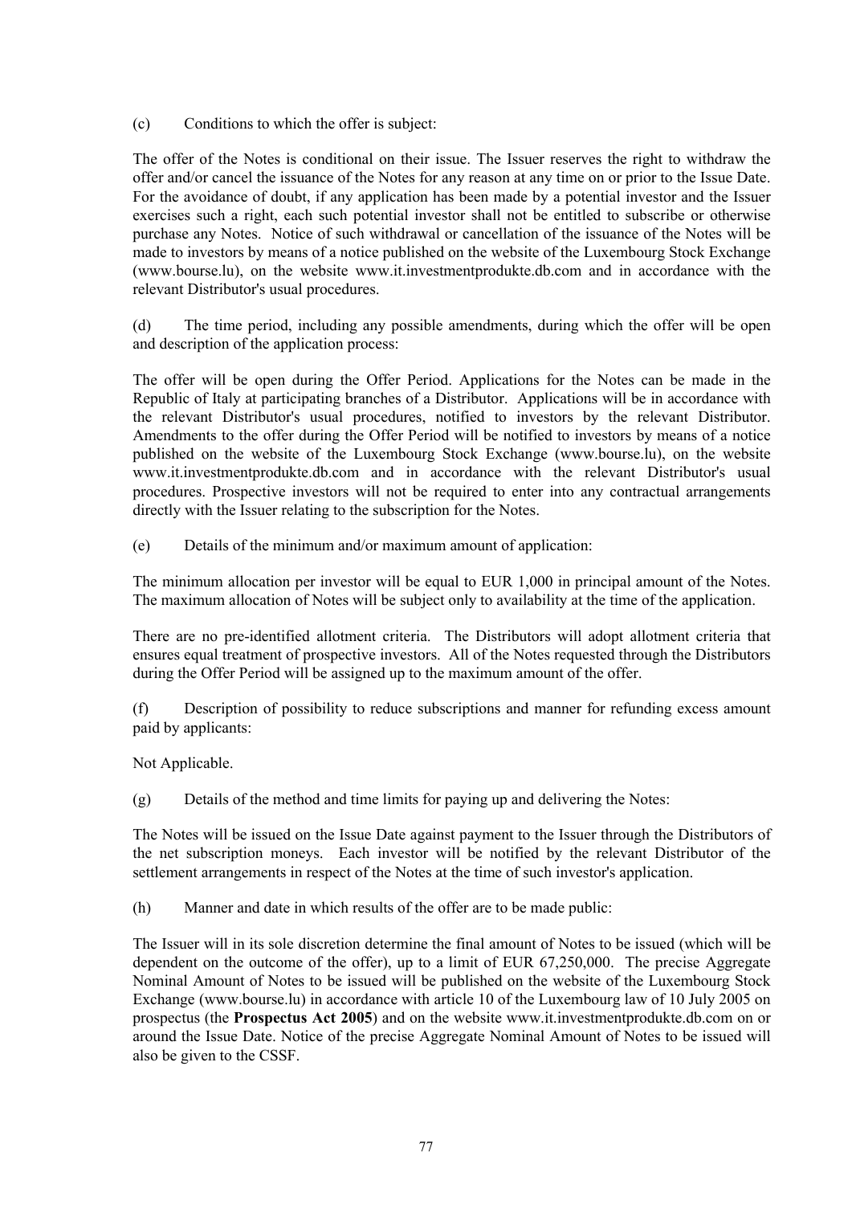(c) Conditions to which the offer is subject:

The offer of the Notes is conditional on their issue. The Issuer reserves the right to withdraw the offer and/or cancel the issuance of the Notes for any reason at any time on or prior to the Issue Date. For the avoidance of doubt, if any application has been made by a potential investor and the Issuer exercises such a right, each such potential investor shall not be entitled to subscribe or otherwise purchase any Notes. Notice of such withdrawal or cancellation of the issuance of the Notes will be made to investors by means of a notice published on the website of the Luxembourg Stock Exchange (www.bourse.lu), on the website www.it.investmentprodukte.db.com and in accordance with the relevant Distributor's usual procedures.

(d) The time period, including any possible amendments, during which the offer will be open and description of the application process:

The offer will be open during the Offer Period. Applications for the Notes can be made in the Republic of Italy at participating branches of a Distributor. Applications will be in accordance with the relevant Distributor's usual procedures, notified to investors by the relevant Distributor. Amendments to the offer during the Offer Period will be notified to investors by means of a notice published on the website of the Luxembourg Stock Exchange (www.bourse.lu), on the website www.it.investmentprodukte.db.com and in accordance with the relevant Distributor's usual procedures. Prospective investors will not be required to enter into any contractual arrangements directly with the Issuer relating to the subscription for the Notes.

(e) Details of the minimum and/or maximum amount of application:

The minimum allocation per investor will be equal to EUR 1,000 in principal amount of the Notes. The maximum allocation of Notes will be subject only to availability at the time of the application.

There are no pre-identified allotment criteria. The Distributors will adopt allotment criteria that ensures equal treatment of prospective investors. All of the Notes requested through the Distributors during the Offer Period will be assigned up to the maximum amount of the offer.

(f) Description of possibility to reduce subscriptions and manner for refunding excess amount paid by applicants:

Not Applicable.

(g) Details of the method and time limits for paying up and delivering the Notes:

The Notes will be issued on the Issue Date against payment to the Issuer through the Distributors of the net subscription moneys. Each investor will be notified by the relevant Distributor of the settlement arrangements in respect of the Notes at the time of such investor's application.

(h) Manner and date in which results of the offer are to be made public:

The Issuer will in its sole discretion determine the final amount of Notes to be issued (which will be dependent on the outcome of the offer), up to a limit of EUR 67,250,000. The precise Aggregate Nominal Amount of Notes to be issued will be published on the website of the Luxembourg Stock Exchange (www.bourse.lu) in accordance with article 10 of the Luxembourg law of 10 July 2005 on prospectus (the **Prospectus Act 2005**) and on the website www.it.investmentprodukte.db.com on or around the Issue Date. Notice of the precise Aggregate Nominal Amount of Notes to be issued will also be given to the CSSF.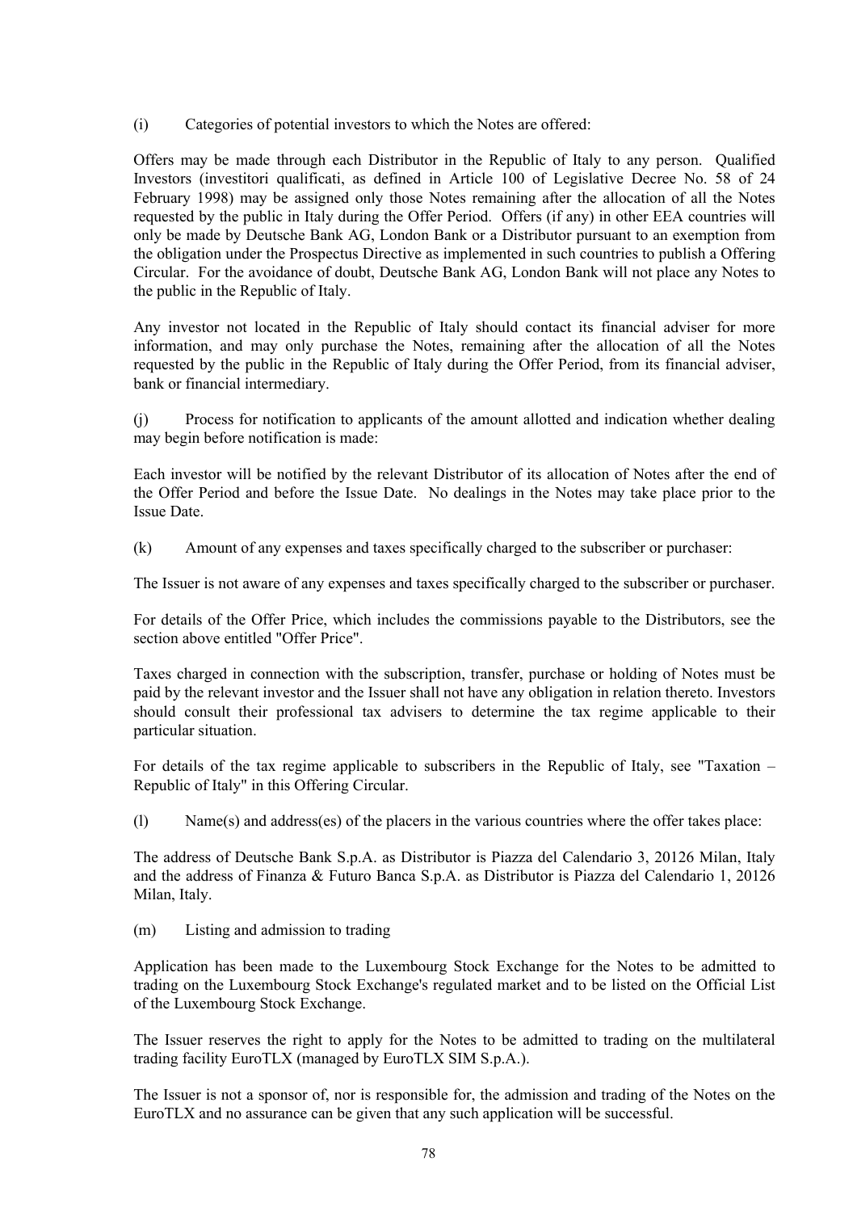(i) Categories of potential investors to which the Notes are offered:

Offers may be made through each Distributor in the Republic of Italy to any person. Qualified Investors (investitori qualificati, as defined in Article 100 of Legislative Decree No. 58 of 24 February 1998) may be assigned only those Notes remaining after the allocation of all the Notes requested by the public in Italy during the Offer Period. Offers (if any) in other EEA countries will only be made by Deutsche Bank AG, London Bank or a Distributor pursuant to an exemption from the obligation under the Prospectus Directive as implemented in such countries to publish a Offering Circular. For the avoidance of doubt, Deutsche Bank AG, London Bank will not place any Notes to the public in the Republic of Italy.

Any investor not located in the Republic of Italy should contact its financial adviser for more information, and may only purchase the Notes, remaining after the allocation of all the Notes requested by the public in the Republic of Italy during the Offer Period, from its financial adviser, bank or financial intermediary.

(j) Process for notification to applicants of the amount allotted and indication whether dealing may begin before notification is made:

Each investor will be notified by the relevant Distributor of its allocation of Notes after the end of the Offer Period and before the Issue Date. No dealings in the Notes may take place prior to the Issue Date.

(k) Amount of any expenses and taxes specifically charged to the subscriber or purchaser:

The Issuer is not aware of any expenses and taxes specifically charged to the subscriber or purchaser.

For details of the Offer Price, which includes the commissions payable to the Distributors, see the section above entitled "Offer Price".

Taxes charged in connection with the subscription, transfer, purchase or holding of Notes must be paid by the relevant investor and the Issuer shall not have any obligation in relation thereto. Investors should consult their professional tax advisers to determine the tax regime applicable to their particular situation.

For details of the tax regime applicable to subscribers in the Republic of Italy, see "Taxation – Republic of Italy" in this Offering Circular.

(l) Name(s) and address(es) of the placers in the various countries where the offer takes place:

The address of Deutsche Bank S.p.A. as Distributor is Piazza del Calendario 3, 20126 Milan, Italy and the address of Finanza & Futuro Banca S.p.A. as Distributor is Piazza del Calendario 1, 20126 Milan, Italy.

(m) Listing and admission to trading

Application has been made to the Luxembourg Stock Exchange for the Notes to be admitted to trading on the Luxembourg Stock Exchange's regulated market and to be listed on the Official List of the Luxembourg Stock Exchange.

The Issuer reserves the right to apply for the Notes to be admitted to trading on the multilateral trading facility EuroTLX (managed by EuroTLX SIM S.p.A.).

The Issuer is not a sponsor of, nor is responsible for, the admission and trading of the Notes on the EuroTLX and no assurance can be given that any such application will be successful.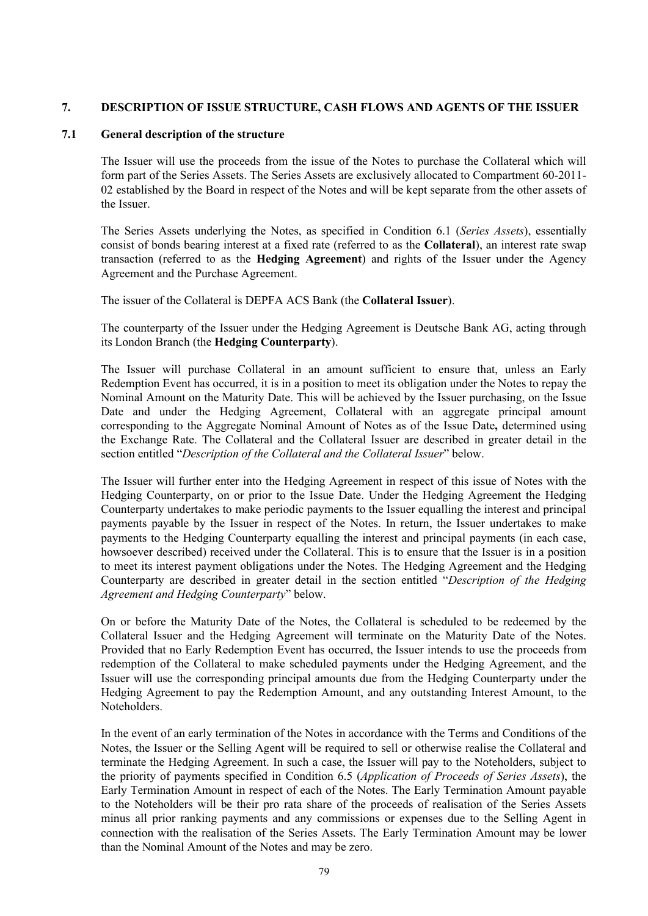## 7. DESCRIPTION OF ISSUE STRUCTURE, CASH FLOWS AND AGENTS OF THE ISSUER

### 7.1 General description of the structure

The Issuer will use the proceeds from the issue of the Notes to purchase the Collateral which will form part of the Series Assets. The Series Assets are exclusively allocated to Compartment 60-2011-02 established by the Board in respect of the Notes and will be kept separate from the other assets of the Issuer.

The Series Assets underlying the Notes, as specified in Condition 6.1 (*Series Assets*), essentially consist of bonds bearing interest at a fixed rate (referred to as the **Collateral**), an interest rate swap transaction (referred to as the **Hedging Agreement**) and rights of the Issuer under the Agency Agreement and the Purchase Agreement.

The issuer of the Collateral is DEPFA ACS Bank (the **Collateral Issuer**).

The counterparty of the Issuer under the Hedging Agreement is Deutsche Bank AG, acting through its London Branch (the **Hedging Counterparty**).

The Issuer will purchase Collateral in an amount sufficient to ensure that, unless an Early Redemption Event has occurred, it is in a position to meet its obligation under the Notes to repay the Nominal Amount on the Maturity Date. This will be achieved by the Issuer purchasing, on the Issue Date and under the Hedging Agreement, Collateral with an aggregate principal amount corresponding to the Aggregate Nominal Amount of Notes as of the Issue Date**,** determined using the Exchange Rate. The Collateral and the Collateral Issuer are described in greater detail in the section entitled "*Description of the Collateral and the Collateral Issuer*" below.

The Issuer will further enter into the Hedging Agreement in respect of this issue of Notes with the Hedging Counterparty, on or prior to the Issue Date. Under the Hedging Agreement the Hedging Counterparty undertakes to make periodic payments to the Issuer equalling the interest and principal payments payable by the Issuer in respect of the Notes. In return, the Issuer undertakes to make payments to the Hedging Counterparty equalling the interest and principal payments (in each case, howsoever described) received under the Collateral. This is to ensure that the Issuer is in a position to meet its interest payment obligations under the Notes. The Hedging Agreement and the Hedging Counterparty are described in greater detail in the section entitled "*Description of the Hedging Agreement and Hedging Counterparty*" below.

On or before the Maturity Date of the Notes, the Collateral is scheduled to be redeemed by the Collateral Issuer and the Hedging Agreement will terminate on the Maturity Date of the Notes. Provided that no Early Redemption Event has occurred, the Issuer intends to use the proceeds from redemption of the Collateral to make scheduled payments under the Hedging Agreement, and the Issuer will use the corresponding principal amounts due from the Hedging Counterparty under the Hedging Agreement to pay the Redemption Amount, and any outstanding Interest Amount, to the Noteholders.

In the event of an early termination of the Notes in accordance with the Terms and Conditions of the Notes, the Issuer or the Selling Agent will be required to sell or otherwise realise the Collateral and terminate the Hedging Agreement. In such a case, the Issuer will pay to the Noteholders, subject to the priority of payments specified in Condition 6.5 (*Application of Proceeds of Series Assets*), the Early Termination Amount in respect of each of the Notes. The Early Termination Amount payable to the Noteholders will be their pro rata share of the proceeds of realisation of the Series Assets minus all prior ranking payments and any commissions or expenses due to the Selling Agent in connection with the realisation of the Series Assets. The Early Termination Amount may be lower than the Nominal Amount of the Notes and may be zero.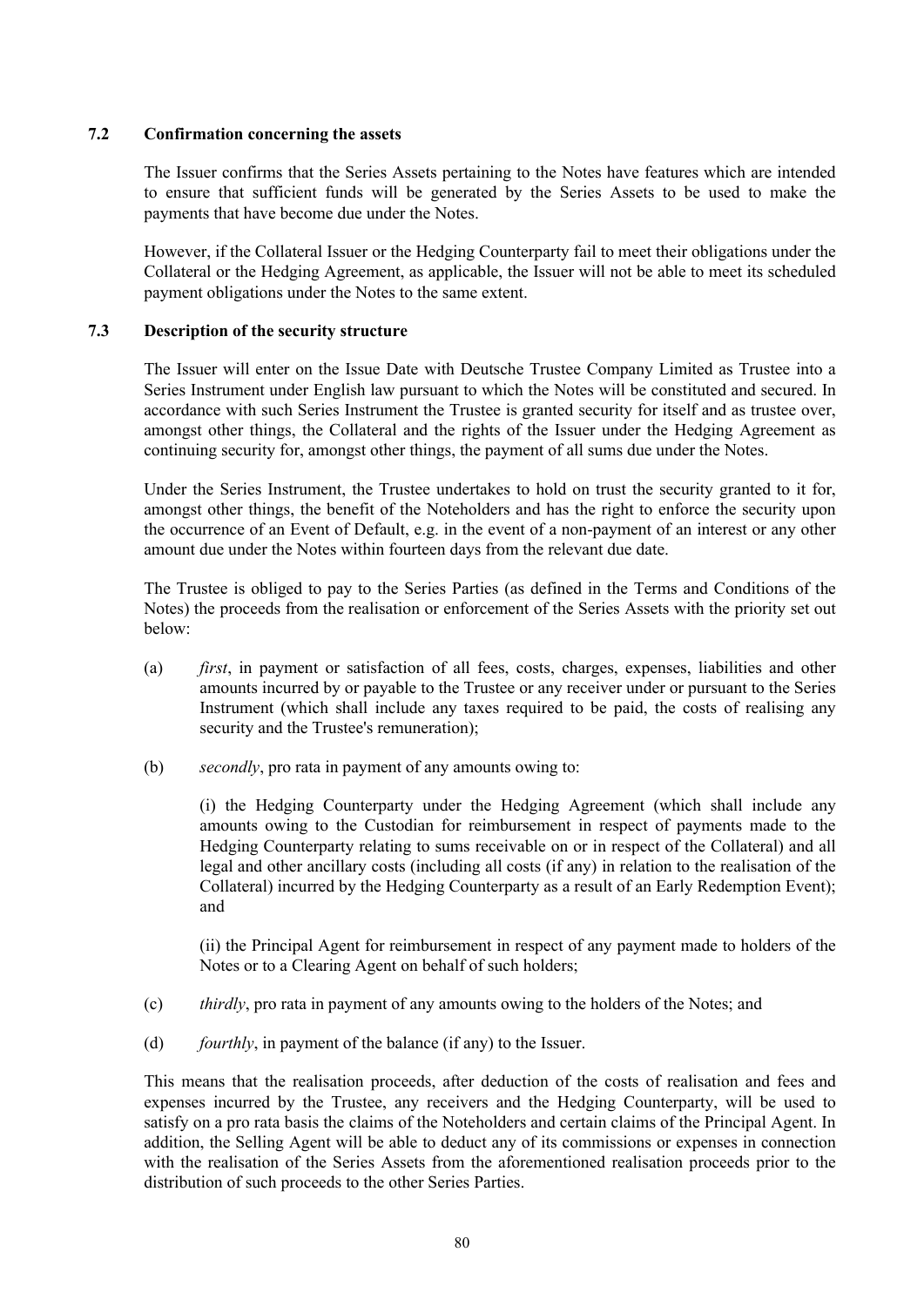### 7.2 Confirmation concerning the assets

The Issuer confirms that the Series Assets pertaining to the Notes have features which are intended to ensure that sufficient funds will be generated by the Series Assets to be used to make the payments that have become due under the Notes.

However, if the Collateral Issuer or the Hedging Counterparty fail to meet their obligations under the Collateral or the Hedging Agreement, as applicable, the Issuer will not be able to meet its scheduled payment obligations under the Notes to the same extent.

### 7.3 Description of the security structure

The Issuer will enter on the Issue Date with Deutsche Trustee Company Limited as Trustee into a Series Instrument under English law pursuant to which the Notes will be constituted and secured. In accordance with such Series Instrument the Trustee is granted security for itself and as trustee over, amongst other things, the Collateral and the rights of the Issuer under the Hedging Agreement as continuing security for, amongst other things, the payment of all sums due under the Notes.

Under the Series Instrument, the Trustee undertakes to hold on trust the security granted to it for, amongst other things, the benefit of the Noteholders and has the right to enforce the security upon the occurrence of an Event of Default, e.g. in the event of a non-payment of an interest or any other amount due under the Notes within fourteen days from the relevant due date.

The Trustee is obliged to pay to the Series Parties (as defined in the Terms and Conditions of the Notes) the proceeds from the realisation or enforcement of the Series Assets with the priority set out below:

(a) *first*, in payment or satisfaction of all fees, costs, charges, expenses, liabilities and other amounts incurred by or payable to the Trustee or any receiver under or pursuant to the Series Instrument (which shall include any taxes required to be paid, the costs of realising any security and the Trustee's remuneration);

(b) *secondly*, pro rata in payment of any amounts owing to:

(i) the Hedging Counterparty under the Hedging Agreement (which shall include any amounts owing to the Custodian for reimbursement in respect of payments made to the Hedging Counterparty relating to sums receivable on or in respect of the Collateral) and all legal and other ancillary costs (including all costs (if any) in relation to the realisation of the Collateral) incurred by the Hedging Counterparty as a result of an Early Redemption Event); and

(ii) the Principal Agent for reimbursement in respect of any payment made to holders of the Notes or to a Clearing Agent on behalf of such holders;

(c) *thirdly*, pro rata in payment of any amounts owing to the holders of the Notes; and

(d) *fourthly*, in payment of the balance (if any) to the Issuer.

This means that the realisation proceeds, after deduction of the costs of realisation and fees and expenses incurred by the Trustee, any receivers and the Hedging Counterparty, will be used to satisfy on a pro rata basis the claims of the Noteholders and certain claims of the Principal Agent. In addition, the Selling Agent will be able to deduct any of its commissions or expenses in connection with the realisation of the Series Assets from the aforementioned realisation proceeds prior to the distribution of such proceeds to the other Series Parties.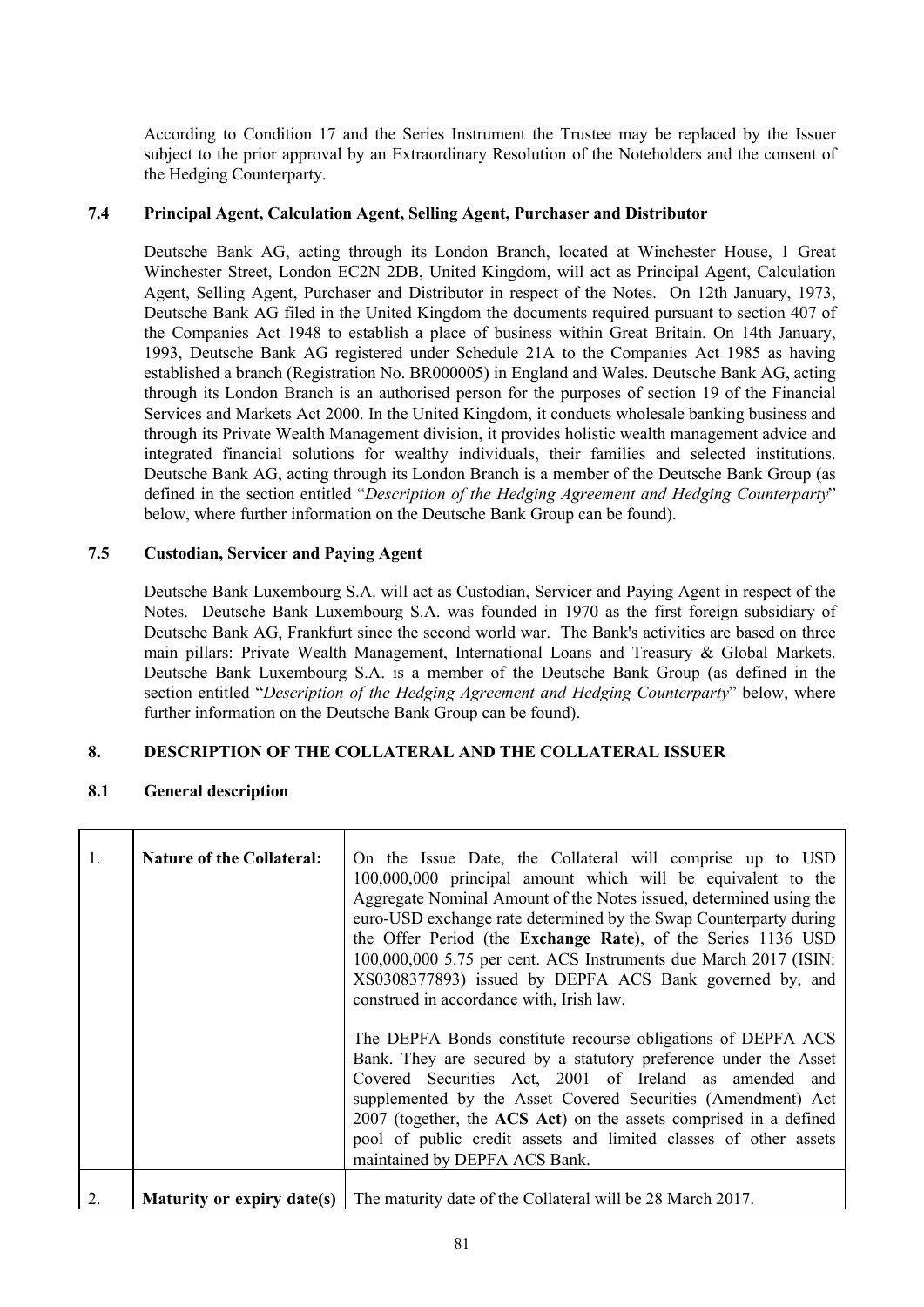According to Condition 17 and the Series Instrument the Trustee may be replaced by the Issuer subject to the prior approval by an Extraordinary Resolution of the Noteholders and the consent of the Hedging Counterparty.

### 7.4 Principal Agent, Calculation Agent, Selling Agent, Purchaser and Distributor

Deutsche Bank AG, acting through its London Branch, located at Winchester House, 1 Great Winchester Street, London EC2N 2DB, United Kingdom, will act as Principal Agent, Calculation Agent, Selling Agent, Purchaser and Distributor in respect of the Notes. On 12th January, 1973, Deutsche Bank AG filed in the United Kingdom the documents required pursuant to section 407 of the Companies Act 1948 to establish a place of business within Great Britain. On 14th January, 1993, Deutsche Bank AG registered under Schedule 21A to the Companies Act 1985 as having established a branch (Registration No. BR000005) in England and Wales. Deutsche Bank AG, acting through its London Branch is an authorised person for the purposes of section 19 of the Financial Services and Markets Act 2000. In the United Kingdom, it conducts wholesale banking business and through its Private Wealth Management division, it provides holistic wealth management advice and integrated financial solutions for wealthy individuals, their families and selected institutions. Deutsche Bank AG, acting through its London Branch is a member of the Deutsche Bank Group (as defined in the section entitled "*Description of the Hedging Agreement and Hedging Counterparty*" below, where further information on the Deutsche Bank Group can be found).

### 7.5 Custodian, Servicer and Paying Agent

Deutsche Bank Luxembourg S.A. will act as Custodian, Servicer and Paying Agent in respect of the Notes. Deutsche Bank Luxembourg S.A. was founded in 1970 as the first foreign subsidiary of Deutsche Bank AG, Frankfurt since the second world war. The Bank's activities are based on three main pillars: Private Wealth Management, International Loans and Treasury & Global Markets. Deutsche Bank Luxembourg S.A. is a member of the Deutsche Bank Group (as defined in the section entitled "*Description of the Hedging Agreement and Hedging Counterparty*" below, where further information on the Deutsche Bank Group can be found).

## 8. DESCRIPTION OF THE COLLATERAL AND THE COLLATERAL ISSUER

### 8.1 General description

| | | |
|---|---|---|
| 1. | **Nature of the Collateral:** | On the Issue Date, the Collateral will comprise up to USD 100,000,000 principal amount which will be equivalent to the Aggregate Nominal Amount of the Notes issued, determined using the euro-USD exchange rate determined by the Swap Counterparty during the Offer Period (the **Exchange Rate**), of the Series 1136 USD 100,000,000 5.75 per cent. ACS Instruments due March 2017 (ISIN: XS0308377893) issued by DEPFA ACS Bank governed by, and construed in accordance with, Irish law.<br><br>The DEPFA Bonds constitute recourse obligations of DEPFA ACS Bank. They are secured by a statutory preference under the Asset Covered Securities Act, 2001 of Ireland as amended and supplemented by the Asset Covered Securities (Amendment) Act 2007 (together, the **ACS Act**) on the assets comprised in a defined pool of public credit assets and limited classes of other assets maintained by DEPFA ACS Bank. |
| 2. | **Maturity or expiry date(s)** | The maturity date of the Collateral will be 28 March 2017. |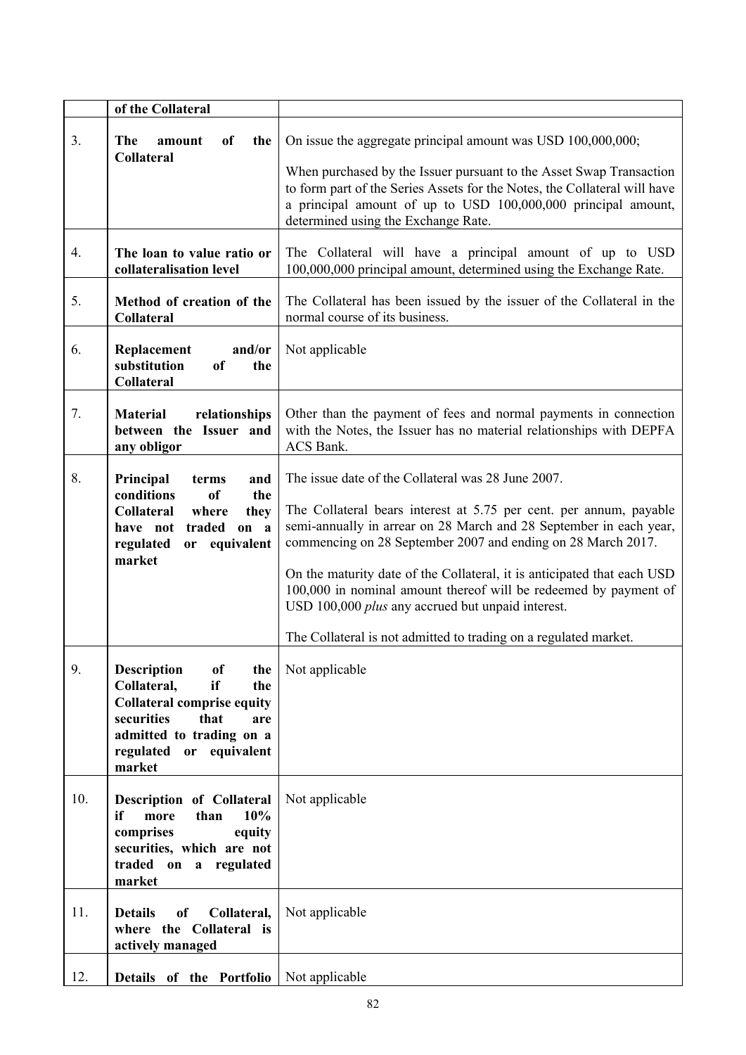|  | of the Collateral |  |
|---|---|---|
| 3. | **The amount of the Collateral** | On issue the aggregate principal amount was USD 100,000,000;<br><br>When purchased by the Issuer pursuant to the Asset Swap Transaction to form part of the Series Assets for the Notes, the Collateral will have a principal amount of up to USD 100,000,000 principal amount, determined using the Exchange Rate. |
| 4. | **The loan to value ratio or collateralisation level** | The Collateral will have a principal amount of up to USD 100,000,000 principal amount, determined using the Exchange Rate. |
| 5. | **Method of creation of the Collateral** | The Collateral has been issued by the issuer of the Collateral in the normal course of its business. |
| 6. | **Replacement and/or substitution of the Collateral** | Not applicable |
| 7. | **Material relationships between the Issuer and any obligor** | Other than the payment of fees and normal payments in connection with the Notes, the Issuer has no material relationships with DEPFA ACS Bank. |
| 8. | **Principal terms and conditions of the Collateral where they have not traded on a regulated or equivalent market** | The issue date of the Collateral was 28 June 2007.<br><br>The Collateral bears interest at 5.75 per cent. per annum, payable semi-annually in arrear on 28 March and 28 September in each year, commencing on 28 September 2007 and ending on 28 March 2017.<br><br>On the maturity date of the Collateral, it is anticipated that each USD 100,000 in nominal amount thereof will be redeemed by payment of USD 100,000 *plus* any accrued but unpaid interest.<br><br>The Collateral is not admitted to trading on a regulated market. |
| 9. | **Description of the Collateral, if the Collateral comprise equity securities that are admitted to trading on a regulated or equivalent market** | Not applicable |
| 10. | **Description of Collateral if more than 10% comprises equity securities, which are not traded on a regulated market** | Not applicable |
| 11. | **Details of Collateral, where the Collateral is actively managed** | Not applicable |
| 12. | **Details of the Portfolio** | Not applicable |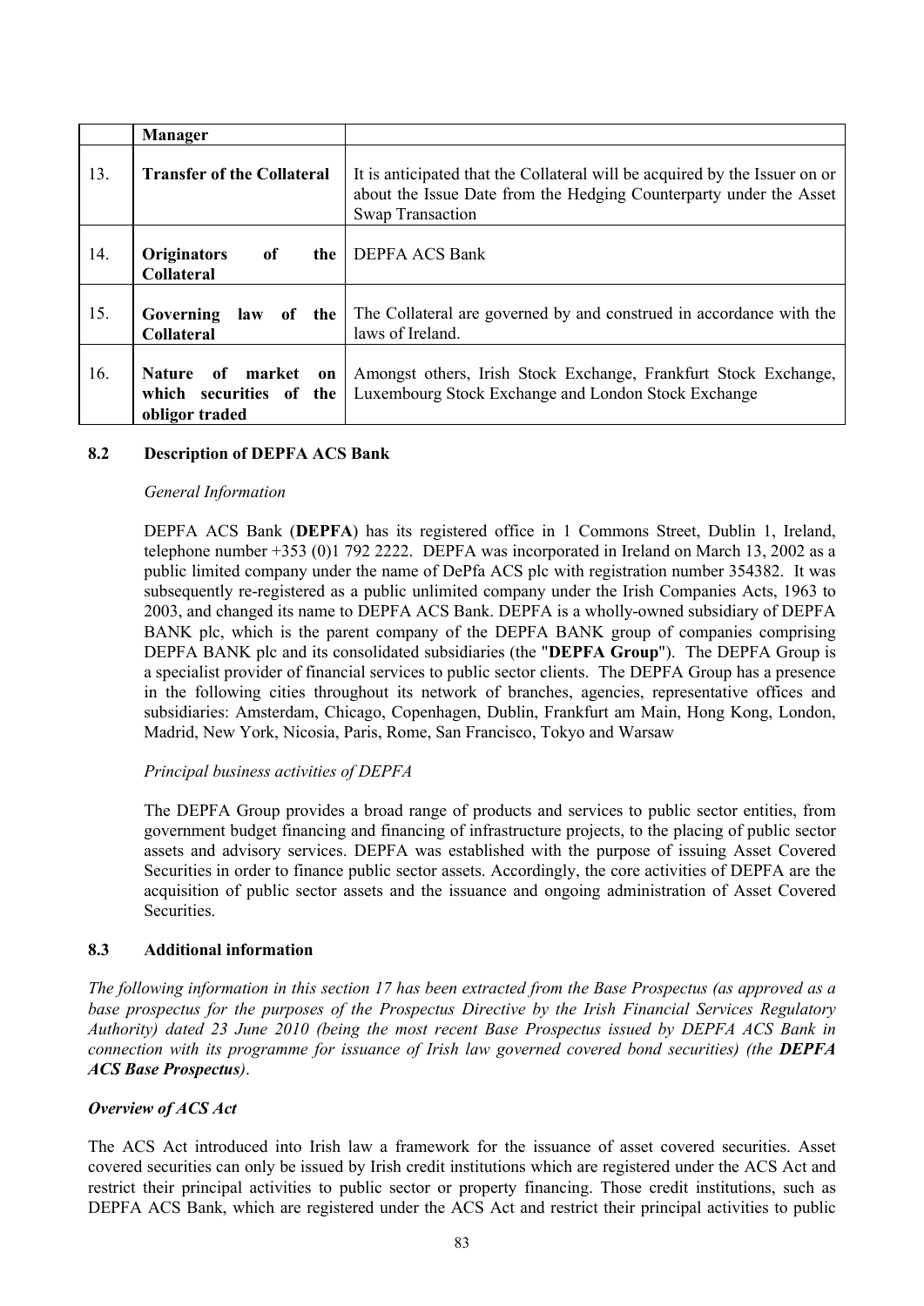| | Manager | |
|---|---|---|
| 13. | **Transfer of the Collateral** | It is anticipated that the Collateral will be acquired by the Issuer on or about the Issue Date from the Hedging Counterparty under the Asset Swap Transaction |
| 14. | **Originators of the Collateral** | DEPFA ACS Bank |
| 15. | **Governing law of the Collateral** | The Collateral are governed by and construed in accordance with the laws of Ireland. |
| 16. | **Nature of market on which securities of the obligor traded** | Amongst others, Irish Stock Exchange, Frankfurt Stock Exchange, Luxembourg Stock Exchange and London Stock Exchange |

### 8.2 Description of DEPFA ACS Bank

*General Information*

DEPFA ACS Bank (**DEPFA**) has its registered office in 1 Commons Street, Dublin 1, Ireland, telephone number +353 (0)1 792 2222. DEPFA was incorporated in Ireland on March 13, 2002 as a public limited company under the name of DePfa ACS plc with registration number 354382. It was subsequently re-registered as a public unlimited company under the Irish Companies Acts, 1963 to 2003, and changed its name to DEPFA ACS Bank. DEPFA is a wholly-owned subsidiary of DEPFA BANK plc, which is the parent company of the DEPFA BANK group of companies comprising DEPFA BANK plc and its consolidated subsidiaries (the "**DEPFA Group**"). The DEPFA Group is a specialist provider of financial services to public sector clients. The DEPFA Group has a presence in the following cities throughout its network of branches, agencies, representative offices and subsidiaries: Amsterdam, Chicago, Copenhagen, Dublin, Frankfurt am Main, Hong Kong, London, Madrid, New York, Nicosia, Paris, Rome, San Francisco, Tokyo and Warsaw

*Principal business activities of DEPFA*

The DEPFA Group provides a broad range of products and services to public sector entities, from government budget financing and financing of infrastructure projects, to the placing of public sector assets and advisory services. DEPFA was established with the purpose of issuing Asset Covered Securities in order to finance public sector assets. Accordingly, the core activities of DEPFA are the acquisition of public sector assets and the issuance and ongoing administration of Asset Covered Securities.

### 8.3 Additional information

*The following information in this section 17 has been extracted from the Base Prospectus (as approved as a base prospectus for the purposes of the Prospectus Directive by the Irish Financial Services Regulatory Authority) dated 23 June 2010 (being the most recent Base Prospectus issued by DEPFA ACS Bank in connection with its programme for issuance of Irish law governed covered bond securities) (the* ***DEPFA ACS Base Prospectus****).*

***Overview of ACS Act***

The ACS Act introduced into Irish law a framework for the issuance of asset covered securities. Asset covered securities can only be issued by Irish credit institutions which are registered under the ACS Act and restrict their principal activities to public sector or property financing. Those credit institutions, such as DEPFA ACS Bank, which are registered under the ACS Act and restrict their principal activities to public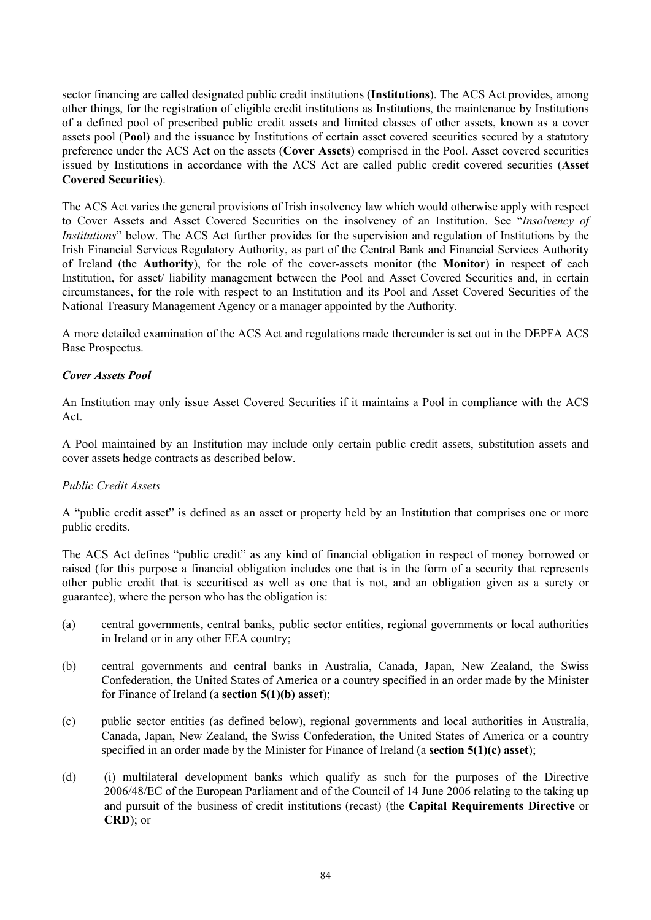sector financing are called designated public credit institutions (**Institutions**). The ACS Act provides, among other things, for the registration of eligible credit institutions as Institutions, the maintenance by Institutions of a defined pool of prescribed public credit assets and limited classes of other assets, known as a cover assets pool (**Pool**) and the issuance by Institutions of certain asset covered securities secured by a statutory preference under the ACS Act on the assets (**Cover Assets**) comprised in the Pool. Asset covered securities issued by Institutions in accordance with the ACS Act are called public credit covered securities (**Asset Covered Securities**).

The ACS Act varies the general provisions of Irish insolvency law which would otherwise apply with respect to Cover Assets and Asset Covered Securities on the insolvency of an Institution. See "*Insolvency of Institutions*" below. The ACS Act further provides for the supervision and regulation of Institutions by the Irish Financial Services Regulatory Authority, as part of the Central Bank and Financial Services Authority of Ireland (the **Authority**), for the role of the cover-assets monitor (the **Monitor**) in respect of each Institution, for asset/ liability management between the Pool and Asset Covered Securities and, in certain circumstances, for the role with respect to an Institution and its Pool and Asset Covered Securities of the National Treasury Management Agency or a manager appointed by the Authority.

A more detailed examination of the ACS Act and regulations made thereunder is set out in the DEPFA ACS Base Prospectus.

***Cover Assets Pool***

An Institution may only issue Asset Covered Securities if it maintains a Pool in compliance with the ACS Act.

A Pool maintained by an Institution may include only certain public credit assets, substitution assets and cover assets hedge contracts as described below.

*Public Credit Assets*

A "public credit asset" is defined as an asset or property held by an Institution that comprises one or more public credits.

The ACS Act defines "public credit" as any kind of financial obligation in respect of money borrowed or raised (for this purpose a financial obligation includes one that is in the form of a security that represents other public credit that is securitised as well as one that is not, and an obligation given as a surety or guarantee), where the person who has the obligation is:

(a) central governments, central banks, public sector entities, regional governments or local authorities in Ireland or in any other EEA country;

(b) central governments and central banks in Australia, Canada, Japan, New Zealand, the Swiss Confederation, the United States of America or a country specified in an order made by the Minister for Finance of Ireland (a **section 5(1)(b) asset**);

(c) public sector entities (as defined below), regional governments and local authorities in Australia, Canada, Japan, New Zealand, the Swiss Confederation, the United States of America or a country specified in an order made by the Minister for Finance of Ireland (a **section 5(1)(c) asset**);

(d) (i) multilateral development banks which qualify as such for the purposes of the Directive 2006/48/EC of the European Parliament and of the Council of 14 June 2006 relating to the taking up and pursuit of the business of credit institutions (recast) (the **Capital Requirements Directive** or **CRD**); or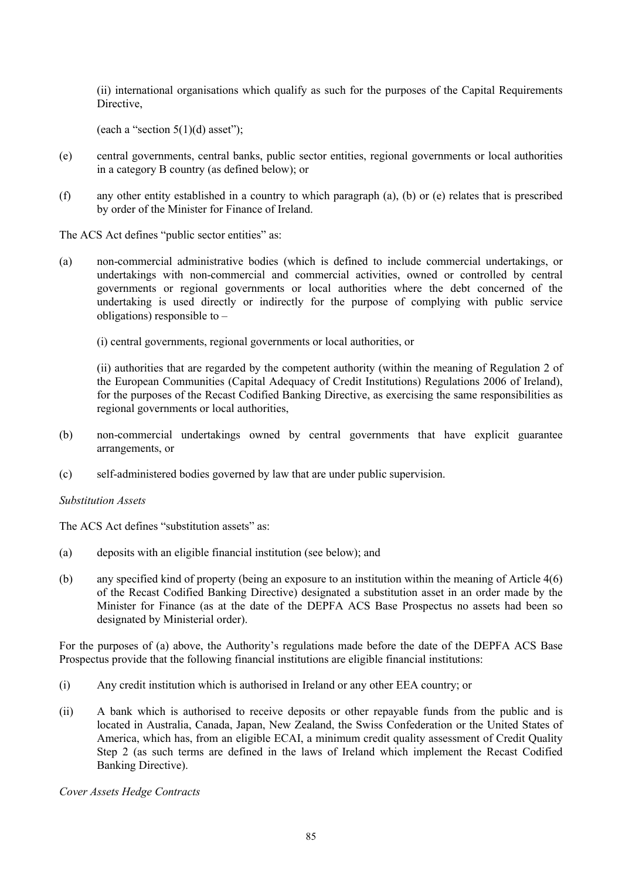(ii) international organisations which qualify as such for the purposes of the Capital Requirements Directive,

(each a "section 5(1)(d) asset");

(e) central governments, central banks, public sector entities, regional governments or local authorities in a category B country (as defined below); or

(f) any other entity established in a country to which paragraph (a), (b) or (e) relates that is prescribed by order of the Minister for Finance of Ireland.

The ACS Act defines "public sector entities" as:

(a) non-commercial administrative bodies (which is defined to include commercial undertakings, or undertakings with non-commercial and commercial activities, owned or controlled by central governments or regional governments or local authorities where the debt concerned of the undertaking is used directly or indirectly for the purpose of complying with public service obligations) responsible to –

(i) central governments, regional governments or local authorities, or

(ii) authorities that are regarded by the competent authority (within the meaning of Regulation 2 of the European Communities (Capital Adequacy of Credit Institutions) Regulations 2006 of Ireland), for the purposes of the Recast Codified Banking Directive, as exercising the same responsibilities as regional governments or local authorities,

(b) non-commercial undertakings owned by central governments that have explicit guarantee arrangements, or

(c) self-administered bodies governed by law that are under public supervision.

*Substitution Assets*

The ACS Act defines "substitution assets" as:

(a) deposits with an eligible financial institution (see below); and

(b) any specified kind of property (being an exposure to an institution within the meaning of Article 4(6) of the Recast Codified Banking Directive) designated a substitution asset in an order made by the Minister for Finance (as at the date of the DEPFA ACS Base Prospectus no assets had been so designated by Ministerial order).

For the purposes of (a) above, the Authority's regulations made before the date of the DEPFA ACS Base Prospectus provide that the following financial institutions are eligible financial institutions:

(i) Any credit institution which is authorised in Ireland or any other EEA country; or

(ii) A bank which is authorised to receive deposits or other repayable funds from the public and is located in Australia, Canada, Japan, New Zealand, the Swiss Confederation or the United States of America, which has, from an eligible ECAI, a minimum credit quality assessment of Credit Quality Step 2 (as such terms are defined in the laws of Ireland which implement the Recast Codified Banking Directive).

*Cover Assets Hedge Contracts*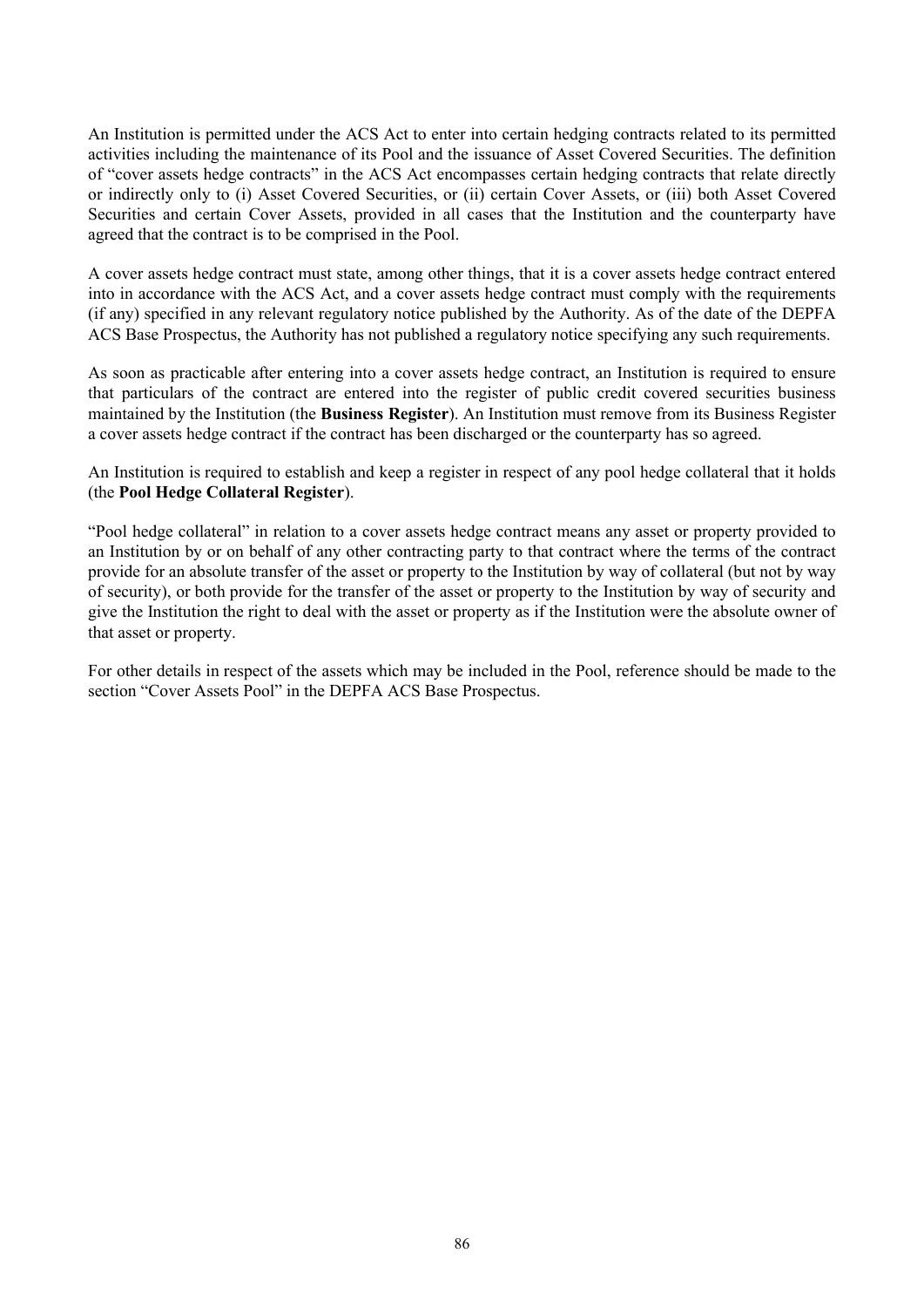An Institution is permitted under the ACS Act to enter into certain hedging contracts related to its permitted activities including the maintenance of its Pool and the issuance of Asset Covered Securities. The definition of "cover assets hedge contracts" in the ACS Act encompasses certain hedging contracts that relate directly or indirectly only to (i) Asset Covered Securities, or (ii) certain Cover Assets, or (iii) both Asset Covered Securities and certain Cover Assets, provided in all cases that the Institution and the counterparty have agreed that the contract is to be comprised in the Pool.

A cover assets hedge contract must state, among other things, that it is a cover assets hedge contract entered into in accordance with the ACS Act, and a cover assets hedge contract must comply with the requirements (if any) specified in any relevant regulatory notice published by the Authority. As of the date of the DEPFA ACS Base Prospectus, the Authority has not published a regulatory notice specifying any such requirements.

As soon as practicable after entering into a cover assets hedge contract, an Institution is required to ensure that particulars of the contract are entered into the register of public credit covered securities business maintained by the Institution (the **Business Register**). An Institution must remove from its Business Register a cover assets hedge contract if the contract has been discharged or the counterparty has so agreed.

An Institution is required to establish and keep a register in respect of any pool hedge collateral that it holds (the **Pool Hedge Collateral Register**).

"Pool hedge collateral" in relation to a cover assets hedge contract means any asset or property provided to an Institution by or on behalf of any other contracting party to that contract where the terms of the contract provide for an absolute transfer of the asset or property to the Institution by way of collateral (but not by way of security), or both provide for the transfer of the asset or property to the Institution by way of security and give the Institution the right to deal with the asset or property as if the Institution were the absolute owner of that asset or property.

For other details in respect of the assets which may be included in the Pool, reference should be made to the section "Cover Assets Pool" in the DEPFA ACS Base Prospectus.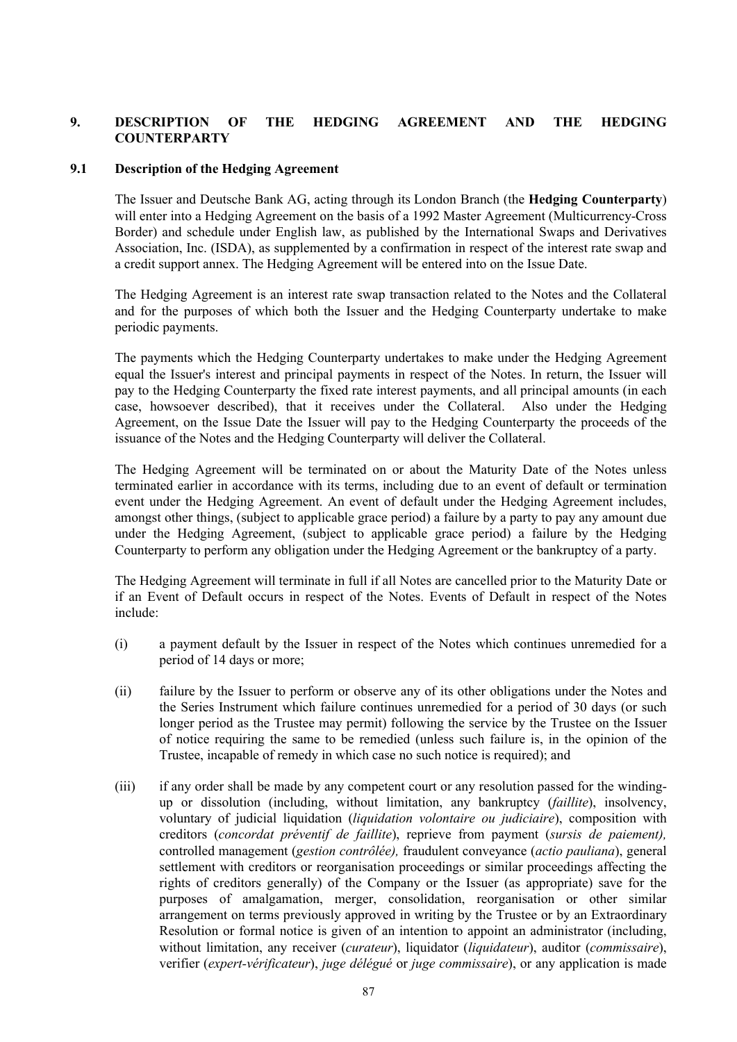## 9. DESCRIPTION OF THE HEDGING AGREEMENT AND THE HEDGING COUNTERPARTY

### 9.1 Description of the Hedging Agreement

The Issuer and Deutsche Bank AG, acting through its London Branch (the **Hedging Counterparty**) will enter into a Hedging Agreement on the basis of a 1992 Master Agreement (Multicurrency-Cross Border) and schedule under English law, as published by the International Swaps and Derivatives Association, Inc. (ISDA), as supplemented by a confirmation in respect of the interest rate swap and a credit support annex. The Hedging Agreement will be entered into on the Issue Date.

The Hedging Agreement is an interest rate swap transaction related to the Notes and the Collateral and for the purposes of which both the Issuer and the Hedging Counterparty undertake to make periodic payments.

The payments which the Hedging Counterparty undertakes to make under the Hedging Agreement equal the Issuer's interest and principal payments in respect of the Notes. In return, the Issuer will pay to the Hedging Counterparty the fixed rate interest payments, and all principal amounts (in each case, howsoever described), that it receives under the Collateral. Also under the Hedging Agreement, on the Issue Date the Issuer will pay to the Hedging Counterparty the proceeds of the issuance of the Notes and the Hedging Counterparty will deliver the Collateral.

The Hedging Agreement will be terminated on or about the Maturity Date of the Notes unless terminated earlier in accordance with its terms, including due to an event of default or termination event under the Hedging Agreement. An event of default under the Hedging Agreement includes, amongst other things, (subject to applicable grace period) a failure by a party to pay any amount due under the Hedging Agreement, (subject to applicable grace period) a failure by the Hedging Counterparty to perform any obligation under the Hedging Agreement or the bankruptcy of a party.

The Hedging Agreement will terminate in full if all Notes are cancelled prior to the Maturity Date or if an Event of Default occurs in respect of the Notes. Events of Default in respect of the Notes include:

(i) a payment default by the Issuer in respect of the Notes which continues unremedied for a period of 14 days or more;

(ii) failure by the Issuer to perform or observe any of its other obligations under the Notes and the Series Instrument which failure continues unremedied for a period of 30 days (or such longer period as the Trustee may permit) following the service by the Trustee on the Issuer of notice requiring the same to be remedied (unless such failure is, in the opinion of the Trustee, incapable of remedy in which case no such notice is required); and

(iii) if any order shall be made by any competent court or any resolution passed for the winding-up or dissolution (including, without limitation, any bankruptcy (*faillite*), insolvency, voluntary of judicial liquidation (*liquidation volontaire ou judiciaire*), composition with creditors (*concordat préventif de faillite*), reprieve from payment (*sursis de paiement),* controlled management (*gestion contrôlée),* fraudulent conveyance (*actio pauliana*), general settlement with creditors or reorganisation proceedings or similar proceedings affecting the rights of creditors generally) of the Company or the Issuer (as appropriate) save for the purposes of amalgamation, merger, consolidation, reorganisation or other similar arrangement on terms previously approved in writing by the Trustee or by an Extraordinary Resolution or formal notice is given of an intention to appoint an administrator (including, without limitation, any receiver (*curateur*), liquidator (*liquidateur*), auditor (*commissaire*), verifier (*expert-vérificateur*), *juge délégué* or *juge commissaire*), or any application is made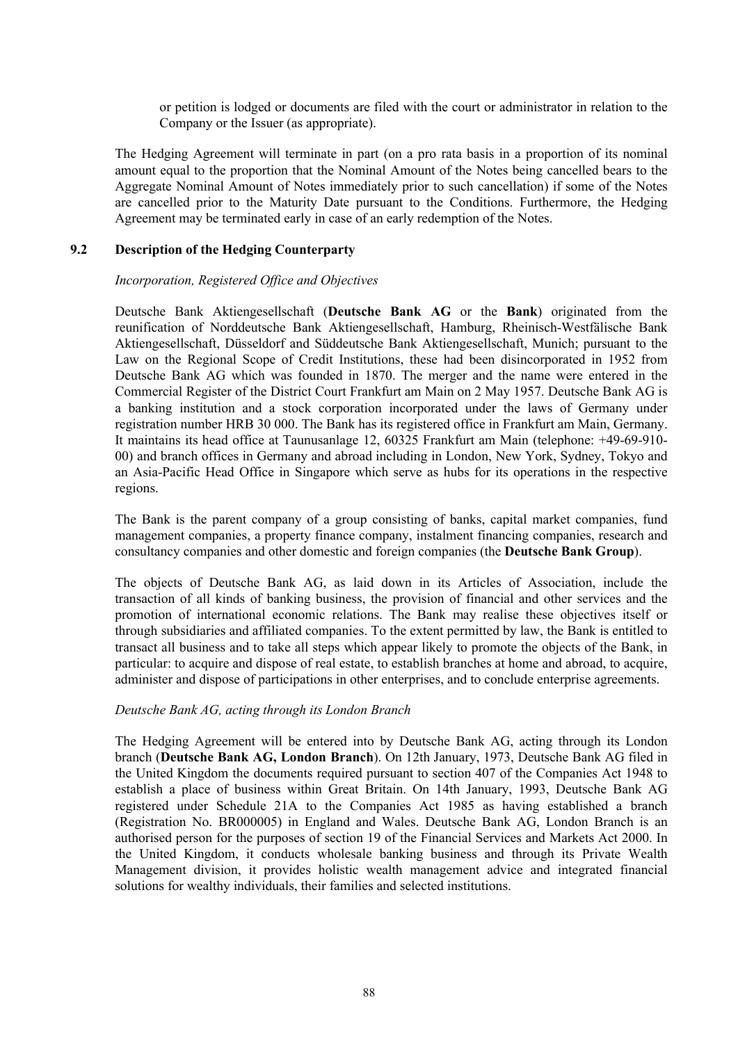or petition is lodged or documents are filed with the court or administrator in relation to the Company or the Issuer (as appropriate).

The Hedging Agreement will terminate in part (on a pro rata basis in a proportion of its nominal amount equal to the proportion that the Nominal Amount of the Notes being cancelled bears to the Aggregate Nominal Amount of Notes immediately prior to such cancellation) if some of the Notes are cancelled prior to the Maturity Date pursuant to the Conditions. Furthermore, the Hedging Agreement may be terminated early in case of an early redemption of the Notes.

## 9.2 Description of the Hedging Counterparty

*Incorporation, Registered Office and Objectives*

Deutsche Bank Aktiengesellschaft (**Deutsche Bank AG** or the **Bank**) originated from the reunification of Norddeutsche Bank Aktiengesellschaft, Hamburg, Rheinisch-Westfälische Bank Aktiengesellschaft, Düsseldorf and Süddeutsche Bank Aktiengesellschaft, Munich; pursuant to the Law on the Regional Scope of Credit Institutions, these had been disincorporated in 1952 from Deutsche Bank AG which was founded in 1870. The merger and the name were entered in the Commercial Register of the District Court Frankfurt am Main on 2 May 1957. Deutsche Bank AG is a banking institution and a stock corporation incorporated under the laws of Germany under registration number HRB 30 000. The Bank has its registered office in Frankfurt am Main, Germany. It maintains its head office at Taunusanlage 12, 60325 Frankfurt am Main (telephone: +49-69-910-00) and branch offices in Germany and abroad including in London, New York, Sydney, Tokyo and an Asia-Pacific Head Office in Singapore which serve as hubs for its operations in the respective regions.

The Bank is the parent company of a group consisting of banks, capital market companies, fund management companies, a property finance company, instalment financing companies, research and consultancy companies and other domestic and foreign companies (the **Deutsche Bank Group**).

The objects of Deutsche Bank AG, as laid down in its Articles of Association, include the transaction of all kinds of banking business, the provision of financial and other services and the promotion of international economic relations. The Bank may realise these objectives itself or through subsidiaries and affiliated companies. To the extent permitted by law, the Bank is entitled to transact all business and to take all steps which appear likely to promote the objects of the Bank, in particular: to acquire and dispose of real estate, to establish branches at home and abroad, to acquire, administer and dispose of participations in other enterprises, and to conclude enterprise agreements.

*Deutsche Bank AG, acting through its London Branch*

The Hedging Agreement will be entered into by Deutsche Bank AG, acting through its London branch (**Deutsche Bank AG, London Branch**). On 12th January, 1973, Deutsche Bank AG filed in the United Kingdom the documents required pursuant to section 407 of the Companies Act 1948 to establish a place of business within Great Britain. On 14th January, 1993, Deutsche Bank AG registered under Schedule 21A to the Companies Act 1985 as having established a branch (Registration No. BR000005) in England and Wales. Deutsche Bank AG, London Branch is an authorised person for the purposes of section 19 of the Financial Services and Markets Act 2000. In the United Kingdom, it conducts wholesale banking business and through its Private Wealth Management division, it provides holistic wealth management advice and integrated financial solutions for wealthy individuals, their families and selected institutions.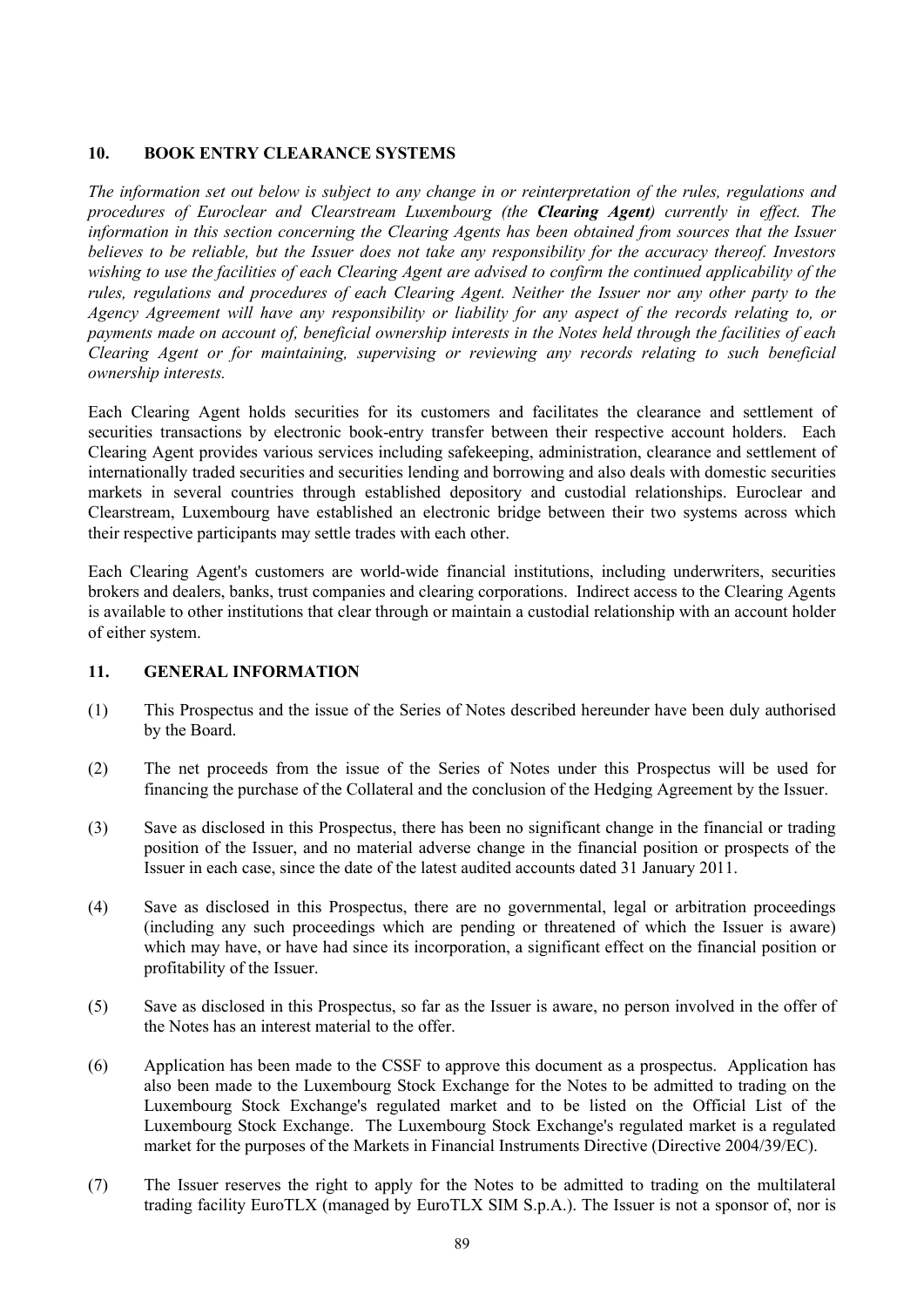## 10. BOOK ENTRY CLEARANCE SYSTEMS

*The information set out below is subject to any change in or reinterpretation of the rules, regulations and procedures of Euroclear and Clearstream Luxembourg (the **Clearing Agent**) currently in effect. The information in this section concerning the Clearing Agents has been obtained from sources that the Issuer believes to be reliable, but the Issuer does not take any responsibility for the accuracy thereof. Investors wishing to use the facilities of each Clearing Agent are advised to confirm the continued applicability of the rules, regulations and procedures of each Clearing Agent. Neither the Issuer nor any other party to the Agency Agreement will have any responsibility or liability for any aspect of the records relating to, or payments made on account of, beneficial ownership interests in the Notes held through the facilities of each Clearing Agent or for maintaining, supervising or reviewing any records relating to such beneficial ownership interests.*

Each Clearing Agent holds securities for its customers and facilitates the clearance and settlement of securities transactions by electronic book-entry transfer between their respective account holders. Each Clearing Agent provides various services including safekeeping, administration, clearance and settlement of internationally traded securities and securities lending and borrowing and also deals with domestic securities markets in several countries through established depository and custodial relationships. Euroclear and Clearstream, Luxembourg have established an electronic bridge between their two systems across which their respective participants may settle trades with each other.

Each Clearing Agent's customers are world-wide financial institutions, including underwriters, securities brokers and dealers, banks, trust companies and clearing corporations. Indirect access to the Clearing Agents is available to other institutions that clear through or maintain a custodial relationship with an account holder of either system.

## 11. GENERAL INFORMATION

(1) This Prospectus and the issue of the Series of Notes described hereunder have been duly authorised by the Board.

(2) The net proceeds from the issue of the Series of Notes under this Prospectus will be used for financing the purchase of the Collateral and the conclusion of the Hedging Agreement by the Issuer.

(3) Save as disclosed in this Prospectus, there has been no significant change in the financial or trading position of the Issuer, and no material adverse change in the financial position or prospects of the Issuer in each case, since the date of the latest audited accounts dated 31 January 2011.

(4) Save as disclosed in this Prospectus, there are no governmental, legal or arbitration proceedings (including any such proceedings which are pending or threatened of which the Issuer is aware) which may have, or have had since its incorporation, a significant effect on the financial position or profitability of the Issuer.

(5) Save as disclosed in this Prospectus, so far as the Issuer is aware, no person involved in the offer of the Notes has an interest material to the offer.

(6) Application has been made to the CSSF to approve this document as a prospectus. Application has also been made to the Luxembourg Stock Exchange for the Notes to be admitted to trading on the Luxembourg Stock Exchange's regulated market and to be listed on the Official List of the Luxembourg Stock Exchange. The Luxembourg Stock Exchange's regulated market is a regulated market for the purposes of the Markets in Financial Instruments Directive (Directive 2004/39/EC).

(7) The Issuer reserves the right to apply for the Notes to be admitted to trading on the multilateral trading facility EuroTLX (managed by EuroTLX SIM S.p.A.). The Issuer is not a sponsor of, nor is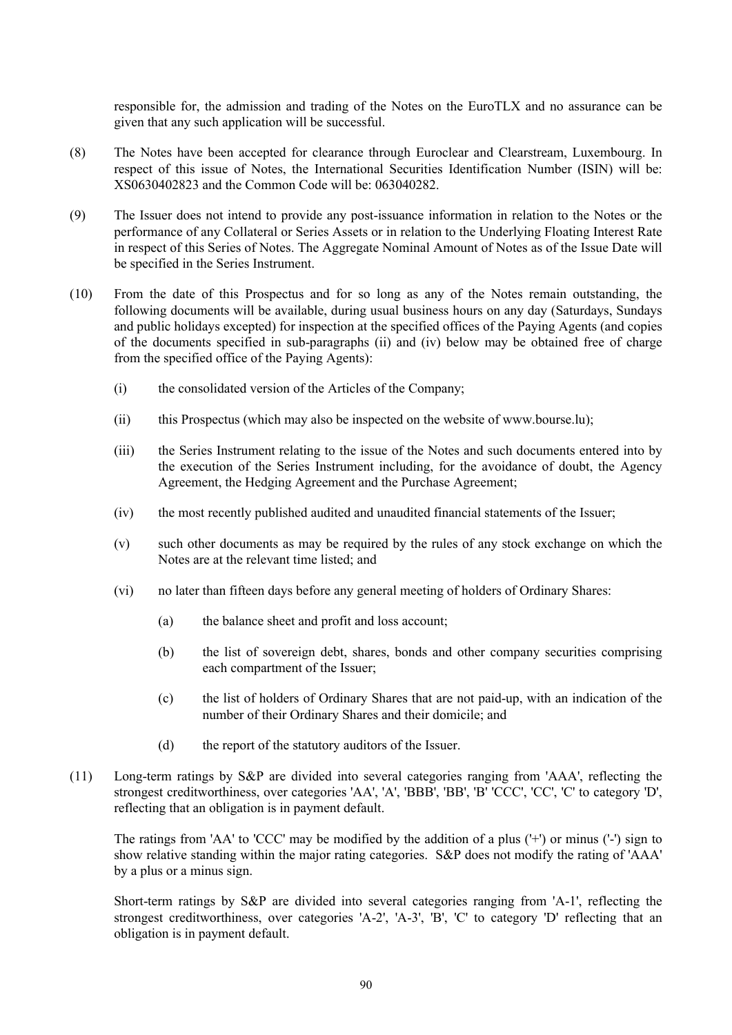responsible for, the admission and trading of the Notes on the EuroTLX and no assurance can be given that any such application will be successful.

(8) The Notes have been accepted for clearance through Euroclear and Clearstream, Luxembourg. In respect of this issue of Notes, the International Securities Identification Number (ISIN) will be: XS0630402823 and the Common Code will be: 063040282.

(9) The Issuer does not intend to provide any post-issuance information in relation to the Notes or the performance of any Collateral or Series Assets or in relation to the Underlying Floating Interest Rate in respect of this Series of Notes. The Aggregate Nominal Amount of Notes as of the Issue Date will be specified in the Series Instrument.

(10) From the date of this Prospectus and for so long as any of the Notes remain outstanding, the following documents will be available, during usual business hours on any day (Saturdays, Sundays and public holidays excepted) for inspection at the specified offices of the Paying Agents (and copies of the documents specified in sub-paragraphs (ii) and (iv) below may be obtained free of charge from the specified office of the Paying Agents):

   (i) the consolidated version of the Articles of the Company;

   (ii) this Prospectus (which may also be inspected on the website of www.bourse.lu);

   (iii) the Series Instrument relating to the issue of the Notes and such documents entered into by the execution of the Series Instrument including, for the avoidance of doubt, the Agency Agreement, the Hedging Agreement and the Purchase Agreement;

   (iv) the most recently published audited and unaudited financial statements of the Issuer;

   (v) such other documents as may be required by the rules of any stock exchange on which the Notes are at the relevant time listed; and

   (vi) no later than fifteen days before any general meeting of holders of Ordinary Shares:

      (a) the balance sheet and profit and loss account;

      (b) the list of sovereign debt, shares, bonds and other company securities comprising each compartment of the Issuer;

      (c) the list of holders of Ordinary Shares that are not paid-up, with an indication of the number of their Ordinary Shares and their domicile; and

      (d) the report of the statutory auditors of the Issuer.

(11) Long-term ratings by S&P are divided into several categories ranging from 'AAA', reflecting the strongest creditworthiness, over categories 'AA', 'A', 'BBB', 'BB', 'B' 'CCC', 'CC', 'C' to category 'D', reflecting that an obligation is in payment default.

   The ratings from 'AA' to 'CCC' may be modified by the addition of a plus ('+') or minus ('-') sign to show relative standing within the major rating categories. S&P does not modify the rating of 'AAA' by a plus or a minus sign.

   Short-term ratings by S&P are divided into several categories ranging from 'A-1', reflecting the strongest creditworthiness, over categories 'A-2', 'A-3', 'B', 'C' to category 'D' reflecting that an obligation is in payment default.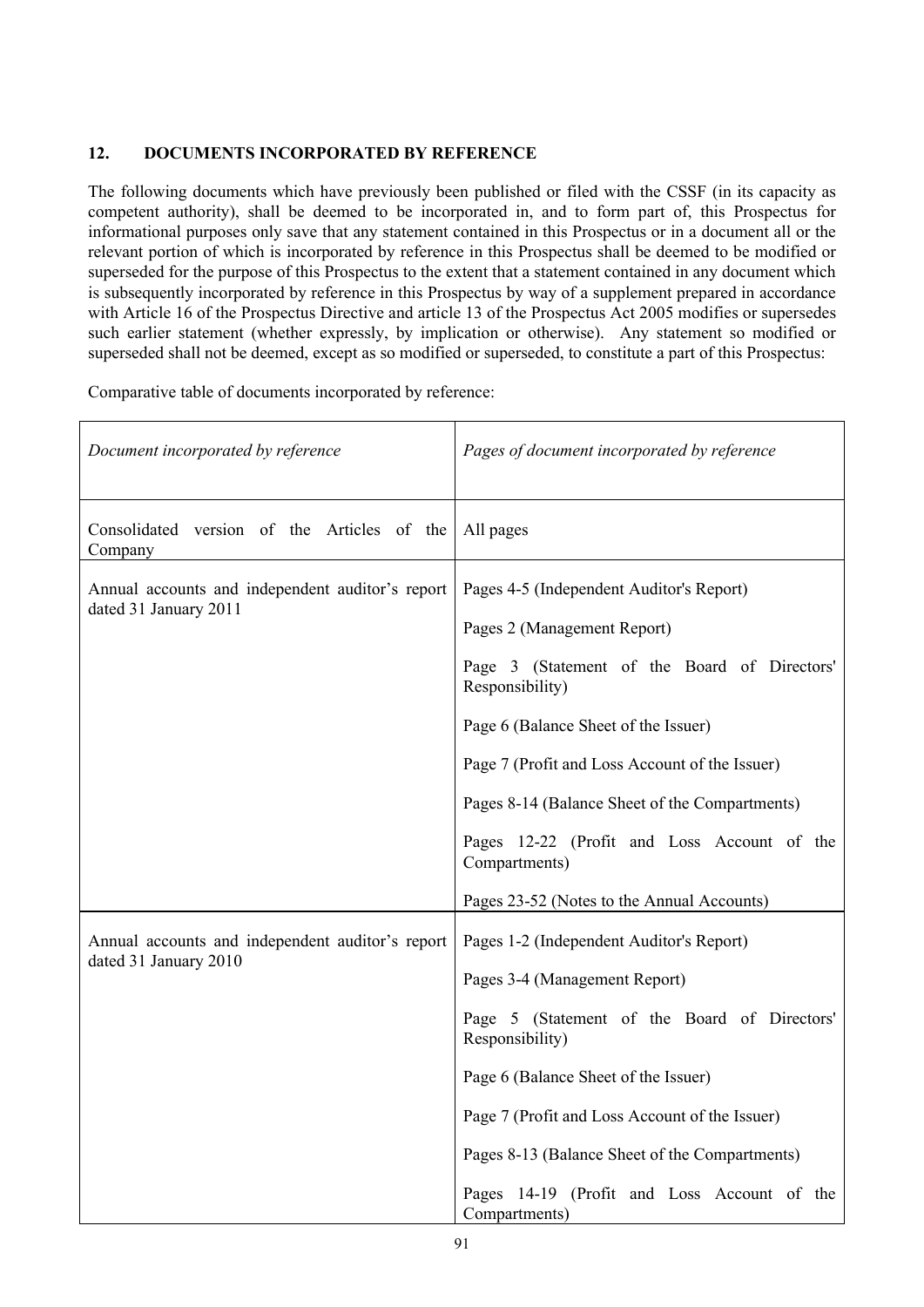## 12. DOCUMENTS INCORPORATED BY REFERENCE

The following documents which have previously been published or filed with the CSSF (in its capacity as competent authority), shall be deemed to be incorporated in, and to form part of, this Prospectus for informational purposes only save that any statement contained in this Prospectus or in a document all or the relevant portion of which is incorporated by reference in this Prospectus shall be deemed to be modified or superseded for the purpose of this Prospectus to the extent that a statement contained in any document which is subsequently incorporated by reference in this Prospectus by way of a supplement prepared in accordance with Article 16 of the Prospectus Directive and article 13 of the Prospectus Act 2005 modifies or supersedes such earlier statement (whether expressly, by implication or otherwise). Any statement so modified or superseded shall not be deemed, except as so modified or superseded, to constitute a part of this Prospectus:

Comparative table of documents incorporated by reference:

| *Document incorporated by reference* | *Pages of document incorporated by reference* |
|---|---|
| Consolidated version of the Articles of the Company | All pages |
| Annual accounts and independent auditor's report dated 31 January 2011 | Pages 4-5 (Independent Auditor's Report)<br>Pages 2 (Management Report)<br>Page 3 (Statement of the Board of Directors' Responsibility)<br>Page 6 (Balance Sheet of the Issuer)<br>Page 7 (Profit and Loss Account of the Issuer)<br>Pages 8-14 (Balance Sheet of the Compartments)<br>Pages 12-22 (Profit and Loss Account of the Compartments)<br>Pages 23-52 (Notes to the Annual Accounts) |
| Annual accounts and independent auditor's report dated 31 January 2010 | Pages 1-2 (Independent Auditor's Report)<br>Pages 3-4 (Management Report)<br>Page 5 (Statement of the Board of Directors' Responsibility)<br>Page 6 (Balance Sheet of the Issuer)<br>Page 7 (Profit and Loss Account of the Issuer)<br>Pages 8-13 (Balance Sheet of the Compartments)<br>Pages 14-19 (Profit and Loss Account of the Compartments) |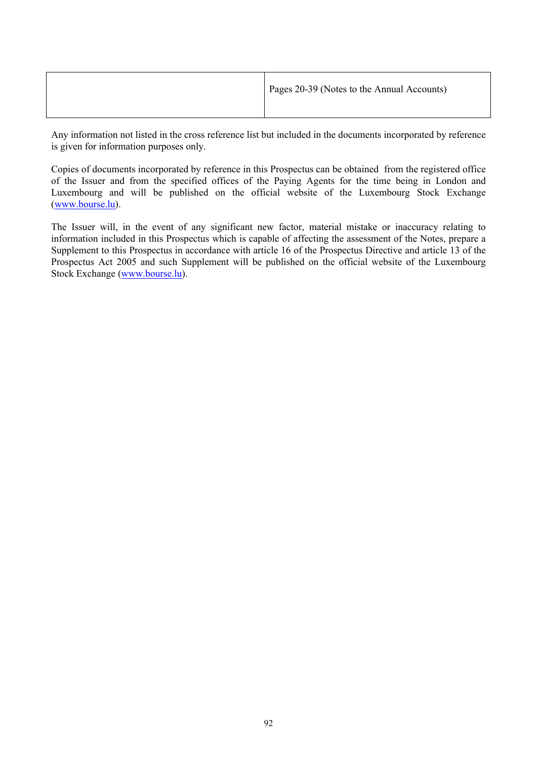| | |
|---|---|
| | Pages 20-39 (Notes to the Annual Accounts) |

Any information not listed in the cross reference list but included in the documents incorporated by reference is given for information purposes only.

Copies of documents incorporated by reference in this Prospectus can be obtained from the registered office of the Issuer and from the specified offices of the Paying Agents for the time being in London and Luxembourg and will be published on the official website of the Luxembourg Stock Exchange (www.bourse.lu).

The Issuer will, in the event of any significant new factor, material mistake or inaccuracy relating to information included in this Prospectus which is capable of affecting the assessment of the Notes, prepare a Supplement to this Prospectus in accordance with article 16 of the Prospectus Directive and article 13 of the Prospectus Act 2005 and such Supplement will be published on the official website of the Luxembourg Stock Exchange (www.bourse.lu).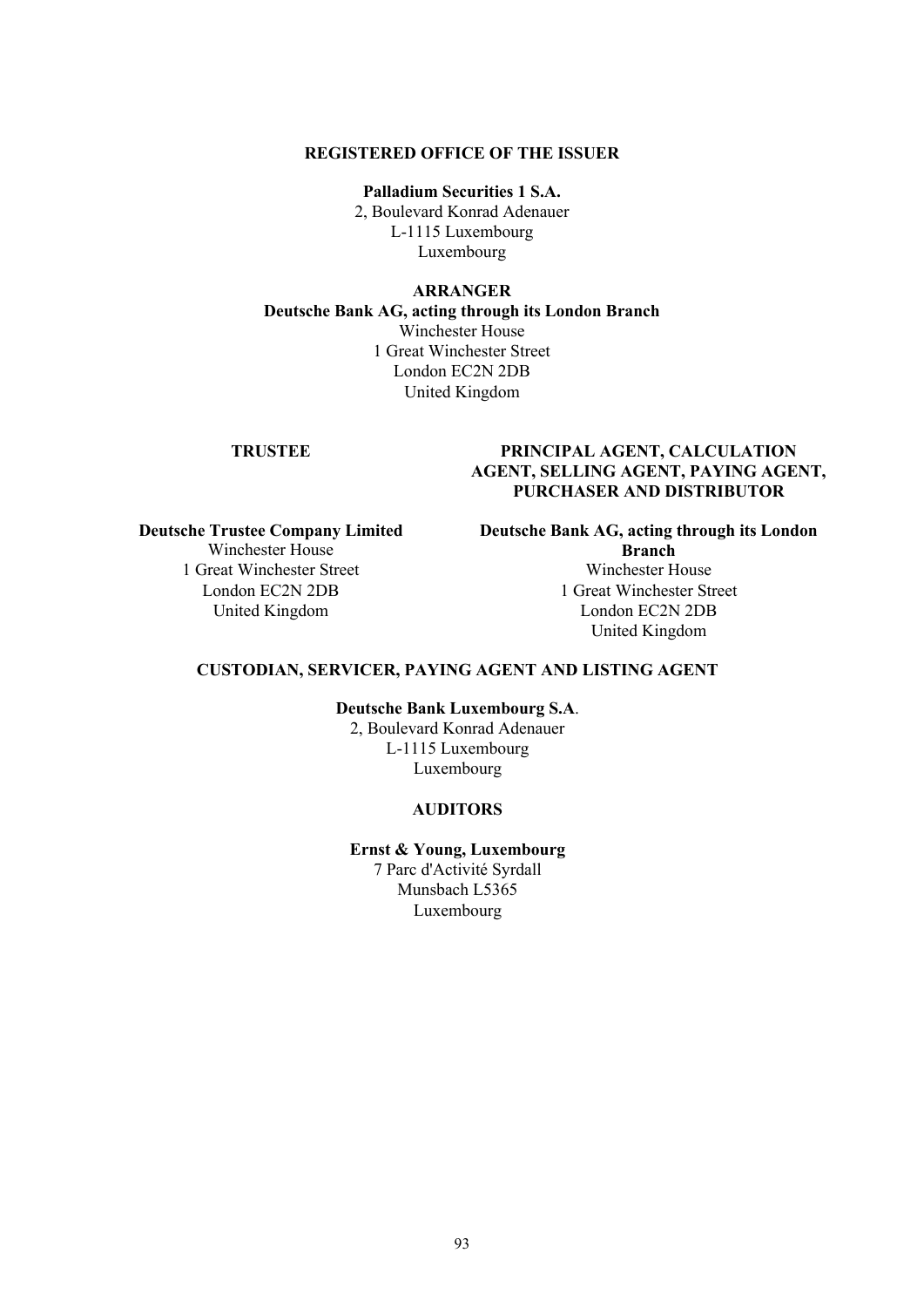**REGISTERED OFFICE OF THE ISSUER**

**Palladium Securities 1 S.A.**
2, Boulevard Konrad Adenauer
L-1115 Luxembourg
Luxembourg

**ARRANGER**

**Deutsche Bank AG, acting through its London Branch**
Winchester House
1 Great Winchester Street
London EC2N 2DB
United Kingdom

**TRUSTEE**

**Deutsche Trustee Company Limited**
Winchester House
1 Great Winchester Street
London EC2N 2DB
United Kingdom

**PRINCIPAL AGENT, CALCULATION AGENT, SELLING AGENT, PAYING AGENT, PURCHASER AND DISTRIBUTOR**

**Deutsche Bank AG, acting through its London Branch**
Winchester House
1 Great Winchester Street
London EC2N 2DB
United Kingdom

**CUSTODIAN, SERVICER, PAYING AGENT AND LISTING AGENT**

**Deutsche Bank Luxembourg S.A**.
2, Boulevard Konrad Adenauer
L-1115 Luxembourg
Luxembourg

**AUDITORS**

**Ernst & Young, Luxembourg**
7 Parc d'Activité Syrdall
Munsbach L5365
Luxembourg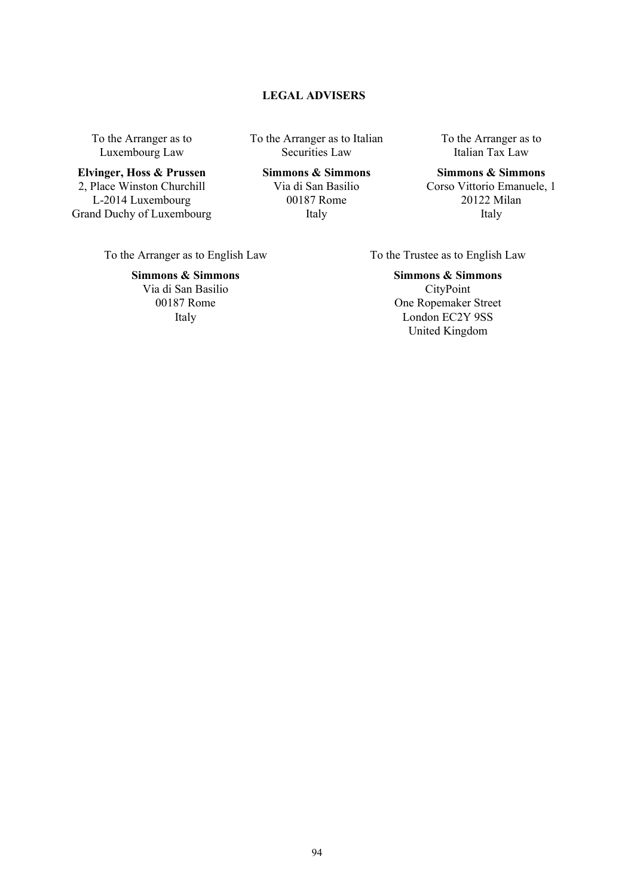## LEGAL ADVISERS

To the Arranger as to Luxembourg Law

**Elvinger, Hoss & Prussen**
2, Place Winston Churchill
L-2014 Luxembourg
Grand Duchy of Luxembourg

To the Arranger as to Italian Securities Law

**Simmons & Simmons**
Via di San Basilio
00187 Rome
Italy

To the Arranger as to Italian Tax Law

**Simmons & Simmons**
Corso Vittorio Emanuele, 1
20122 Milan
Italy

To the Arranger as to English Law

**Simmons & Simmons**
Via di San Basilio
00187 Rome
Italy

To the Trustee as to English Law

**Simmons & Simmons**
CityPoint
One Ropemaker Street
London EC2Y 9SS
United Kingdom